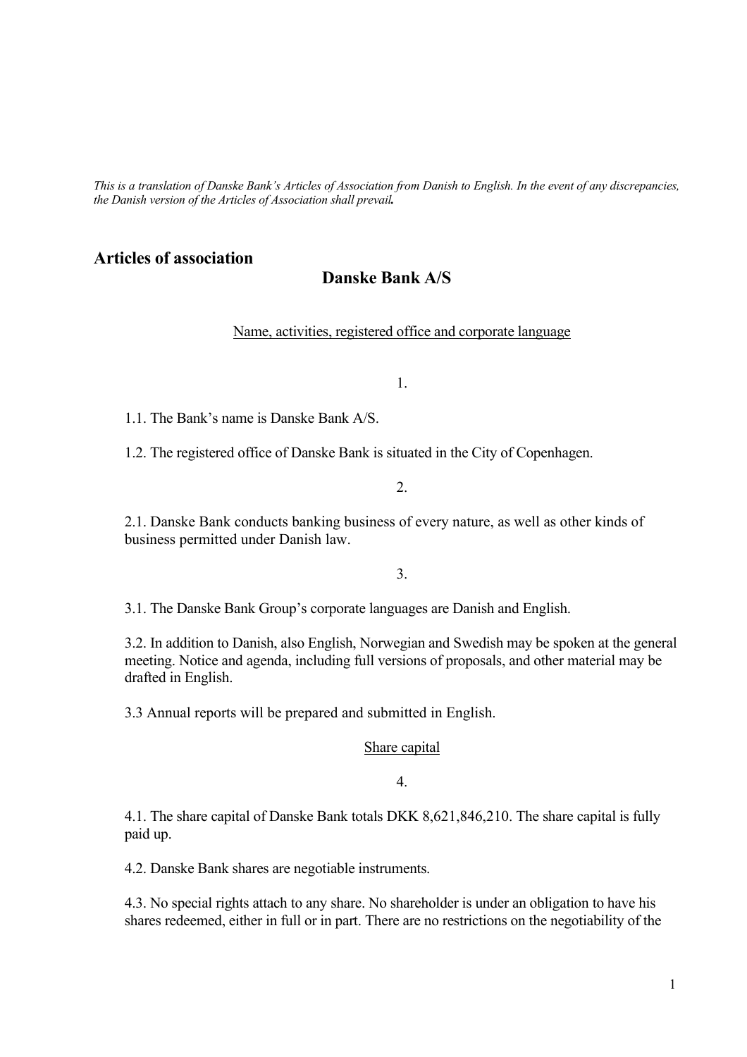*This is a translation of Danske Bank's Articles of Association from Danish to English. In the event of any discrepancies, the Danish version of the Articles of Association shall prevail.*

# Articles of association

## Danske Bank A/S

Name, activities, registered office and corporate language

1.

1.1. The Bank's name is Danske Bank A/S.

1.2. The registered office of Danske Bank is situated in the City of Copenhagen.

2.

2.1. Danske Bank conducts banking business of every nature, as well as other kinds of business permitted under Danish law.

3.

3.1. The Danske Bank Group's corporate languages are Danish and English.

3.2. In addition to Danish, also English, Norwegian and Swedish may be spoken at the general meeting. Notice and agenda, including full versions of proposals, and other material may be drafted in English.

3.3 Annual reports will be prepared and submitted in English.

Share capital

4.

4.1. The share capital of Danske Bank totals DKK 8,621,846,210. The share capital is fully paid up.

4.2. Danske Bank shares are negotiable instruments.

4.3. No special rights attach to any share. No shareholder is under an obligation to have his shares redeemed, either in full or in part. There are no restrictions on the negotiability of the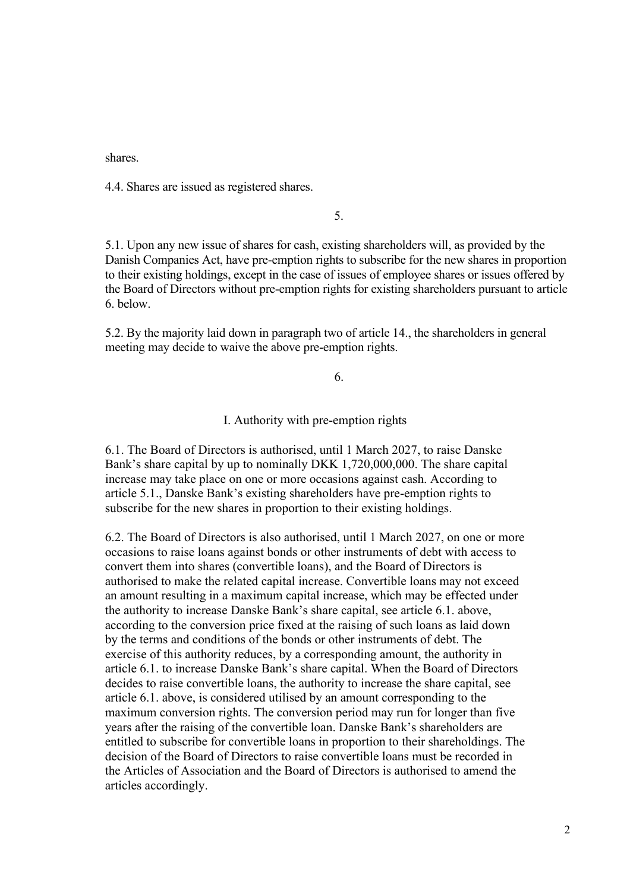shares.

4.4. Shares are issued as registered shares.

5.

5.1. Upon any new issue of shares for cash, existing shareholders will, as provided by the Danish Companies Act, have pre-emption rights to subscribe for the new shares in proportion to their existing holdings, except in the case of issues of employee shares or issues offered by the Board of Directors without pre-emption rights for existing shareholders pursuant to article 6. below.

5.2. By the majority laid down in paragraph two of article 14., the shareholders in general meeting may decide to waive the above pre-emption rights.

6.

I. Authority with pre-emption rights

6.1. The Board of Directors is authorised, until 1 March 2027, to raise Danske Bank's share capital by up to nominally DKK 1,720,000,000. The share capital increase may take place on one or more occasions against cash. According to article 5.1., Danske Bank's existing shareholders have pre-emption rights to subscribe for the new shares in proportion to their existing holdings.

6.2. The Board of Directors is also authorised, until 1 March 2027, on one or more occasions to raise loans against bonds or other instruments of debt with access to convert them into shares (convertible loans), and the Board of Directors is authorised to make the related capital increase. Convertible loans may not exceed an amount resulting in a maximum capital increase, which may be effected under the authority to increase Danske Bank's share capital, see article 6.1. above, according to the conversion price fixed at the raising of such loans as laid down by the terms and conditions of the bonds or other instruments of debt. The exercise of this authority reduces, by a corresponding amount, the authority in article 6.1. to increase Danske Bank's share capital. When the Board of Directors decides to raise convertible loans, the authority to increase the share capital, see article 6.1. above, is considered utilised by an amount corresponding to the maximum conversion rights. The conversion period may run for longer than five years after the raising of the convertible loan. Danske Bank's shareholders are entitled to subscribe for convertible loans in proportion to their shareholdings. The decision of the Board of Directors to raise convertible loans must be recorded in the Articles of Association and the Board of Directors is authorised to amend the articles accordingly.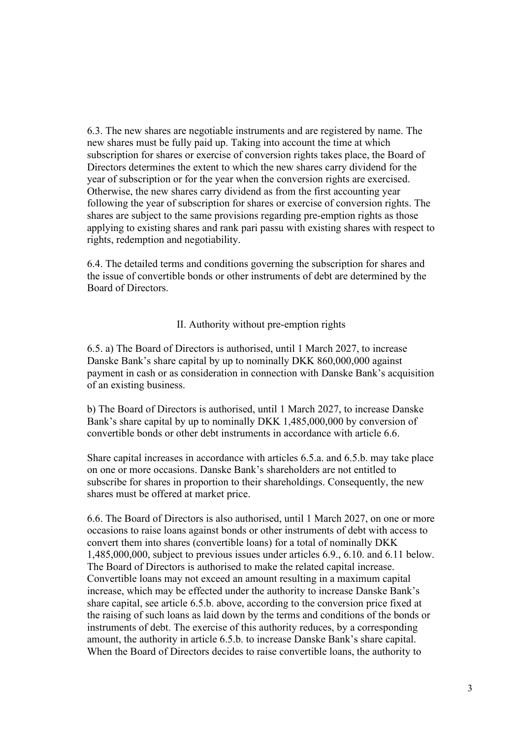6.3. The new shares are negotiable instruments and are registered by name. The new shares must be fully paid up. Taking into account the time at which subscription for shares or exercise of conversion rights takes place, the Board of Directors determines the extent to which the new shares carry dividend for the year of subscription or for the year when the conversion rights are exercised. Otherwise, the new shares carry dividend as from the first accounting year following the year of subscription for shares or exercise of conversion rights. The shares are subject to the same provisions regarding pre-emption rights as those applying to existing shares and rank pari passu with existing shares with respect to rights, redemption and negotiability.

6.4. The detailed terms and conditions governing the subscription for shares and the issue of convertible bonds or other instruments of debt are determined by the Board of Directors.

## II. Authority without pre-emption rights

6.5. a) The Board of Directors is authorised, until 1 March 2027, to increase Danske Bank's share capital by up to nominally DKK 860,000,000 against payment in cash or as consideration in connection with Danske Bank's acquisition of an existing business.

b) The Board of Directors is authorised, until 1 March 2027, to increase Danske Bank's share capital by up to nominally DKK 1,485,000,000 by conversion of convertible bonds or other debt instruments in accordance with article 6.6.

Share capital increases in accordance with articles 6.5.a. and 6.5.b. may take place on one or more occasions. Danske Bank's shareholders are not entitled to subscribe for shares in proportion to their shareholdings. Consequently, the new shares must be offered at market price.

6.6. The Board of Directors is also authorised, until 1 March 2027, on one or more occasions to raise loans against bonds or other instruments of debt with access to convert them into shares (convertible loans) for a total of nominally DKK 1,485,000,000, subject to previous issues under articles 6.9., 6.10. and 6.11 below. The Board of Directors is authorised to make the related capital increase. Convertible loans may not exceed an amount resulting in a maximum capital increase, which may be effected under the authority to increase Danske Bank's share capital, see article 6.5.b. above, according to the conversion price fixed at the raising of such loans as laid down by the terms and conditions of the bonds or instruments of debt. The exercise of this authority reduces, by a corresponding amount, the authority in article 6.5.b. to increase Danske Bank's share capital. When the Board of Directors decides to raise convertible loans, the authority to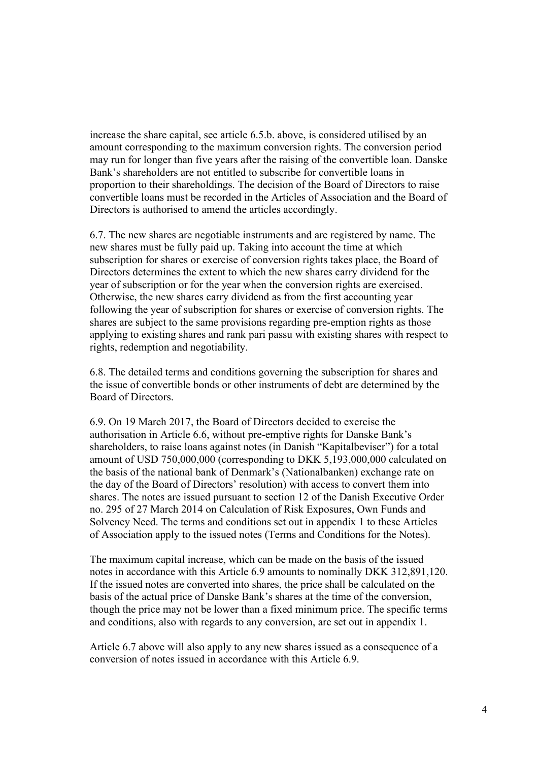increase the share capital, see article 6.5.b. above, is considered utilised by an amount corresponding to the maximum conversion rights. The conversion period may run for longer than five years after the raising of the convertible loan. Danske Bank's shareholders are not entitled to subscribe for convertible loans in proportion to their shareholdings. The decision of the Board of Directors to raise convertible loans must be recorded in the Articles of Association and the Board of Directors is authorised to amend the articles accordingly.

6.7. The new shares are negotiable instruments and are registered by name. The new shares must be fully paid up. Taking into account the time at which subscription for shares or exercise of conversion rights takes place, the Board of Directors determines the extent to which the new shares carry dividend for the year of subscription or for the year when the conversion rights are exercised. Otherwise, the new shares carry dividend as from the first accounting year following the year of subscription for shares or exercise of conversion rights. The shares are subject to the same provisions regarding pre-emption rights as those applying to existing shares and rank pari passu with existing shares with respect to rights, redemption and negotiability.

6.8. The detailed terms and conditions governing the subscription for shares and the issue of convertible bonds or other instruments of debt are determined by the Board of Directors.

6.9. On 19 March 2017, the Board of Directors decided to exercise the authorisation in Article 6.6, without pre-emptive rights for Danske Bank's shareholders, to raise loans against notes (in Danish "Kapitalbeviser") for a total amount of USD 750,000,000 (corresponding to DKK 5,193,000,000 calculated on the basis of the national bank of Denmark's (Nationalbanken) exchange rate on the day of the Board of Directors' resolution) with access to convert them into shares. The notes are issued pursuant to section 12 of the Danish Executive Order no. 295 of 27 March 2014 on Calculation of Risk Exposures, Own Funds and Solvency Need. The terms and conditions set out in appendix 1 to these Articles of Association apply to the issued notes (Terms and Conditions for the Notes).

The maximum capital increase, which can be made on the basis of the issued notes in accordance with this Article 6.9 amounts to nominally DKK 312,891,120. If the issued notes are converted into shares, the price shall be calculated on the basis of the actual price of Danske Bank's shares at the time of the conversion, though the price may not be lower than a fixed minimum price. The specific terms and conditions, also with regards to any conversion, are set out in appendix 1.

Article 6.7 above will also apply to any new shares issued as a consequence of a conversion of notes issued in accordance with this Article 6.9.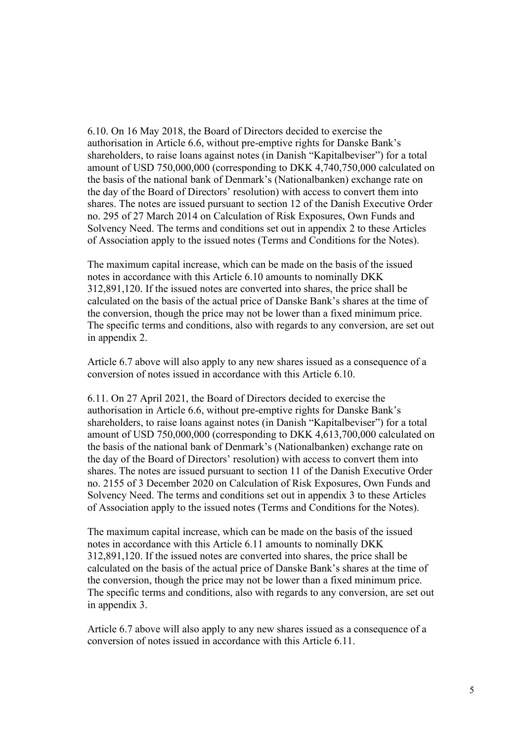6.10. On 16 May 2018, the Board of Directors decided to exercise the authorisation in Article 6.6, without pre-emptive rights for Danske Bank's shareholders, to raise loans against notes (in Danish "Kapitalbeviser") for a total amount of USD 750,000,000 (corresponding to DKK 4,740,750,000 calculated on the basis of the national bank of Denmark's (Nationalbanken) exchange rate on the day of the Board of Directors' resolution) with access to convert them into shares. The notes are issued pursuant to section 12 of the Danish Executive Order no. 295 of 27 March 2014 on Calculation of Risk Exposures, Own Funds and Solvency Need. The terms and conditions set out in appendix 2 to these Articles of Association apply to the issued notes (Terms and Conditions for the Notes).

The maximum capital increase, which can be made on the basis of the issued notes in accordance with this Article 6.10 amounts to nominally DKK 312,891,120. If the issued notes are converted into shares, the price shall be calculated on the basis of the actual price of Danske Bank's shares at the time of the conversion, though the price may not be lower than a fixed minimum price. The specific terms and conditions, also with regards to any conversion, are set out in appendix 2.

Article 6.7 above will also apply to any new shares issued as a consequence of a conversion of notes issued in accordance with this Article 6.10.

6.11. On 27 April 2021, the Board of Directors decided to exercise the authorisation in Article 6.6, without pre-emptive rights for Danske Bank's shareholders, to raise loans against notes (in Danish "Kapitalbeviser") for a total amount of USD 750,000,000 (corresponding to DKK 4,613,700,000 calculated on the basis of the national bank of Denmark's (Nationalbanken) exchange rate on the day of the Board of Directors' resolution) with access to convert them into shares. The notes are issued pursuant to section 11 of the Danish Executive Order no. 2155 of 3 December 2020 on Calculation of Risk Exposures, Own Funds and Solvency Need. The terms and conditions set out in appendix 3 to these Articles of Association apply to the issued notes (Terms and Conditions for the Notes).

The maximum capital increase, which can be made on the basis of the issued notes in accordance with this Article 6.11 amounts to nominally DKK 312,891,120. If the issued notes are converted into shares, the price shall be calculated on the basis of the actual price of Danske Bank's shares at the time of the conversion, though the price may not be lower than a fixed minimum price. The specific terms and conditions, also with regards to any conversion, are set out in appendix 3.

Article 6.7 above will also apply to any new shares issued as a consequence of a conversion of notes issued in accordance with this Article 6.11.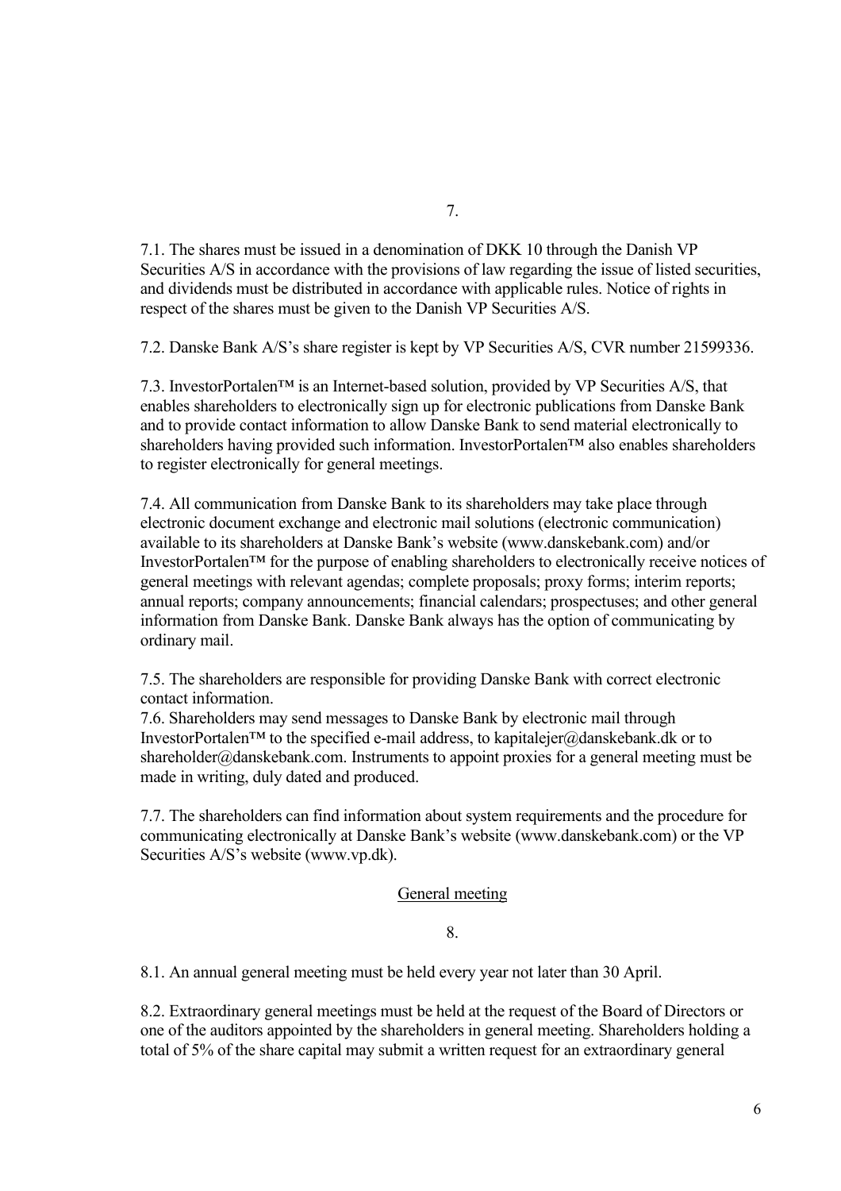7.

7.1. The shares must be issued in a denomination of DKK 10 through the Danish VP Securities A/S in accordance with the provisions of law regarding the issue of listed securities, and dividends must be distributed in accordance with applicable rules. Notice of rights in respect of the shares must be given to the Danish VP Securities A/S.

7.2. Danske Bank A/S's share register is kept by VP Securities A/S, CVR number 21599336.

7.3. InvestorPortalen™ is an Internet-based solution, provided by VP Securities A/S, that enables shareholders to electronically sign up for electronic publications from Danske Bank and to provide contact information to allow Danske Bank to send material electronically to shareholders having provided such information. InvestorPortalen™ also enables shareholders to register electronically for general meetings.

7.4. All communication from Danske Bank to its shareholders may take place through electronic document exchange and electronic mail solutions (electronic communication) available to its shareholders at Danske Bank's website (www.danskebank.com) and/or InvestorPortalen™ for the purpose of enabling shareholders to electronically receive notices of general meetings with relevant agendas; complete proposals; proxy forms; interim reports; annual reports; company announcements; financial calendars; prospectuses; and other general information from Danske Bank. Danske Bank always has the option of communicating by ordinary mail.

7.5. The shareholders are responsible for providing Danske Bank with correct electronic contact information.

7.6. Shareholders may send messages to Danske Bank by electronic mail through InvestorPortalen™ to the specified e-mail address, to kapitalejer@danskebank.dk or to shareholder@danskebank.com. Instruments to appoint proxies for a general meeting must be made in writing, duly dated and produced.

7.7. The shareholders can find information about system requirements and the procedure for communicating electronically at Danske Bank's website (www.danskebank.com) or the VP Securities A/S's website (www.vp.dk).

## General meeting

8.

8.1. An annual general meeting must be held every year not later than 30 April.

8.2. Extraordinary general meetings must be held at the request of the Board of Directors or one of the auditors appointed by the shareholders in general meeting. Shareholders holding a total of 5% of the share capital may submit a written request for an extraordinary general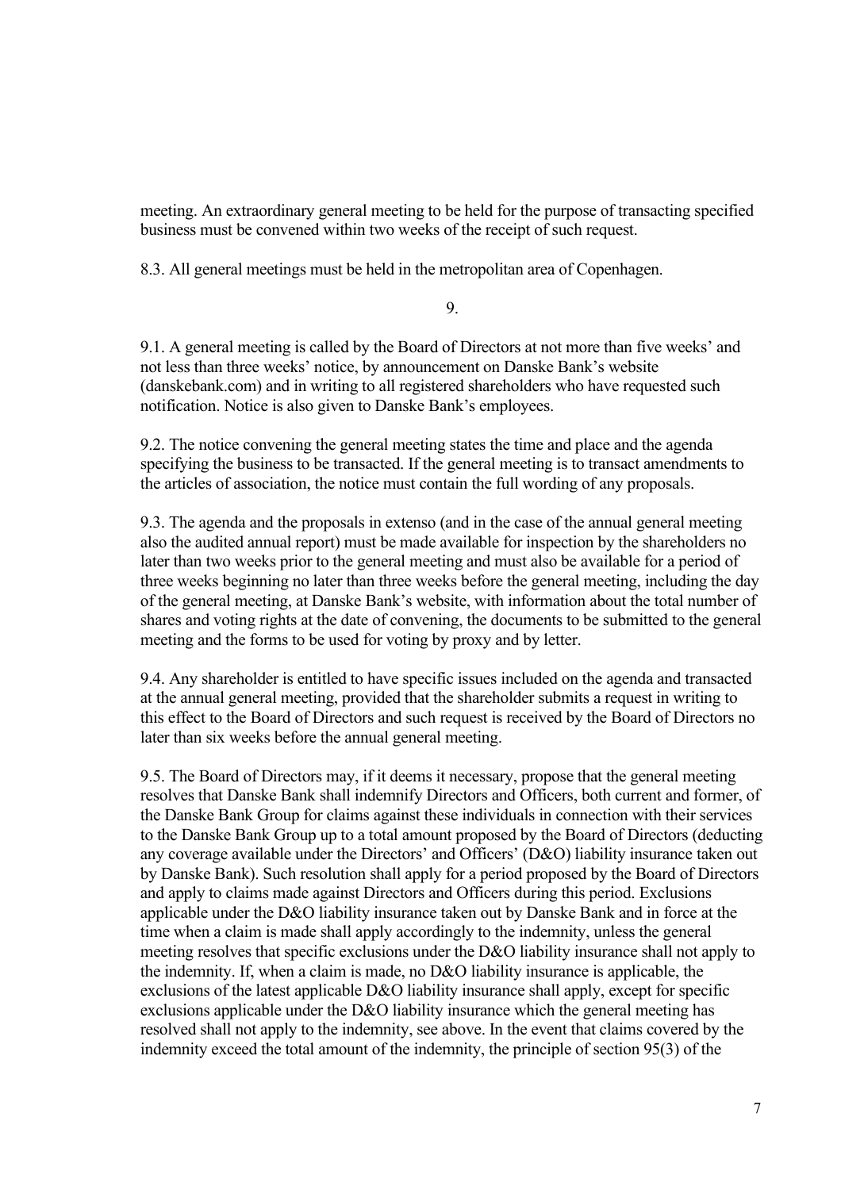meeting. An extraordinary general meeting to be held for the purpose of transacting specified business must be convened within two weeks of the receipt of such request.

8.3. All general meetings must be held in the metropolitan area of Copenhagen.

9.

9.1. A general meeting is called by the Board of Directors at not more than five weeks' and not less than three weeks' notice, by announcement on Danske Bank's website (danskebank.com) and in writing to all registered shareholders who have requested such notification. Notice is also given to Danske Bank's employees.

9.2. The notice convening the general meeting states the time and place and the agenda specifying the business to be transacted. If the general meeting is to transact amendments to the articles of association, the notice must contain the full wording of any proposals.

9.3. The agenda and the proposals in extenso (and in the case of the annual general meeting also the audited annual report) must be made available for inspection by the shareholders no later than two weeks prior to the general meeting and must also be available for a period of three weeks beginning no later than three weeks before the general meeting, including the day of the general meeting, at Danske Bank's website, with information about the total number of shares and voting rights at the date of convening, the documents to be submitted to the general meeting and the forms to be used for voting by proxy and by letter.

9.4. Any shareholder is entitled to have specific issues included on the agenda and transacted at the annual general meeting, provided that the shareholder submits a request in writing to this effect to the Board of Directors and such request is received by the Board of Directors no later than six weeks before the annual general meeting.

9.5. The Board of Directors may, if it deems it necessary, propose that the general meeting resolves that Danske Bank shall indemnify Directors and Officers, both current and former, of the Danske Bank Group for claims against these individuals in connection with their services to the Danske Bank Group up to a total amount proposed by the Board of Directors (deducting any coverage available under the Directors' and Officers' (D&O) liability insurance taken out by Danske Bank). Such resolution shall apply for a period proposed by the Board of Directors and apply to claims made against Directors and Officers during this period. Exclusions applicable under the D&O liability insurance taken out by Danske Bank and in force at the time when a claim is made shall apply accordingly to the indemnity, unless the general meeting resolves that specific exclusions under the D&O liability insurance shall not apply to the indemnity. If, when a claim is made, no D&O liability insurance is applicable, the exclusions of the latest applicable D&O liability insurance shall apply, except for specific exclusions applicable under the D&O liability insurance which the general meeting has resolved shall not apply to the indemnity, see above. In the event that claims covered by the indemnity exceed the total amount of the indemnity, the principle of section 95(3) of the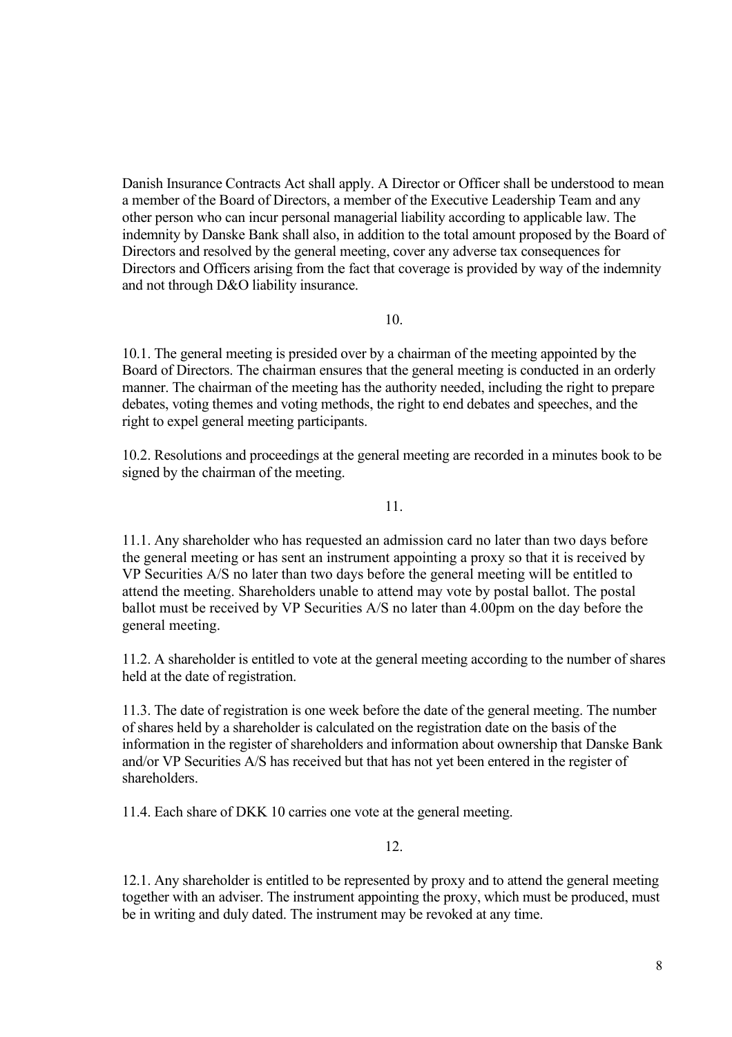Danish Insurance Contracts Act shall apply. A Director or Officer shall be understood to mean a member of the Board of Directors, a member of the Executive Leadership Team and any other person who can incur personal managerial liability according to applicable law. The indemnity by Danske Bank shall also, in addition to the total amount proposed by the Board of Directors and resolved by the general meeting, cover any adverse tax consequences for Directors and Officers arising from the fact that coverage is provided by way of the indemnity and not through D&O liability insurance.

10.

10.1. The general meeting is presided over by a chairman of the meeting appointed by the Board of Directors. The chairman ensures that the general meeting is conducted in an orderly manner. The chairman of the meeting has the authority needed, including the right to prepare debates, voting themes and voting methods, the right to end debates and speeches, and the right to expel general meeting participants.

10.2. Resolutions and proceedings at the general meeting are recorded in a minutes book to be signed by the chairman of the meeting.

11.

11.1. Any shareholder who has requested an admission card no later than two days before the general meeting or has sent an instrument appointing a proxy so that it is received by VP Securities A/S no later than two days before the general meeting will be entitled to attend the meeting. Shareholders unable to attend may vote by postal ballot. The postal ballot must be received by VP Securities A/S no later than 4.00pm on the day before the general meeting.

11.2. A shareholder is entitled to vote at the general meeting according to the number of shares held at the date of registration.

11.3. The date of registration is one week before the date of the general meeting. The number of shares held by a shareholder is calculated on the registration date on the basis of the information in the register of shareholders and information about ownership that Danske Bank and/or VP Securities A/S has received but that has not yet been entered in the register of shareholders.

11.4. Each share of DKK 10 carries one vote at the general meeting.

12.

12.1. Any shareholder is entitled to be represented by proxy and to attend the general meeting together with an adviser. The instrument appointing the proxy, which must be produced, must be in writing and duly dated. The instrument may be revoked at any time.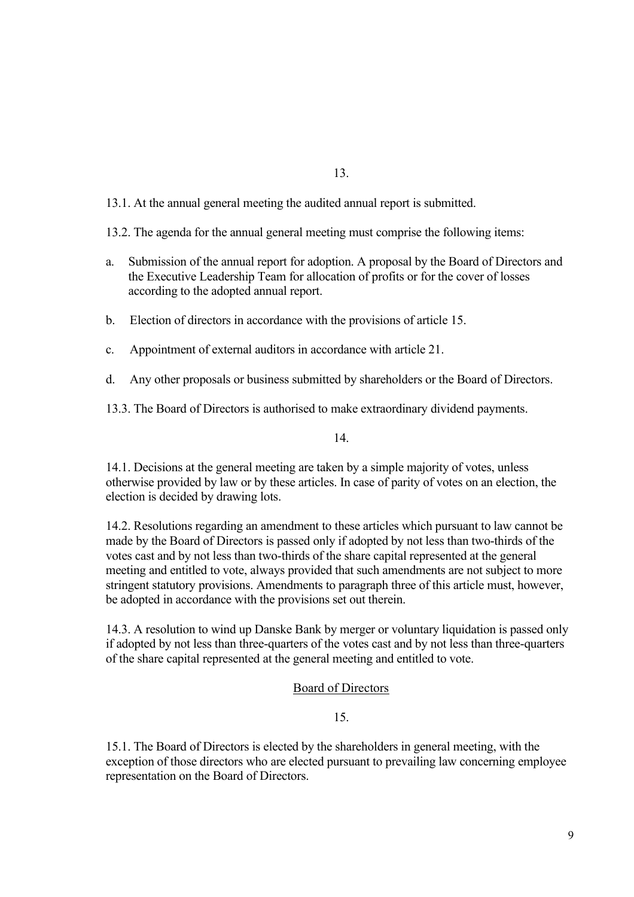13.

13.1. At the annual general meeting the audited annual report is submitted.

13.2. The agenda for the annual general meeting must comprise the following items:

a. Submission of the annual report for adoption. A proposal by the Board of Directors and the Executive Leadership Team for allocation of profits or for the cover of losses according to the adopted annual report.

b. Election of directors in accordance with the provisions of article 15.

c. Appointment of external auditors in accordance with article 21.

d. Any other proposals or business submitted by shareholders or the Board of Directors.

13.3. The Board of Directors is authorised to make extraordinary dividend payments.

14.

14.1. Decisions at the general meeting are taken by a simple majority of votes, unless otherwise provided by law or by these articles. In case of parity of votes on an election, the election is decided by drawing lots.

14.2. Resolutions regarding an amendment to these articles which pursuant to law cannot be made by the Board of Directors is passed only if adopted by not less than two-thirds of the votes cast and by not less than two-thirds of the share capital represented at the general meeting and entitled to vote, always provided that such amendments are not subject to more stringent statutory provisions. Amendments to paragraph three of this article must, however, be adopted in accordance with the provisions set out therein.

14.3. A resolution to wind up Danske Bank by merger or voluntary liquidation is passed only if adopted by not less than three-quarters of the votes cast and by not less than three-quarters of the share capital represented at the general meeting and entitled to vote.

## Board of Directors

15.

15.1. The Board of Directors is elected by the shareholders in general meeting, with the exception of those directors who are elected pursuant to prevailing law concerning employee representation on the Board of Directors.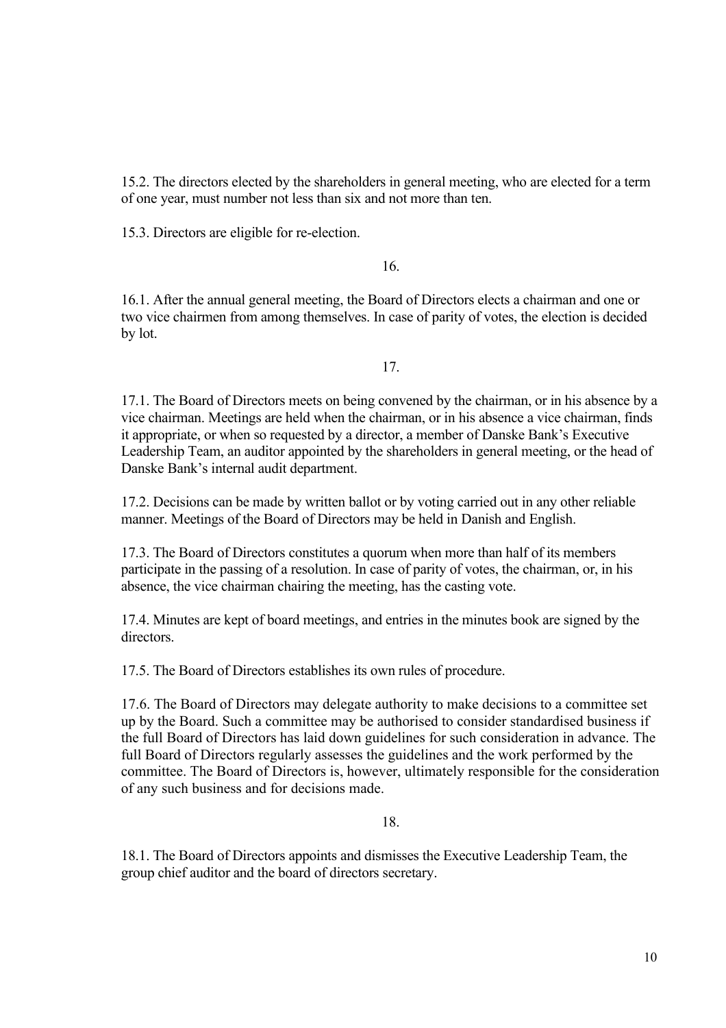15.2. The directors elected by the shareholders in general meeting, who are elected for a term of one year, must number not less than six and not more than ten.

15.3. Directors are eligible for re-election.

16.

16.1. After the annual general meeting, the Board of Directors elects a chairman and one or two vice chairmen from among themselves. In case of parity of votes, the election is decided by lot.

17.

17.1. The Board of Directors meets on being convened by the chairman, or in his absence by a vice chairman. Meetings are held when the chairman, or in his absence a vice chairman, finds it appropriate, or when so requested by a director, a member of Danske Bank's Executive Leadership Team, an auditor appointed by the shareholders in general meeting, or the head of Danske Bank's internal audit department.

17.2. Decisions can be made by written ballot or by voting carried out in any other reliable manner. Meetings of the Board of Directors may be held in Danish and English.

17.3. The Board of Directors constitutes a quorum when more than half of its members participate in the passing of a resolution. In case of parity of votes, the chairman, or, in his absence, the vice chairman chairing the meeting, has the casting vote.

17.4. Minutes are kept of board meetings, and entries in the minutes book are signed by the directors.

17.5. The Board of Directors establishes its own rules of procedure.

17.6. The Board of Directors may delegate authority to make decisions to a committee set up by the Board. Such a committee may be authorised to consider standardised business if the full Board of Directors has laid down guidelines for such consideration in advance. The full Board of Directors regularly assesses the guidelines and the work performed by the committee. The Board of Directors is, however, ultimately responsible for the consideration of any such business and for decisions made.

18.

18.1. The Board of Directors appoints and dismisses the Executive Leadership Team, the group chief auditor and the board of directors secretary.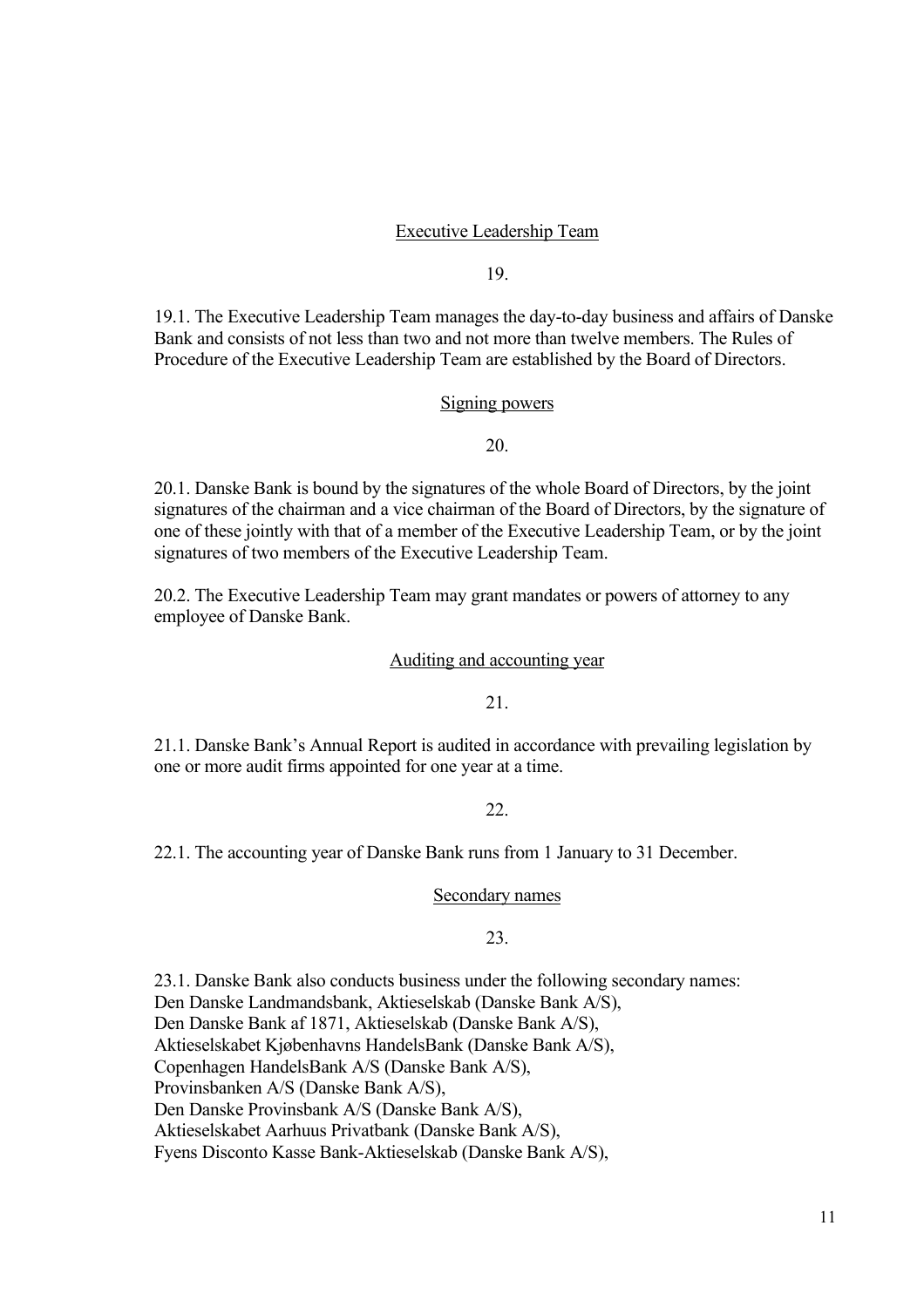## Executive Leadership Team

19.

19.1. The Executive Leadership Team manages the day-to-day business and affairs of Danske Bank and consists of not less than two and not more than twelve members. The Rules of Procedure of the Executive Leadership Team are established by the Board of Directors.

## Signing powers

20.

20.1. Danske Bank is bound by the signatures of the whole Board of Directors, by the joint signatures of the chairman and a vice chairman of the Board of Directors, by the signature of one of these jointly with that of a member of the Executive Leadership Team, or by the joint signatures of two members of the Executive Leadership Team.

20.2. The Executive Leadership Team may grant mandates or powers of attorney to any employee of Danske Bank.

## Auditing and accounting year

21.

21.1. Danske Bank's Annual Report is audited in accordance with prevailing legislation by one or more audit firms appointed for one year at a time.

22.

22.1. The accounting year of Danske Bank runs from 1 January to 31 December.

## Secondary names

23.

23.1. Danske Bank also conducts business under the following secondary names:
Den Danske Landmandsbank, Aktieselskab (Danske Bank A/S),
Den Danske Bank af 1871, Aktieselskab (Danske Bank A/S),
Aktieselskabet Kjøbenhavns HandelsBank (Danske Bank A/S),
Copenhagen HandelsBank A/S (Danske Bank A/S),
Provinsbanken A/S (Danske Bank A/S),
Den Danske Provinsbank A/S (Danske Bank A/S),
Aktieselskabet Aarhuus Privatbank (Danske Bank A/S),
Fyens Disconto Kasse Bank-Aktieselskab (Danske Bank A/S),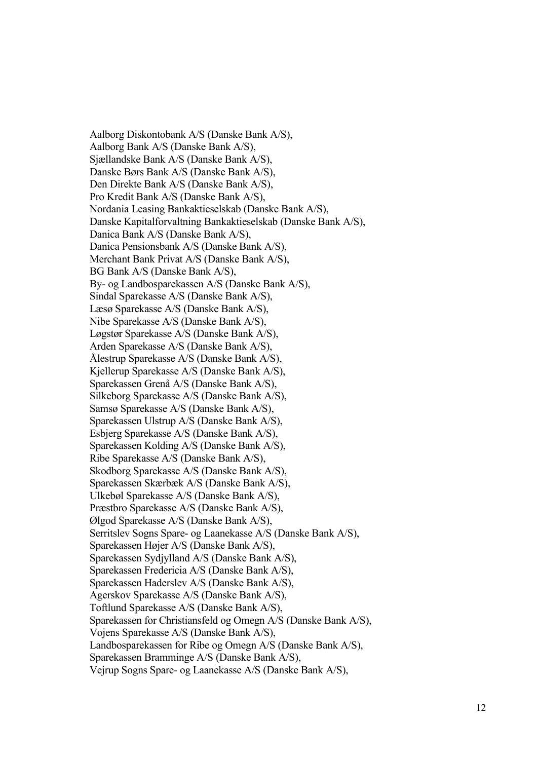Aalborg Diskontobank A/S (Danske Bank A/S),
Aalborg Bank A/S (Danske Bank A/S),
Sjællandske Bank A/S (Danske Bank A/S),
Danske Børs Bank A/S (Danske Bank A/S),
Den Direkte Bank A/S (Danske Bank A/S),
Pro Kredit Bank A/S (Danske Bank A/S),
Nordania Leasing Bankaktieselskab (Danske Bank A/S),
Danske Kapitalforvaltning Bankaktieselskab (Danske Bank A/S),
Danica Bank A/S (Danske Bank A/S),
Danica Pensionsbank A/S (Danske Bank A/S),
Merchant Bank Privat A/S (Danske Bank A/S),
BG Bank A/S (Danske Bank A/S),
By- og Landbosparekassen A/S (Danske Bank A/S),
Sindal Sparekasse A/S (Danske Bank A/S),
Læsø Sparekasse A/S (Danske Bank A/S),
Nibe Sparekasse A/S (Danske Bank A/S),
Løgstør Sparekasse A/S (Danske Bank A/S),
Arden Sparekasse A/S (Danske Bank A/S),
Ålestrup Sparekasse A/S (Danske Bank A/S),
Kjellerup Sparekasse A/S (Danske Bank A/S),
Sparekassen Grenå A/S (Danske Bank A/S),
Silkeborg Sparekasse A/S (Danske Bank A/S),
Samsø Sparekasse A/S (Danske Bank A/S),
Sparekassen Ulstrup A/S (Danske Bank A/S),
Esbjerg Sparekasse A/S (Danske Bank A/S),
Sparekassen Kolding A/S (Danske Bank A/S),
Ribe Sparekasse A/S (Danske Bank A/S),
Skodborg Sparekasse A/S (Danske Bank A/S),
Sparekassen Skærbæk A/S (Danske Bank A/S),
Ulkebøl Sparekasse A/S (Danske Bank A/S),
Præstbro Sparekasse A/S (Danske Bank A/S),
Ølgod Sparekasse A/S (Danske Bank A/S),
Serritslev Sogns Spare- og Laanekasse A/S (Danske Bank A/S),
Sparekassen Højer A/S (Danske Bank A/S),
Sparekassen Sydjylland A/S (Danske Bank A/S),
Sparekassen Fredericia A/S (Danske Bank A/S),
Sparekassen Haderslev A/S (Danske Bank A/S),
Agerskov Sparekasse A/S (Danske Bank A/S),
Toftlund Sparekasse A/S (Danske Bank A/S),
Sparekassen for Christiansfeld og Omegn A/S (Danske Bank A/S),
Vojens Sparekasse A/S (Danske Bank A/S),
Landbosparekassen for Ribe og Omegn A/S (Danske Bank A/S),
Sparekassen Bramminge A/S (Danske Bank A/S),
Vejrup Sogns Spare- og Laanekasse A/S (Danske Bank A/S),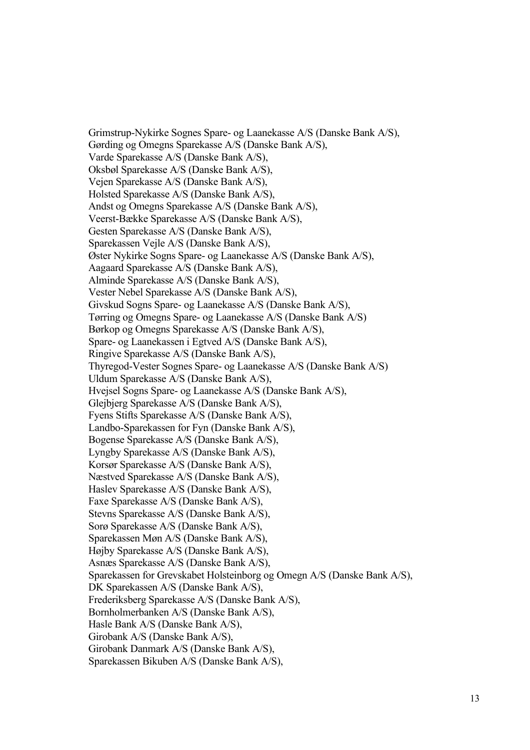Grimstrup-Nykirke Sognes Spare- og Laanekasse A/S (Danske Bank A/S),
Gørding og Omegns Sparekasse A/S (Danske Bank A/S),
Varde Sparekasse A/S (Danske Bank A/S),
Oksbøl Sparekasse A/S (Danske Bank A/S),
Vejen Sparekasse A/S (Danske Bank A/S),
Holsted Sparekasse A/S (Danske Bank A/S),
Andst og Omegns Sparekasse A/S (Danske Bank A/S),
Veerst-Bække Sparekasse A/S (Danske Bank A/S),
Gesten Sparekasse A/S (Danske Bank A/S),
Sparekassen Vejle A/S (Danske Bank A/S),
Øster Nykirke Sogns Spare- og Laanekasse A/S (Danske Bank A/S),
Aagaard Sparekasse A/S (Danske Bank A/S),
Alminde Sparekasse A/S (Danske Bank A/S),
Vester Nebel Sparekasse A/S (Danske Bank A/S),
Givskud Sogns Spare- og Laanekasse A/S (Danske Bank A/S),
Tørring og Omegns Spare- og Laanekasse A/S (Danske Bank A/S)
Børkop og Omegns Sparekasse A/S (Danske Bank A/S),
Spare- og Laanekassen i Egtved A/S (Danske Bank A/S),
Ringive Sparekasse A/S (Danske Bank A/S),
Thyregod-Vester Sognes Spare- og Laanekasse A/S (Danske Bank A/S)
Uldum Sparekasse A/S (Danske Bank A/S),
Hvejsel Sogns Spare- og Laanekasse A/S (Danske Bank A/S),
Glejbjerg Sparekasse A/S (Danske Bank A/S),
Fyens Stifts Sparekasse A/S (Danske Bank A/S),
Landbo-Sparekassen for Fyn (Danske Bank A/S),
Bogense Sparekasse A/S (Danske Bank A/S),
Lyngby Sparekasse A/S (Danske Bank A/S),
Korsør Sparekasse A/S (Danske Bank A/S),
Næstved Sparekasse A/S (Danske Bank A/S),
Haslev Sparekasse A/S (Danske Bank A/S),
Faxe Sparekasse A/S (Danske Bank A/S),
Stevns Sparekasse A/S (Danske Bank A/S),
Sorø Sparekasse A/S (Danske Bank A/S),
Sparekassen Møn A/S (Danske Bank A/S),
Højby Sparekasse A/S (Danske Bank A/S),
Asnæs Sparekasse A/S (Danske Bank A/S),
Sparekassen for Grevskabet Holsteinborg og Omegn A/S (Danske Bank A/S),
DK Sparekassen A/S (Danske Bank A/S),
Frederiksberg Sparekasse A/S (Danske Bank A/S),
Bornholmerbanken A/S (Danske Bank A/S),
Hasle Bank A/S (Danske Bank A/S),
Girobank A/S (Danske Bank A/S),
Girobank Danmark A/S (Danske Bank A/S),
Sparekassen Bikuben A/S (Danske Bank A/S),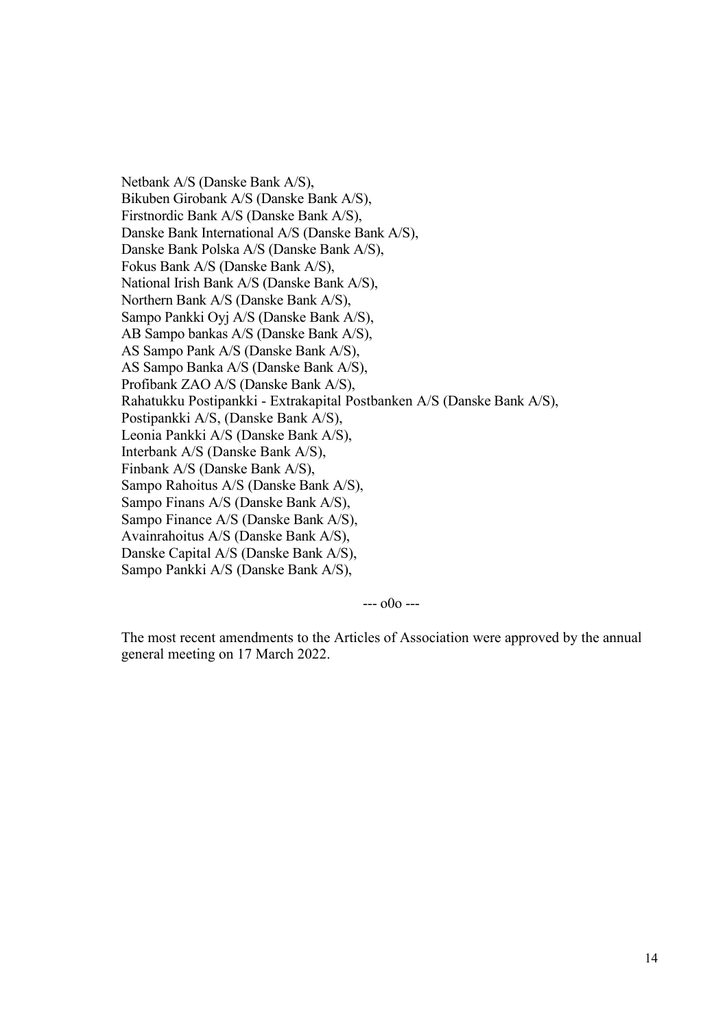Netbank A/S (Danske Bank A/S),
Bikuben Girobank A/S (Danske Bank A/S),
Firstnordic Bank A/S (Danske Bank A/S),
Danske Bank International A/S (Danske Bank A/S),
Danske Bank Polska A/S (Danske Bank A/S),
Fokus Bank A/S (Danske Bank A/S),
National Irish Bank A/S (Danske Bank A/S),
Northern Bank A/S (Danske Bank A/S),
Sampo Pankki Oyj A/S (Danske Bank A/S),
AB Sampo bankas A/S (Danske Bank A/S),
AS Sampo Pank A/S (Danske Bank A/S),
AS Sampo Banka A/S (Danske Bank A/S),
Profibank ZAO A/S (Danske Bank A/S),
Rahatukku Postipankki - Extrakapital Postbanken A/S (Danske Bank A/S),
Postipankki A/S, (Danske Bank A/S),
Leonia Pankki A/S (Danske Bank A/S),
Interbank A/S (Danske Bank A/S),
Finbank A/S (Danske Bank A/S),
Sampo Rahoitus A/S (Danske Bank A/S),
Sampo Finans A/S (Danske Bank A/S),
Sampo Finance A/S (Danske Bank A/S),
Avainrahoitus A/S (Danske Bank A/S),
Danske Capital A/S (Danske Bank A/S),
Sampo Pankki A/S (Danske Bank A/S),

--- o0o ---

The most recent amendments to the Articles of Association were approved by the annual general meeting on 17 March 2022.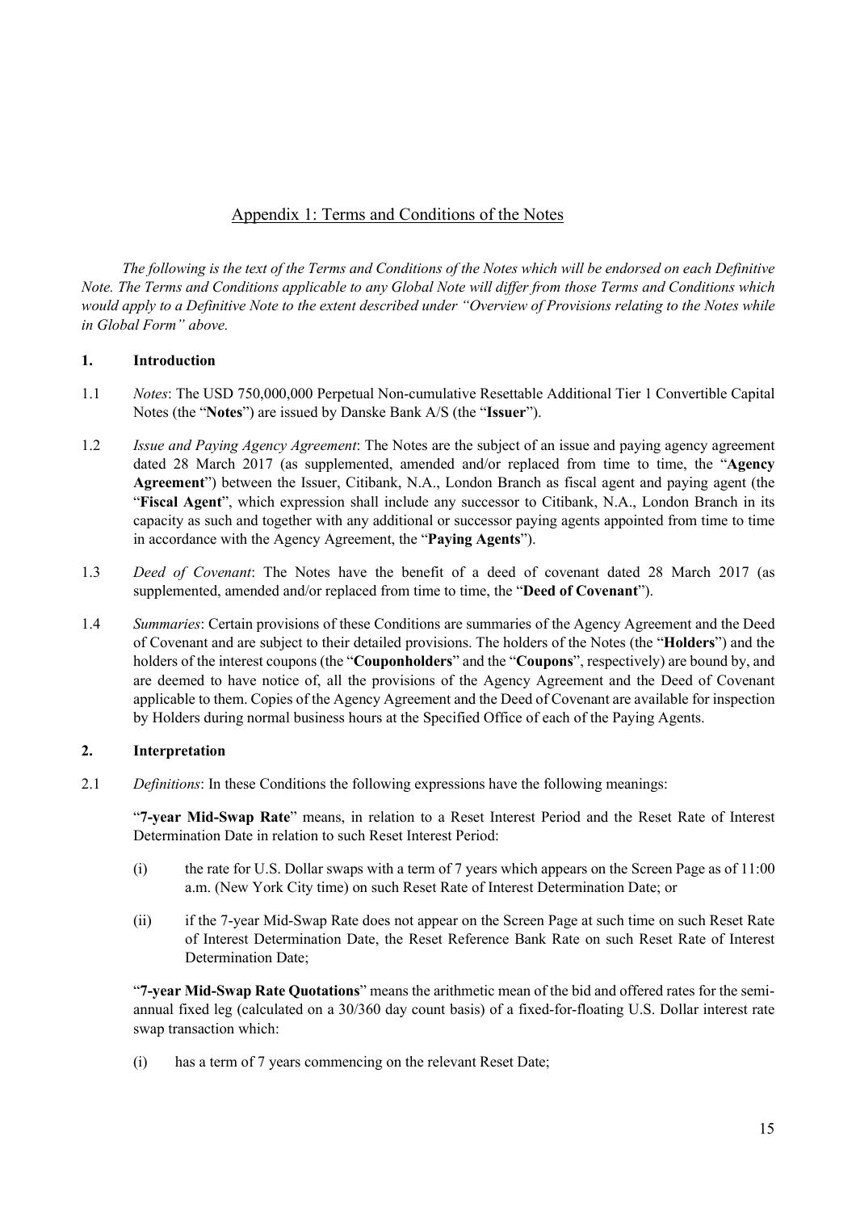## Appendix 1: Terms and Conditions of the Notes

*The following is the text of the Terms and Conditions of the Notes which will be endorsed on each Definitive Note. The Terms and Conditions applicable to any Global Note will differ from those Terms and Conditions which would apply to a Definitive Note to the extent described under "Overview of Provisions relating to the Notes while in Global Form" above.*

### 1. Introduction

1.1 *Notes*: The USD 750,000,000 Perpetual Non-cumulative Resettable Additional Tier 1 Convertible Capital Notes (the "**Notes**") are issued by Danske Bank A/S (the "**Issuer**").

1.2 *Issue and Paying Agency Agreement*: The Notes are the subject of an issue and paying agency agreement dated 28 March 2017 (as supplemented, amended and/or replaced from time to time, the "**Agency Agreement**") between the Issuer, Citibank, N.A., London Branch as fiscal agent and paying agent (the "**Fiscal Agent**", which expression shall include any successor to Citibank, N.A., London Branch in its capacity as such and together with any additional or successor paying agents appointed from time to time in accordance with the Agency Agreement, the "**Paying Agents**").

1.3 *Deed of Covenant*: The Notes have the benefit of a deed of covenant dated 28 March 2017 (as supplemented, amended and/or replaced from time to time, the "**Deed of Covenant**").

1.4 *Summaries*: Certain provisions of these Conditions are summaries of the Agency Agreement and the Deed of Covenant and are subject to their detailed provisions. The holders of the Notes (the "**Holders**") and the holders of the interest coupons (the "**Couponholders**" and the "**Coupons**", respectively) are bound by, and are deemed to have notice of, all the provisions of the Agency Agreement and the Deed of Covenant applicable to them. Copies of the Agency Agreement and the Deed of Covenant are available for inspection by Holders during normal business hours at the Specified Office of each of the Paying Agents.

### 2. Interpretation

2.1 *Definitions*: In these Conditions the following expressions have the following meanings:

"**7-year Mid-Swap Rate**" means, in relation to a Reset Interest Period and the Reset Rate of Interest Determination Date in relation to such Reset Interest Period:

(i) the rate for U.S. Dollar swaps with a term of 7 years which appears on the Screen Page as of 11:00 a.m. (New York City time) on such Reset Rate of Interest Determination Date; or

(ii) if the 7-year Mid-Swap Rate does not appear on the Screen Page at such time on such Reset Rate of Interest Determination Date, the Reset Reference Bank Rate on such Reset Rate of Interest Determination Date;

"**7-year Mid-Swap Rate Quotations**" means the arithmetic mean of the bid and offered rates for the semi-annual fixed leg (calculated on a 30/360 day count basis) of a fixed-for-floating U.S. Dollar interest rate swap transaction which:

(i) has a term of 7 years commencing on the relevant Reset Date;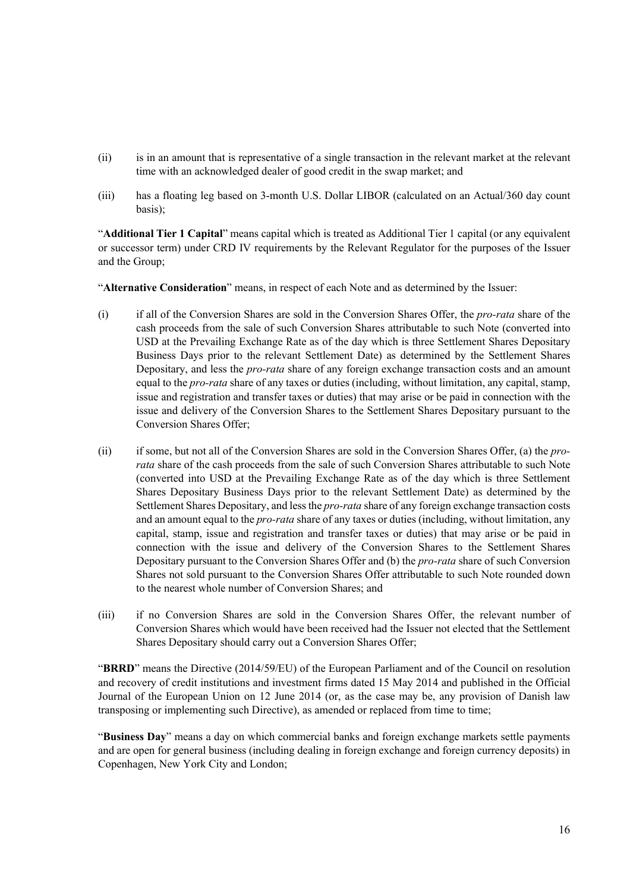(ii) is in an amount that is representative of a single transaction in the relevant market at the relevant time with an acknowledged dealer of good credit in the swap market; and

(iii) has a floating leg based on 3-month U.S. Dollar LIBOR (calculated on an Actual/360 day count basis);

"**Additional Tier 1 Capital**" means capital which is treated as Additional Tier 1 capital (or any equivalent or successor term) under CRD IV requirements by the Relevant Regulator for the purposes of the Issuer and the Group;

"**Alternative Consideration**" means, in respect of each Note and as determined by the Issuer:

(i) if all of the Conversion Shares are sold in the Conversion Shares Offer, the *pro-rata* share of the cash proceeds from the sale of such Conversion Shares attributable to such Note (converted into USD at the Prevailing Exchange Rate as of the day which is three Settlement Shares Depositary Business Days prior to the relevant Settlement Date) as determined by the Settlement Shares Depositary, and less the *pro-rata* share of any foreign exchange transaction costs and an amount equal to the *pro-rata* share of any taxes or duties (including, without limitation, any capital, stamp, issue and registration and transfer taxes or duties) that may arise or be paid in connection with the issue and delivery of the Conversion Shares to the Settlement Shares Depositary pursuant to the Conversion Shares Offer;

(ii) if some, but not all of the Conversion Shares are sold in the Conversion Shares Offer, (a) the *pro-rata* share of the cash proceeds from the sale of such Conversion Shares attributable to such Note (converted into USD at the Prevailing Exchange Rate as of the day which is three Settlement Shares Depositary Business Days prior to the relevant Settlement Date) as determined by the Settlement Shares Depositary, and less the *pro-rata* share of any foreign exchange transaction costs and an amount equal to the *pro-rata* share of any taxes or duties (including, without limitation, any capital, stamp, issue and registration and transfer taxes or duties) that may arise or be paid in connection with the issue and delivery of the Conversion Shares to the Settlement Shares Depositary pursuant to the Conversion Shares Offer and (b) the *pro-rata* share of such Conversion Shares not sold pursuant to the Conversion Shares Offer attributable to such Note rounded down to the nearest whole number of Conversion Shares; and

(iii) if no Conversion Shares are sold in the Conversion Shares Offer, the relevant number of Conversion Shares which would have been received had the Issuer not elected that the Settlement Shares Depositary should carry out a Conversion Shares Offer;

"**BRRD**" means the Directive (2014/59/EU) of the European Parliament and of the Council on resolution and recovery of credit institutions and investment firms dated 15 May 2014 and published in the Official Journal of the European Union on 12 June 2014 (or, as the case may be, any provision of Danish law transposing or implementing such Directive), as amended or replaced from time to time;

"**Business Day**" means a day on which commercial banks and foreign exchange markets settle payments and are open for general business (including dealing in foreign exchange and foreign currency deposits) in Copenhagen, New York City and London;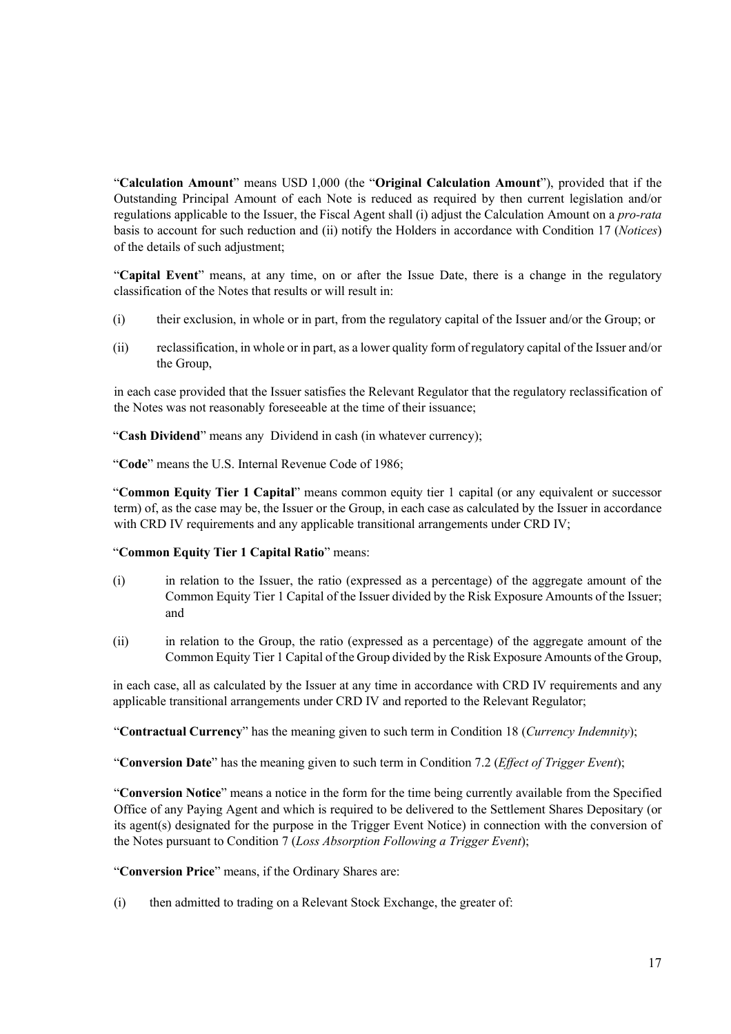"**Calculation Amount**" means USD 1,000 (the "**Original Calculation Amount**"), provided that if the Outstanding Principal Amount of each Note is reduced as required by then current legislation and/or regulations applicable to the Issuer, the Fiscal Agent shall (i) adjust the Calculation Amount on a *pro-rata* basis to account for such reduction and (ii) notify the Holders in accordance with Condition 17 (*Notices*) of the details of such adjustment;

"**Capital Event**" means, at any time, on or after the Issue Date, there is a change in the regulatory classification of the Notes that results or will result in:

(i) their exclusion, in whole or in part, from the regulatory capital of the Issuer and/or the Group; or

(ii) reclassification, in whole or in part, as a lower quality form of regulatory capital of the Issuer and/or the Group,

in each case provided that the Issuer satisfies the Relevant Regulator that the regulatory reclassification of the Notes was not reasonably foreseeable at the time of their issuance;

"**Cash Dividend**" means any Dividend in cash (in whatever currency);

"**Code**" means the U.S. Internal Revenue Code of 1986;

"**Common Equity Tier 1 Capital**" means common equity tier 1 capital (or any equivalent or successor term) of, as the case may be, the Issuer or the Group, in each case as calculated by the Issuer in accordance with CRD IV requirements and any applicable transitional arrangements under CRD IV;

"**Common Equity Tier 1 Capital Ratio**" means:

(i) in relation to the Issuer, the ratio (expressed as a percentage) of the aggregate amount of the Common Equity Tier 1 Capital of the Issuer divided by the Risk Exposure Amounts of the Issuer; and

(ii) in relation to the Group, the ratio (expressed as a percentage) of the aggregate amount of the Common Equity Tier 1 Capital of the Group divided by the Risk Exposure Amounts of the Group,

in each case, all as calculated by the Issuer at any time in accordance with CRD IV requirements and any applicable transitional arrangements under CRD IV and reported to the Relevant Regulator;

"**Contractual Currency**" has the meaning given to such term in Condition 18 (*Currency Indemnity*);

"**Conversion Date**" has the meaning given to such term in Condition 7.2 (*Effect of Trigger Event*);

"**Conversion Notice**" means a notice in the form for the time being currently available from the Specified Office of any Paying Agent and which is required to be delivered to the Settlement Shares Depositary (or its agent(s) designated for the purpose in the Trigger Event Notice) in connection with the conversion of the Notes pursuant to Condition 7 (*Loss Absorption Following a Trigger Event*);

"**Conversion Price**" means, if the Ordinary Shares are:

(i) then admitted to trading on a Relevant Stock Exchange, the greater of: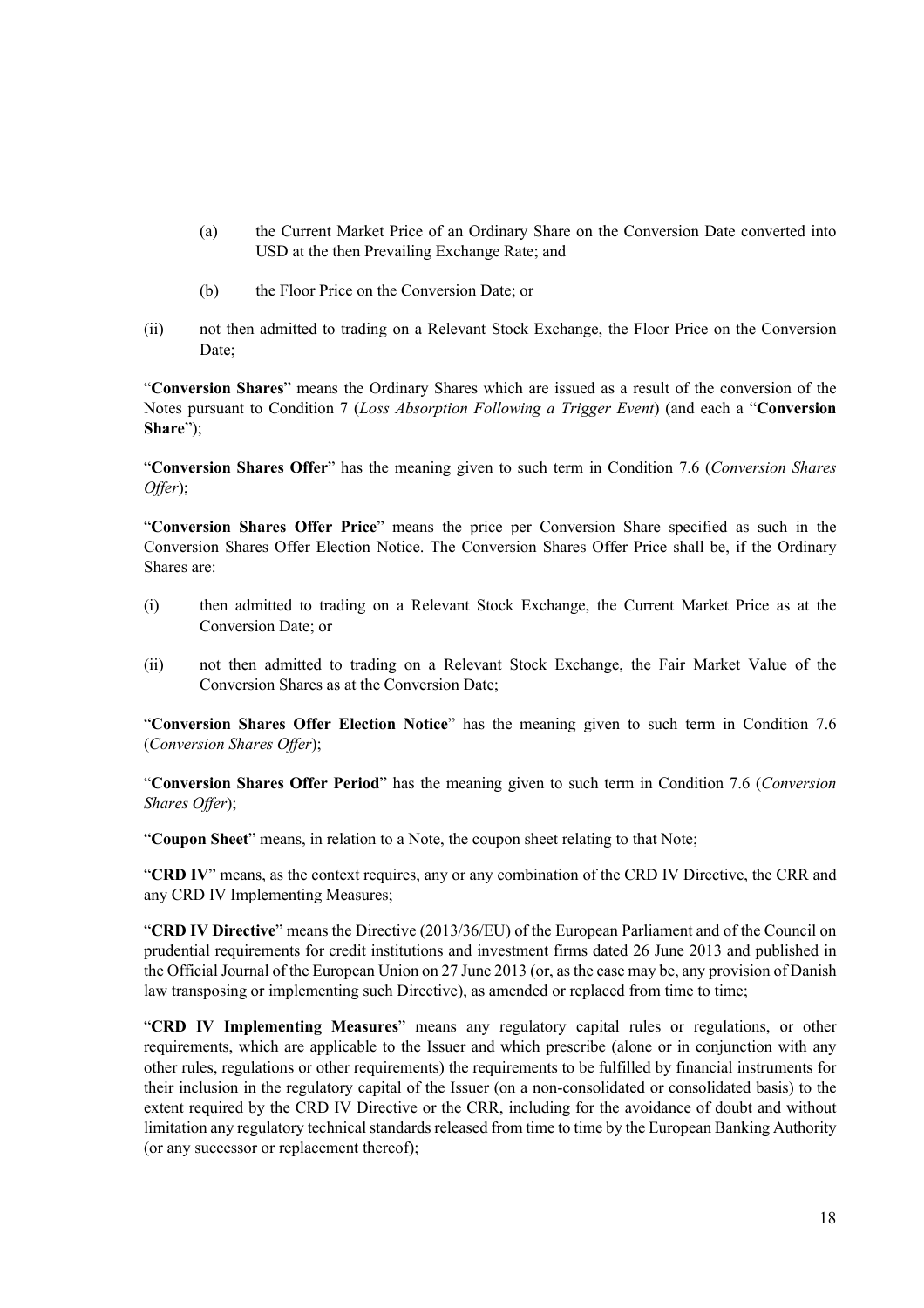(a) the Current Market Price of an Ordinary Share on the Conversion Date converted into USD at the then Prevailing Exchange Rate; and

(b) the Floor Price on the Conversion Date; or

(ii) not then admitted to trading on a Relevant Stock Exchange, the Floor Price on the Conversion Date;

"**Conversion Shares**" means the Ordinary Shares which are issued as a result of the conversion of the Notes pursuant to Condition 7 (*Loss Absorption Following a Trigger Event*) (and each a "**Conversion Share**");

"**Conversion Shares Offer**" has the meaning given to such term in Condition 7.6 (*Conversion Shares Offer*);

"**Conversion Shares Offer Price**" means the price per Conversion Share specified as such in the Conversion Shares Offer Election Notice. The Conversion Shares Offer Price shall be, if the Ordinary Shares are:

(i) then admitted to trading on a Relevant Stock Exchange, the Current Market Price as at the Conversion Date; or

(ii) not then admitted to trading on a Relevant Stock Exchange, the Fair Market Value of the Conversion Shares as at the Conversion Date;

"**Conversion Shares Offer Election Notice**" has the meaning given to such term in Condition 7.6 (*Conversion Shares Offer*);

"**Conversion Shares Offer Period**" has the meaning given to such term in Condition 7.6 (*Conversion Shares Offer*);

"**Coupon Sheet**" means, in relation to a Note, the coupon sheet relating to that Note;

"**CRD IV**" means, as the context requires, any or any combination of the CRD IV Directive, the CRR and any CRD IV Implementing Measures;

"**CRD IV Directive**" means the Directive (2013/36/EU) of the European Parliament and of the Council on prudential requirements for credit institutions and investment firms dated 26 June 2013 and published in the Official Journal of the European Union on 27 June 2013 (or, as the case may be, any provision of Danish law transposing or implementing such Directive), as amended or replaced from time to time;

"**CRD IV Implementing Measures**" means any regulatory capital rules or regulations, or other requirements, which are applicable to the Issuer and which prescribe (alone or in conjunction with any other rules, regulations or other requirements) the requirements to be fulfilled by financial instruments for their inclusion in the regulatory capital of the Issuer (on a non-consolidated or consolidated basis) to the extent required by the CRD IV Directive or the CRR, including for the avoidance of doubt and without limitation any regulatory technical standards released from time to time by the European Banking Authority (or any successor or replacement thereof);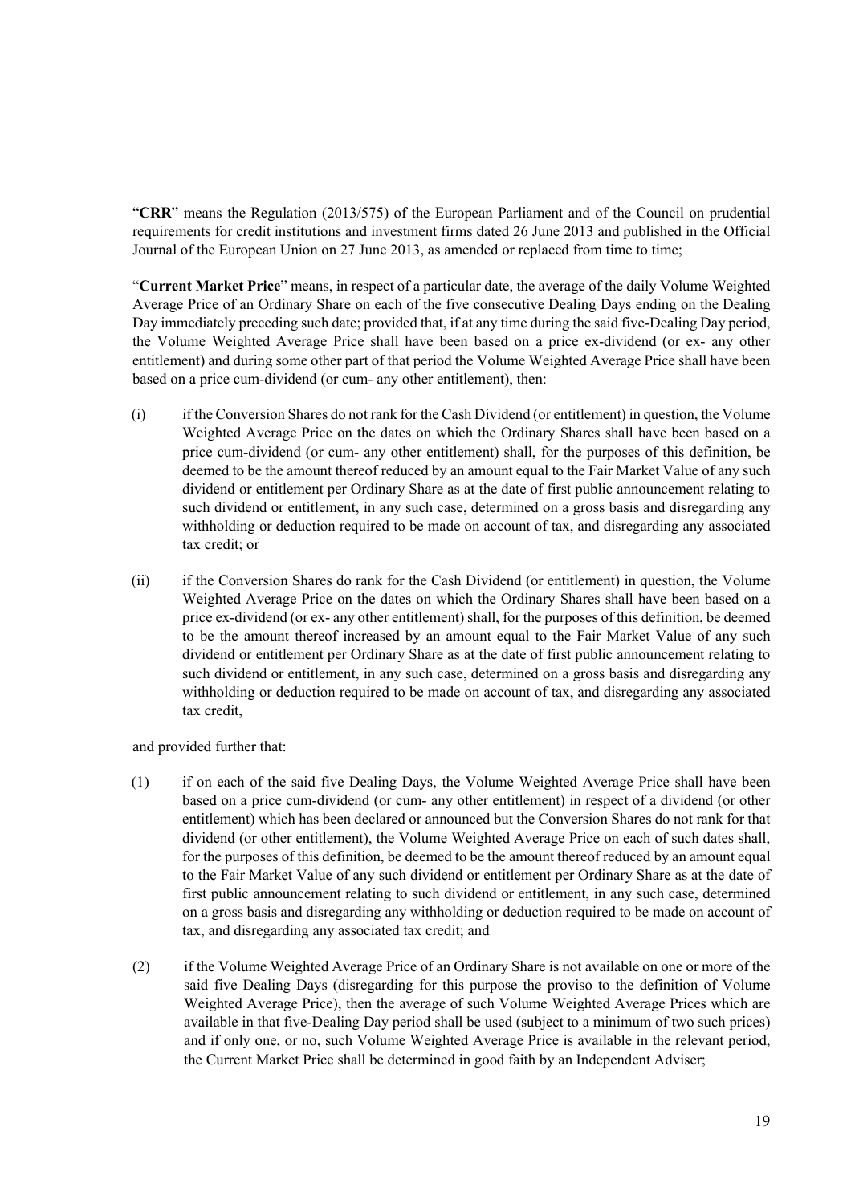"**CRR**" means the Regulation (2013/575) of the European Parliament and of the Council on prudential requirements for credit institutions and investment firms dated 26 June 2013 and published in the Official Journal of the European Union on 27 June 2013, as amended or replaced from time to time;

"**Current Market Price**" means, in respect of a particular date, the average of the daily Volume Weighted Average Price of an Ordinary Share on each of the five consecutive Dealing Days ending on the Dealing Day immediately preceding such date; provided that, if at any time during the said five-Dealing Day period, the Volume Weighted Average Price shall have been based on a price ex-dividend (or ex- any other entitlement) and during some other part of that period the Volume Weighted Average Price shall have been based on a price cum-dividend (or cum- any other entitlement), then:

(i) if the Conversion Shares do not rank for the Cash Dividend (or entitlement) in question, the Volume Weighted Average Price on the dates on which the Ordinary Shares shall have been based on a price cum-dividend (or cum- any other entitlement) shall, for the purposes of this definition, be deemed to be the amount thereof reduced by an amount equal to the Fair Market Value of any such dividend or entitlement per Ordinary Share as at the date of first public announcement relating to such dividend or entitlement, in any such case, determined on a gross basis and disregarding any withholding or deduction required to be made on account of tax, and disregarding any associated tax credit; or

(ii) if the Conversion Shares do rank for the Cash Dividend (or entitlement) in question, the Volume Weighted Average Price on the dates on which the Ordinary Shares shall have been based on a price ex-dividend (or ex- any other entitlement) shall, for the purposes of this definition, be deemed to be the amount thereof increased by an amount equal to the Fair Market Value of any such dividend or entitlement per Ordinary Share as at the date of first public announcement relating to such dividend or entitlement, in any such case, determined on a gross basis and disregarding any withholding or deduction required to be made on account of tax, and disregarding any associated tax credit,

and provided further that:

(1) if on each of the said five Dealing Days, the Volume Weighted Average Price shall have been based on a price cum-dividend (or cum- any other entitlement) in respect of a dividend (or other entitlement) which has been declared or announced but the Conversion Shares do not rank for that dividend (or other entitlement), the Volume Weighted Average Price on each of such dates shall, for the purposes of this definition, be deemed to be the amount thereof reduced by an amount equal to the Fair Market Value of any such dividend or entitlement per Ordinary Share as at the date of first public announcement relating to such dividend or entitlement, in any such case, determined on a gross basis and disregarding any withholding or deduction required to be made on account of tax, and disregarding any associated tax credit; and

(2) if the Volume Weighted Average Price of an Ordinary Share is not available on one or more of the said five Dealing Days (disregarding for this purpose the proviso to the definition of Volume Weighted Average Price), then the average of such Volume Weighted Average Prices which are available in that five-Dealing Day period shall be used (subject to a minimum of two such prices) and if only one, or no, such Volume Weighted Average Price is available in the relevant period, the Current Market Price shall be determined in good faith by an Independent Adviser;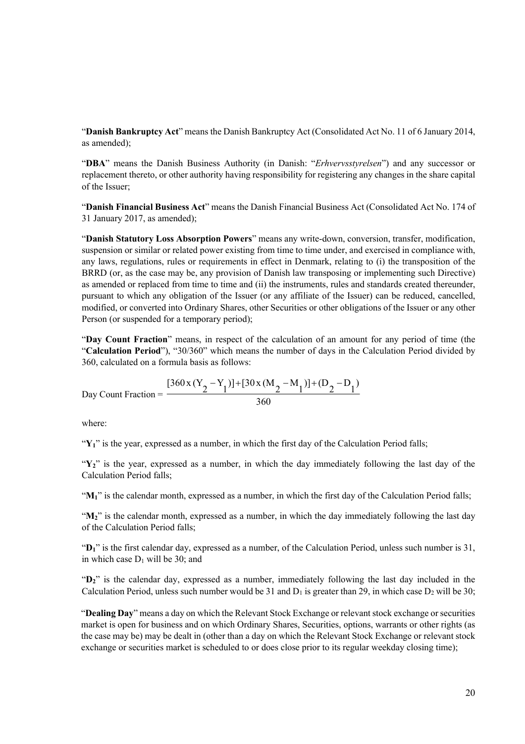"**Danish Bankruptcy Act**" means the Danish Bankruptcy Act (Consolidated Act No. 11 of 6 January 2014, as amended);

"**DBA**" means the Danish Business Authority (in Danish: "*Erhvervsstyrelsen*") and any successor or replacement thereto, or other authority having responsibility for registering any changes in the share capital of the Issuer;

"**Danish Financial Business Act**" means the Danish Financial Business Act (Consolidated Act No. 174 of 31 January 2017, as amended);

"**Danish Statutory Loss Absorption Powers**" means any write-down, conversion, transfer, modification, suspension or similar or related power existing from time to time under, and exercised in compliance with, any laws, regulations, rules or requirements in effect in Denmark, relating to (i) the transposition of the BRRD (or, as the case may be, any provision of Danish law transposing or implementing such Directive) as amended or replaced from time to time and (ii) the instruments, rules and standards created thereunder, pursuant to which any obligation of the Issuer (or any affiliate of the Issuer) can be reduced, cancelled, modified, or converted into Ordinary Shares, other Securities or other obligations of the Issuer or any other Person (or suspended for a temporary period);

"**Day Count Fraction**" means, in respect of the calculation of an amount for any period of time (the "**Calculation Period**"), "30/360" which means the number of days in the Calculation Period divided by 360, calculated on a formula basis as follows:

$$\text{Day Count Fraction} = \frac{[360 \text{ x } (Y_2 - Y_1)] + [30 \text{ x } (M_2 - M_1)] + (D_2 - D_1)}{360}$$

where:

"$\mathbf{Y_1}$" is the year, expressed as a number, in which the first day of the Calculation Period falls;

"$\mathbf{Y_2}$" is the year, expressed as a number, in which the day immediately following the last day of the Calculation Period falls;

"$\mathbf{M_1}$" is the calendar month, expressed as a number, in which the first day of the Calculation Period falls;

"$\mathbf{M_2}$" is the calendar month, expressed as a number, in which the day immediately following the last day of the Calculation Period falls;

"$\mathbf{D_1}$" is the first calendar day, expressed as a number, of the Calculation Period, unless such number is 31, in which case $D_1$ will be 30; and

"$\mathbf{D_2}$" is the calendar day, expressed as a number, immediately following the last day included in the Calculation Period, unless such number would be 31 and $D_1$ is greater than 29, in which case $D_2$ will be 30;

"**Dealing Day**" means a day on which the Relevant Stock Exchange or relevant stock exchange or securities market is open for business and on which Ordinary Shares, Securities, options, warrants or other rights (as the case may be) may be dealt in (other than a day on which the Relevant Stock Exchange or relevant stock exchange or securities market is scheduled to or does close prior to its regular weekday closing time);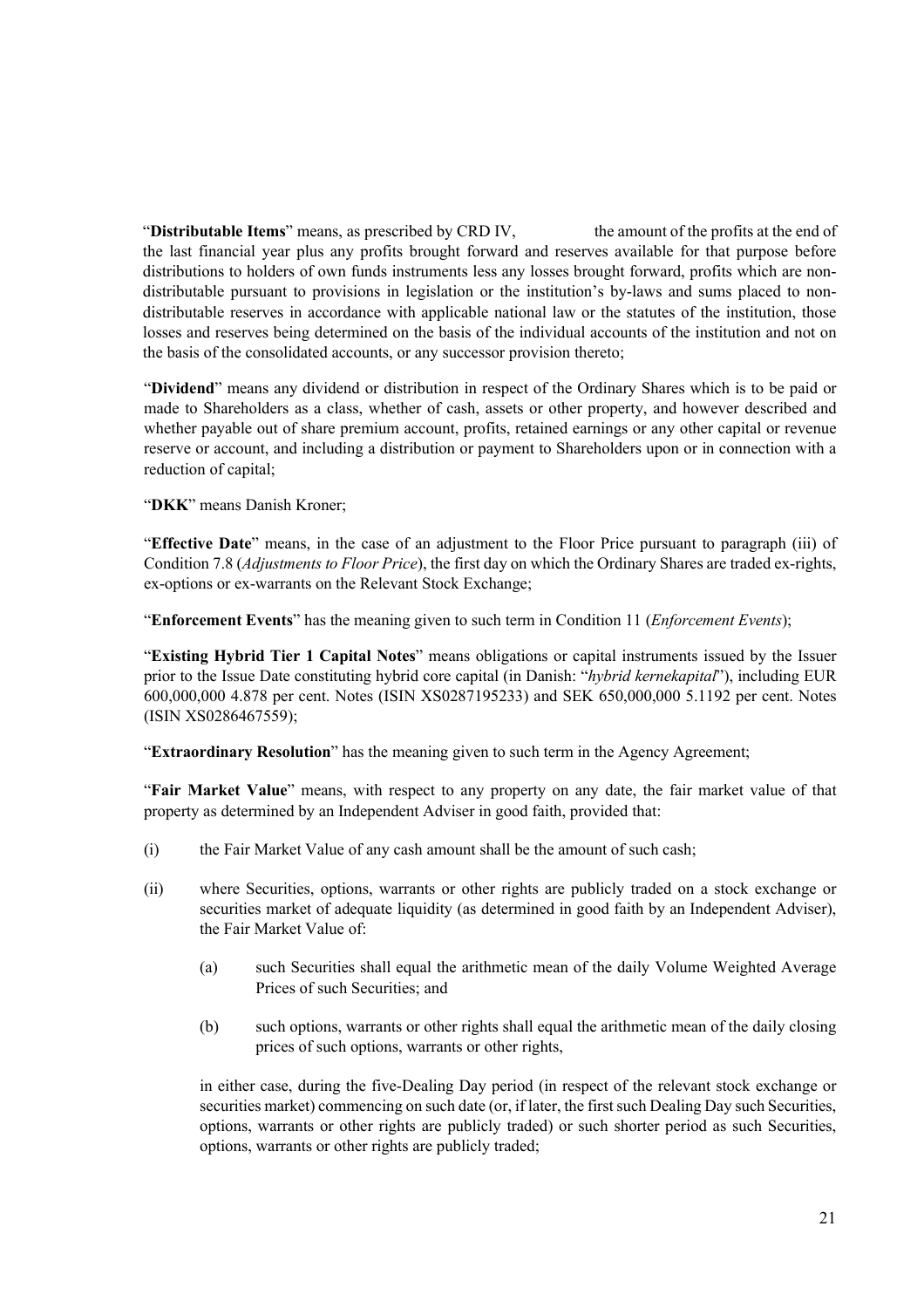"**Distributable Items**" means, as prescribed by CRD IV, the amount of the profits at the end of the last financial year plus any profits brought forward and reserves available for that purpose before distributions to holders of own funds instruments less any losses brought forward, profits which are non-distributable pursuant to provisions in legislation or the institution's by-laws and sums placed to non-distributable reserves in accordance with applicable national law or the statutes of the institution, those losses and reserves being determined on the basis of the individual accounts of the institution and not on the basis of the consolidated accounts, or any successor provision thereto;

"**Dividend**" means any dividend or distribution in respect of the Ordinary Shares which is to be paid or made to Shareholders as a class, whether of cash, assets or other property, and however described and whether payable out of share premium account, profits, retained earnings or any other capital or revenue reserve or account, and including a distribution or payment to Shareholders upon or in connection with a reduction of capital;

"**DKK**" means Danish Kroner;

"**Effective Date**" means, in the case of an adjustment to the Floor Price pursuant to paragraph (iii) of Condition 7.8 (*Adjustments to Floor Price*), the first day on which the Ordinary Shares are traded ex-rights, ex-options or ex-warrants on the Relevant Stock Exchange;

"**Enforcement Events**" has the meaning given to such term in Condition 11 (*Enforcement Events*);

"**Existing Hybrid Tier 1 Capital Notes**" means obligations or capital instruments issued by the Issuer prior to the Issue Date constituting hybrid core capital (in Danish: "*hybrid kernekapital*"), including EUR 600,000,000 4.878 per cent. Notes (ISIN XS0287195233) and SEK 650,000,000 5.1192 per cent. Notes (ISIN XS0286467559);

"**Extraordinary Resolution**" has the meaning given to such term in the Agency Agreement;

"**Fair Market Value**" means, with respect to any property on any date, the fair market value of that property as determined by an Independent Adviser in good faith, provided that:

(i) the Fair Market Value of any cash amount shall be the amount of such cash;

(ii) where Securities, options, warrants or other rights are publicly traded on a stock exchange or securities market of adequate liquidity (as determined in good faith by an Independent Adviser), the Fair Market Value of:

   (a) such Securities shall equal the arithmetic mean of the daily Volume Weighted Average Prices of such Securities; and

   (b) such options, warrants or other rights shall equal the arithmetic mean of the daily closing prices of such options, warrants or other rights,

   in either case, during the five-Dealing Day period (in respect of the relevant stock exchange or securities market) commencing on such date (or, if later, the first such Dealing Day such Securities, options, warrants or other rights are publicly traded) or such shorter period as such Securities, options, warrants or other rights are publicly traded;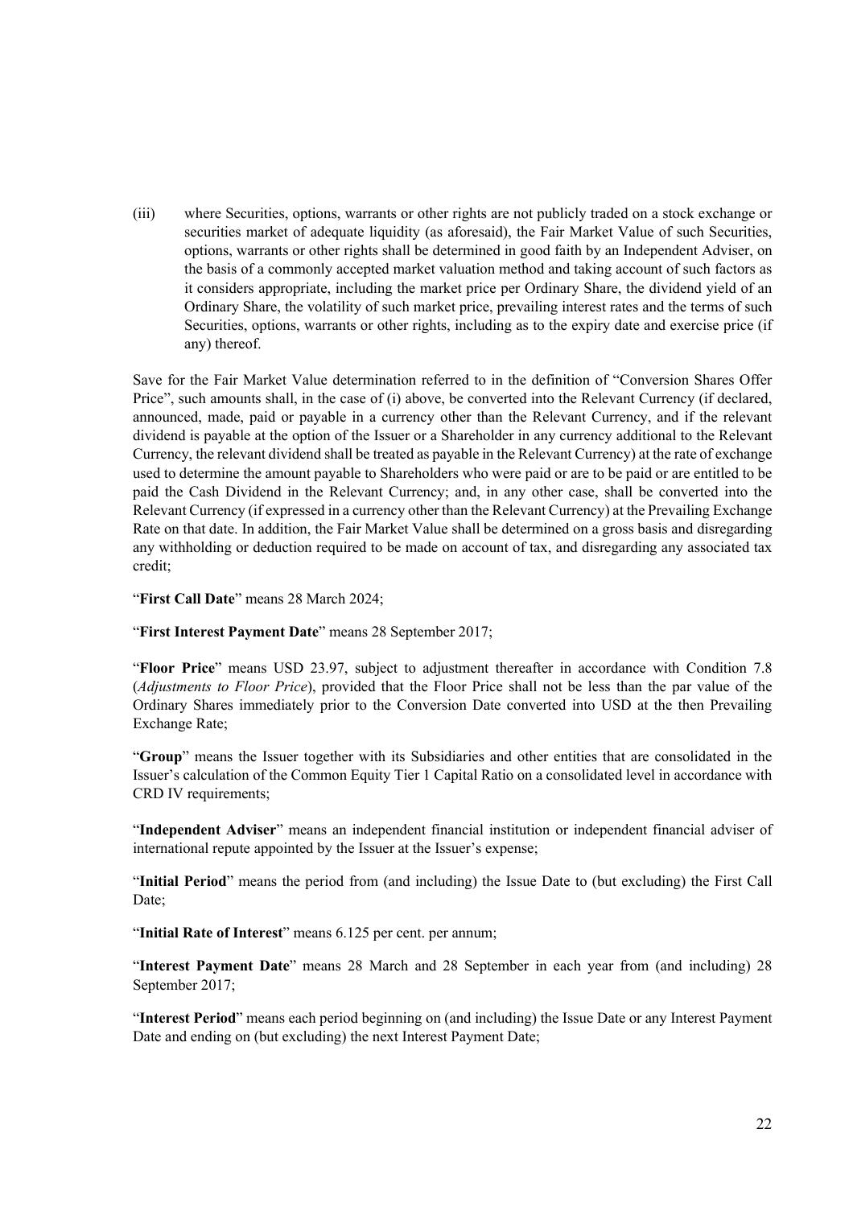(iii) where Securities, options, warrants or other rights are not publicly traded on a stock exchange or securities market of adequate liquidity (as aforesaid), the Fair Market Value of such Securities, options, warrants or other rights shall be determined in good faith by an Independent Adviser, on the basis of a commonly accepted market valuation method and taking account of such factors as it considers appropriate, including the market price per Ordinary Share, the dividend yield of an Ordinary Share, the volatility of such market price, prevailing interest rates and the terms of such Securities, options, warrants or other rights, including as to the expiry date and exercise price (if any) thereof.

Save for the Fair Market Value determination referred to in the definition of "Conversion Shares Offer Price", such amounts shall, in the case of (i) above, be converted into the Relevant Currency (if declared, announced, made, paid or payable in a currency other than the Relevant Currency, and if the relevant dividend is payable at the option of the Issuer or a Shareholder in any currency additional to the Relevant Currency, the relevant dividend shall be treated as payable in the Relevant Currency) at the rate of exchange used to determine the amount payable to Shareholders who were paid or are to be paid or are entitled to be paid the Cash Dividend in the Relevant Currency; and, in any other case, shall be converted into the Relevant Currency (if expressed in a currency other than the Relevant Currency) at the Prevailing Exchange Rate on that date. In addition, the Fair Market Value shall be determined on a gross basis and disregarding any withholding or deduction required to be made on account of tax, and disregarding any associated tax credit;

"**First Call Date**" means 28 March 2024;

"**First Interest Payment Date**" means 28 September 2017;

"**Floor Price**" means USD 23.97, subject to adjustment thereafter in accordance with Condition 7.8 (*Adjustments to Floor Price*), provided that the Floor Price shall not be less than the par value of the Ordinary Shares immediately prior to the Conversion Date converted into USD at the then Prevailing Exchange Rate;

"**Group**" means the Issuer together with its Subsidiaries and other entities that are consolidated in the Issuer's calculation of the Common Equity Tier 1 Capital Ratio on a consolidated level in accordance with CRD IV requirements;

"**Independent Adviser**" means an independent financial institution or independent financial adviser of international repute appointed by the Issuer at the Issuer's expense;

"**Initial Period**" means the period from (and including) the Issue Date to (but excluding) the First Call Date;

"**Initial Rate of Interest**" means 6.125 per cent. per annum;

"**Interest Payment Date**" means 28 March and 28 September in each year from (and including) 28 September 2017;

"**Interest Period**" means each period beginning on (and including) the Issue Date or any Interest Payment Date and ending on (but excluding) the next Interest Payment Date;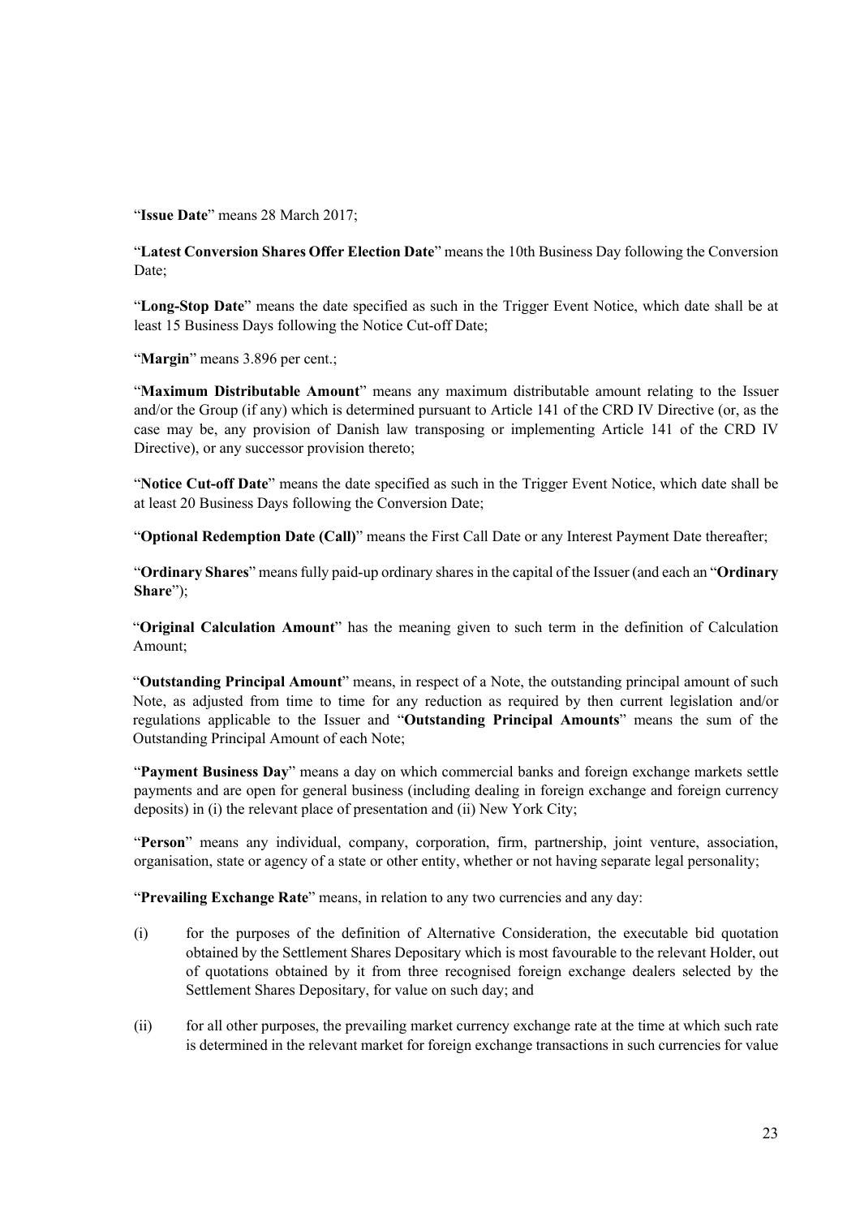"**Issue Date**" means 28 March 2017;

"**Latest Conversion Shares Offer Election Date**" means the 10th Business Day following the Conversion Date;

"**Long-Stop Date**" means the date specified as such in the Trigger Event Notice, which date shall be at least 15 Business Days following the Notice Cut-off Date;

"**Margin**" means 3.896 per cent.;

"**Maximum Distributable Amount**" means any maximum distributable amount relating to the Issuer and/or the Group (if any) which is determined pursuant to Article 141 of the CRD IV Directive (or, as the case may be, any provision of Danish law transposing or implementing Article 141 of the CRD IV Directive), or any successor provision thereto;

"**Notice Cut-off Date**" means the date specified as such in the Trigger Event Notice, which date shall be at least 20 Business Days following the Conversion Date;

"**Optional Redemption Date (Call)**" means the First Call Date or any Interest Payment Date thereafter;

"**Ordinary Shares**" means fully paid-up ordinary shares in the capital of the Issuer (and each an "**Ordinary Share**");

"**Original Calculation Amount**" has the meaning given to such term in the definition of Calculation Amount;

"**Outstanding Principal Amount**" means, in respect of a Note, the outstanding principal amount of such Note, as adjusted from time to time for any reduction as required by then current legislation and/or regulations applicable to the Issuer and "**Outstanding Principal Amounts**" means the sum of the Outstanding Principal Amount of each Note;

"**Payment Business Day**" means a day on which commercial banks and foreign exchange markets settle payments and are open for general business (including dealing in foreign exchange and foreign currency deposits) in (i) the relevant place of presentation and (ii) New York City;

"**Person**" means any individual, company, corporation, firm, partnership, joint venture, association, organisation, state or agency of a state or other entity, whether or not having separate legal personality;

"**Prevailing Exchange Rate**" means, in relation to any two currencies and any day:

(i) for the purposes of the definition of Alternative Consideration, the executable bid quotation obtained by the Settlement Shares Depositary which is most favourable to the relevant Holder, out of quotations obtained by it from three recognised foreign exchange dealers selected by the Settlement Shares Depositary, for value on such day; and

(ii) for all other purposes, the prevailing market currency exchange rate at the time at which such rate is determined in the relevant market for foreign exchange transactions in such currencies for value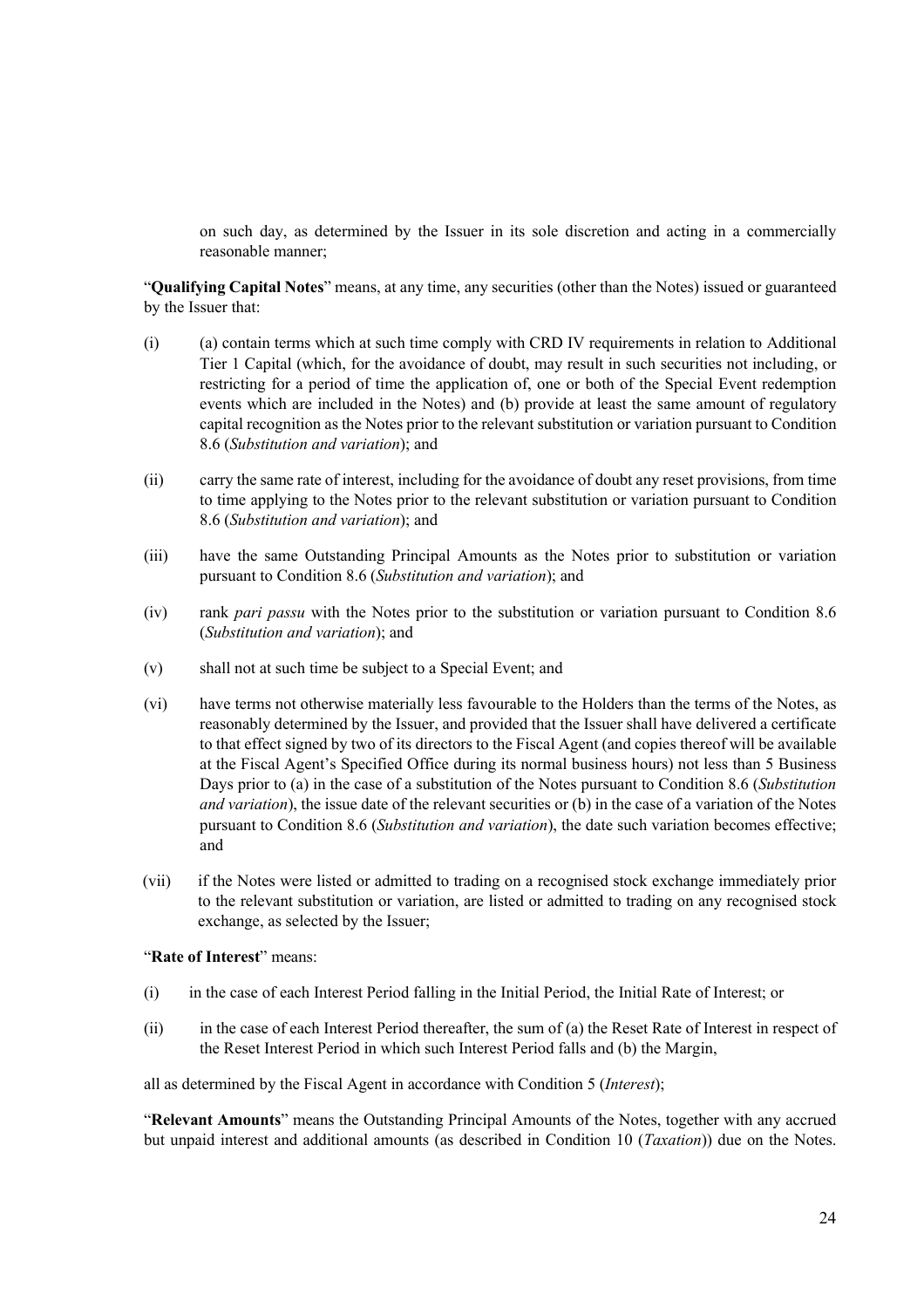on such day, as determined by the Issuer in its sole discretion and acting in a commercially reasonable manner;

"**Qualifying Capital Notes**" means, at any time, any securities (other than the Notes) issued or guaranteed by the Issuer that:

(i) (a) contain terms which at such time comply with CRD IV requirements in relation to Additional Tier 1 Capital (which, for the avoidance of doubt, may result in such securities not including, or restricting for a period of time the application of, one or both of the Special Event redemption events which are included in the Notes) and (b) provide at least the same amount of regulatory capital recognition as the Notes prior to the relevant substitution or variation pursuant to Condition 8.6 (*Substitution and variation*); and

(ii) carry the same rate of interest, including for the avoidance of doubt any reset provisions, from time to time applying to the Notes prior to the relevant substitution or variation pursuant to Condition 8.6 (*Substitution and variation*); and

(iii) have the same Outstanding Principal Amounts as the Notes prior to substitution or variation pursuant to Condition 8.6 (*Substitution and variation*); and

(iv) rank *pari passu* with the Notes prior to the substitution or variation pursuant to Condition 8.6 (*Substitution and variation*); and

(v) shall not at such time be subject to a Special Event; and

(vi) have terms not otherwise materially less favourable to the Holders than the terms of the Notes, as reasonably determined by the Issuer, and provided that the Issuer shall have delivered a certificate to that effect signed by two of its directors to the Fiscal Agent (and copies thereof will be available at the Fiscal Agent's Specified Office during its normal business hours) not less than 5 Business Days prior to (a) in the case of a substitution of the Notes pursuant to Condition 8.6 (*Substitution and variation*), the issue date of the relevant securities or (b) in the case of a variation of the Notes pursuant to Condition 8.6 (*Substitution and variation*), the date such variation becomes effective; and

(vii) if the Notes were listed or admitted to trading on a recognised stock exchange immediately prior to the relevant substitution or variation, are listed or admitted to trading on any recognised stock exchange, as selected by the Issuer;

"**Rate of Interest**" means:

(i) in the case of each Interest Period falling in the Initial Period, the Initial Rate of Interest; or

(ii) in the case of each Interest Period thereafter, the sum of (a) the Reset Rate of Interest in respect of the Reset Interest Period in which such Interest Period falls and (b) the Margin,

all as determined by the Fiscal Agent in accordance with Condition 5 (*Interest*);

"**Relevant Amounts**" means the Outstanding Principal Amounts of the Notes, together with any accrued but unpaid interest and additional amounts (as described in Condition 10 (*Taxation*)) due on the Notes.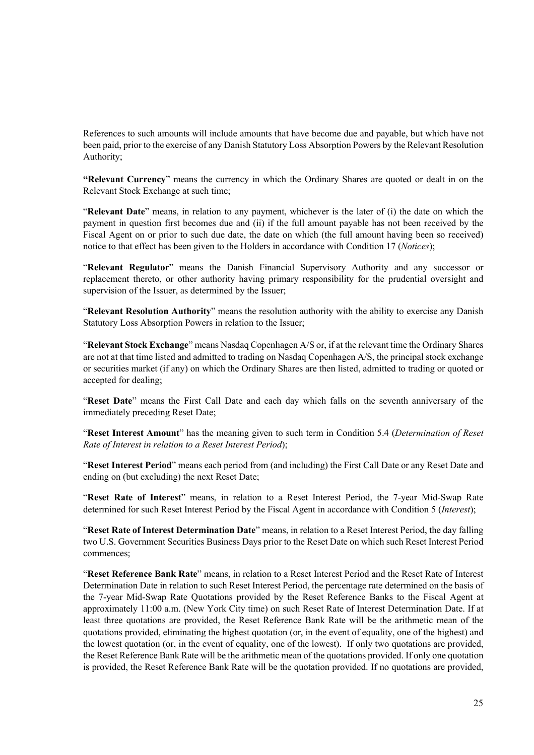References to such amounts will include amounts that have become due and payable, but which have not been paid, prior to the exercise of any Danish Statutory Loss Absorption Powers by the Relevant Resolution Authority;

**"Relevant Currency**" means the currency in which the Ordinary Shares are quoted or dealt in on the Relevant Stock Exchange at such time;

"**Relevant Date**" means, in relation to any payment, whichever is the later of (i) the date on which the payment in question first becomes due and (ii) if the full amount payable has not been received by the Fiscal Agent on or prior to such due date, the date on which (the full amount having been so received) notice to that effect has been given to the Holders in accordance with Condition 17 (*Notices*);

"**Relevant Regulator**" means the Danish Financial Supervisory Authority and any successor or replacement thereto, or other authority having primary responsibility for the prudential oversight and supervision of the Issuer, as determined by the Issuer;

"**Relevant Resolution Authority**" means the resolution authority with the ability to exercise any Danish Statutory Loss Absorption Powers in relation to the Issuer;

"**Relevant Stock Exchange**" means Nasdaq Copenhagen A/S or, if at the relevant time the Ordinary Shares are not at that time listed and admitted to trading on Nasdaq Copenhagen A/S, the principal stock exchange or securities market (if any) on which the Ordinary Shares are then listed, admitted to trading or quoted or accepted for dealing;

"**Reset Date**" means the First Call Date and each day which falls on the seventh anniversary of the immediately preceding Reset Date;

"**Reset Interest Amount**" has the meaning given to such term in Condition 5.4 (*Determination of Reset Rate of Interest in relation to a Reset Interest Period*);

"**Reset Interest Period**" means each period from (and including) the First Call Date or any Reset Date and ending on (but excluding) the next Reset Date;

"**Reset Rate of Interest**" means, in relation to a Reset Interest Period, the 7-year Mid-Swap Rate determined for such Reset Interest Period by the Fiscal Agent in accordance with Condition 5 (*Interest*);

"**Reset Rate of Interest Determination Date**" means, in relation to a Reset Interest Period, the day falling two U.S. Government Securities Business Days prior to the Reset Date on which such Reset Interest Period commences;

"**Reset Reference Bank Rate**" means, in relation to a Reset Interest Period and the Reset Rate of Interest Determination Date in relation to such Reset Interest Period, the percentage rate determined on the basis of the 7-year Mid-Swap Rate Quotations provided by the Reset Reference Banks to the Fiscal Agent at approximately 11:00 a.m. (New York City time) on such Reset Rate of Interest Determination Date. If at least three quotations are provided, the Reset Reference Bank Rate will be the arithmetic mean of the quotations provided, eliminating the highest quotation (or, in the event of equality, one of the highest) and the lowest quotation (or, in the event of equality, one of the lowest). If only two quotations are provided, the Reset Reference Bank Rate will be the arithmetic mean of the quotations provided. If only one quotation is provided, the Reset Reference Bank Rate will be the quotation provided. If no quotations are provided,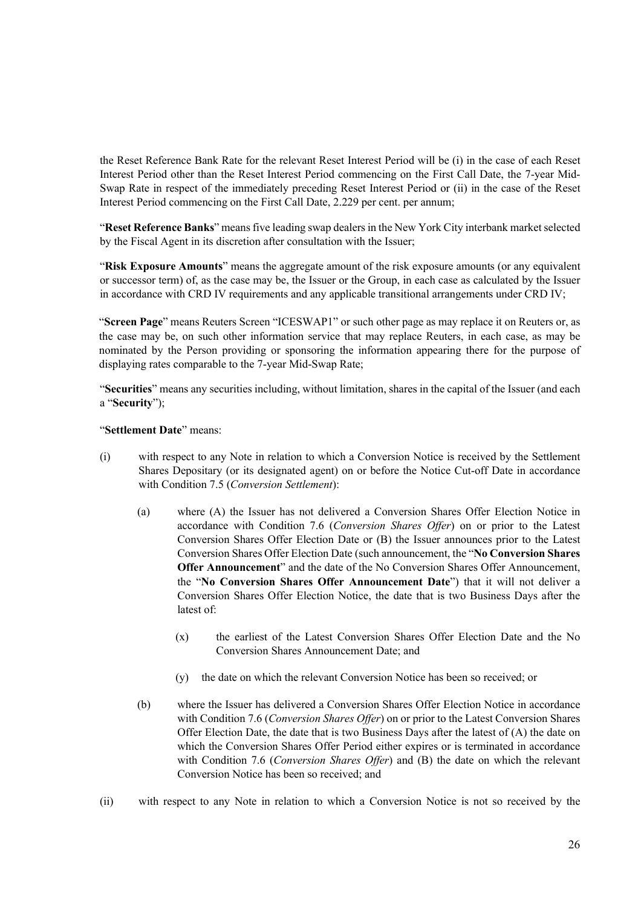the Reset Reference Bank Rate for the relevant Reset Interest Period will be (i) in the case of each Reset Interest Period other than the Reset Interest Period commencing on the First Call Date, the 7-year Mid-Swap Rate in respect of the immediately preceding Reset Interest Period or (ii) in the case of the Reset Interest Period commencing on the First Call Date, 2.229 per cent. per annum;

"**Reset Reference Banks**" means five leading swap dealers in the New York City interbank market selected by the Fiscal Agent in its discretion after consultation with the Issuer;

"**Risk Exposure Amounts**" means the aggregate amount of the risk exposure amounts (or any equivalent or successor term) of, as the case may be, the Issuer or the Group, in each case as calculated by the Issuer in accordance with CRD IV requirements and any applicable transitional arrangements under CRD IV;

"**Screen Page**" means Reuters Screen "ICESWAP1" or such other page as may replace it on Reuters or, as the case may be, on such other information service that may replace Reuters, in each case, as may be nominated by the Person providing or sponsoring the information appearing there for the purpose of displaying rates comparable to the 7-year Mid-Swap Rate;

"**Securities**" means any securities including, without limitation, shares in the capital of the Issuer (and each a "**Security**");

"**Settlement Date**" means:

(i) with respect to any Note in relation to which a Conversion Notice is received by the Settlement Shares Depositary (or its designated agent) on or before the Notice Cut-off Date in accordance with Condition 7.5 (*Conversion Settlement*):

   (a) where (A) the Issuer has not delivered a Conversion Shares Offer Election Notice in accordance with Condition 7.6 (*Conversion Shares Offer*) on or prior to the Latest Conversion Shares Offer Election Date or (B) the Issuer announces prior to the Latest Conversion Shares Offer Election Date (such announcement, the "**No Conversion Shares Offer Announcement**" and the date of the No Conversion Shares Offer Announcement, the "**No Conversion Shares Offer Announcement Date**") that it will not deliver a Conversion Shares Offer Election Notice, the date that is two Business Days after the latest of:

      (x) the earliest of the Latest Conversion Shares Offer Election Date and the No Conversion Shares Announcement Date; and

      (y) the date on which the relevant Conversion Notice has been so received; or

   (b) where the Issuer has delivered a Conversion Shares Offer Election Notice in accordance with Condition 7.6 (*Conversion Shares Offer*) on or prior to the Latest Conversion Shares Offer Election Date, the date that is two Business Days after the latest of (A) the date on which the Conversion Shares Offer Period either expires or is terminated in accordance with Condition 7.6 (*Conversion Shares Offer*) and (B) the date on which the relevant Conversion Notice has been so received; and

(ii) with respect to any Note in relation to which a Conversion Notice is not so received by the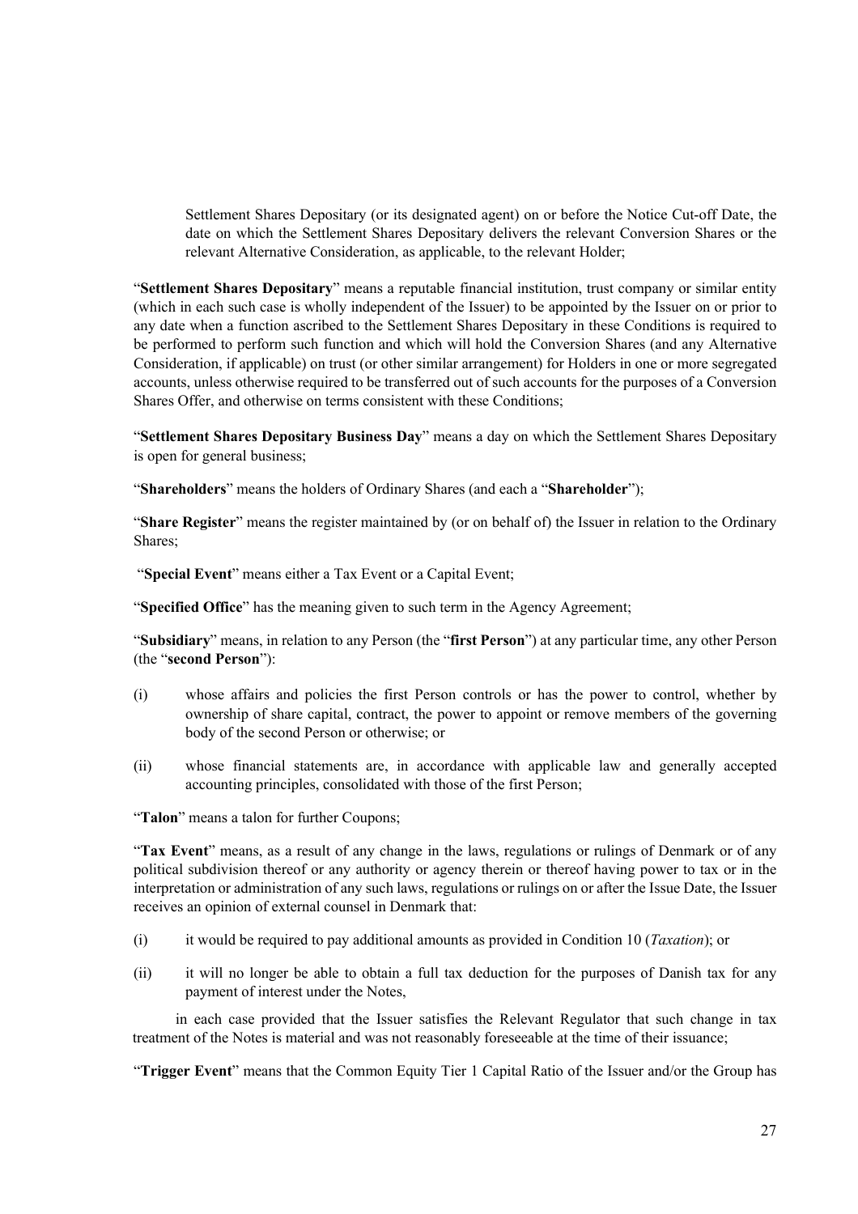Settlement Shares Depositary (or its designated agent) on or before the Notice Cut-off Date, the date on which the Settlement Shares Depositary delivers the relevant Conversion Shares or the relevant Alternative Consideration, as applicable, to the relevant Holder;

"**Settlement Shares Depositary**" means a reputable financial institution, trust company or similar entity (which in each such case is wholly independent of the Issuer) to be appointed by the Issuer on or prior to any date when a function ascribed to the Settlement Shares Depositary in these Conditions is required to be performed to perform such function and which will hold the Conversion Shares (and any Alternative Consideration, if applicable) on trust (or other similar arrangement) for Holders in one or more segregated accounts, unless otherwise required to be transferred out of such accounts for the purposes of a Conversion Shares Offer, and otherwise on terms consistent with these Conditions;

"**Settlement Shares Depositary Business Day**" means a day on which the Settlement Shares Depositary is open for general business;

"**Shareholders**" means the holders of Ordinary Shares (and each a "**Shareholder**");

"**Share Register**" means the register maintained by (or on behalf of) the Issuer in relation to the Ordinary Shares;

"**Special Event**" means either a Tax Event or a Capital Event;

"**Specified Office**" has the meaning given to such term in the Agency Agreement;

"**Subsidiary**" means, in relation to any Person (the "**first Person**") at any particular time, any other Person (the "**second Person**"):

(i) whose affairs and policies the first Person controls or has the power to control, whether by ownership of share capital, contract, the power to appoint or remove members of the governing body of the second Person or otherwise; or

(ii) whose financial statements are, in accordance with applicable law and generally accepted accounting principles, consolidated with those of the first Person;

"**Talon**" means a talon for further Coupons;

"**Tax Event**" means, as a result of any change in the laws, regulations or rulings of Denmark or of any political subdivision thereof or any authority or agency therein or thereof having power to tax or in the interpretation or administration of any such laws, regulations or rulings on or after the Issue Date, the Issuer receives an opinion of external counsel in Denmark that:

(i) it would be required to pay additional amounts as provided in Condition 10 (*Taxation*); or

(ii) it will no longer be able to obtain a full tax deduction for the purposes of Danish tax for any payment of interest under the Notes,

in each case provided that the Issuer satisfies the Relevant Regulator that such change in tax treatment of the Notes is material and was not reasonably foreseeable at the time of their issuance;

"**Trigger Event**" means that the Common Equity Tier 1 Capital Ratio of the Issuer and/or the Group has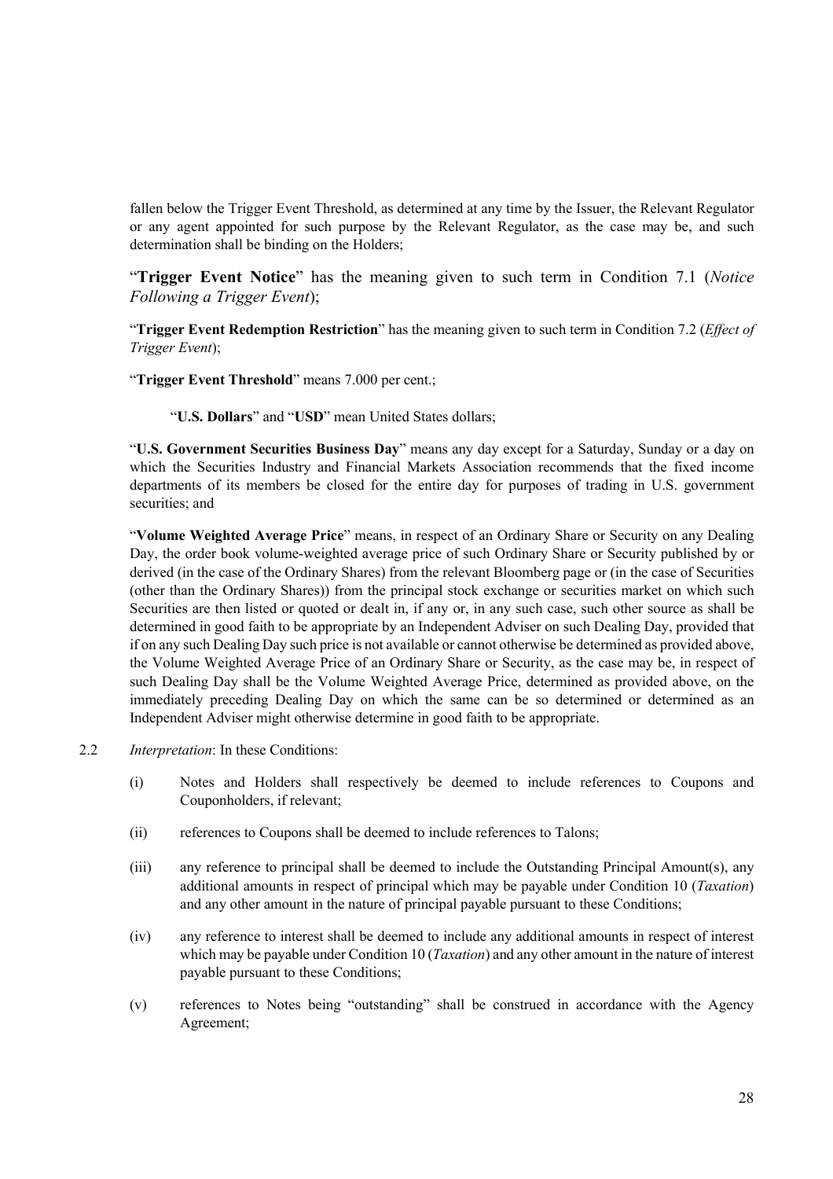fallen below the Trigger Event Threshold, as determined at any time by the Issuer, the Relevant Regulator or any agent appointed for such purpose by the Relevant Regulator, as the case may be, and such determination shall be binding on the Holders;

"**Trigger Event Notice**" has the meaning given to such term in Condition 7.1 (*Notice Following a Trigger Event*);

"**Trigger Event Redemption Restriction**" has the meaning given to such term in Condition 7.2 (*Effect of Trigger Event*);

"**Trigger Event Threshold**" means 7.000 per cent.;

"**U.S. Dollars**" and "**USD**" mean United States dollars;

"**U.S. Government Securities Business Day**" means any day except for a Saturday, Sunday or a day on which the Securities Industry and Financial Markets Association recommends that the fixed income departments of its members be closed for the entire day for purposes of trading in U.S. government securities; and

"**Volume Weighted Average Price**" means, in respect of an Ordinary Share or Security on any Dealing Day, the order book volume-weighted average price of such Ordinary Share or Security published by or derived (in the case of the Ordinary Shares) from the relevant Bloomberg page or (in the case of Securities (other than the Ordinary Shares)) from the principal stock exchange or securities market on which such Securities are then listed or quoted or dealt in, if any or, in any such case, such other source as shall be determined in good faith to be appropriate by an Independent Adviser on such Dealing Day, provided that if on any such Dealing Day such price is not available or cannot otherwise be determined as provided above, the Volume Weighted Average Price of an Ordinary Share or Security, as the case may be, in respect of such Dealing Day shall be the Volume Weighted Average Price, determined as provided above, on the immediately preceding Dealing Day on which the same can be so determined or determined as an Independent Adviser might otherwise determine in good faith to be appropriate.

2.2 *Interpretation*: In these Conditions:

(i) Notes and Holders shall respectively be deemed to include references to Coupons and Couponholders, if relevant;

(ii) references to Coupons shall be deemed to include references to Talons;

(iii) any reference to principal shall be deemed to include the Outstanding Principal Amount(s), any additional amounts in respect of principal which may be payable under Condition 10 (*Taxation*) and any other amount in the nature of principal payable pursuant to these Conditions;

(iv) any reference to interest shall be deemed to include any additional amounts in respect of interest which may be payable under Condition 10 (*Taxation*) and any other amount in the nature of interest payable pursuant to these Conditions;

(v) references to Notes being "outstanding" shall be construed in accordance with the Agency Agreement;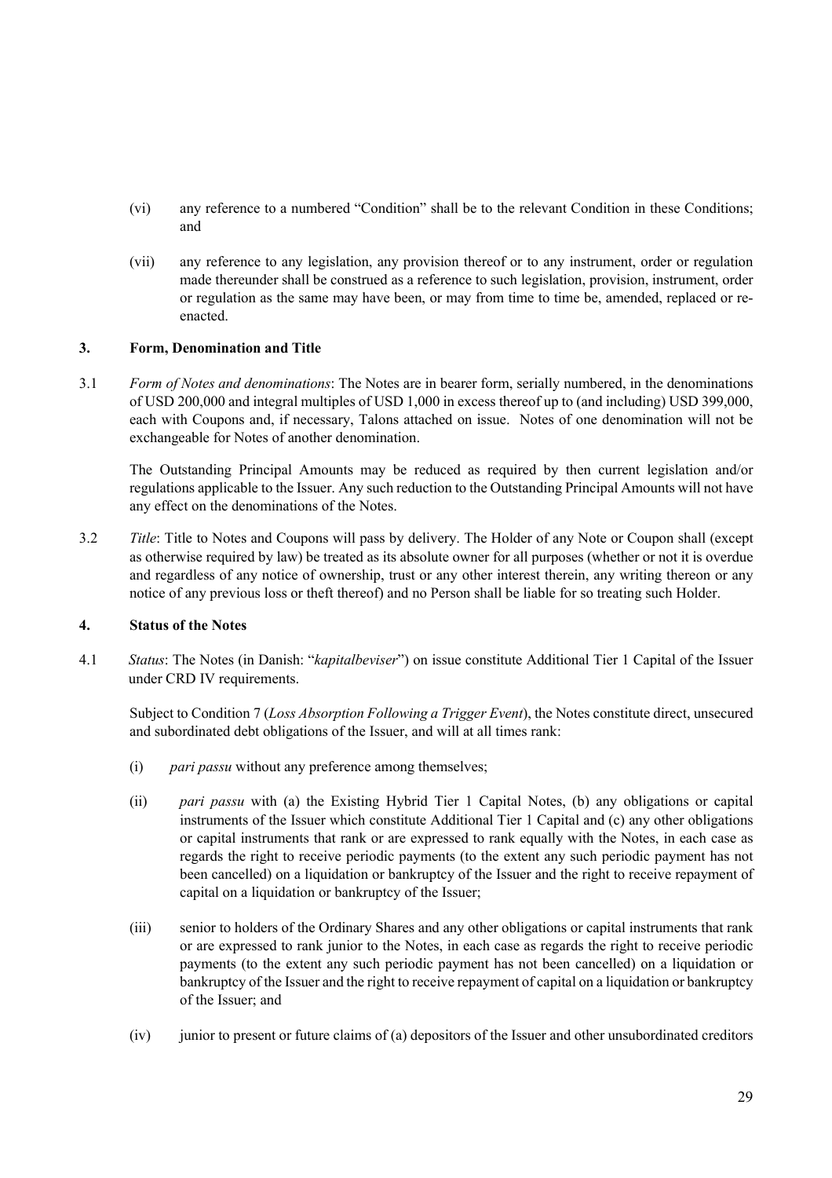(vi) any reference to a numbered "Condition" shall be to the relevant Condition in these Conditions; and

(vii) any reference to any legislation, any provision thereof or to any instrument, order or regulation made thereunder shall be construed as a reference to such legislation, provision, instrument, order or regulation as the same may have been, or may from time to time be, amended, replaced or re-enacted.

## 3. Form, Denomination and Title

3.1 *Form of Notes and denominations*: The Notes are in bearer form, serially numbered, in the denominations of USD 200,000 and integral multiples of USD 1,000 in excess thereof up to (and including) USD 399,000, each with Coupons and, if necessary, Talons attached on issue. Notes of one denomination will not be exchangeable for Notes of another denomination.

The Outstanding Principal Amounts may be reduced as required by then current legislation and/or regulations applicable to the Issuer. Any such reduction to the Outstanding Principal Amounts will not have any effect on the denominations of the Notes.

3.2 *Title*: Title to Notes and Coupons will pass by delivery. The Holder of any Note or Coupon shall (except as otherwise required by law) be treated as its absolute owner for all purposes (whether or not it is overdue and regardless of any notice of ownership, trust or any other interest therein, any writing thereon or any notice of any previous loss or theft thereof) and no Person shall be liable for so treating such Holder.

## 4. Status of the Notes

4.1 *Status*: The Notes (in Danish: "*kapitalbeviser*") on issue constitute Additional Tier 1 Capital of the Issuer under CRD IV requirements.

Subject to Condition 7 (*Loss Absorption Following a Trigger Event*), the Notes constitute direct, unsecured and subordinated debt obligations of the Issuer, and will at all times rank:

(i) *pari passu* without any preference among themselves;

(ii) *pari passu* with (a) the Existing Hybrid Tier 1 Capital Notes, (b) any obligations or capital instruments of the Issuer which constitute Additional Tier 1 Capital and (c) any other obligations or capital instruments that rank or are expressed to rank equally with the Notes, in each case as regards the right to receive periodic payments (to the extent any such periodic payment has not been cancelled) on a liquidation or bankruptcy of the Issuer and the right to receive repayment of capital on a liquidation or bankruptcy of the Issuer;

(iii) senior to holders of the Ordinary Shares and any other obligations or capital instruments that rank or are expressed to rank junior to the Notes, in each case as regards the right to receive periodic payments (to the extent any such periodic payment has not been cancelled) on a liquidation or bankruptcy of the Issuer and the right to receive repayment of capital on a liquidation or bankruptcy of the Issuer; and

(iv) junior to present or future claims of (a) depositors of the Issuer and other unsubordinated creditors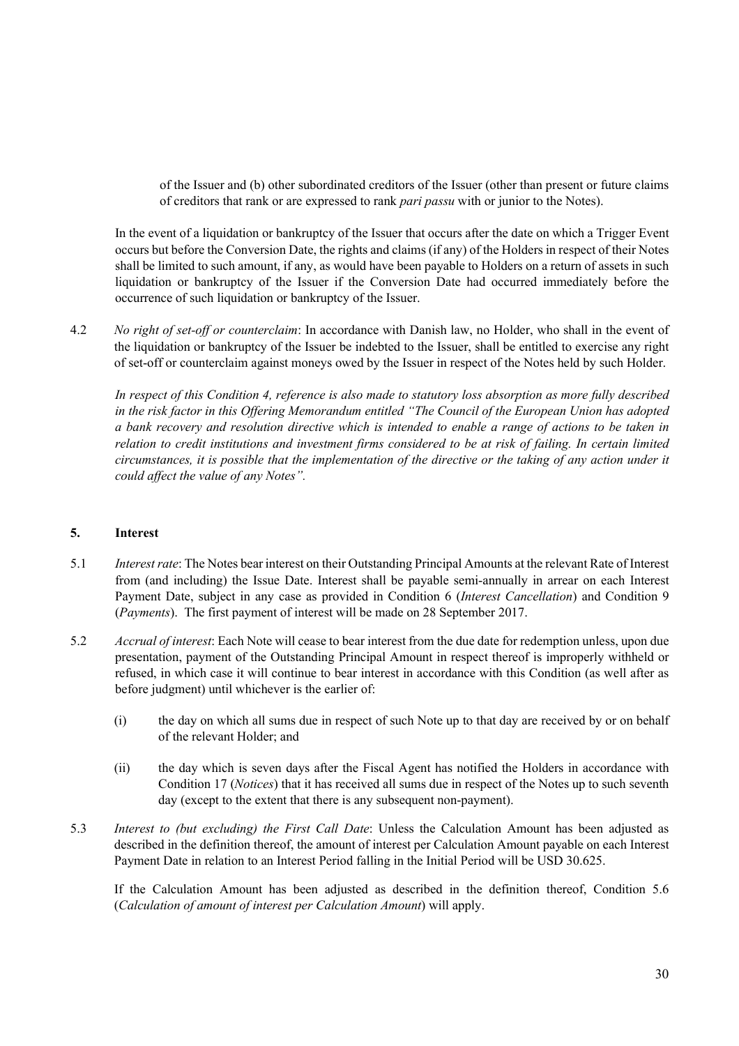of the Issuer and (b) other subordinated creditors of the Issuer (other than present or future claims of creditors that rank or are expressed to rank *pari passu* with or junior to the Notes).

In the event of a liquidation or bankruptcy of the Issuer that occurs after the date on which a Trigger Event occurs but before the Conversion Date, the rights and claims (if any) of the Holders in respect of their Notes shall be limited to such amount, if any, as would have been payable to Holders on a return of assets in such liquidation or bankruptcy of the Issuer if the Conversion Date had occurred immediately before the occurrence of such liquidation or bankruptcy of the Issuer.

4.2 *No right of set-off or counterclaim*: In accordance with Danish law, no Holder, who shall in the event of the liquidation or bankruptcy of the Issuer be indebted to the Issuer, shall be entitled to exercise any right of set-off or counterclaim against moneys owed by the Issuer in respect of the Notes held by such Holder.

*In respect of this Condition 4, reference is also made to statutory loss absorption as more fully described in the risk factor in this Offering Memorandum entitled "The Council of the European Union has adopted a bank recovery and resolution directive which is intended to enable a range of actions to be taken in relation to credit institutions and investment firms considered to be at risk of failing. In certain limited circumstances, it is possible that the implementation of the directive or the taking of any action under it could affect the value of any Notes".*

## 5. Interest

5.1 *Interest rate*: The Notes bear interest on their Outstanding Principal Amounts at the relevant Rate of Interest from (and including) the Issue Date. Interest shall be payable semi-annually in arrear on each Interest Payment Date, subject in any case as provided in Condition 6 (*Interest Cancellation*) and Condition 9 (*Payments*). The first payment of interest will be made on 28 September 2017.

5.2 *Accrual of interest*: Each Note will cease to bear interest from the due date for redemption unless, upon due presentation, payment of the Outstanding Principal Amount in respect thereof is improperly withheld or refused, in which case it will continue to bear interest in accordance with this Condition (as well after as before judgment) until whichever is the earlier of:

(i) the day on which all sums due in respect of such Note up to that day are received by or on behalf of the relevant Holder; and

(ii) the day which is seven days after the Fiscal Agent has notified the Holders in accordance with Condition 17 (*Notices*) that it has received all sums due in respect of the Notes up to such seventh day (except to the extent that there is any subsequent non-payment).

5.3 *Interest to (but excluding) the First Call Date*: Unless the Calculation Amount has been adjusted as described in the definition thereof, the amount of interest per Calculation Amount payable on each Interest Payment Date in relation to an Interest Period falling in the Initial Period will be USD 30.625.

If the Calculation Amount has been adjusted as described in the definition thereof, Condition 5.6 (*Calculation of amount of interest per Calculation Amount*) will apply.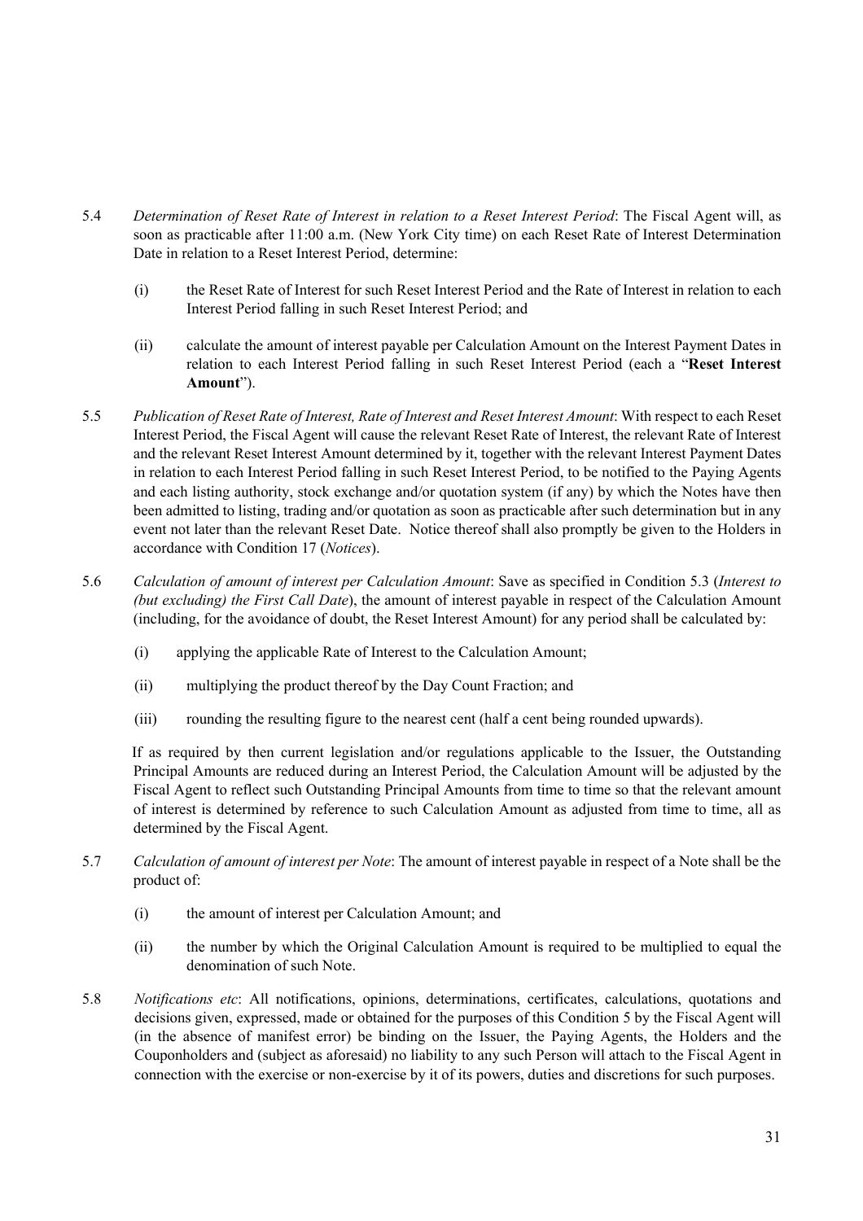5.4 *Determination of Reset Rate of Interest in relation to a Reset Interest Period*: The Fiscal Agent will, as soon as practicable after 11:00 a.m. (New York City time) on each Reset Rate of Interest Determination Date in relation to a Reset Interest Period, determine:

(i) the Reset Rate of Interest for such Reset Interest Period and the Rate of Interest in relation to each Interest Period falling in such Reset Interest Period; and

(ii) calculate the amount of interest payable per Calculation Amount on the Interest Payment Dates in relation to each Interest Period falling in such Reset Interest Period (each a "**Reset Interest Amount**").

5.5 *Publication of Reset Rate of Interest, Rate of Interest and Reset Interest Amount*: With respect to each Reset Interest Period, the Fiscal Agent will cause the relevant Reset Rate of Interest, the relevant Rate of Interest and the relevant Reset Interest Amount determined by it, together with the relevant Interest Payment Dates in relation to each Interest Period falling in such Reset Interest Period, to be notified to the Paying Agents and each listing authority, stock exchange and/or quotation system (if any) by which the Notes have then been admitted to listing, trading and/or quotation as soon as practicable after such determination but in any event not later than the relevant Reset Date. Notice thereof shall also promptly be given to the Holders in accordance with Condition 17 (*Notices*).

5.6 *Calculation of amount of interest per Calculation Amount*: Save as specified in Condition 5.3 (*Interest to (but excluding) the First Call Date*), the amount of interest payable in respect of the Calculation Amount (including, for the avoidance of doubt, the Reset Interest Amount) for any period shall be calculated by:

(i) applying the applicable Rate of Interest to the Calculation Amount;

(ii) multiplying the product thereof by the Day Count Fraction; and

(iii) rounding the resulting figure to the nearest cent (half a cent being rounded upwards).

If as required by then current legislation and/or regulations applicable to the Issuer, the Outstanding Principal Amounts are reduced during an Interest Period, the Calculation Amount will be adjusted by the Fiscal Agent to reflect such Outstanding Principal Amounts from time to time so that the relevant amount of interest is determined by reference to such Calculation Amount as adjusted from time to time, all as determined by the Fiscal Agent.

5.7 *Calculation of amount of interest per Note*: The amount of interest payable in respect of a Note shall be the product of:

(i) the amount of interest per Calculation Amount; and

(ii) the number by which the Original Calculation Amount is required to be multiplied to equal the denomination of such Note.

5.8 *Notifications etc*: All notifications, opinions, determinations, certificates, calculations, quotations and decisions given, expressed, made or obtained for the purposes of this Condition 5 by the Fiscal Agent will (in the absence of manifest error) be binding on the Issuer, the Paying Agents, the Holders and the Couponholders and (subject as aforesaid) no liability to any such Person will attach to the Fiscal Agent in connection with the exercise or non-exercise by it of its powers, duties and discretions for such purposes.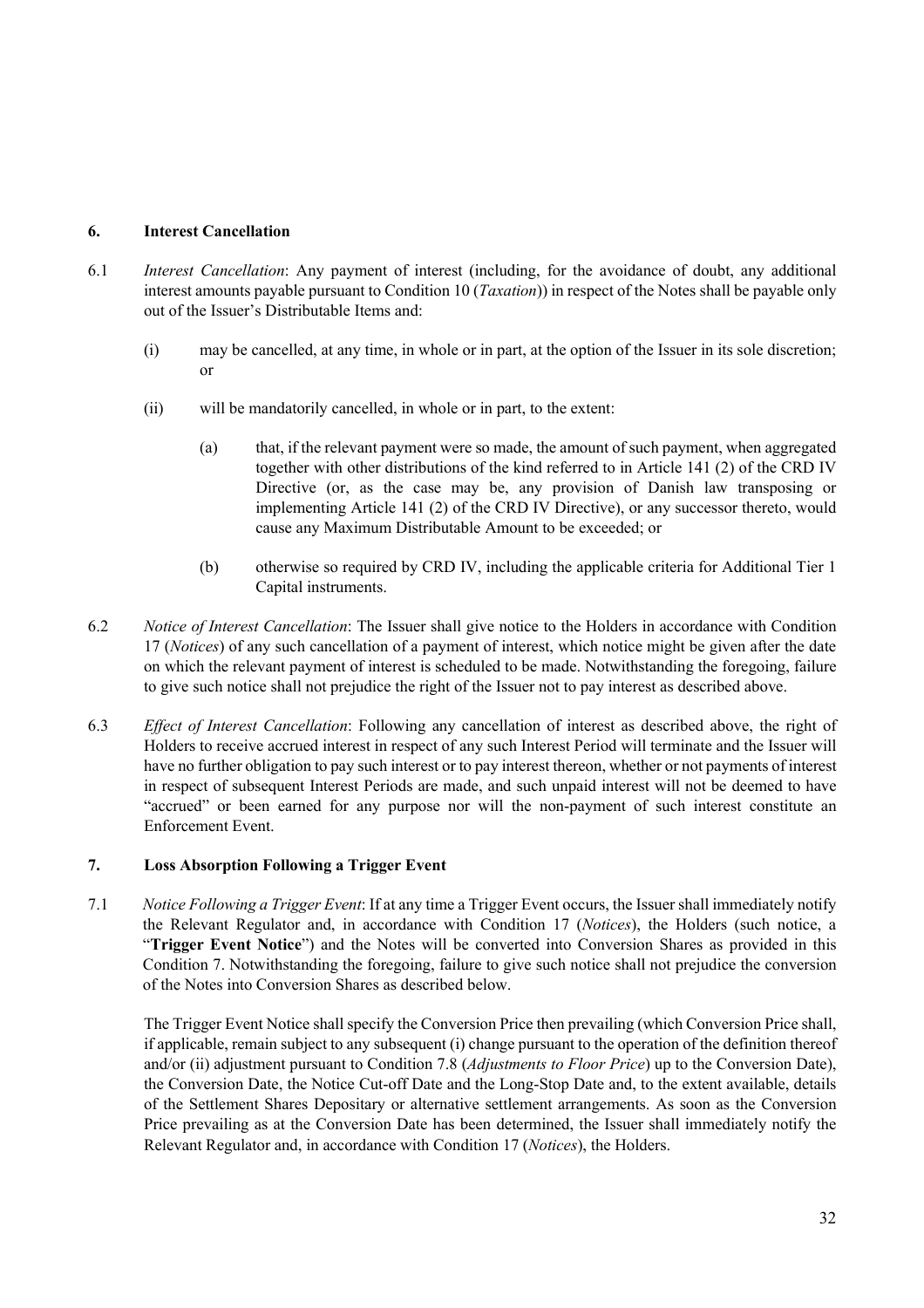## 6. Interest Cancellation

6.1 *Interest Cancellation*: Any payment of interest (including, for the avoidance of doubt, any additional interest amounts payable pursuant to Condition 10 (*Taxation*)) in respect of the Notes shall be payable only out of the Issuer's Distributable Items and:

(i) may be cancelled, at any time, in whole or in part, at the option of the Issuer in its sole discretion; or

(ii) will be mandatorily cancelled, in whole or in part, to the extent:

(a) that, if the relevant payment were so made, the amount of such payment, when aggregated together with other distributions of the kind referred to in Article 141 (2) of the CRD IV Directive (or, as the case may be, any provision of Danish law transposing or implementing Article 141 (2) of the CRD IV Directive), or any successor thereto, would cause any Maximum Distributable Amount to be exceeded; or

(b) otherwise so required by CRD IV, including the applicable criteria for Additional Tier 1 Capital instruments.

6.2 *Notice of Interest Cancellation*: The Issuer shall give notice to the Holders in accordance with Condition 17 (*Notices*) of any such cancellation of a payment of interest, which notice might be given after the date on which the relevant payment of interest is scheduled to be made. Notwithstanding the foregoing, failure to give such notice shall not prejudice the right of the Issuer not to pay interest as described above.

6.3 *Effect of Interest Cancellation*: Following any cancellation of interest as described above, the right of Holders to receive accrued interest in respect of any such Interest Period will terminate and the Issuer will have no further obligation to pay such interest or to pay interest thereon, whether or not payments of interest in respect of subsequent Interest Periods are made, and such unpaid interest will not be deemed to have "accrued" or been earned for any purpose nor will the non-payment of such interest constitute an Enforcement Event.

## 7. Loss Absorption Following a Trigger Event

7.1 *Notice Following a Trigger Event*: If at any time a Trigger Event occurs, the Issuer shall immediately notify the Relevant Regulator and, in accordance with Condition 17 (*Notices*), the Holders (such notice, a "**Trigger Event Notice**") and the Notes will be converted into Conversion Shares as provided in this Condition 7. Notwithstanding the foregoing, failure to give such notice shall not prejudice the conversion of the Notes into Conversion Shares as described below.

The Trigger Event Notice shall specify the Conversion Price then prevailing (which Conversion Price shall, if applicable, remain subject to any subsequent (i) change pursuant to the operation of the definition thereof and/or (ii) adjustment pursuant to Condition 7.8 (*Adjustments to Floor Price*) up to the Conversion Date), the Conversion Date, the Notice Cut-off Date and the Long-Stop Date and, to the extent available, details of the Settlement Shares Depositary or alternative settlement arrangements. As soon as the Conversion Price prevailing as at the Conversion Date has been determined, the Issuer shall immediately notify the Relevant Regulator and, in accordance with Condition 17 (*Notices*), the Holders.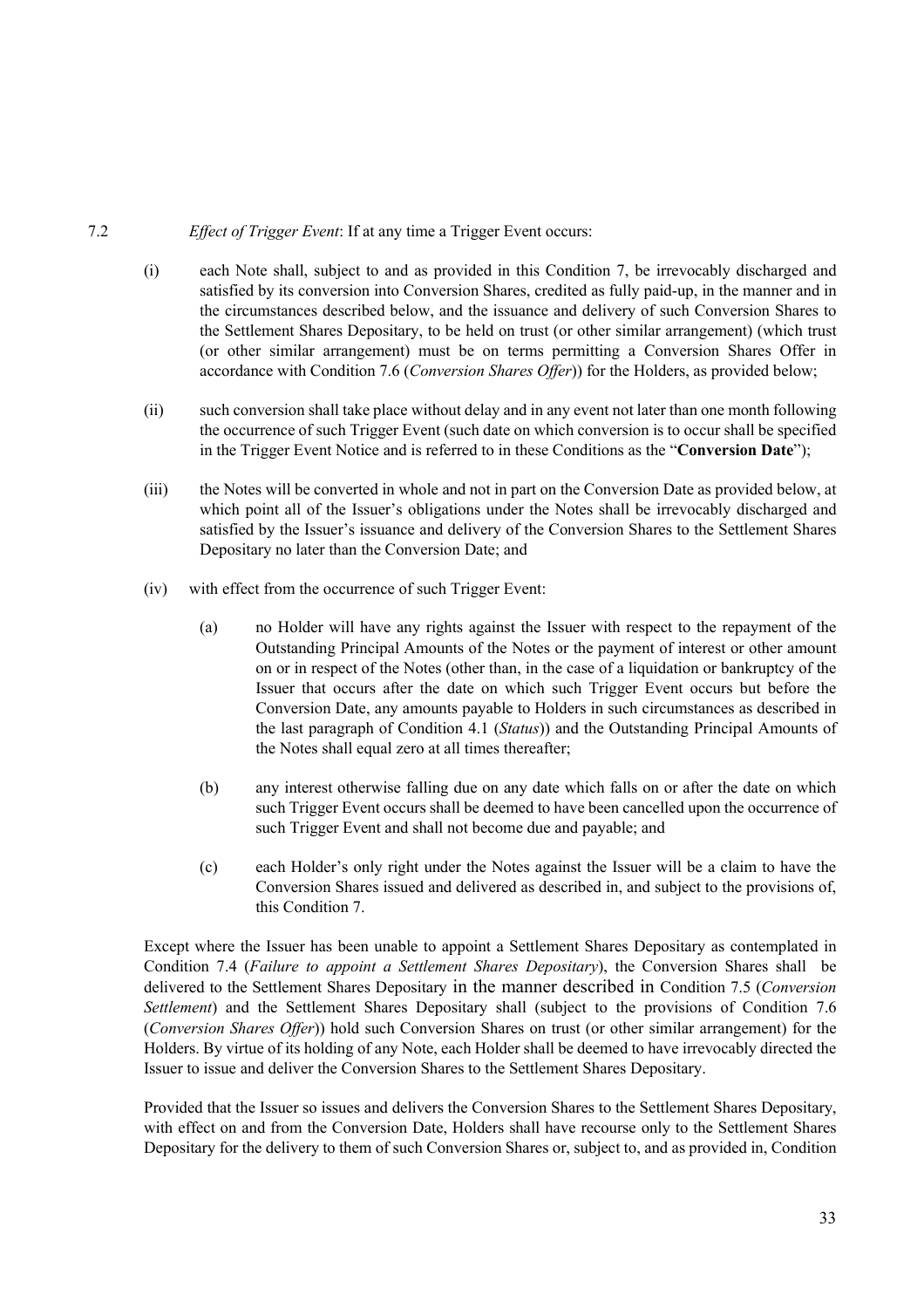7.2 *Effect of Trigger Event*: If at any time a Trigger Event occurs:

(i) each Note shall, subject to and as provided in this Condition 7, be irrevocably discharged and satisfied by its conversion into Conversion Shares, credited as fully paid-up, in the manner and in the circumstances described below, and the issuance and delivery of such Conversion Shares to the Settlement Shares Depositary, to be held on trust (or other similar arrangement) (which trust (or other similar arrangement) must be on terms permitting a Conversion Shares Offer in accordance with Condition 7.6 (*Conversion Shares Offer*)) for the Holders, as provided below;

(ii) such conversion shall take place without delay and in any event not later than one month following the occurrence of such Trigger Event (such date on which conversion is to occur shall be specified in the Trigger Event Notice and is referred to in these Conditions as the "**Conversion Date**");

(iii) the Notes will be converted in whole and not in part on the Conversion Date as provided below, at which point all of the Issuer's obligations under the Notes shall be irrevocably discharged and satisfied by the Issuer's issuance and delivery of the Conversion Shares to the Settlement Shares Depositary no later than the Conversion Date; and

(iv) with effect from the occurrence of such Trigger Event:

(a) no Holder will have any rights against the Issuer with respect to the repayment of the Outstanding Principal Amounts of the Notes or the payment of interest or other amount on or in respect of the Notes (other than, in the case of a liquidation or bankruptcy of the Issuer that occurs after the date on which such Trigger Event occurs but before the Conversion Date, any amounts payable to Holders in such circumstances as described in the last paragraph of Condition 4.1 (*Status*)) and the Outstanding Principal Amounts of the Notes shall equal zero at all times thereafter;

(b) any interest otherwise falling due on any date which falls on or after the date on which such Trigger Event occurs shall be deemed to have been cancelled upon the occurrence of such Trigger Event and shall not become due and payable; and

(c) each Holder's only right under the Notes against the Issuer will be a claim to have the Conversion Shares issued and delivered as described in, and subject to the provisions of, this Condition 7.

Except where the Issuer has been unable to appoint a Settlement Shares Depositary as contemplated in Condition 7.4 (*Failure to appoint a Settlement Shares Depositary*), the Conversion Shares shall be delivered to the Settlement Shares Depositary in the manner described in Condition 7.5 (*Conversion Settlement*) and the Settlement Shares Depositary shall (subject to the provisions of Condition 7.6 (*Conversion Shares Offer*)) hold such Conversion Shares on trust (or other similar arrangement) for the Holders. By virtue of its holding of any Note, each Holder shall be deemed to have irrevocably directed the Issuer to issue and deliver the Conversion Shares to the Settlement Shares Depositary.

Provided that the Issuer so issues and delivers the Conversion Shares to the Settlement Shares Depositary, with effect on and from the Conversion Date, Holders shall have recourse only to the Settlement Shares Depositary for the delivery to them of such Conversion Shares or, subject to, and as provided in, Condition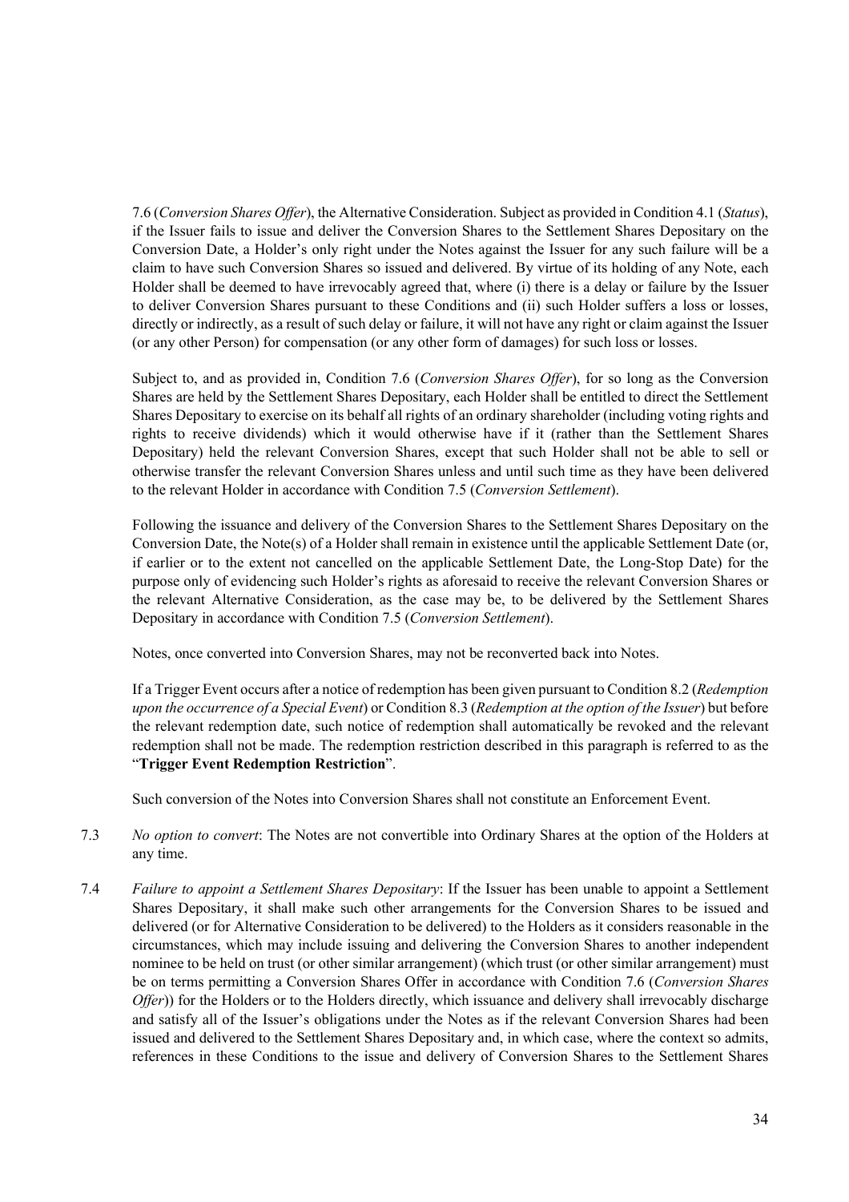7.6 (*Conversion Shares Offer*), the Alternative Consideration. Subject as provided in Condition 4.1 (*Status*), if the Issuer fails to issue and deliver the Conversion Shares to the Settlement Shares Depositary on the Conversion Date, a Holder's only right under the Notes against the Issuer for any such failure will be a claim to have such Conversion Shares so issued and delivered. By virtue of its holding of any Note, each Holder shall be deemed to have irrevocably agreed that, where (i) there is a delay or failure by the Issuer to deliver Conversion Shares pursuant to these Conditions and (ii) such Holder suffers a loss or losses, directly or indirectly, as a result of such delay or failure, it will not have any right or claim against the Issuer (or any other Person) for compensation (or any other form of damages) for such loss or losses.

Subject to, and as provided in, Condition 7.6 (*Conversion Shares Offer*), for so long as the Conversion Shares are held by the Settlement Shares Depositary, each Holder shall be entitled to direct the Settlement Shares Depositary to exercise on its behalf all rights of an ordinary shareholder (including voting rights and rights to receive dividends) which it would otherwise have if it (rather than the Settlement Shares Depositary) held the relevant Conversion Shares, except that such Holder shall not be able to sell or otherwise transfer the relevant Conversion Shares unless and until such time as they have been delivered to the relevant Holder in accordance with Condition 7.5 (*Conversion Settlement*).

Following the issuance and delivery of the Conversion Shares to the Settlement Shares Depositary on the Conversion Date, the Note(s) of a Holder shall remain in existence until the applicable Settlement Date (or, if earlier or to the extent not cancelled on the applicable Settlement Date, the Long-Stop Date) for the purpose only of evidencing such Holder's rights as aforesaid to receive the relevant Conversion Shares or the relevant Alternative Consideration, as the case may be, to be delivered by the Settlement Shares Depositary in accordance with Condition 7.5 (*Conversion Settlement*).

Notes, once converted into Conversion Shares, may not be reconverted back into Notes.

If a Trigger Event occurs after a notice of redemption has been given pursuant to Condition 8.2 (*Redemption upon the occurrence of a Special Event*) or Condition 8.3 (*Redemption at the option of the Issuer*) but before the relevant redemption date, such notice of redemption shall automatically be revoked and the relevant redemption shall not be made. The redemption restriction described in this paragraph is referred to as the "**Trigger Event Redemption Restriction**".

Such conversion of the Notes into Conversion Shares shall not constitute an Enforcement Event.

7.3 *No option to convert*: The Notes are not convertible into Ordinary Shares at the option of the Holders at any time.

7.4 *Failure to appoint a Settlement Shares Depositary*: If the Issuer has been unable to appoint a Settlement Shares Depositary, it shall make such other arrangements for the Conversion Shares to be issued and delivered (or for Alternative Consideration to be delivered) to the Holders as it considers reasonable in the circumstances, which may include issuing and delivering the Conversion Shares to another independent nominee to be held on trust (or other similar arrangement) (which trust (or other similar arrangement) must be on terms permitting a Conversion Shares Offer in accordance with Condition 7.6 (*Conversion Shares Offer*)) for the Holders or to the Holders directly, which issuance and delivery shall irrevocably discharge and satisfy all of the Issuer's obligations under the Notes as if the relevant Conversion Shares had been issued and delivered to the Settlement Shares Depositary and, in which case, where the context so admits, references in these Conditions to the issue and delivery of Conversion Shares to the Settlement Shares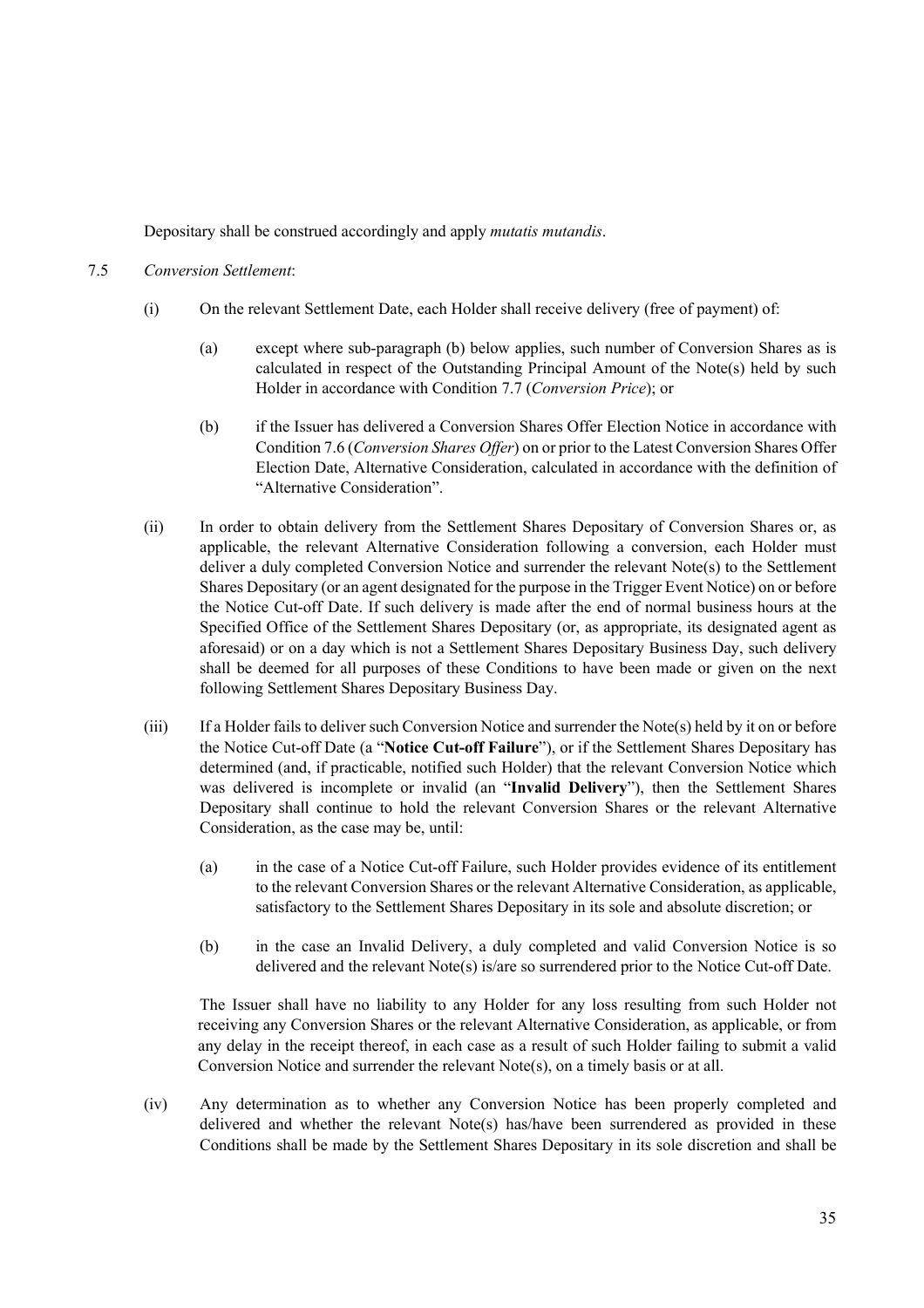Depositary shall be construed accordingly and apply *mutatis mutandis*.

7.5 *Conversion Settlement*:

(i) On the relevant Settlement Date, each Holder shall receive delivery (free of payment) of:

(a) except where sub-paragraph (b) below applies, such number of Conversion Shares as is calculated in respect of the Outstanding Principal Amount of the Note(s) held by such Holder in accordance with Condition 7.7 (*Conversion Price*); or

(b) if the Issuer has delivered a Conversion Shares Offer Election Notice in accordance with Condition 7.6 (*Conversion Shares Offer*) on or prior to the Latest Conversion Shares Offer Election Date, Alternative Consideration, calculated in accordance with the definition of "Alternative Consideration".

(ii) In order to obtain delivery from the Settlement Shares Depositary of Conversion Shares or, as applicable, the relevant Alternative Consideration following a conversion, each Holder must deliver a duly completed Conversion Notice and surrender the relevant Note(s) to the Settlement Shares Depositary (or an agent designated for the purpose in the Trigger Event Notice) on or before the Notice Cut-off Date. If such delivery is made after the end of normal business hours at the Specified Office of the Settlement Shares Depositary (or, as appropriate, its designated agent as aforesaid) or on a day which is not a Settlement Shares Depositary Business Day, such delivery shall be deemed for all purposes of these Conditions to have been made or given on the next following Settlement Shares Depositary Business Day.

(iii) If a Holder fails to deliver such Conversion Notice and surrender the Note(s) held by it on or before the Notice Cut-off Date (a "**Notice Cut-off Failure**"), or if the Settlement Shares Depositary has determined (and, if practicable, notified such Holder) that the relevant Conversion Notice which was delivered is incomplete or invalid (an "**Invalid Delivery**"), then the Settlement Shares Depositary shall continue to hold the relevant Conversion Shares or the relevant Alternative Consideration, as the case may be, until:

(a) in the case of a Notice Cut-off Failure, such Holder provides evidence of its entitlement to the relevant Conversion Shares or the relevant Alternative Consideration, as applicable, satisfactory to the Settlement Shares Depositary in its sole and absolute discretion; or

(b) in the case an Invalid Delivery, a duly completed and valid Conversion Notice is so delivered and the relevant Note(s) is/are so surrendered prior to the Notice Cut-off Date.

The Issuer shall have no liability to any Holder for any loss resulting from such Holder not receiving any Conversion Shares or the relevant Alternative Consideration, as applicable, or from any delay in the receipt thereof, in each case as a result of such Holder failing to submit a valid Conversion Notice and surrender the relevant Note(s), on a timely basis or at all.

(iv) Any determination as to whether any Conversion Notice has been properly completed and delivered and whether the relevant Note(s) has/have been surrendered as provided in these Conditions shall be made by the Settlement Shares Depositary in its sole discretion and shall be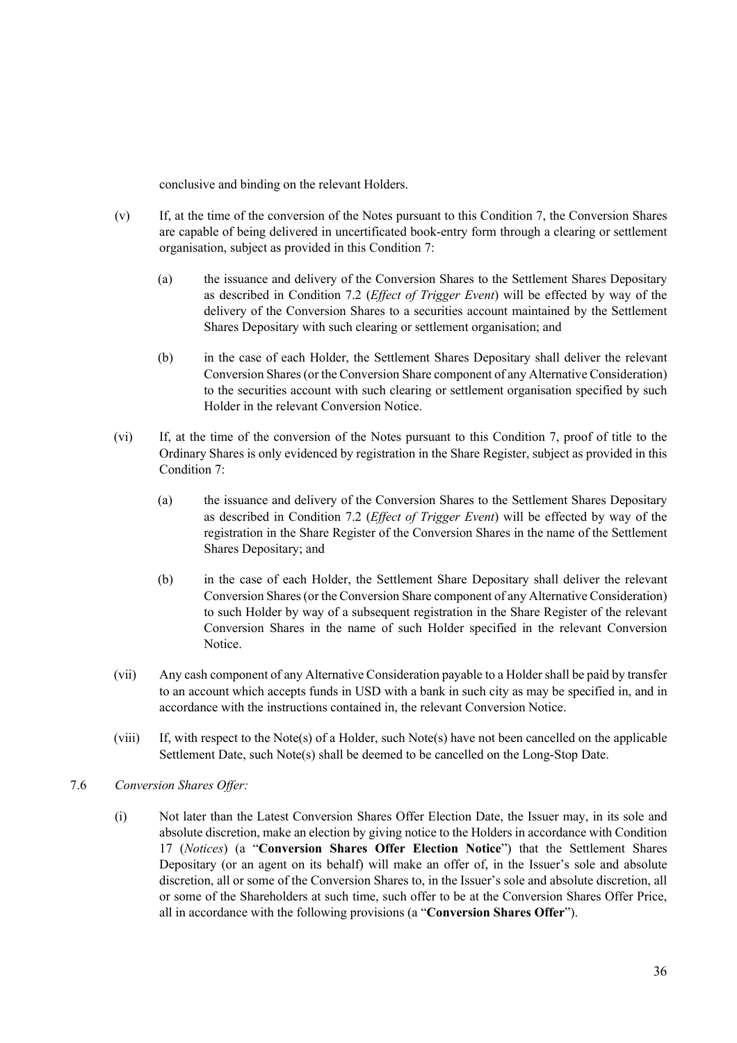conclusive and binding on the relevant Holders.

(v) If, at the time of the conversion of the Notes pursuant to this Condition 7, the Conversion Shares are capable of being delivered in uncertificated book-entry form through a clearing or settlement organisation, subject as provided in this Condition 7:

(a) the issuance and delivery of the Conversion Shares to the Settlement Shares Depositary as described in Condition 7.2 (*Effect of Trigger Event*) will be effected by way of the delivery of the Conversion Shares to a securities account maintained by the Settlement Shares Depositary with such clearing or settlement organisation; and

(b) in the case of each Holder, the Settlement Shares Depositary shall deliver the relevant Conversion Shares (or the Conversion Share component of any Alternative Consideration) to the securities account with such clearing or settlement organisation specified by such Holder in the relevant Conversion Notice.

(vi) If, at the time of the conversion of the Notes pursuant to this Condition 7, proof of title to the Ordinary Shares is only evidenced by registration in the Share Register, subject as provided in this Condition 7:

(a) the issuance and delivery of the Conversion Shares to the Settlement Shares Depositary as described in Condition 7.2 (*Effect of Trigger Event*) will be effected by way of the registration in the Share Register of the Conversion Shares in the name of the Settlement Shares Depositary; and

(b) in the case of each Holder, the Settlement Share Depositary shall deliver the relevant Conversion Shares (or the Conversion Share component of any Alternative Consideration) to such Holder by way of a subsequent registration in the Share Register of the relevant Conversion Shares in the name of such Holder specified in the relevant Conversion Notice.

(vii) Any cash component of any Alternative Consideration payable to a Holder shall be paid by transfer to an account which accepts funds in USD with a bank in such city as may be specified in, and in accordance with the instructions contained in, the relevant Conversion Notice.

(viii) If, with respect to the Note(s) of a Holder, such Note(s) have not been cancelled on the applicable Settlement Date, such Note(s) shall be deemed to be cancelled on the Long-Stop Date.

7.6 *Conversion Shares Offer:*

(i) Not later than the Latest Conversion Shares Offer Election Date, the Issuer may, in its sole and absolute discretion, make an election by giving notice to the Holders in accordance with Condition 17 (*Notices*) (a "**Conversion Shares Offer Election Notice**") that the Settlement Shares Depositary (or an agent on its behalf) will make an offer of, in the Issuer's sole and absolute discretion, all or some of the Conversion Shares to, in the Issuer's sole and absolute discretion, all or some of the Shareholders at such time, such offer to be at the Conversion Shares Offer Price, all in accordance with the following provisions (a "**Conversion Shares Offer**").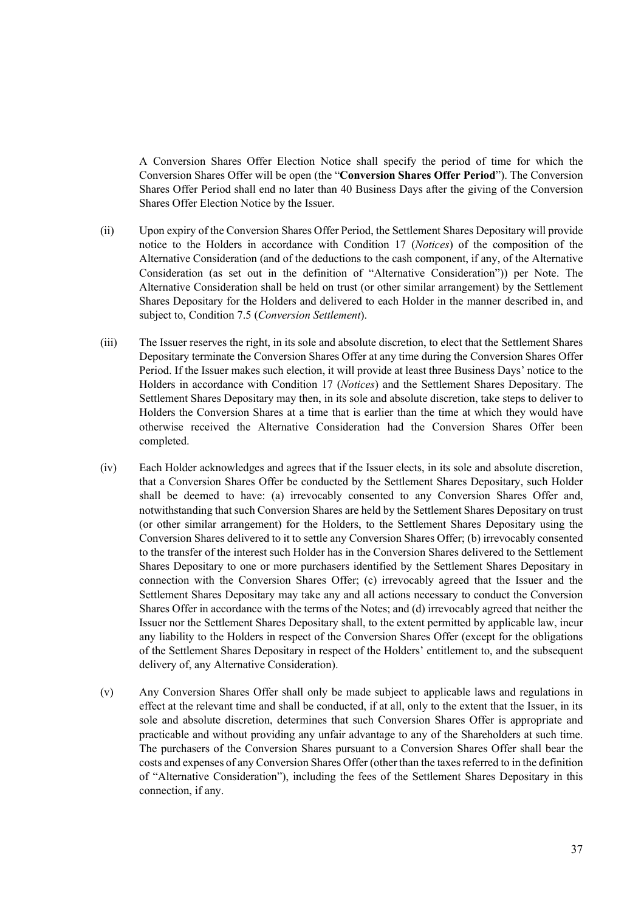A Conversion Shares Offer Election Notice shall specify the period of time for which the Conversion Shares Offer will be open (the "**Conversion Shares Offer Period**"). The Conversion Shares Offer Period shall end no later than 40 Business Days after the giving of the Conversion Shares Offer Election Notice by the Issuer.

(ii) Upon expiry of the Conversion Shares Offer Period, the Settlement Shares Depositary will provide notice to the Holders in accordance with Condition 17 (*Notices*) of the composition of the Alternative Consideration (and of the deductions to the cash component, if any, of the Alternative Consideration (as set out in the definition of "Alternative Consideration")) per Note. The Alternative Consideration shall be held on trust (or other similar arrangement) by the Settlement Shares Depositary for the Holders and delivered to each Holder in the manner described in, and subject to, Condition 7.5 (*Conversion Settlement*).

(iii) The Issuer reserves the right, in its sole and absolute discretion, to elect that the Settlement Shares Depositary terminate the Conversion Shares Offer at any time during the Conversion Shares Offer Period. If the Issuer makes such election, it will provide at least three Business Days' notice to the Holders in accordance with Condition 17 (*Notices*) and the Settlement Shares Depositary. The Settlement Shares Depositary may then, in its sole and absolute discretion, take steps to deliver to Holders the Conversion Shares at a time that is earlier than the time at which they would have otherwise received the Alternative Consideration had the Conversion Shares Offer been completed.

(iv) Each Holder acknowledges and agrees that if the Issuer elects, in its sole and absolute discretion, that a Conversion Shares Offer be conducted by the Settlement Shares Depositary, such Holder shall be deemed to have: (a) irrevocably consented to any Conversion Shares Offer and, notwithstanding that such Conversion Shares are held by the Settlement Shares Depositary on trust (or other similar arrangement) for the Holders, to the Settlement Shares Depositary using the Conversion Shares delivered to it to settle any Conversion Shares Offer; (b) irrevocably consented to the transfer of the interest such Holder has in the Conversion Shares delivered to the Settlement Shares Depositary to one or more purchasers identified by the Settlement Shares Depositary in connection with the Conversion Shares Offer; (c) irrevocably agreed that the Issuer and the Settlement Shares Depositary may take any and all actions necessary to conduct the Conversion Shares Offer in accordance with the terms of the Notes; and (d) irrevocably agreed that neither the Issuer nor the Settlement Shares Depositary shall, to the extent permitted by applicable law, incur any liability to the Holders in respect of the Conversion Shares Offer (except for the obligations of the Settlement Shares Depositary in respect of the Holders' entitlement to, and the subsequent delivery of, any Alternative Consideration).

(v) Any Conversion Shares Offer shall only be made subject to applicable laws and regulations in effect at the relevant time and shall be conducted, if at all, only to the extent that the Issuer, in its sole and absolute discretion, determines that such Conversion Shares Offer is appropriate and practicable and without providing any unfair advantage to any of the Shareholders at such time. The purchasers of the Conversion Shares pursuant to a Conversion Shares Offer shall bear the costs and expenses of any Conversion Shares Offer (other than the taxes referred to in the definition of "Alternative Consideration"), including the fees of the Settlement Shares Depositary in this connection, if any.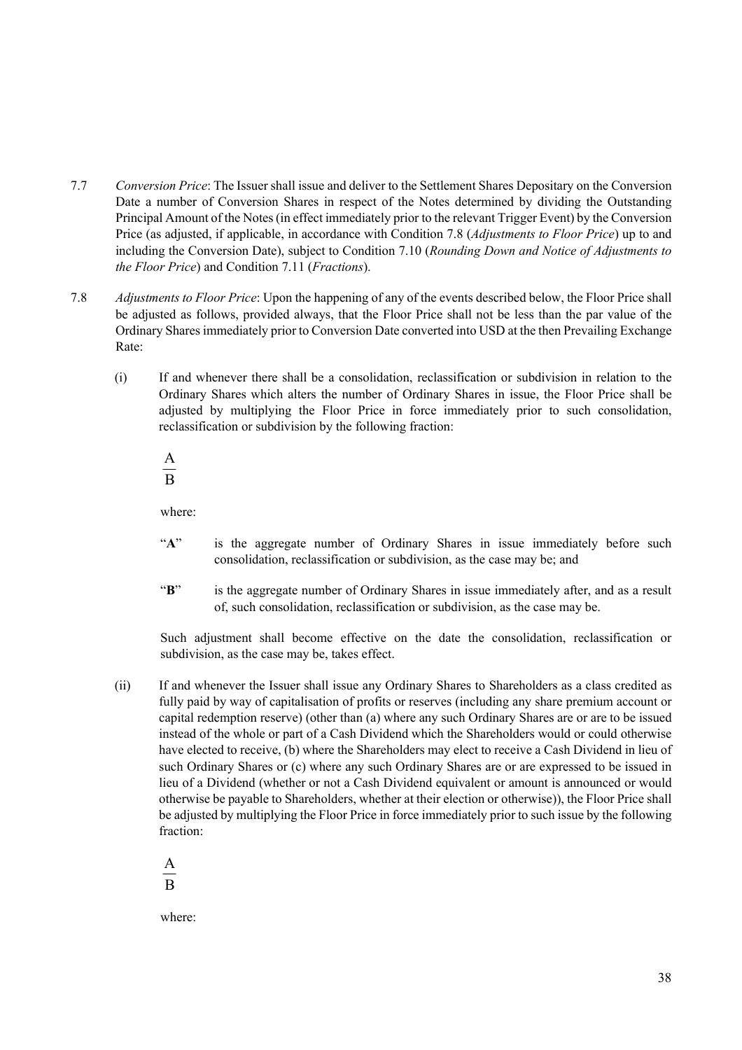7.7 *Conversion Price*: The Issuer shall issue and deliver to the Settlement Shares Depositary on the Conversion Date a number of Conversion Shares in respect of the Notes determined by dividing the Outstanding Principal Amount of the Notes (in effect immediately prior to the relevant Trigger Event) by the Conversion Price (as adjusted, if applicable, in accordance with Condition 7.8 (*Adjustments to Floor Price*) up to and including the Conversion Date), subject to Condition 7.10 (*Rounding Down and Notice of Adjustments to the Floor Price*) and Condition 7.11 (*Fractions*).

7.8 *Adjustments to Floor Price*: Upon the happening of any of the events described below, the Floor Price shall be adjusted as follows, provided always, that the Floor Price shall not be less than the par value of the Ordinary Shares immediately prior to Conversion Date converted into USD at the then Prevailing Exchange Rate:

(i) If and whenever there shall be a consolidation, reclassification or subdivision in relation to the Ordinary Shares which alters the number of Ordinary Shares in issue, the Floor Price shall be adjusted by multiplying the Floor Price in force immediately prior to such consolidation, reclassification or subdivision by the following fraction:

$$\frac{A}{B}$$

where:

"**A**" is the aggregate number of Ordinary Shares in issue immediately before such consolidation, reclassification or subdivision, as the case may be; and

"**B**" is the aggregate number of Ordinary Shares in issue immediately after, and as a result of, such consolidation, reclassification or subdivision, as the case may be.

Such adjustment shall become effective on the date the consolidation, reclassification or subdivision, as the case may be, takes effect.

(ii) If and whenever the Issuer shall issue any Ordinary Shares to Shareholders as a class credited as fully paid by way of capitalisation of profits or reserves (including any share premium account or capital redemption reserve) (other than (a) where any such Ordinary Shares are or are to be issued instead of the whole or part of a Cash Dividend which the Shareholders would or could otherwise have elected to receive, (b) where the Shareholders may elect to receive a Cash Dividend in lieu of such Ordinary Shares or (c) where any such Ordinary Shares are or are expressed to be issued in lieu of a Dividend (whether or not a Cash Dividend equivalent or amount is announced or would otherwise be payable to Shareholders, whether at their election or otherwise)), the Floor Price shall be adjusted by multiplying the Floor Price in force immediately prior to such issue by the following fraction:

$$\frac{A}{B}$$

where: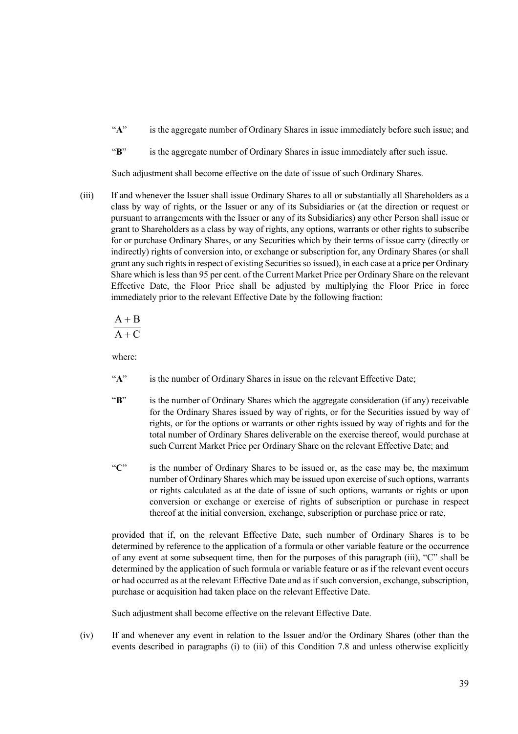"**A**" is the aggregate number of Ordinary Shares in issue immediately before such issue; and

"**B**" is the aggregate number of Ordinary Shares in issue immediately after such issue.

Such adjustment shall become effective on the date of issue of such Ordinary Shares.

(iii) If and whenever the Issuer shall issue Ordinary Shares to all or substantially all Shareholders as a class by way of rights, or the Issuer or any of its Subsidiaries or (at the direction or request or pursuant to arrangements with the Issuer or any of its Subsidiaries) any other Person shall issue or grant to Shareholders as a class by way of rights, any options, warrants or other rights to subscribe for or purchase Ordinary Shares, or any Securities which by their terms of issue carry (directly or indirectly) rights of conversion into, or exchange or subscription for, any Ordinary Shares (or shall grant any such rights in respect of existing Securities so issued), in each case at a price per Ordinary Share which is less than 95 per cent. of the Current Market Price per Ordinary Share on the relevant Effective Date, the Floor Price shall be adjusted by multiplying the Floor Price in force immediately prior to the relevant Effective Date by the following fraction:

$$\frac{A + B}{A + C}$$

where:

"**A**" is the number of Ordinary Shares in issue on the relevant Effective Date;

"**B**" is the number of Ordinary Shares which the aggregate consideration (if any) receivable for the Ordinary Shares issued by way of rights, or for the Securities issued by way of rights, or for the options or warrants or other rights issued by way of rights and for the total number of Ordinary Shares deliverable on the exercise thereof, would purchase at such Current Market Price per Ordinary Share on the relevant Effective Date; and

"**C**" is the number of Ordinary Shares to be issued or, as the case may be, the maximum number of Ordinary Shares which may be issued upon exercise of such options, warrants or rights calculated as at the date of issue of such options, warrants or rights or upon conversion or exchange or exercise of rights of subscription or purchase in respect thereof at the initial conversion, exchange, subscription or purchase price or rate,

provided that if, on the relevant Effective Date, such number of Ordinary Shares is to be determined by reference to the application of a formula or other variable feature or the occurrence of any event at some subsequent time, then for the purposes of this paragraph (iii), "C" shall be determined by the application of such formula or variable feature or as if the relevant event occurs or had occurred as at the relevant Effective Date and as if such conversion, exchange, subscription, purchase or acquisition had taken place on the relevant Effective Date.

Such adjustment shall become effective on the relevant Effective Date.

(iv) If and whenever any event in relation to the Issuer and/or the Ordinary Shares (other than the events described in paragraphs (i) to (iii) of this Condition 7.8 and unless otherwise explicitly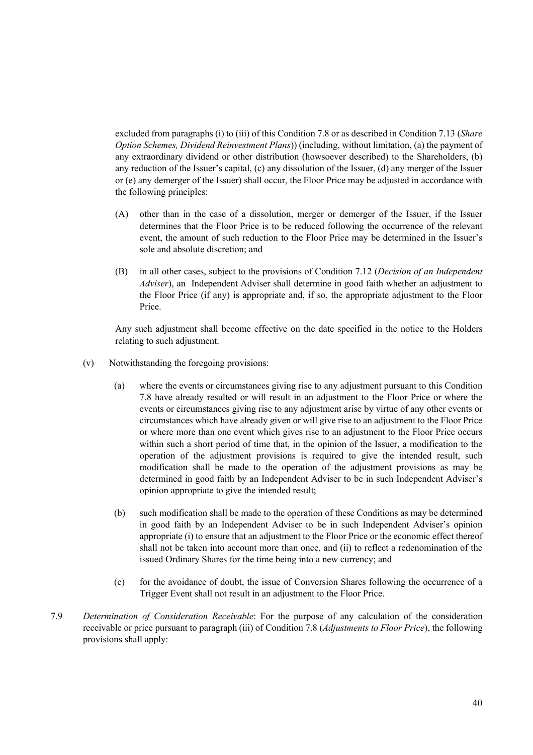excluded from paragraphs (i) to (iii) of this Condition 7.8 or as described in Condition 7.13 (*Share Option Schemes, Dividend Reinvestment Plans*)) (including, without limitation, (a) the payment of any extraordinary dividend or other distribution (howsoever described) to the Shareholders, (b) any reduction of the Issuer's capital, (c) any dissolution of the Issuer, (d) any merger of the Issuer or (e) any demerger of the Issuer) shall occur, the Floor Price may be adjusted in accordance with the following principles:

(A) other than in the case of a dissolution, merger or demerger of the Issuer, if the Issuer determines that the Floor Price is to be reduced following the occurrence of the relevant event, the amount of such reduction to the Floor Price may be determined in the Issuer's sole and absolute discretion; and

(B) in all other cases, subject to the provisions of Condition 7.12 (*Decision of an Independent Adviser*), an Independent Adviser shall determine in good faith whether an adjustment to the Floor Price (if any) is appropriate and, if so, the appropriate adjustment to the Floor Price.

Any such adjustment shall become effective on the date specified in the notice to the Holders relating to such adjustment.

(v) Notwithstanding the foregoing provisions:

(a) where the events or circumstances giving rise to any adjustment pursuant to this Condition 7.8 have already resulted or will result in an adjustment to the Floor Price or where the events or circumstances giving rise to any adjustment arise by virtue of any other events or circumstances which have already given or will give rise to an adjustment to the Floor Price or where more than one event which gives rise to an adjustment to the Floor Price occurs within such a short period of time that, in the opinion of the Issuer, a modification to the operation of the adjustment provisions is required to give the intended result, such modification shall be made to the operation of the adjustment provisions as may be determined in good faith by an Independent Adviser to be in such Independent Adviser's opinion appropriate to give the intended result;

(b) such modification shall be made to the operation of these Conditions as may be determined in good faith by an Independent Adviser to be in such Independent Adviser's opinion appropriate (i) to ensure that an adjustment to the Floor Price or the economic effect thereof shall not be taken into account more than once, and (ii) to reflect a redenomination of the issued Ordinary Shares for the time being into a new currency; and

(c) for the avoidance of doubt, the issue of Conversion Shares following the occurrence of a Trigger Event shall not result in an adjustment to the Floor Price.

7.9 *Determination of Consideration Receivable*: For the purpose of any calculation of the consideration receivable or price pursuant to paragraph (iii) of Condition 7.8 (*Adjustments to Floor Price*), the following provisions shall apply: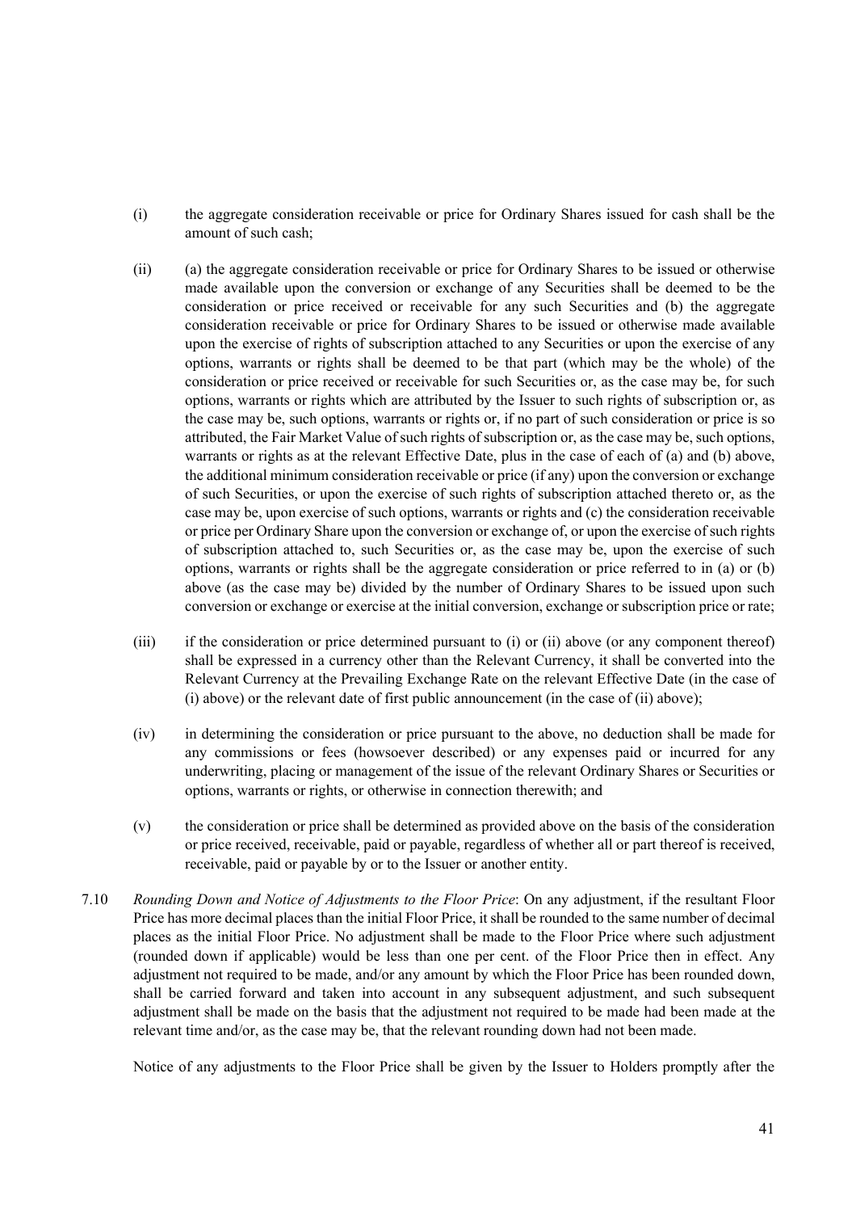(i) the aggregate consideration receivable or price for Ordinary Shares issued for cash shall be the amount of such cash;

(ii) (a) the aggregate consideration receivable or price for Ordinary Shares to be issued or otherwise made available upon the conversion or exchange of any Securities shall be deemed to be the consideration or price received or receivable for any such Securities and (b) the aggregate consideration receivable or price for Ordinary Shares to be issued or otherwise made available upon the exercise of rights of subscription attached to any Securities or upon the exercise of any options, warrants or rights shall be deemed to be that part (which may be the whole) of the consideration or price received or receivable for such Securities or, as the case may be, for such options, warrants or rights which are attributed by the Issuer to such rights of subscription or, as the case may be, such options, warrants or rights or, if no part of such consideration or price is so attributed, the Fair Market Value of such rights of subscription or, as the case may be, such options, warrants or rights as at the relevant Effective Date, plus in the case of each of (a) and (b) above, the additional minimum consideration receivable or price (if any) upon the conversion or exchange of such Securities, or upon the exercise of such rights of subscription attached thereto or, as the case may be, upon exercise of such options, warrants or rights and (c) the consideration receivable or price per Ordinary Share upon the conversion or exchange of, or upon the exercise of such rights of subscription attached to, such Securities or, as the case may be, upon the exercise of such options, warrants or rights shall be the aggregate consideration or price referred to in (a) or (b) above (as the case may be) divided by the number of Ordinary Shares to be issued upon such conversion or exchange or exercise at the initial conversion, exchange or subscription price or rate;

(iii) if the consideration or price determined pursuant to (i) or (ii) above (or any component thereof) shall be expressed in a currency other than the Relevant Currency, it shall be converted into the Relevant Currency at the Prevailing Exchange Rate on the relevant Effective Date (in the case of (i) above) or the relevant date of first public announcement (in the case of (ii) above);

(iv) in determining the consideration or price pursuant to the above, no deduction shall be made for any commissions or fees (howsoever described) or any expenses paid or incurred for any underwriting, placing or management of the issue of the relevant Ordinary Shares or Securities or options, warrants or rights, or otherwise in connection therewith; and

(v) the consideration or price shall be determined as provided above on the basis of the consideration or price received, receivable, paid or payable, regardless of whether all or part thereof is received, receivable, paid or payable by or to the Issuer or another entity.

7.10 *Rounding Down and Notice of Adjustments to the Floor Price*: On any adjustment, if the resultant Floor Price has more decimal places than the initial Floor Price, it shall be rounded to the same number of decimal places as the initial Floor Price. No adjustment shall be made to the Floor Price where such adjustment (rounded down if applicable) would be less than one per cent. of the Floor Price then in effect. Any adjustment not required to be made, and/or any amount by which the Floor Price has been rounded down, shall be carried forward and taken into account in any subsequent adjustment, and such subsequent adjustment shall be made on the basis that the adjustment not required to be made had been made at the relevant time and/or, as the case may be, that the relevant rounding down had not been made.

Notice of any adjustments to the Floor Price shall be given by the Issuer to Holders promptly after the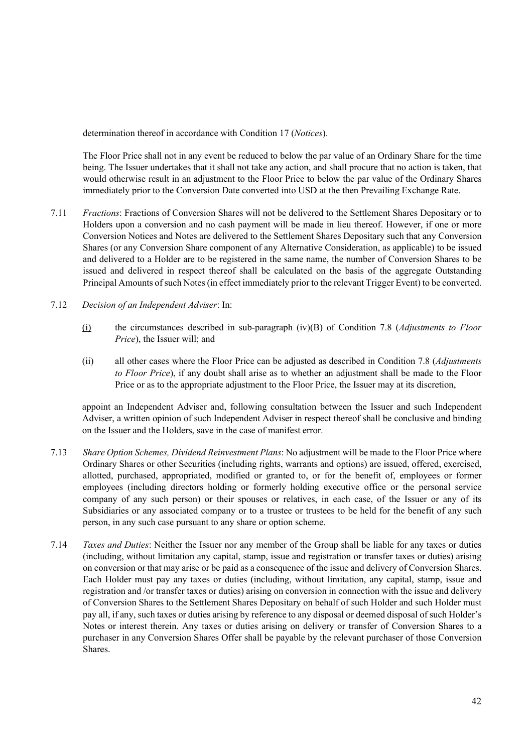determination thereof in accordance with Condition 17 (*Notices*).

The Floor Price shall not in any event be reduced to below the par value of an Ordinary Share for the time being. The Issuer undertakes that it shall not take any action, and shall procure that no action is taken, that would otherwise result in an adjustment to the Floor Price to below the par value of the Ordinary Shares immediately prior to the Conversion Date converted into USD at the then Prevailing Exchange Rate.

7.11 *Fractions*: Fractions of Conversion Shares will not be delivered to the Settlement Shares Depositary or to Holders upon a conversion and no cash payment will be made in lieu thereof. However, if one or more Conversion Notices and Notes are delivered to the Settlement Shares Depositary such that any Conversion Shares (or any Conversion Share component of any Alternative Consideration, as applicable) to be issued and delivered to a Holder are to be registered in the same name, the number of Conversion Shares to be issued and delivered in respect thereof shall be calculated on the basis of the aggregate Outstanding Principal Amounts of such Notes (in effect immediately prior to the relevant Trigger Event) to be converted.

7.12 *Decision of an Independent Adviser*: In:

(i) the circumstances described in sub-paragraph (iv)(B) of Condition 7.8 (*Adjustments to Floor Price*), the Issuer will; and

(ii) all other cases where the Floor Price can be adjusted as described in Condition 7.8 (*Adjustments to Floor Price*), if any doubt shall arise as to whether an adjustment shall be made to the Floor Price or as to the appropriate adjustment to the Floor Price, the Issuer may at its discretion,

appoint an Independent Adviser and, following consultation between the Issuer and such Independent Adviser, a written opinion of such Independent Adviser in respect thereof shall be conclusive and binding on the Issuer and the Holders, save in the case of manifest error.

7.13 *Share Option Schemes, Dividend Reinvestment Plans*: No adjustment will be made to the Floor Price where Ordinary Shares or other Securities (including rights, warrants and options) are issued, offered, exercised, allotted, purchased, appropriated, modified or granted to, or for the benefit of, employees or former employees (including directors holding or formerly holding executive office or the personal service company of any such person) or their spouses or relatives, in each case, of the Issuer or any of its Subsidiaries or any associated company or to a trustee or trustees to be held for the benefit of any such person, in any such case pursuant to any share or option scheme.

7.14 *Taxes and Duties*: Neither the Issuer nor any member of the Group shall be liable for any taxes or duties (including, without limitation any capital, stamp, issue and registration or transfer taxes or duties) arising on conversion or that may arise or be paid as a consequence of the issue and delivery of Conversion Shares. Each Holder must pay any taxes or duties (including, without limitation, any capital, stamp, issue and registration and /or transfer taxes or duties) arising on conversion in connection with the issue and delivery of Conversion Shares to the Settlement Shares Depositary on behalf of such Holder and such Holder must pay all, if any, such taxes or duties arising by reference to any disposal or deemed disposal of such Holder's Notes or interest therein. Any taxes or duties arising on delivery or transfer of Conversion Shares to a purchaser in any Conversion Shares Offer shall be payable by the relevant purchaser of those Conversion Shares.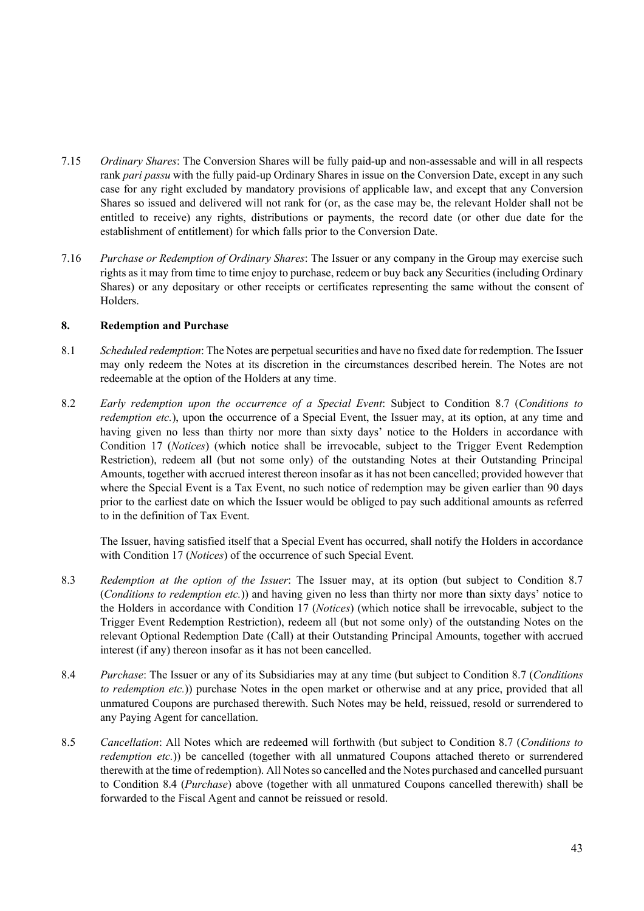7.15 *Ordinary Shares*: The Conversion Shares will be fully paid-up and non-assessable and will in all respects rank *pari passu* with the fully paid-up Ordinary Shares in issue on the Conversion Date, except in any such case for any right excluded by mandatory provisions of applicable law, and except that any Conversion Shares so issued and delivered will not rank for (or, as the case may be, the relevant Holder shall not be entitled to receive) any rights, distributions or payments, the record date (or other due date for the establishment of entitlement) for which falls prior to the Conversion Date.

7.16 *Purchase or Redemption of Ordinary Shares*: The Issuer or any company in the Group may exercise such rights as it may from time to time enjoy to purchase, redeem or buy back any Securities (including Ordinary Shares) or any depositary or other receipts or certificates representing the same without the consent of Holders.

## 8. Redemption and Purchase

8.1 *Scheduled redemption*: The Notes are perpetual securities and have no fixed date for redemption. The Issuer may only redeem the Notes at its discretion in the circumstances described herein. The Notes are not redeemable at the option of the Holders at any time.

8.2 *Early redemption upon the occurrence of a Special Event*: Subject to Condition 8.7 (*Conditions to redemption etc.*), upon the occurrence of a Special Event, the Issuer may, at its option, at any time and having given no less than thirty nor more than sixty days' notice to the Holders in accordance with Condition 17 (*Notices*) (which notice shall be irrevocable, subject to the Trigger Event Redemption Restriction), redeem all (but not some only) of the outstanding Notes at their Outstanding Principal Amounts, together with accrued interest thereon insofar as it has not been cancelled; provided however that where the Special Event is a Tax Event, no such notice of redemption may be given earlier than 90 days prior to the earliest date on which the Issuer would be obliged to pay such additional amounts as referred to in the definition of Tax Event.

The Issuer, having satisfied itself that a Special Event has occurred, shall notify the Holders in accordance with Condition 17 (*Notices*) of the occurrence of such Special Event.

8.3 *Redemption at the option of the Issuer*: The Issuer may, at its option (but subject to Condition 8.7 (*Conditions to redemption etc.*)) and having given no less than thirty nor more than sixty days' notice to the Holders in accordance with Condition 17 (*Notices*) (which notice shall be irrevocable, subject to the Trigger Event Redemption Restriction), redeem all (but not some only) of the outstanding Notes on the relevant Optional Redemption Date (Call) at their Outstanding Principal Amounts, together with accrued interest (if any) thereon insofar as it has not been cancelled.

8.4 *Purchase*: The Issuer or any of its Subsidiaries may at any time (but subject to Condition 8.7 (*Conditions to redemption etc.*)) purchase Notes in the open market or otherwise and at any price, provided that all unmatured Coupons are purchased therewith. Such Notes may be held, reissued, resold or surrendered to any Paying Agent for cancellation.

8.5 *Cancellation*: All Notes which are redeemed will forthwith (but subject to Condition 8.7 (*Conditions to redemption etc.*)) be cancelled (together with all unmatured Coupons attached thereto or surrendered therewith at the time of redemption). All Notes so cancelled and the Notes purchased and cancelled pursuant to Condition 8.4 (*Purchase*) above (together with all unmatured Coupons cancelled therewith) shall be forwarded to the Fiscal Agent and cannot be reissued or resold.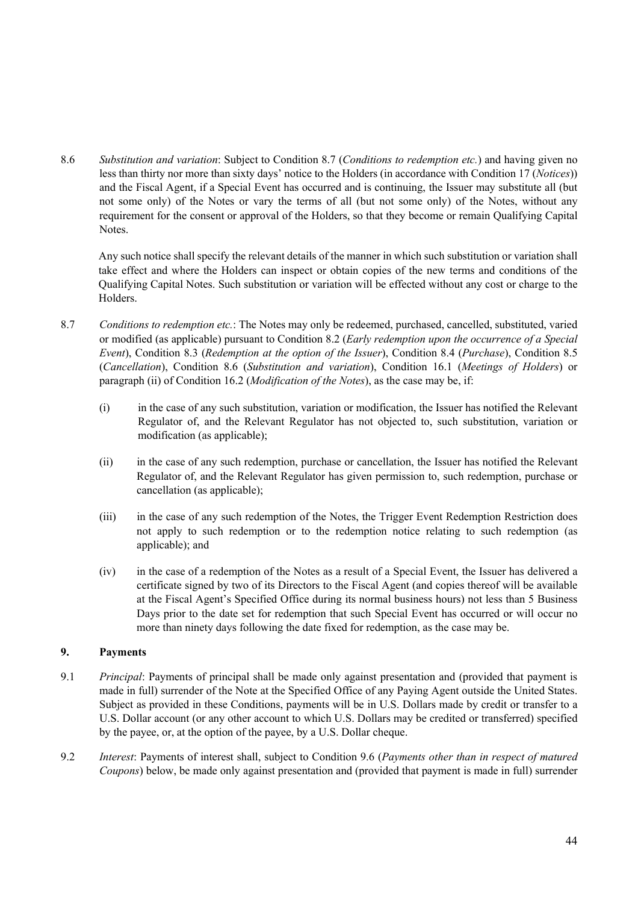8.6 *Substitution and variation*: Subject to Condition 8.7 (*Conditions to redemption etc.*) and having given no less than thirty nor more than sixty days' notice to the Holders (in accordance with Condition 17 (*Notices*)) and the Fiscal Agent, if a Special Event has occurred and is continuing, the Issuer may substitute all (but not some only) of the Notes or vary the terms of all (but not some only) of the Notes, without any requirement for the consent or approval of the Holders, so that they become or remain Qualifying Capital Notes.

Any such notice shall specify the relevant details of the manner in which such substitution or variation shall take effect and where the Holders can inspect or obtain copies of the new terms and conditions of the Qualifying Capital Notes. Such substitution or variation will be effected without any cost or charge to the Holders.

8.7 *Conditions to redemption etc.*: The Notes may only be redeemed, purchased, cancelled, substituted, varied or modified (as applicable) pursuant to Condition 8.2 (*Early redemption upon the occurrence of a Special Event*), Condition 8.3 (*Redemption at the option of the Issuer*), Condition 8.4 (*Purchase*), Condition 8.5 (*Cancellation*), Condition 8.6 (*Substitution and variation*), Condition 16.1 (*Meetings of Holders*) or paragraph (ii) of Condition 16.2 (*Modification of the Notes*), as the case may be, if:

(i) in the case of any such substitution, variation or modification, the Issuer has notified the Relevant Regulator of, and the Relevant Regulator has not objected to, such substitution, variation or modification (as applicable);

(ii) in the case of any such redemption, purchase or cancellation, the Issuer has notified the Relevant Regulator of, and the Relevant Regulator has given permission to, such redemption, purchase or cancellation (as applicable);

(iii) in the case of any such redemption of the Notes, the Trigger Event Redemption Restriction does not apply to such redemption or to the redemption notice relating to such redemption (as applicable); and

(iv) in the case of a redemption of the Notes as a result of a Special Event, the Issuer has delivered a certificate signed by two of its Directors to the Fiscal Agent (and copies thereof will be available at the Fiscal Agent's Specified Office during its normal business hours) not less than 5 Business Days prior to the date set for redemption that such Special Event has occurred or will occur no more than ninety days following the date fixed for redemption, as the case may be.

## 9. Payments

9.1 *Principal*: Payments of principal shall be made only against presentation and (provided that payment is made in full) surrender of the Note at the Specified Office of any Paying Agent outside the United States. Subject as provided in these Conditions, payments will be in U.S. Dollars made by credit or transfer to a U.S. Dollar account (or any other account to which U.S. Dollars may be credited or transferred) specified by the payee, or, at the option of the payee, by a U.S. Dollar cheque.

9.2 *Interest*: Payments of interest shall, subject to Condition 9.6 (*Payments other than in respect of matured Coupons*) below, be made only against presentation and (provided that payment is made in full) surrender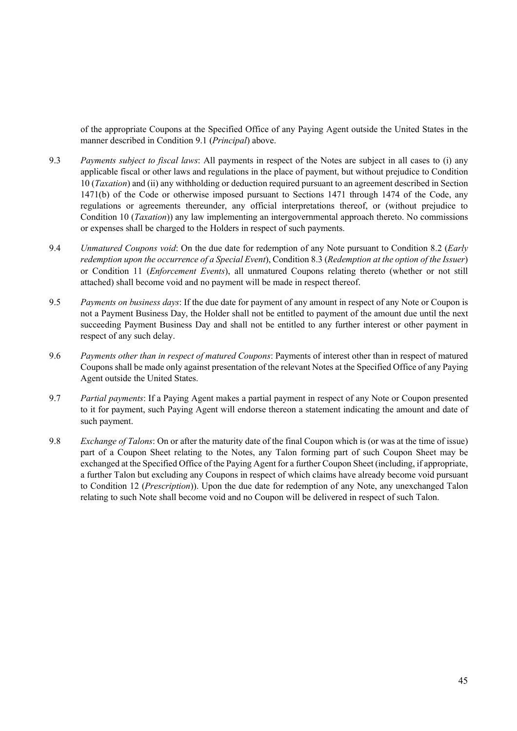of the appropriate Coupons at the Specified Office of any Paying Agent outside the United States in the manner described in Condition 9.1 (*Principal*) above.

9.3 *Payments subject to fiscal laws*: All payments in respect of the Notes are subject in all cases to (i) any applicable fiscal or other laws and regulations in the place of payment, but without prejudice to Condition 10 (*Taxation*) and (ii) any withholding or deduction required pursuant to an agreement described in Section 1471(b) of the Code or otherwise imposed pursuant to Sections 1471 through 1474 of the Code, any regulations or agreements thereunder, any official interpretations thereof, or (without prejudice to Condition 10 (*Taxation*)) any law implementing an intergovernmental approach thereto. No commissions or expenses shall be charged to the Holders in respect of such payments.

9.4 *Unmatured Coupons void*: On the due date for redemption of any Note pursuant to Condition 8.2 (*Early redemption upon the occurrence of a Special Event*), Condition 8.3 (*Redemption at the option of the Issuer*) or Condition 11 (*Enforcement Events*), all unmatured Coupons relating thereto (whether or not still attached) shall become void and no payment will be made in respect thereof.

9.5 *Payments on business days*: If the due date for payment of any amount in respect of any Note or Coupon is not a Payment Business Day, the Holder shall not be entitled to payment of the amount due until the next succeeding Payment Business Day and shall not be entitled to any further interest or other payment in respect of any such delay.

9.6 *Payments other than in respect of matured Coupons*: Payments of interest other than in respect of matured Coupons shall be made only against presentation of the relevant Notes at the Specified Office of any Paying Agent outside the United States.

9.7 *Partial payments*: If a Paying Agent makes a partial payment in respect of any Note or Coupon presented to it for payment, such Paying Agent will endorse thereon a statement indicating the amount and date of such payment.

9.8 *Exchange of Talons*: On or after the maturity date of the final Coupon which is (or was at the time of issue) part of a Coupon Sheet relating to the Notes, any Talon forming part of such Coupon Sheet may be exchanged at the Specified Office of the Paying Agent for a further Coupon Sheet (including, if appropriate, a further Talon but excluding any Coupons in respect of which claims have already become void pursuant to Condition 12 (*Prescription*)). Upon the due date for redemption of any Note, any unexchanged Talon relating to such Note shall become void and no Coupon will be delivered in respect of such Talon.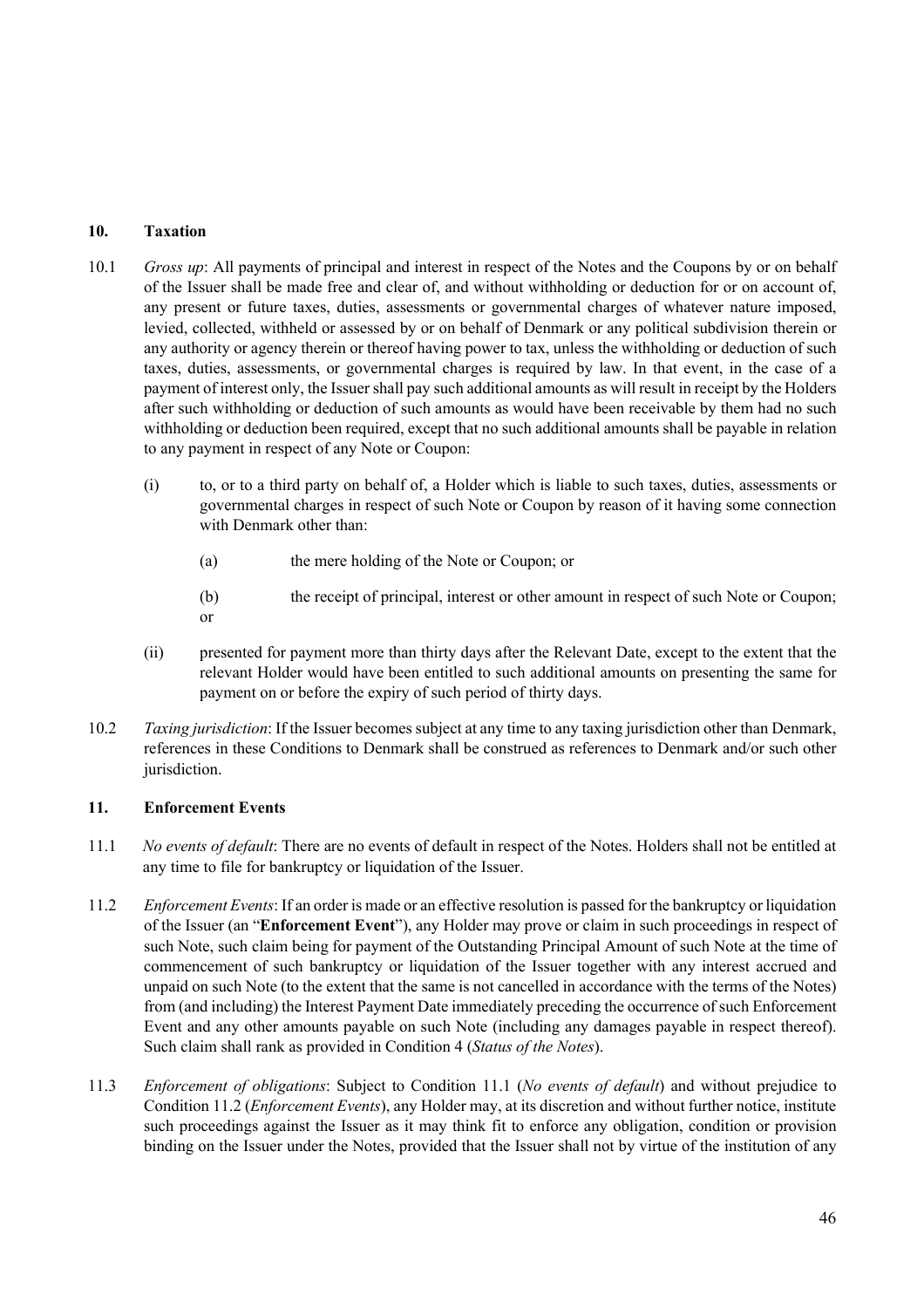## 10. Taxation

10.1 *Gross up*: All payments of principal and interest in respect of the Notes and the Coupons by or on behalf of the Issuer shall be made free and clear of, and without withholding or deduction for or on account of, any present or future taxes, duties, assessments or governmental charges of whatever nature imposed, levied, collected, withheld or assessed by or on behalf of Denmark or any political subdivision therein or any authority or agency therein or thereof having power to tax, unless the withholding or deduction of such taxes, duties, assessments, or governmental charges is required by law. In that event, in the case of a payment of interest only, the Issuer shall pay such additional amounts as will result in receipt by the Holders after such withholding or deduction of such amounts as would have been receivable by them had no such withholding or deduction been required, except that no such additional amounts shall be payable in relation to any payment in respect of any Note or Coupon:

(i) to, or to a third party on behalf of, a Holder which is liable to such taxes, duties, assessments or governmental charges in respect of such Note or Coupon by reason of it having some connection with Denmark other than:

(a) the mere holding of the Note or Coupon; or

(b) the receipt of principal, interest or other amount in respect of such Note or Coupon; or

(ii) presented for payment more than thirty days after the Relevant Date, except to the extent that the relevant Holder would have been entitled to such additional amounts on presenting the same for payment on or before the expiry of such period of thirty days.

10.2 *Taxing jurisdiction*: If the Issuer becomes subject at any time to any taxing jurisdiction other than Denmark, references in these Conditions to Denmark shall be construed as references to Denmark and/or such other jurisdiction.

## 11. Enforcement Events

11.1 *No events of default*: There are no events of default in respect of the Notes. Holders shall not be entitled at any time to file for bankruptcy or liquidation of the Issuer.

11.2 *Enforcement Events*: If an order is made or an effective resolution is passed for the bankruptcy or liquidation of the Issuer (an "**Enforcement Event**"), any Holder may prove or claim in such proceedings in respect of such Note, such claim being for payment of the Outstanding Principal Amount of such Note at the time of commencement of such bankruptcy or liquidation of the Issuer together with any interest accrued and unpaid on such Note (to the extent that the same is not cancelled in accordance with the terms of the Notes) from (and including) the Interest Payment Date immediately preceding the occurrence of such Enforcement Event and any other amounts payable on such Note (including any damages payable in respect thereof). Such claim shall rank as provided in Condition 4 (*Status of the Notes*).

11.3 *Enforcement of obligations*: Subject to Condition 11.1 (*No events of default*) and without prejudice to Condition 11.2 (*Enforcement Events*), any Holder may, at its discretion and without further notice, institute such proceedings against the Issuer as it may think fit to enforce any obligation, condition or provision binding on the Issuer under the Notes, provided that the Issuer shall not by virtue of the institution of any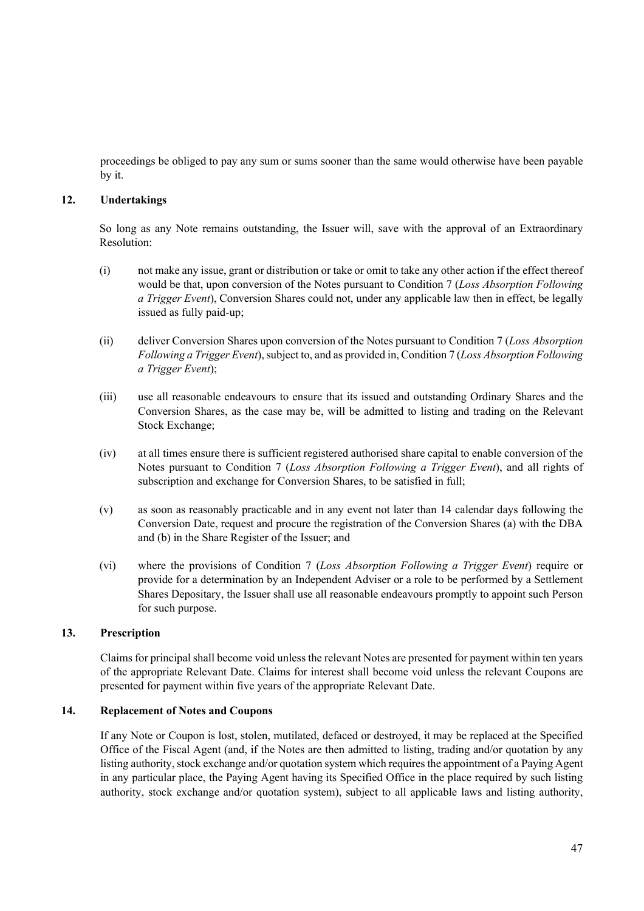proceedings be obliged to pay any sum or sums sooner than the same would otherwise have been payable by it.

## 12. Undertakings

So long as any Note remains outstanding, the Issuer will, save with the approval of an Extraordinary Resolution:

(i) not make any issue, grant or distribution or take or omit to take any other action if the effect thereof would be that, upon conversion of the Notes pursuant to Condition 7 (*Loss Absorption Following a Trigger Event*), Conversion Shares could not, under any applicable law then in effect, be legally issued as fully paid-up;

(ii) deliver Conversion Shares upon conversion of the Notes pursuant to Condition 7 (*Loss Absorption Following a Trigger Event*), subject to, and as provided in, Condition 7 (*Loss Absorption Following a Trigger Event*);

(iii) use all reasonable endeavours to ensure that its issued and outstanding Ordinary Shares and the Conversion Shares, as the case may be, will be admitted to listing and trading on the Relevant Stock Exchange;

(iv) at all times ensure there is sufficient registered authorised share capital to enable conversion of the Notes pursuant to Condition 7 (*Loss Absorption Following a Trigger Event*), and all rights of subscription and exchange for Conversion Shares, to be satisfied in full;

(v) as soon as reasonably practicable and in any event not later than 14 calendar days following the Conversion Date, request and procure the registration of the Conversion Shares (a) with the DBA and (b) in the Share Register of the Issuer; and

(vi) where the provisions of Condition 7 (*Loss Absorption Following a Trigger Event*) require or provide for a determination by an Independent Adviser or a role to be performed by a Settlement Shares Depositary, the Issuer shall use all reasonable endeavours promptly to appoint such Person for such purpose.

## 13. Prescription

Claims for principal shall become void unless the relevant Notes are presented for payment within ten years of the appropriate Relevant Date. Claims for interest shall become void unless the relevant Coupons are presented for payment within five years of the appropriate Relevant Date.

## 14. Replacement of Notes and Coupons

If any Note or Coupon is lost, stolen, mutilated, defaced or destroyed, it may be replaced at the Specified Office of the Fiscal Agent (and, if the Notes are then admitted to listing, trading and/or quotation by any listing authority, stock exchange and/or quotation system which requires the appointment of a Paying Agent in any particular place, the Paying Agent having its Specified Office in the place required by such listing authority, stock exchange and/or quotation system), subject to all applicable laws and listing authority,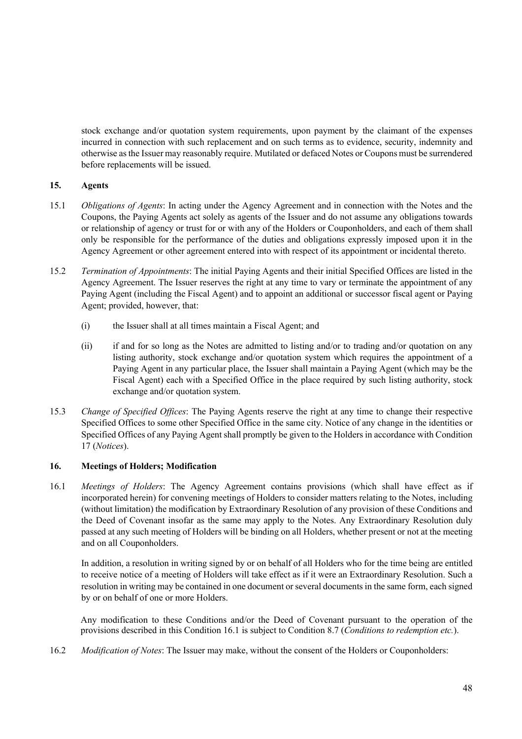stock exchange and/or quotation system requirements, upon payment by the claimant of the expenses incurred in connection with such replacement and on such terms as to evidence, security, indemnity and otherwise as the Issuer may reasonably require. Mutilated or defaced Notes or Coupons must be surrendered before replacements will be issued.

## 15. Agents

15.1 *Obligations of Agents*: In acting under the Agency Agreement and in connection with the Notes and the Coupons, the Paying Agents act solely as agents of the Issuer and do not assume any obligations towards or relationship of agency or trust for or with any of the Holders or Couponholders, and each of them shall only be responsible for the performance of the duties and obligations expressly imposed upon it in the Agency Agreement or other agreement entered into with respect of its appointment or incidental thereto.

15.2 *Termination of Appointments*: The initial Paying Agents and their initial Specified Offices are listed in the Agency Agreement. The Issuer reserves the right at any time to vary or terminate the appointment of any Paying Agent (including the Fiscal Agent) and to appoint an additional or successor fiscal agent or Paying Agent; provided, however, that:

(i) the Issuer shall at all times maintain a Fiscal Agent; and

(ii) if and for so long as the Notes are admitted to listing and/or to trading and/or quotation on any listing authority, stock exchange and/or quotation system which requires the appointment of a Paying Agent in any particular place, the Issuer shall maintain a Paying Agent (which may be the Fiscal Agent) each with a Specified Office in the place required by such listing authority, stock exchange and/or quotation system.

15.3 *Change of Specified Offices*: The Paying Agents reserve the right at any time to change their respective Specified Offices to some other Specified Office in the same city. Notice of any change in the identities or Specified Offices of any Paying Agent shall promptly be given to the Holders in accordance with Condition 17 (*Notices*).

## 16. Meetings of Holders; Modification

16.1 *Meetings of Holders*: The Agency Agreement contains provisions (which shall have effect as if incorporated herein) for convening meetings of Holders to consider matters relating to the Notes, including (without limitation) the modification by Extraordinary Resolution of any provision of these Conditions and the Deed of Covenant insofar as the same may apply to the Notes. Any Extraordinary Resolution duly passed at any such meeting of Holders will be binding on all Holders, whether present or not at the meeting and on all Couponholders.

In addition, a resolution in writing signed by or on behalf of all Holders who for the time being are entitled to receive notice of a meeting of Holders will take effect as if it were an Extraordinary Resolution. Such a resolution in writing may be contained in one document or several documents in the same form, each signed by or on behalf of one or more Holders.

Any modification to these Conditions and/or the Deed of Covenant pursuant to the operation of the provisions described in this Condition 16.1 is subject to Condition 8.7 (*Conditions to redemption etc.*).

16.2 *Modification of Notes*: The Issuer may make, without the consent of the Holders or Couponholders: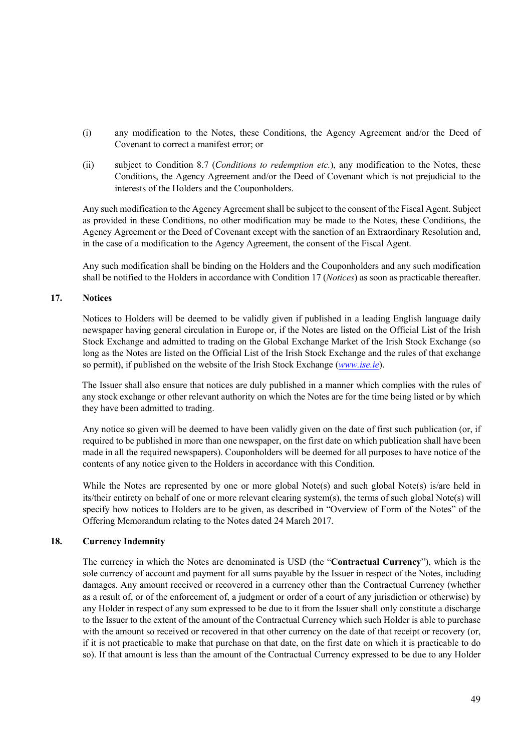(i) any modification to the Notes, these Conditions, the Agency Agreement and/or the Deed of Covenant to correct a manifest error; or

(ii) subject to Condition 8.7 (*Conditions to redemption etc.*), any modification to the Notes, these Conditions, the Agency Agreement and/or the Deed of Covenant which is not prejudicial to the interests of the Holders and the Couponholders.

Any such modification to the Agency Agreement shall be subject to the consent of the Fiscal Agent. Subject as provided in these Conditions, no other modification may be made to the Notes, these Conditions, the Agency Agreement or the Deed of Covenant except with the sanction of an Extraordinary Resolution and, in the case of a modification to the Agency Agreement, the consent of the Fiscal Agent.

Any such modification shall be binding on the Holders and the Couponholders and any such modification shall be notified to the Holders in accordance with Condition 17 (*Notices*) as soon as practicable thereafter.

## 17. Notices

Notices to Holders will be deemed to be validly given if published in a leading English language daily newspaper having general circulation in Europe or, if the Notes are listed on the Official List of the Irish Stock Exchange and admitted to trading on the Global Exchange Market of the Irish Stock Exchange (so long as the Notes are listed on the Official List of the Irish Stock Exchange and the rules of that exchange so permit), if published on the website of the Irish Stock Exchange (*www.ise.ie*).

The Issuer shall also ensure that notices are duly published in a manner which complies with the rules of any stock exchange or other relevant authority on which the Notes are for the time being listed or by which they have been admitted to trading.

Any notice so given will be deemed to have been validly given on the date of first such publication (or, if required to be published in more than one newspaper, on the first date on which publication shall have been made in all the required newspapers). Couponholders will be deemed for all purposes to have notice of the contents of any notice given to the Holders in accordance with this Condition.

While the Notes are represented by one or more global Note(s) and such global Note(s) is/are held in its/their entirety on behalf of one or more relevant clearing system(s), the terms of such global Note(s) will specify how notices to Holders are to be given, as described in "Overview of Form of the Notes" of the Offering Memorandum relating to the Notes dated 24 March 2017.

## 18. Currency Indemnity

The currency in which the Notes are denominated is USD (the "**Contractual Currency**"), which is the sole currency of account and payment for all sums payable by the Issuer in respect of the Notes, including damages. Any amount received or recovered in a currency other than the Contractual Currency (whether as a result of, or of the enforcement of, a judgment or order of a court of any jurisdiction or otherwise) by any Holder in respect of any sum expressed to be due to it from the Issuer shall only constitute a discharge to the Issuer to the extent of the amount of the Contractual Currency which such Holder is able to purchase with the amount so received or recovered in that other currency on the date of that receipt or recovery (or, if it is not practicable to make that purchase on that date, on the first date on which it is practicable to do so). If that amount is less than the amount of the Contractual Currency expressed to be due to any Holder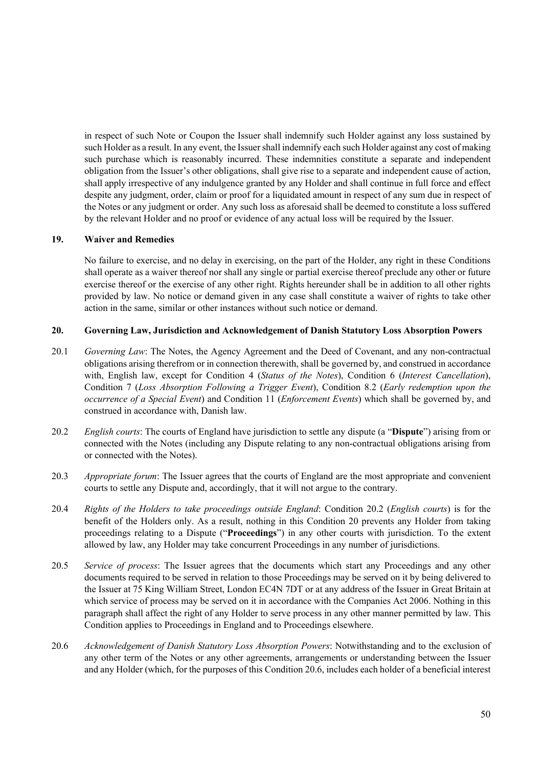in respect of such Note or Coupon the Issuer shall indemnify such Holder against any loss sustained by such Holder as a result. In any event, the Issuer shall indemnify each such Holder against any cost of making such purchase which is reasonably incurred. These indemnities constitute a separate and independent obligation from the Issuer's other obligations, shall give rise to a separate and independent cause of action, shall apply irrespective of any indulgence granted by any Holder and shall continue in full force and effect despite any judgment, order, claim or proof for a liquidated amount in respect of any sum due in respect of the Notes or any judgment or order. Any such loss as aforesaid shall be deemed to constitute a loss suffered by the relevant Holder and no proof or evidence of any actual loss will be required by the Issuer.

## 19. Waiver and Remedies

No failure to exercise, and no delay in exercising, on the part of the Holder, any right in these Conditions shall operate as a waiver thereof nor shall any single or partial exercise thereof preclude any other or future exercise thereof or the exercise of any other right. Rights hereunder shall be in addition to all other rights provided by law. No notice or demand given in any case shall constitute a waiver of rights to take other action in the same, similar or other instances without such notice or demand.

## 20. Governing Law, Jurisdiction and Acknowledgement of Danish Statutory Loss Absorption Powers

20.1 *Governing Law*: The Notes, the Agency Agreement and the Deed of Covenant, and any non-contractual obligations arising therefrom or in connection therewith, shall be governed by, and construed in accordance with, English law, except for Condition 4 (*Status of the Notes*), Condition 6 (*Interest Cancellation*), Condition 7 (*Loss Absorption Following a Trigger Event*), Condition 8.2 (*Early redemption upon the occurrence of a Special Event*) and Condition 11 (*Enforcement Events*) which shall be governed by, and construed in accordance with, Danish law.

20.2 *English courts*: The courts of England have jurisdiction to settle any dispute (a "**Dispute**") arising from or connected with the Notes (including any Dispute relating to any non-contractual obligations arising from or connected with the Notes).

20.3 *Appropriate forum*: The Issuer agrees that the courts of England are the most appropriate and convenient courts to settle any Dispute and, accordingly, that it will not argue to the contrary.

20.4 *Rights of the Holders to take proceedings outside England*: Condition 20.2 (*English courts*) is for the benefit of the Holders only. As a result, nothing in this Condition 20 prevents any Holder from taking proceedings relating to a Dispute ("**Proceedings**") in any other courts with jurisdiction. To the extent allowed by law, any Holder may take concurrent Proceedings in any number of jurisdictions.

20.5 *Service of process*: The Issuer agrees that the documents which start any Proceedings and any other documents required to be served in relation to those Proceedings may be served on it by being delivered to the Issuer at 75 King William Street, London EC4N 7DT or at any address of the Issuer in Great Britain at which service of process may be served on it in accordance with the Companies Act 2006. Nothing in this paragraph shall affect the right of any Holder to serve process in any other manner permitted by law. This Condition applies to Proceedings in England and to Proceedings elsewhere.

20.6 *Acknowledgement of Danish Statutory Loss Absorption Powers*: Notwithstanding and to the exclusion of any other term of the Notes or any other agreements, arrangements or understanding between the Issuer and any Holder (which, for the purposes of this Condition 20.6, includes each holder of a beneficial interest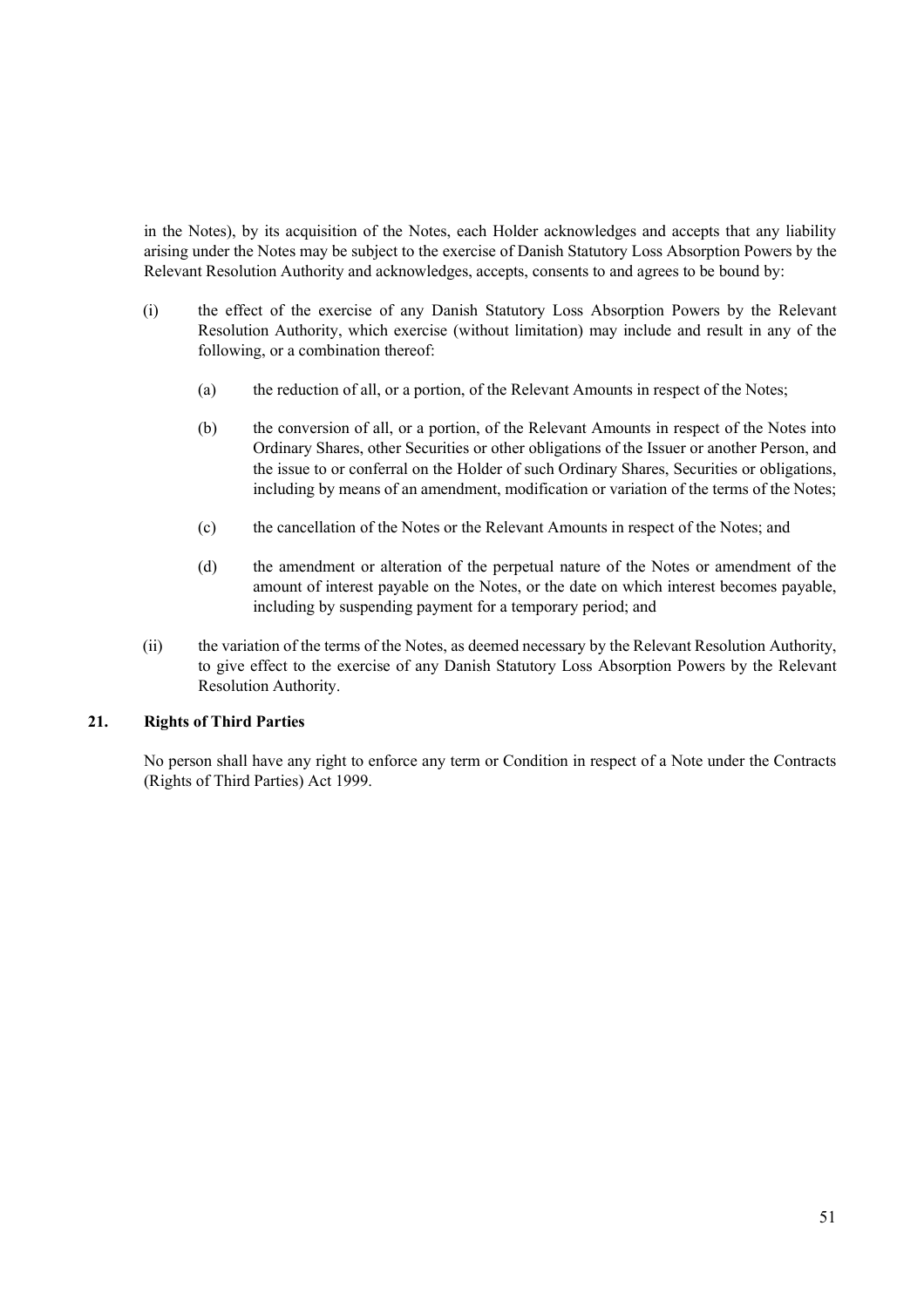in the Notes), by its acquisition of the Notes, each Holder acknowledges and accepts that any liability arising under the Notes may be subject to the exercise of Danish Statutory Loss Absorption Powers by the Relevant Resolution Authority and acknowledges, accepts, consents to and agrees to be bound by:

(i) the effect of the exercise of any Danish Statutory Loss Absorption Powers by the Relevant Resolution Authority, which exercise (without limitation) may include and result in any of the following, or a combination thereof:

   (a) the reduction of all, or a portion, of the Relevant Amounts in respect of the Notes;

   (b) the conversion of all, or a portion, of the Relevant Amounts in respect of the Notes into Ordinary Shares, other Securities or other obligations of the Issuer or another Person, and the issue to or conferral on the Holder of such Ordinary Shares, Securities or obligations, including by means of an amendment, modification or variation of the terms of the Notes;

   (c) the cancellation of the Notes or the Relevant Amounts in respect of the Notes; and

   (d) the amendment or alteration of the perpetual nature of the Notes or amendment of the amount of interest payable on the Notes, or the date on which interest becomes payable, including by suspending payment for a temporary period; and

(ii) the variation of the terms of the Notes, as deemed necessary by the Relevant Resolution Authority, to give effect to the exercise of any Danish Statutory Loss Absorption Powers by the Relevant Resolution Authority.

## 21. Rights of Third Parties

No person shall have any right to enforce any term or Condition in respect of a Note under the Contracts (Rights of Third Parties) Act 1999.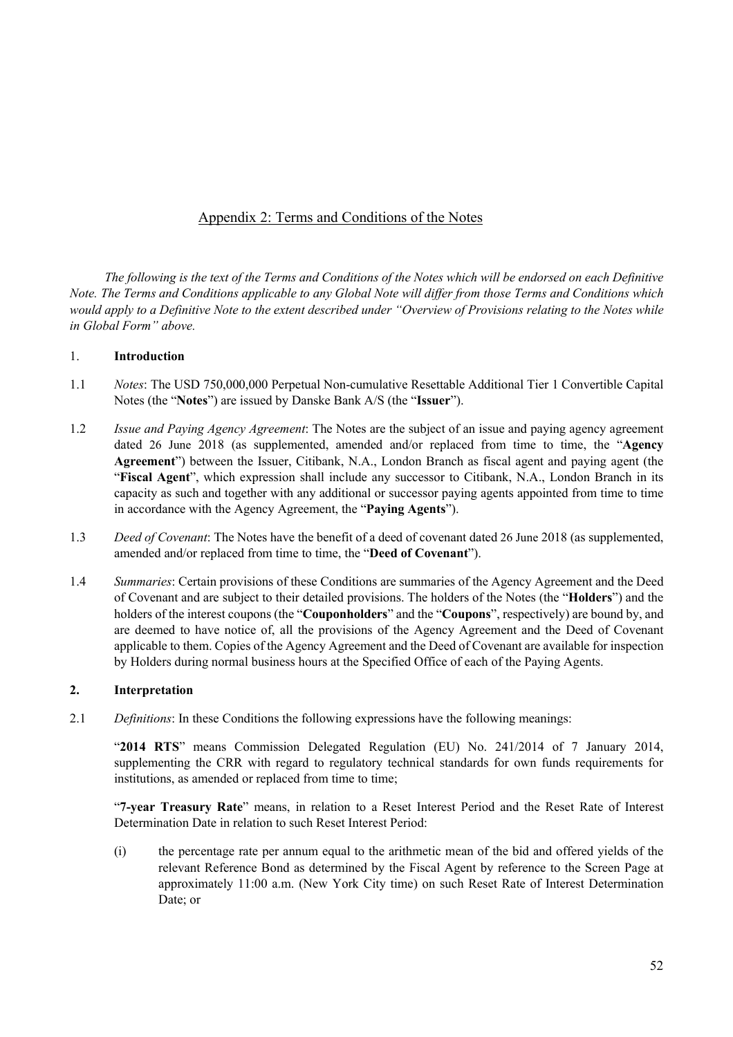## Appendix 2: Terms and Conditions of the Notes

*The following is the text of the Terms and Conditions of the Notes which will be endorsed on each Definitive Note. The Terms and Conditions applicable to any Global Note will differ from those Terms and Conditions which would apply to a Definitive Note to the extent described under "Overview of Provisions relating to the Notes while in Global Form" above.*

### 1. **Introduction**

1.1 *Notes*: The USD 750,000,000 Perpetual Non-cumulative Resettable Additional Tier 1 Convertible Capital Notes (the "**Notes**") are issued by Danske Bank A/S (the "**Issuer**").

1.2 *Issue and Paying Agency Agreement*: The Notes are the subject of an issue and paying agency agreement dated 26 June 2018 (as supplemented, amended and/or replaced from time to time, the "**Agency Agreement**") between the Issuer, Citibank, N.A., London Branch as fiscal agent and paying agent (the "**Fiscal Agent**", which expression shall include any successor to Citibank, N.A., London Branch in its capacity as such and together with any additional or successor paying agents appointed from time to time in accordance with the Agency Agreement, the "**Paying Agents**").

1.3 *Deed of Covenant*: The Notes have the benefit of a deed of covenant dated 26 June 2018 (as supplemented, amended and/or replaced from time to time, the "**Deed of Covenant**").

1.4 *Summaries*: Certain provisions of these Conditions are summaries of the Agency Agreement and the Deed of Covenant and are subject to their detailed provisions. The holders of the Notes (the "**Holders**") and the holders of the interest coupons (the "**Couponholders**" and the "**Coupons**", respectively) are bound by, and are deemed to have notice of, all the provisions of the Agency Agreement and the Deed of Covenant applicable to them. Copies of the Agency Agreement and the Deed of Covenant are available for inspection by Holders during normal business hours at the Specified Office of each of the Paying Agents.

### 2. **Interpretation**

2.1 *Definitions*: In these Conditions the following expressions have the following meanings:

"**2014 RTS**" means Commission Delegated Regulation (EU) No. 241/2014 of 7 January 2014, supplementing the CRR with regard to regulatory technical standards for own funds requirements for institutions, as amended or replaced from time to time;

"**7-year Treasury Rate**" means, in relation to a Reset Interest Period and the Reset Rate of Interest Determination Date in relation to such Reset Interest Period:

(i) the percentage rate per annum equal to the arithmetic mean of the bid and offered yields of the relevant Reference Bond as determined by the Fiscal Agent by reference to the Screen Page at approximately 11:00 a.m. (New York City time) on such Reset Rate of Interest Determination Date; or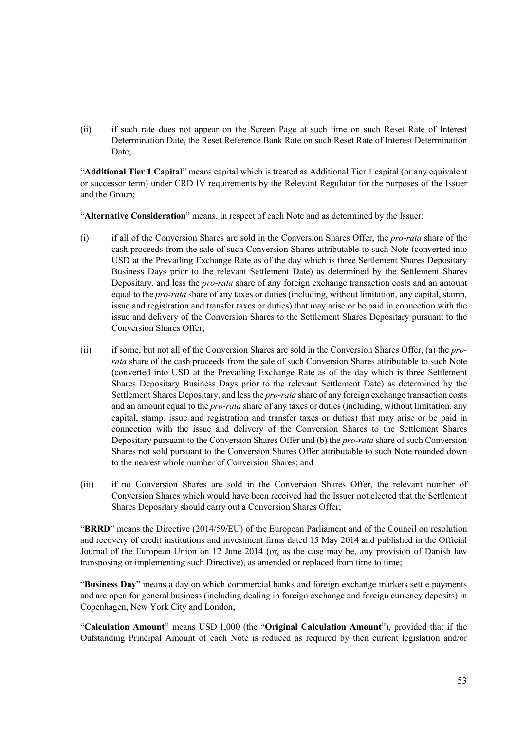(ii) if such rate does not appear on the Screen Page at such time on such Reset Rate of Interest Determination Date, the Reset Reference Bank Rate on such Reset Rate of Interest Determination Date;

"**Additional Tier 1 Capital**" means capital which is treated as Additional Tier 1 capital (or any equivalent or successor term) under CRD IV requirements by the Relevant Regulator for the purposes of the Issuer and the Group;

"**Alternative Consideration**" means, in respect of each Note and as determined by the Issuer:

(i) if all of the Conversion Shares are sold in the Conversion Shares Offer, the *pro-rata* share of the cash proceeds from the sale of such Conversion Shares attributable to such Note (converted into USD at the Prevailing Exchange Rate as of the day which is three Settlement Shares Depositary Business Days prior to the relevant Settlement Date) as determined by the Settlement Shares Depositary, and less the *pro-rata* share of any foreign exchange transaction costs and an amount equal to the *pro-rata* share of any taxes or duties (including, without limitation, any capital, stamp, issue and registration and transfer taxes or duties) that may arise or be paid in connection with the issue and delivery of the Conversion Shares to the Settlement Shares Depositary pursuant to the Conversion Shares Offer;

(ii) if some, but not all of the Conversion Shares are sold in the Conversion Shares Offer, (a) the *pro-rata* share of the cash proceeds from the sale of such Conversion Shares attributable to such Note (converted into USD at the Prevailing Exchange Rate as of the day which is three Settlement Shares Depositary Business Days prior to the relevant Settlement Date) as determined by the Settlement Shares Depositary, and less the *pro-rata* share of any foreign exchange transaction costs and an amount equal to the *pro-rata* share of any taxes or duties (including, without limitation, any capital, stamp, issue and registration and transfer taxes or duties) that may arise or be paid in connection with the issue and delivery of the Conversion Shares to the Settlement Shares Depositary pursuant to the Conversion Shares Offer and (b) the *pro-rata* share of such Conversion Shares not sold pursuant to the Conversion Shares Offer attributable to such Note rounded down to the nearest whole number of Conversion Shares; and

(iii) if no Conversion Shares are sold in the Conversion Shares Offer, the relevant number of Conversion Shares which would have been received had the Issuer not elected that the Settlement Shares Depositary should carry out a Conversion Shares Offer;

"**BRRD**" means the Directive (2014/59/EU) of the European Parliament and of the Council on resolution and recovery of credit institutions and investment firms dated 15 May 2014 and published in the Official Journal of the European Union on 12 June 2014 (or, as the case may be, any provision of Danish law transposing or implementing such Directive), as amended or replaced from time to time;

"**Business Day**" means a day on which commercial banks and foreign exchange markets settle payments and are open for general business (including dealing in foreign exchange and foreign currency deposits) in Copenhagen, New York City and London;

"**Calculation Amount**" means USD 1,000 (the "**Original Calculation Amount**"), provided that if the Outstanding Principal Amount of each Note is reduced as required by then current legislation and/or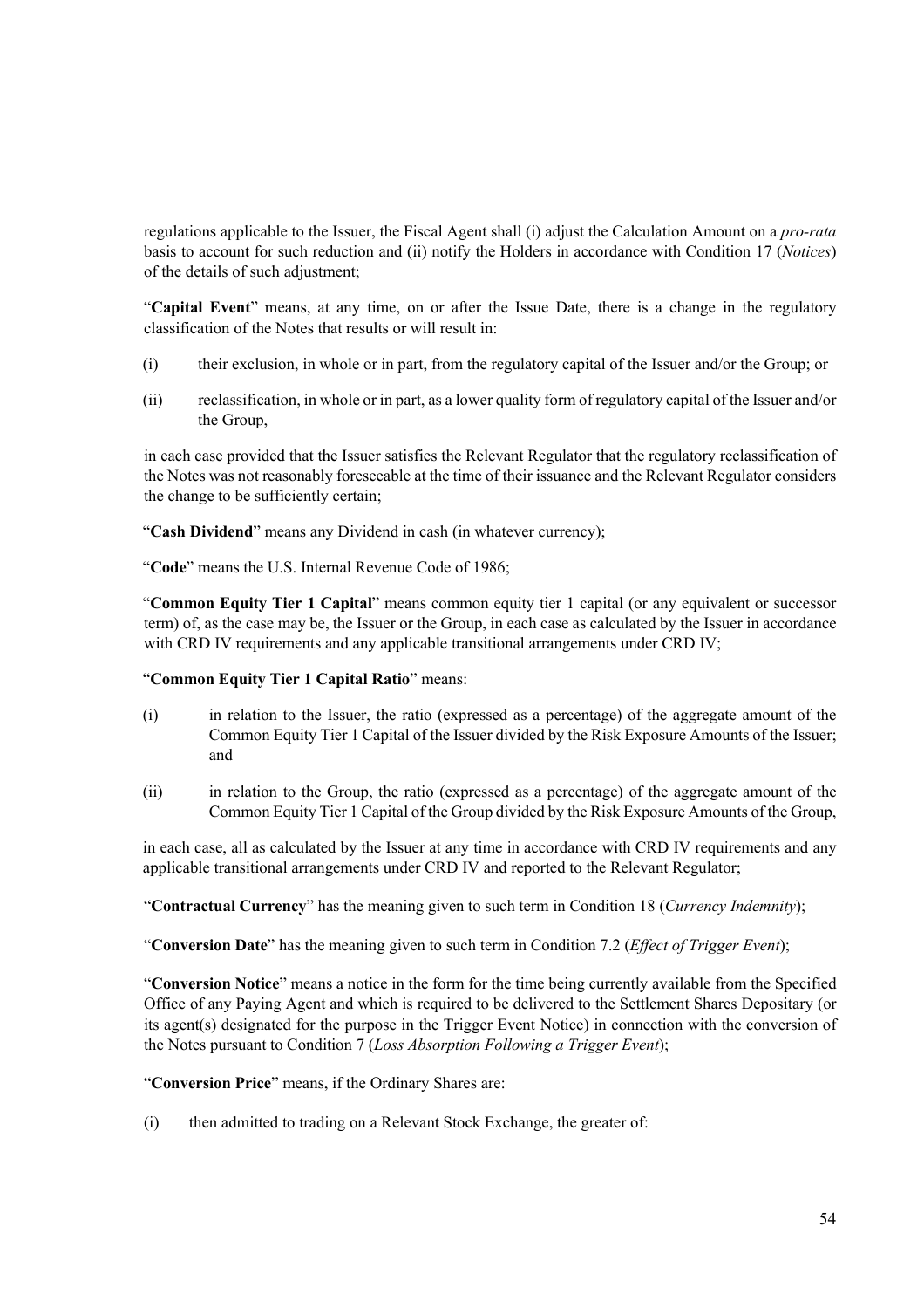regulations applicable to the Issuer, the Fiscal Agent shall (i) adjust the Calculation Amount on a *pro-rata* basis to account for such reduction and (ii) notify the Holders in accordance with Condition 17 (*Notices*) of the details of such adjustment;

"**Capital Event**" means, at any time, on or after the Issue Date, there is a change in the regulatory classification of the Notes that results or will result in:

(i) their exclusion, in whole or in part, from the regulatory capital of the Issuer and/or the Group; or

(ii) reclassification, in whole or in part, as a lower quality form of regulatory capital of the Issuer and/or the Group,

in each case provided that the Issuer satisfies the Relevant Regulator that the regulatory reclassification of the Notes was not reasonably foreseeable at the time of their issuance and the Relevant Regulator considers the change to be sufficiently certain;

"**Cash Dividend**" means any Dividend in cash (in whatever currency);

"**Code**" means the U.S. Internal Revenue Code of 1986;

"**Common Equity Tier 1 Capital**" means common equity tier 1 capital (or any equivalent or successor term) of, as the case may be, the Issuer or the Group, in each case as calculated by the Issuer in accordance with CRD IV requirements and any applicable transitional arrangements under CRD IV;

"**Common Equity Tier 1 Capital Ratio**" means:

(i) in relation to the Issuer, the ratio (expressed as a percentage) of the aggregate amount of the Common Equity Tier 1 Capital of the Issuer divided by the Risk Exposure Amounts of the Issuer; and

(ii) in relation to the Group, the ratio (expressed as a percentage) of the aggregate amount of the Common Equity Tier 1 Capital of the Group divided by the Risk Exposure Amounts of the Group,

in each case, all as calculated by the Issuer at any time in accordance with CRD IV requirements and any applicable transitional arrangements under CRD IV and reported to the Relevant Regulator;

"**Contractual Currency**" has the meaning given to such term in Condition 18 (*Currency Indemnity*);

"**Conversion Date**" has the meaning given to such term in Condition 7.2 (*Effect of Trigger Event*);

"**Conversion Notice**" means a notice in the form for the time being currently available from the Specified Office of any Paying Agent and which is required to be delivered to the Settlement Shares Depositary (or its agent(s) designated for the purpose in the Trigger Event Notice) in connection with the conversion of the Notes pursuant to Condition 7 (*Loss Absorption Following a Trigger Event*);

"**Conversion Price**" means, if the Ordinary Shares are:

(i) then admitted to trading on a Relevant Stock Exchange, the greater of: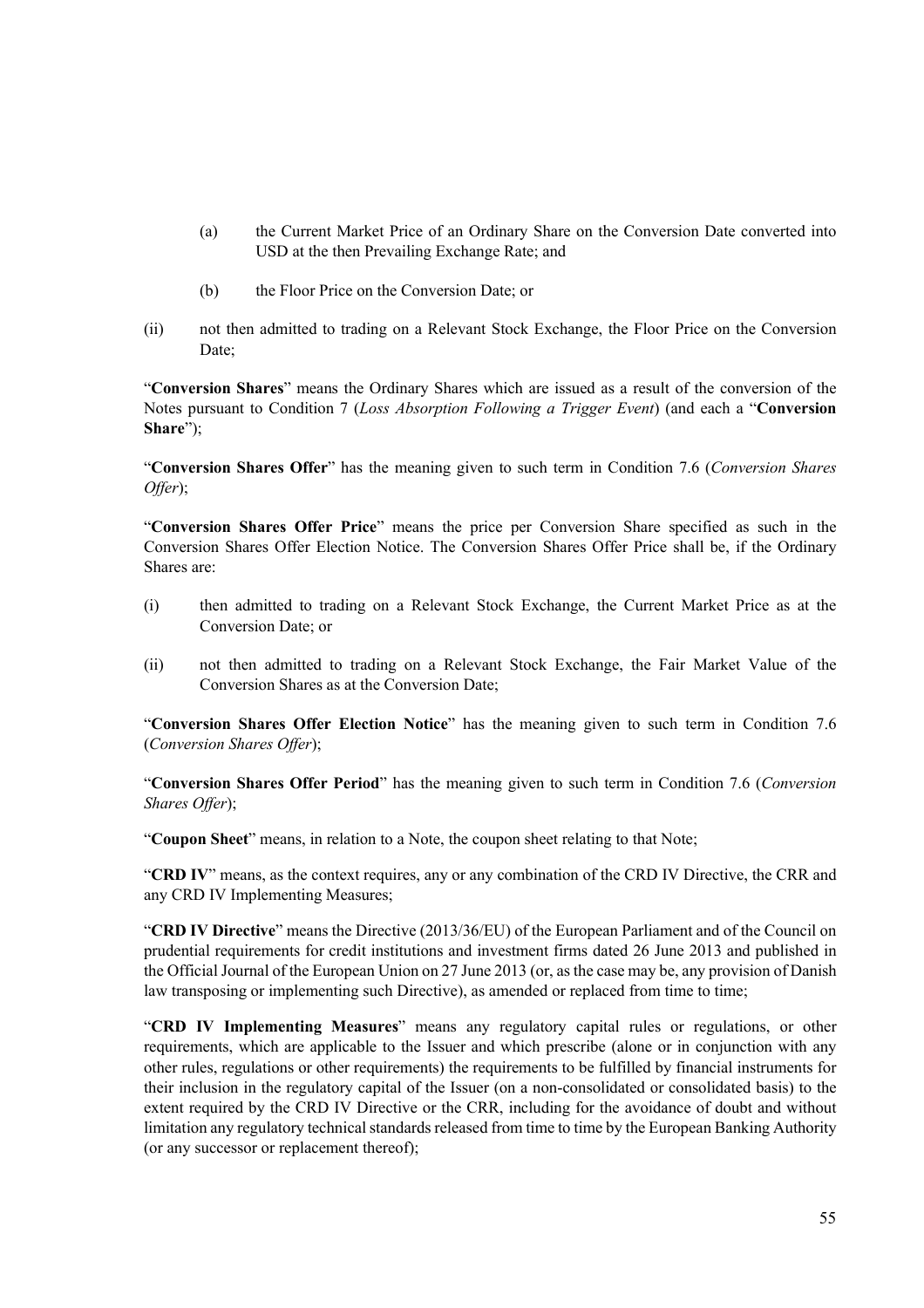(a) the Current Market Price of an Ordinary Share on the Conversion Date converted into USD at the then Prevailing Exchange Rate; and

(b) the Floor Price on the Conversion Date; or

(ii) not then admitted to trading on a Relevant Stock Exchange, the Floor Price on the Conversion Date;

"**Conversion Shares**" means the Ordinary Shares which are issued as a result of the conversion of the Notes pursuant to Condition 7 (*Loss Absorption Following a Trigger Event*) (and each a "**Conversion Share**");

"**Conversion Shares Offer**" has the meaning given to such term in Condition 7.6 (*Conversion Shares Offer*);

"**Conversion Shares Offer Price**" means the price per Conversion Share specified as such in the Conversion Shares Offer Election Notice. The Conversion Shares Offer Price shall be, if the Ordinary Shares are:

(i) then admitted to trading on a Relevant Stock Exchange, the Current Market Price as at the Conversion Date; or

(ii) not then admitted to trading on a Relevant Stock Exchange, the Fair Market Value of the Conversion Shares as at the Conversion Date;

"**Conversion Shares Offer Election Notice**" has the meaning given to such term in Condition 7.6 (*Conversion Shares Offer*);

"**Conversion Shares Offer Period**" has the meaning given to such term in Condition 7.6 (*Conversion Shares Offer*);

"**Coupon Sheet**" means, in relation to a Note, the coupon sheet relating to that Note;

"**CRD IV**" means, as the context requires, any or any combination of the CRD IV Directive, the CRR and any CRD IV Implementing Measures;

"**CRD IV Directive**" means the Directive (2013/36/EU) of the European Parliament and of the Council on prudential requirements for credit institutions and investment firms dated 26 June 2013 and published in the Official Journal of the European Union on 27 June 2013 (or, as the case may be, any provision of Danish law transposing or implementing such Directive), as amended or replaced from time to time;

"**CRD IV Implementing Measures**" means any regulatory capital rules or regulations, or other requirements, which are applicable to the Issuer and which prescribe (alone or in conjunction with any other rules, regulations or other requirements) the requirements to be fulfilled by financial instruments for their inclusion in the regulatory capital of the Issuer (on a non-consolidated or consolidated basis) to the extent required by the CRD IV Directive or the CRR, including for the avoidance of doubt and without limitation any regulatory technical standards released from time to time by the European Banking Authority (or any successor or replacement thereof);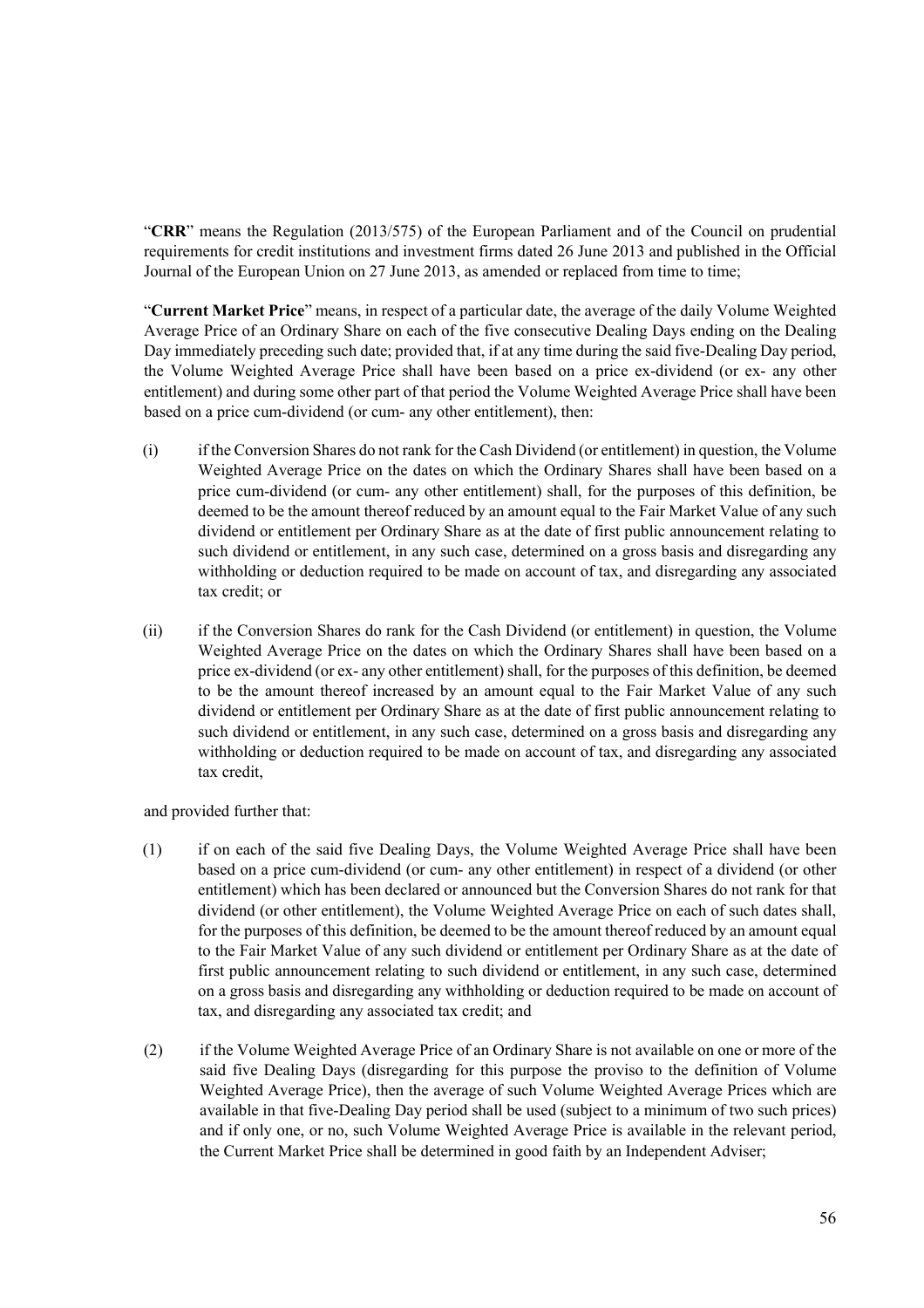"**CRR**" means the Regulation (2013/575) of the European Parliament and of the Council on prudential requirements for credit institutions and investment firms dated 26 June 2013 and published in the Official Journal of the European Union on 27 June 2013, as amended or replaced from time to time;

"**Current Market Price**" means, in respect of a particular date, the average of the daily Volume Weighted Average Price of an Ordinary Share on each of the five consecutive Dealing Days ending on the Dealing Day immediately preceding such date; provided that, if at any time during the said five-Dealing Day period, the Volume Weighted Average Price shall have been based on a price ex-dividend (or ex- any other entitlement) and during some other part of that period the Volume Weighted Average Price shall have been based on a price cum-dividend (or cum- any other entitlement), then:

(i) if the Conversion Shares do not rank for the Cash Dividend (or entitlement) in question, the Volume Weighted Average Price on the dates on which the Ordinary Shares shall have been based on a price cum-dividend (or cum- any other entitlement) shall, for the purposes of this definition, be deemed to be the amount thereof reduced by an amount equal to the Fair Market Value of any such dividend or entitlement per Ordinary Share as at the date of first public announcement relating to such dividend or entitlement, in any such case, determined on a gross basis and disregarding any withholding or deduction required to be made on account of tax, and disregarding any associated tax credit; or

(ii) if the Conversion Shares do rank for the Cash Dividend (or entitlement) in question, the Volume Weighted Average Price on the dates on which the Ordinary Shares shall have been based on a price ex-dividend (or ex- any other entitlement) shall, for the purposes of this definition, be deemed to be the amount thereof increased by an amount equal to the Fair Market Value of any such dividend or entitlement per Ordinary Share as at the date of first public announcement relating to such dividend or entitlement, in any such case, determined on a gross basis and disregarding any withholding or deduction required to be made on account of tax, and disregarding any associated tax credit,

and provided further that:

(1) if on each of the said five Dealing Days, the Volume Weighted Average Price shall have been based on a price cum-dividend (or cum- any other entitlement) in respect of a dividend (or other entitlement) which has been declared or announced but the Conversion Shares do not rank for that dividend (or other entitlement), the Volume Weighted Average Price on each of such dates shall, for the purposes of this definition, be deemed to be the amount thereof reduced by an amount equal to the Fair Market Value of any such dividend or entitlement per Ordinary Share as at the date of first public announcement relating to such dividend or entitlement, in any such case, determined on a gross basis and disregarding any withholding or deduction required to be made on account of tax, and disregarding any associated tax credit; and

(2) if the Volume Weighted Average Price of an Ordinary Share is not available on one or more of the said five Dealing Days (disregarding for this purpose the proviso to the definition of Volume Weighted Average Price), then the average of such Volume Weighted Average Prices which are available in that five-Dealing Day period shall be used (subject to a minimum of two such prices) and if only one, or no, such Volume Weighted Average Price is available in the relevant period, the Current Market Price shall be determined in good faith by an Independent Adviser;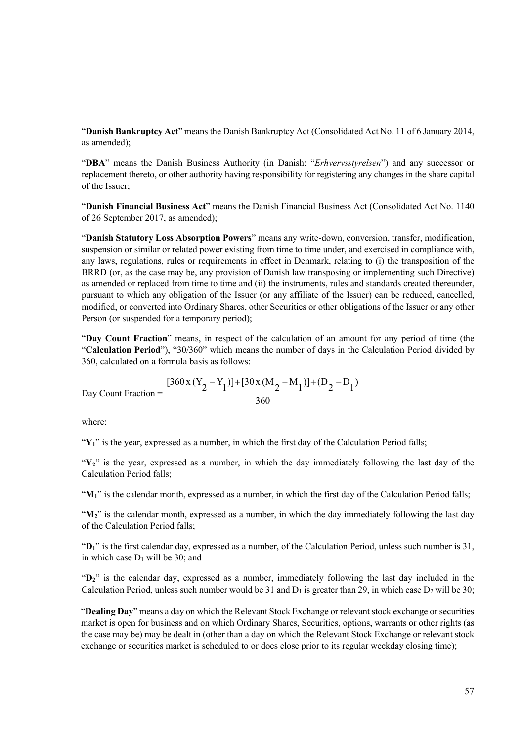"**Danish Bankruptcy Act**" means the Danish Bankruptcy Act (Consolidated Act No. 11 of 6 January 2014, as amended);

"**DBA**" means the Danish Business Authority (in Danish: "*Erhvervsstyrelsen*") and any successor or replacement thereto, or other authority having responsibility for registering any changes in the share capital of the Issuer;

"**Danish Financial Business Act**" means the Danish Financial Business Act (Consolidated Act No. 1140 of 26 September 2017, as amended);

"**Danish Statutory Loss Absorption Powers**" means any write-down, conversion, transfer, modification, suspension or similar or related power existing from time to time under, and exercised in compliance with, any laws, regulations, rules or requirements in effect in Denmark, relating to (i) the transposition of the BRRD (or, as the case may be, any provision of Danish law transposing or implementing such Directive) as amended or replaced from time to time and (ii) the instruments, rules and standards created thereunder, pursuant to which any obligation of the Issuer (or any affiliate of the Issuer) can be reduced, cancelled, modified, or converted into Ordinary Shares, other Securities or other obligations of the Issuer or any other Person (or suspended for a temporary period);

"**Day Count Fraction**" means, in respect of the calculation of an amount for any period of time (the "**Calculation Period**"), "30/360" which means the number of days in the Calculation Period divided by 360, calculated on a formula basis as follows:

$$\text{Day Count Fraction} = \frac{[360 \times (Y_2 - Y_1)] + [30 \times (M_2 - M_1)] + (D_2 - D_1)}{360}$$

where:

"$Y_1$" is the year, expressed as a number, in which the first day of the Calculation Period falls;

"$Y_2$" is the year, expressed as a number, in which the day immediately following the last day of the Calculation Period falls;

"$M_1$" is the calendar month, expressed as a number, in which the first day of the Calculation Period falls;

"$M_2$" is the calendar month, expressed as a number, in which the day immediately following the last day of the Calculation Period falls;

"$D_1$" is the first calendar day, expressed as a number, of the Calculation Period, unless such number is 31, in which case $D_1$ will be 30; and

"$D_2$" is the calendar day, expressed as a number, immediately following the last day included in the Calculation Period, unless such number would be 31 and $D_1$ is greater than 29, in which case $D_2$ will be 30;

"**Dealing Day**" means a day on which the Relevant Stock Exchange or relevant stock exchange or securities market is open for business and on which Ordinary Shares, Securities, options, warrants or other rights (as the case may be) may be dealt in (other than a day on which the Relevant Stock Exchange or relevant stock exchange or securities market is scheduled to or does close prior to its regular weekday closing time);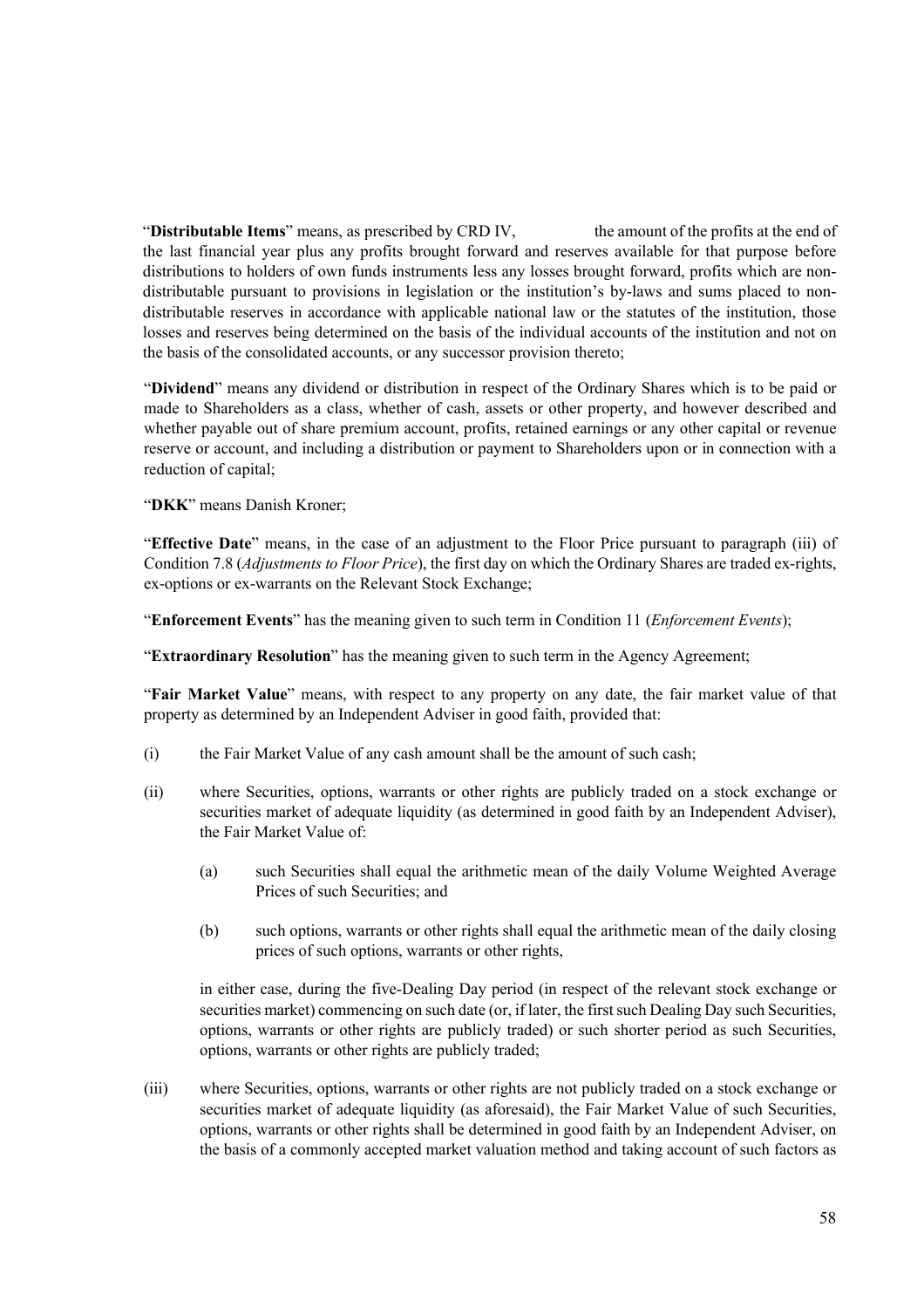"**Distributable Items**" means, as prescribed by CRD IV, the amount of the profits at the end of the last financial year plus any profits brought forward and reserves available for that purpose before distributions to holders of own funds instruments less any losses brought forward, profits which are non-distributable pursuant to provisions in legislation or the institution's by-laws and sums placed to non-distributable reserves in accordance with applicable national law or the statutes of the institution, those losses and reserves being determined on the basis of the individual accounts of the institution and not on the basis of the consolidated accounts, or any successor provision thereto;

"**Dividend**" means any dividend or distribution in respect of the Ordinary Shares which is to be paid or made to Shareholders as a class, whether of cash, assets or other property, and however described and whether payable out of share premium account, profits, retained earnings or any other capital or revenue reserve or account, and including a distribution or payment to Shareholders upon or in connection with a reduction of capital;

"**DKK**" means Danish Kroner;

"**Effective Date**" means, in the case of an adjustment to the Floor Price pursuant to paragraph (iii) of Condition 7.8 (*Adjustments to Floor Price*), the first day on which the Ordinary Shares are traded ex-rights, ex-options or ex-warrants on the Relevant Stock Exchange;

"**Enforcement Events**" has the meaning given to such term in Condition 11 (*Enforcement Events*);

"**Extraordinary Resolution**" has the meaning given to such term in the Agency Agreement;

"**Fair Market Value**" means, with respect to any property on any date, the fair market value of that property as determined by an Independent Adviser in good faith, provided that:

(i) the Fair Market Value of any cash amount shall be the amount of such cash;

(ii) where Securities, options, warrants or other rights are publicly traded on a stock exchange or securities market of adequate liquidity (as determined in good faith by an Independent Adviser), the Fair Market Value of:

 (a) such Securities shall equal the arithmetic mean of the daily Volume Weighted Average Prices of such Securities; and

 (b) such options, warrants or other rights shall equal the arithmetic mean of the daily closing prices of such options, warrants or other rights,

 in either case, during the five-Dealing Day period (in respect of the relevant stock exchange or securities market) commencing on such date (or, if later, the first such Dealing Day such Securities, options, warrants or other rights are publicly traded) or such shorter period as such Securities, options, warrants or other rights are publicly traded;

(iii) where Securities, options, warrants or other rights are not publicly traded on a stock exchange or securities market of adequate liquidity (as aforesaid), the Fair Market Value of such Securities, options, warrants or other rights shall be determined in good faith by an Independent Adviser, on the basis of a commonly accepted market valuation method and taking account of such factors as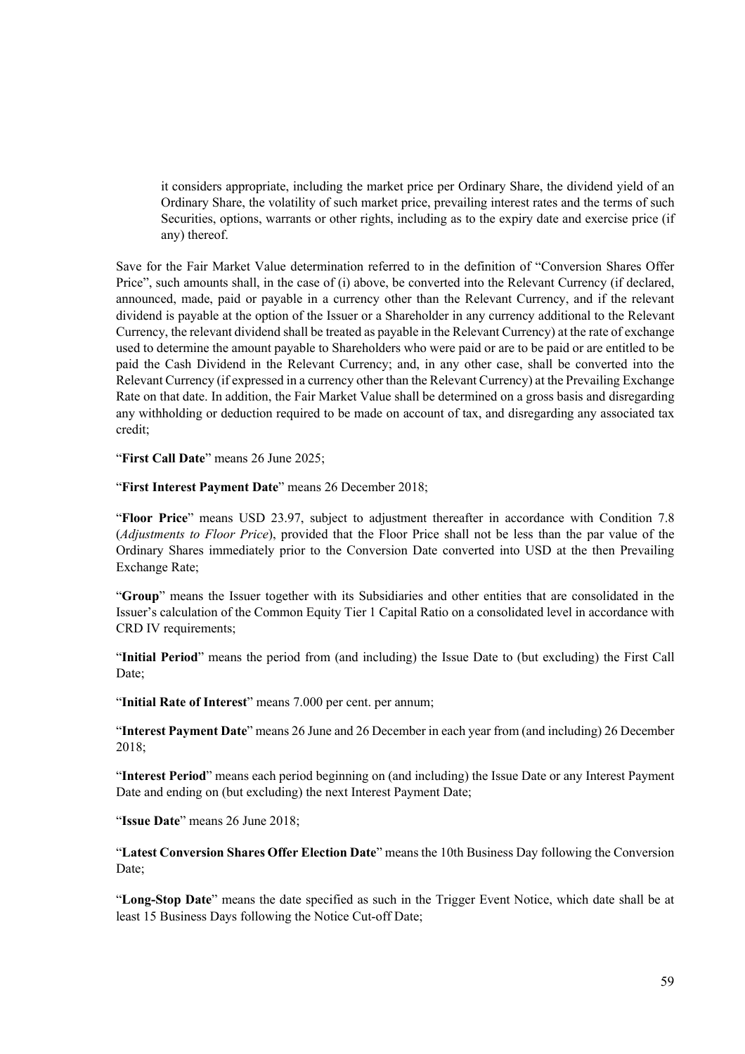it considers appropriate, including the market price per Ordinary Share, the dividend yield of an Ordinary Share, the volatility of such market price, prevailing interest rates and the terms of such Securities, options, warrants or other rights, including as to the expiry date and exercise price (if any) thereof.

Save for the Fair Market Value determination referred to in the definition of "Conversion Shares Offer Price", such amounts shall, in the case of (i) above, be converted into the Relevant Currency (if declared, announced, made, paid or payable in a currency other than the Relevant Currency, and if the relevant dividend is payable at the option of the Issuer or a Shareholder in any currency additional to the Relevant Currency, the relevant dividend shall be treated as payable in the Relevant Currency) at the rate of exchange used to determine the amount payable to Shareholders who were paid or are to be paid or are entitled to be paid the Cash Dividend in the Relevant Currency; and, in any other case, shall be converted into the Relevant Currency (if expressed in a currency other than the Relevant Currency) at the Prevailing Exchange Rate on that date. In addition, the Fair Market Value shall be determined on a gross basis and disregarding any withholding or deduction required to be made on account of tax, and disregarding any associated tax credit;

"**First Call Date**" means 26 June 2025;

"**First Interest Payment Date**" means 26 December 2018;

"**Floor Price**" means USD 23.97, subject to adjustment thereafter in accordance with Condition 7.8 (*Adjustments to Floor Price*), provided that the Floor Price shall not be less than the par value of the Ordinary Shares immediately prior to the Conversion Date converted into USD at the then Prevailing Exchange Rate;

"**Group**" means the Issuer together with its Subsidiaries and other entities that are consolidated in the Issuer's calculation of the Common Equity Tier 1 Capital Ratio on a consolidated level in accordance with CRD IV requirements;

"**Initial Period**" means the period from (and including) the Issue Date to (but excluding) the First Call Date;

"**Initial Rate of Interest**" means 7.000 per cent. per annum;

"**Interest Payment Date**" means 26 June and 26 December in each year from (and including) 26 December 2018;

"**Interest Period**" means each period beginning on (and including) the Issue Date or any Interest Payment Date and ending on (but excluding) the next Interest Payment Date;

"**Issue Date**" means 26 June 2018;

"**Latest Conversion Shares Offer Election Date**" means the 10th Business Day following the Conversion Date;

"**Long-Stop Date**" means the date specified as such in the Trigger Event Notice, which date shall be at least 15 Business Days following the Notice Cut-off Date;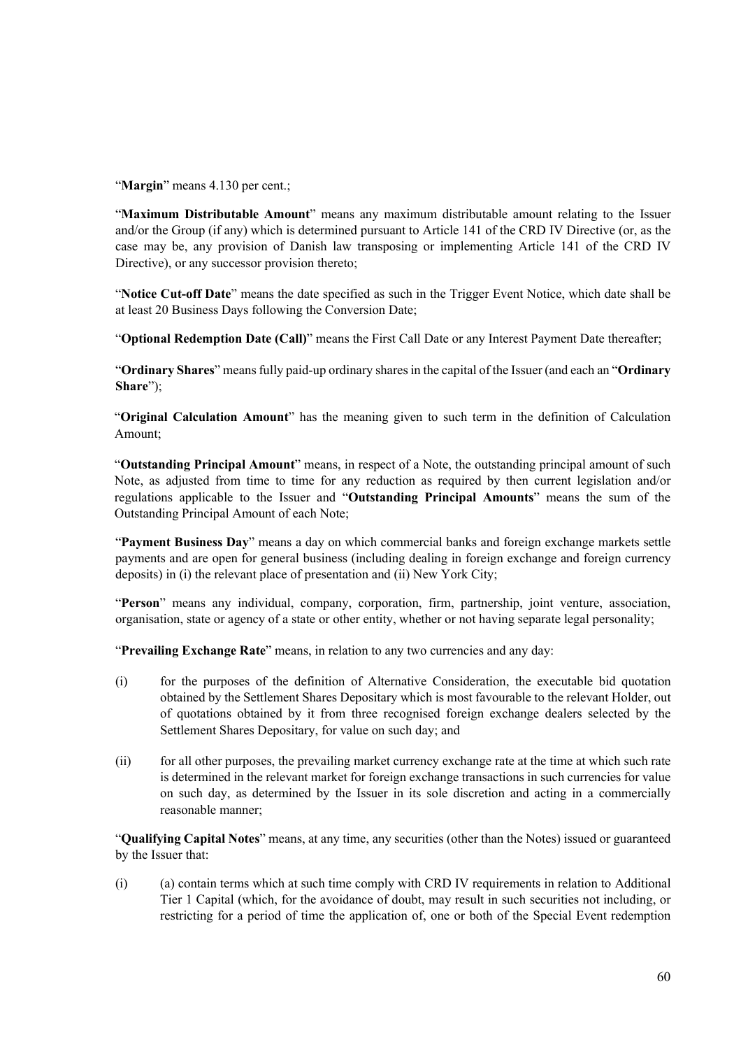"**Margin**" means 4.130 per cent.;

"**Maximum Distributable Amount**" means any maximum distributable amount relating to the Issuer and/or the Group (if any) which is determined pursuant to Article 141 of the CRD IV Directive (or, as the case may be, any provision of Danish law transposing or implementing Article 141 of the CRD IV Directive), or any successor provision thereto;

"**Notice Cut-off Date**" means the date specified as such in the Trigger Event Notice, which date shall be at least 20 Business Days following the Conversion Date;

"**Optional Redemption Date (Call)**" means the First Call Date or any Interest Payment Date thereafter;

"**Ordinary Shares**" means fully paid-up ordinary shares in the capital of the Issuer (and each an "**Ordinary Share**");

"**Original Calculation Amount**" has the meaning given to such term in the definition of Calculation Amount;

"**Outstanding Principal Amount**" means, in respect of a Note, the outstanding principal amount of such Note, as adjusted from time to time for any reduction as required by then current legislation and/or regulations applicable to the Issuer and "**Outstanding Principal Amounts**" means the sum of the Outstanding Principal Amount of each Note;

"**Payment Business Day**" means a day on which commercial banks and foreign exchange markets settle payments and are open for general business (including dealing in foreign exchange and foreign currency deposits) in (i) the relevant place of presentation and (ii) New York City;

"**Person**" means any individual, company, corporation, firm, partnership, joint venture, association, organisation, state or agency of a state or other entity, whether or not having separate legal personality;

"**Prevailing Exchange Rate**" means, in relation to any two currencies and any day:

(i) for the purposes of the definition of Alternative Consideration, the executable bid quotation obtained by the Settlement Shares Depositary which is most favourable to the relevant Holder, out of quotations obtained by it from three recognised foreign exchange dealers selected by the Settlement Shares Depositary, for value on such day; and

(ii) for all other purposes, the prevailing market currency exchange rate at the time at which such rate is determined in the relevant market for foreign exchange transactions in such currencies for value on such day, as determined by the Issuer in its sole discretion and acting in a commercially reasonable manner;

"**Qualifying Capital Notes**" means, at any time, any securities (other than the Notes) issued or guaranteed by the Issuer that:

(i) (a) contain terms which at such time comply with CRD IV requirements in relation to Additional Tier 1 Capital (which, for the avoidance of doubt, may result in such securities not including, or restricting for a period of time the application of, one or both of the Special Event redemption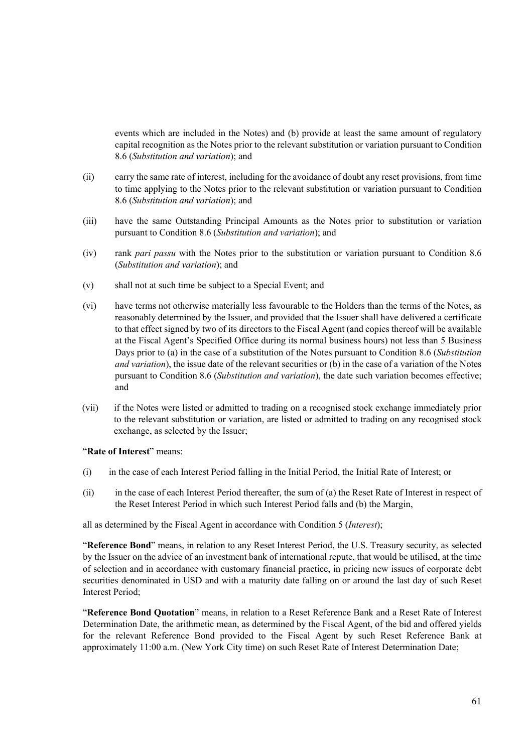events which are included in the Notes) and (b) provide at least the same amount of regulatory capital recognition as the Notes prior to the relevant substitution or variation pursuant to Condition 8.6 (*Substitution and variation*); and

(ii) carry the same rate of interest, including for the avoidance of doubt any reset provisions, from time to time applying to the Notes prior to the relevant substitution or variation pursuant to Condition 8.6 (*Substitution and variation*); and

(iii) have the same Outstanding Principal Amounts as the Notes prior to substitution or variation pursuant to Condition 8.6 (*Substitution and variation*); and

(iv) rank *pari passu* with the Notes prior to the substitution or variation pursuant to Condition 8.6 (*Substitution and variation*); and

(v) shall not at such time be subject to a Special Event; and

(vi) have terms not otherwise materially less favourable to the Holders than the terms of the Notes, as reasonably determined by the Issuer, and provided that the Issuer shall have delivered a certificate to that effect signed by two of its directors to the Fiscal Agent (and copies thereof will be available at the Fiscal Agent's Specified Office during its normal business hours) not less than 5 Business Days prior to (a) in the case of a substitution of the Notes pursuant to Condition 8.6 (*Substitution and variation*), the issue date of the relevant securities or (b) in the case of a variation of the Notes pursuant to Condition 8.6 (*Substitution and variation*), the date such variation becomes effective; and

(vii) if the Notes were listed or admitted to trading on a recognised stock exchange immediately prior to the relevant substitution or variation, are listed or admitted to trading on any recognised stock exchange, as selected by the Issuer;

"**Rate of Interest**" means:

(i) in the case of each Interest Period falling in the Initial Period, the Initial Rate of Interest; or

(ii) in the case of each Interest Period thereafter, the sum of (a) the Reset Rate of Interest in respect of the Reset Interest Period in which such Interest Period falls and (b) the Margin,

all as determined by the Fiscal Agent in accordance with Condition 5 (*Interest*);

"**Reference Bond**" means, in relation to any Reset Interest Period, the U.S. Treasury security, as selected by the Issuer on the advice of an investment bank of international repute, that would be utilised, at the time of selection and in accordance with customary financial practice, in pricing new issues of corporate debt securities denominated in USD and with a maturity date falling on or around the last day of such Reset Interest Period;

"**Reference Bond Quotation**" means, in relation to a Reset Reference Bank and a Reset Rate of Interest Determination Date, the arithmetic mean, as determined by the Fiscal Agent, of the bid and offered yields for the relevant Reference Bond provided to the Fiscal Agent by such Reset Reference Bank at approximately 11:00 a.m. (New York City time) on such Reset Rate of Interest Determination Date;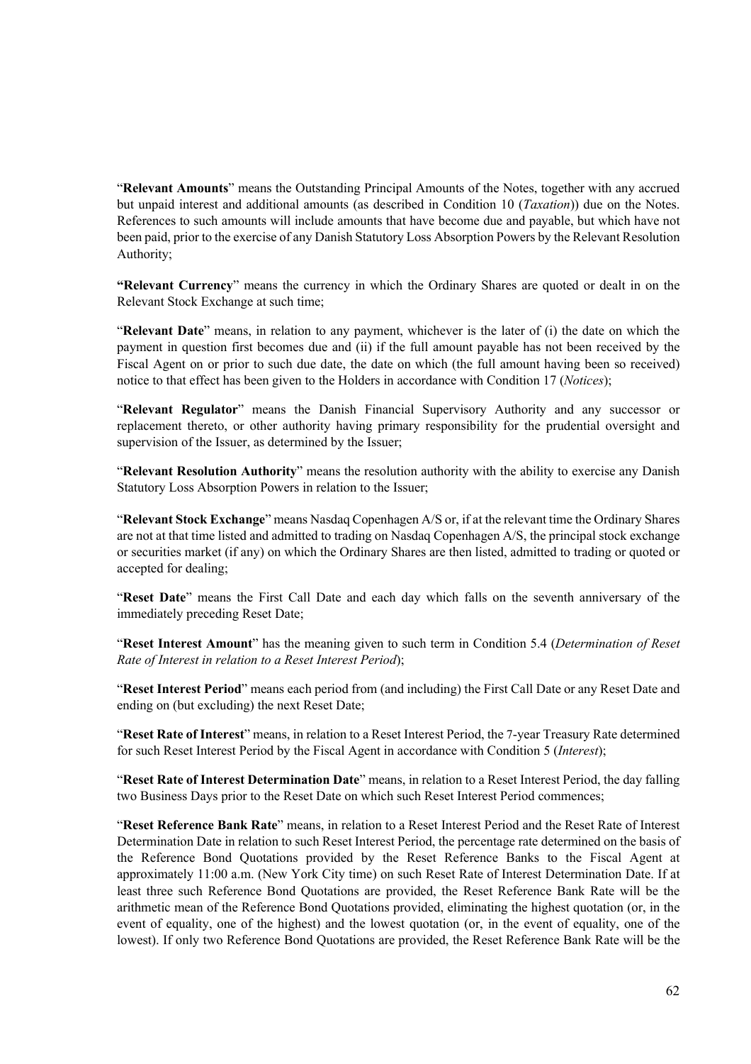"**Relevant Amounts**" means the Outstanding Principal Amounts of the Notes, together with any accrued but unpaid interest and additional amounts (as described in Condition 10 (*Taxation*)) due on the Notes. References to such amounts will include amounts that have become due and payable, but which have not been paid, prior to the exercise of any Danish Statutory Loss Absorption Powers by the Relevant Resolution Authority;

**"Relevant Currency**" means the currency in which the Ordinary Shares are quoted or dealt in on the Relevant Stock Exchange at such time;

"**Relevant Date**" means, in relation to any payment, whichever is the later of (i) the date on which the payment in question first becomes due and (ii) if the full amount payable has not been received by the Fiscal Agent on or prior to such due date, the date on which (the full amount having been so received) notice to that effect has been given to the Holders in accordance with Condition 17 (*Notices*);

"**Relevant Regulator**" means the Danish Financial Supervisory Authority and any successor or replacement thereto, or other authority having primary responsibility for the prudential oversight and supervision of the Issuer, as determined by the Issuer;

"**Relevant Resolution Authority**" means the resolution authority with the ability to exercise any Danish Statutory Loss Absorption Powers in relation to the Issuer;

"**Relevant Stock Exchange**" means Nasdaq Copenhagen A/S or, if at the relevant time the Ordinary Shares are not at that time listed and admitted to trading on Nasdaq Copenhagen A/S, the principal stock exchange or securities market (if any) on which the Ordinary Shares are then listed, admitted to trading or quoted or accepted for dealing;

"**Reset Date**" means the First Call Date and each day which falls on the seventh anniversary of the immediately preceding Reset Date;

"**Reset Interest Amount**" has the meaning given to such term in Condition 5.4 (*Determination of Reset Rate of Interest in relation to a Reset Interest Period*);

"**Reset Interest Period**" means each period from (and including) the First Call Date or any Reset Date and ending on (but excluding) the next Reset Date;

"**Reset Rate of Interest**" means, in relation to a Reset Interest Period, the 7-year Treasury Rate determined for such Reset Interest Period by the Fiscal Agent in accordance with Condition 5 (*Interest*);

"**Reset Rate of Interest Determination Date**" means, in relation to a Reset Interest Period, the day falling two Business Days prior to the Reset Date on which such Reset Interest Period commences;

"**Reset Reference Bank Rate**" means, in relation to a Reset Interest Period and the Reset Rate of Interest Determination Date in relation to such Reset Interest Period, the percentage rate determined on the basis of the Reference Bond Quotations provided by the Reset Reference Banks to the Fiscal Agent at approximately 11:00 a.m. (New York City time) on such Reset Rate of Interest Determination Date. If at least three such Reference Bond Quotations are provided, the Reset Reference Bank Rate will be the arithmetic mean of the Reference Bond Quotations provided, eliminating the highest quotation (or, in the event of equality, one of the highest) and the lowest quotation (or, in the event of equality, one of the lowest). If only two Reference Bond Quotations are provided, the Reset Reference Bank Rate will be the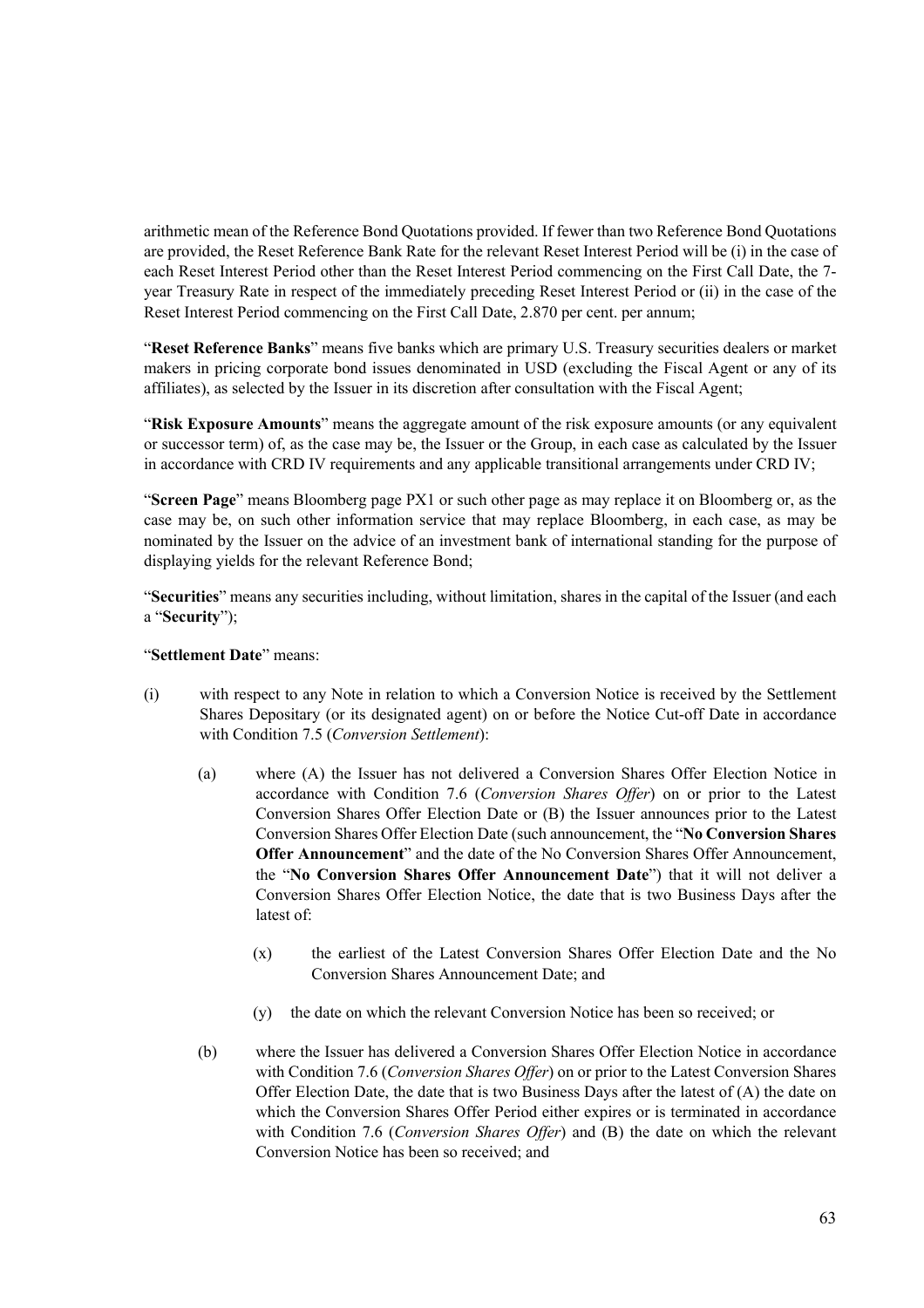arithmetic mean of the Reference Bond Quotations provided. If fewer than two Reference Bond Quotations are provided, the Reset Reference Bank Rate for the relevant Reset Interest Period will be (i) in the case of each Reset Interest Period other than the Reset Interest Period commencing on the First Call Date, the 7-year Treasury Rate in respect of the immediately preceding Reset Interest Period or (ii) in the case of the Reset Interest Period commencing on the First Call Date, 2.870 per cent. per annum;

"**Reset Reference Banks**" means five banks which are primary U.S. Treasury securities dealers or market makers in pricing corporate bond issues denominated in USD (excluding the Fiscal Agent or any of its affiliates), as selected by the Issuer in its discretion after consultation with the Fiscal Agent;

"**Risk Exposure Amounts**" means the aggregate amount of the risk exposure amounts (or any equivalent or successor term) of, as the case may be, the Issuer or the Group, in each case as calculated by the Issuer in accordance with CRD IV requirements and any applicable transitional arrangements under CRD IV;

"**Screen Page**" means Bloomberg page PX1 or such other page as may replace it on Bloomberg or, as the case may be, on such other information service that may replace Bloomberg, in each case, as may be nominated by the Issuer on the advice of an investment bank of international standing for the purpose of displaying yields for the relevant Reference Bond;

"**Securities**" means any securities including, without limitation, shares in the capital of the Issuer (and each a "**Security**");

"**Settlement Date**" means:

(i) with respect to any Note in relation to which a Conversion Notice is received by the Settlement Shares Depositary (or its designated agent) on or before the Notice Cut-off Date in accordance with Condition 7.5 (*Conversion Settlement*):

  (a) where (A) the Issuer has not delivered a Conversion Shares Offer Election Notice in accordance with Condition 7.6 (*Conversion Shares Offer*) on or prior to the Latest Conversion Shares Offer Election Date or (B) the Issuer announces prior to the Latest Conversion Shares Offer Election Date (such announcement, the "**No Conversion Shares Offer Announcement**" and the date of the No Conversion Shares Offer Announcement, the "**No Conversion Shares Offer Announcement Date**") that it will not deliver a Conversion Shares Offer Election Notice, the date that is two Business Days after the latest of:

    (x) the earliest of the Latest Conversion Shares Offer Election Date and the No Conversion Shares Announcement Date; and

    (y) the date on which the relevant Conversion Notice has been so received; or

  (b) where the Issuer has delivered a Conversion Shares Offer Election Notice in accordance with Condition 7.6 (*Conversion Shares Offer*) on or prior to the Latest Conversion Shares Offer Election Date, the date that is two Business Days after the latest of (A) the date on which the Conversion Shares Offer Period either expires or is terminated in accordance with Condition 7.6 (*Conversion Shares Offer*) and (B) the date on which the relevant Conversion Notice has been so received; and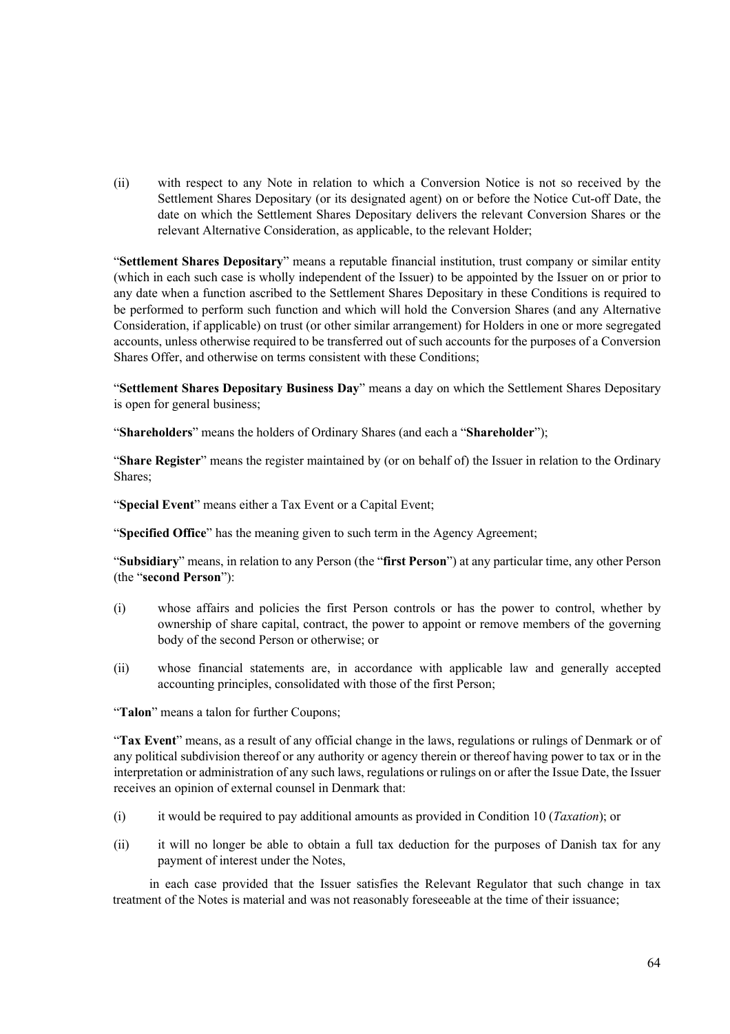(ii) with respect to any Note in relation to which a Conversion Notice is not so received by the Settlement Shares Depositary (or its designated agent) on or before the Notice Cut-off Date, the date on which the Settlement Shares Depositary delivers the relevant Conversion Shares or the relevant Alternative Consideration, as applicable, to the relevant Holder;

"**Settlement Shares Depositary**" means a reputable financial institution, trust company or similar entity (which in each such case is wholly independent of the Issuer) to be appointed by the Issuer on or prior to any date when a function ascribed to the Settlement Shares Depositary in these Conditions is required to be performed to perform such function and which will hold the Conversion Shares (and any Alternative Consideration, if applicable) on trust (or other similar arrangement) for Holders in one or more segregated accounts, unless otherwise required to be transferred out of such accounts for the purposes of a Conversion Shares Offer, and otherwise on terms consistent with these Conditions;

"**Settlement Shares Depositary Business Day**" means a day on which the Settlement Shares Depositary is open for general business;

"**Shareholders**" means the holders of Ordinary Shares (and each a "**Shareholder**");

"**Share Register**" means the register maintained by (or on behalf of) the Issuer in relation to the Ordinary Shares;

"**Special Event**" means either a Tax Event or a Capital Event;

"**Specified Office**" has the meaning given to such term in the Agency Agreement;

"**Subsidiary**" means, in relation to any Person (the "**first Person**") at any particular time, any other Person (the "**second Person**"):

(i) whose affairs and policies the first Person controls or has the power to control, whether by ownership of share capital, contract, the power to appoint or remove members of the governing body of the second Person or otherwise; or

(ii) whose financial statements are, in accordance with applicable law and generally accepted accounting principles, consolidated with those of the first Person;

"**Talon**" means a talon for further Coupons;

"**Tax Event**" means, as a result of any official change in the laws, regulations or rulings of Denmark or of any political subdivision thereof or any authority or agency therein or thereof having power to tax or in the interpretation or administration of any such laws, regulations or rulings on or after the Issue Date, the Issuer receives an opinion of external counsel in Denmark that:

(i) it would be required to pay additional amounts as provided in Condition 10 (*Taxation*); or

(ii) it will no longer be able to obtain a full tax deduction for the purposes of Danish tax for any payment of interest under the Notes,

in each case provided that the Issuer satisfies the Relevant Regulator that such change in tax treatment of the Notes is material and was not reasonably foreseeable at the time of their issuance;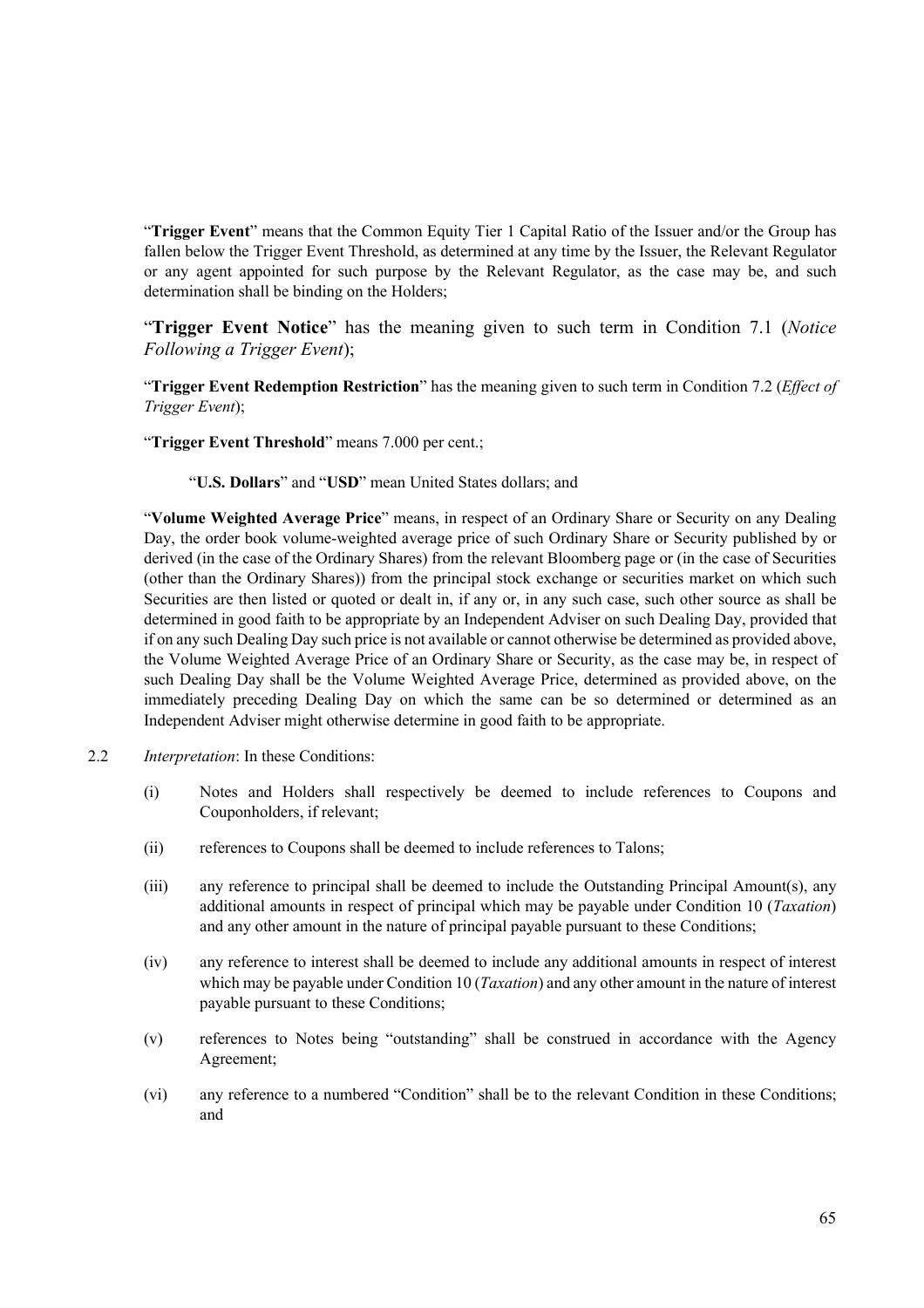"**Trigger Event**" means that the Common Equity Tier 1 Capital Ratio of the Issuer and/or the Group has fallen below the Trigger Event Threshold, as determined at any time by the Issuer, the Relevant Regulator or any agent appointed for such purpose by the Relevant Regulator, as the case may be, and such determination shall be binding on the Holders;

"**Trigger Event Notice**" has the meaning given to such term in Condition 7.1 (*Notice Following a Trigger Event*);

"**Trigger Event Redemption Restriction**" has the meaning given to such term in Condition 7.2 (*Effect of Trigger Event*);

"**Trigger Event Threshold**" means 7.000 per cent.;

"**U.S. Dollars**" and "**USD**" mean United States dollars; and

"**Volume Weighted Average Price**" means, in respect of an Ordinary Share or Security on any Dealing Day, the order book volume-weighted average price of such Ordinary Share or Security published by or derived (in the case of the Ordinary Shares) from the relevant Bloomberg page or (in the case of Securities (other than the Ordinary Shares)) from the principal stock exchange or securities market on which such Securities are then listed or quoted or dealt in, if any or, in any such case, such other source as shall be determined in good faith to be appropriate by an Independent Adviser on such Dealing Day, provided that if on any such Dealing Day such price is not available or cannot otherwise be determined as provided above, the Volume Weighted Average Price of an Ordinary Share or Security, as the case may be, in respect of such Dealing Day shall be the Volume Weighted Average Price, determined as provided above, on the immediately preceding Dealing Day on which the same can be so determined or determined as an Independent Adviser might otherwise determine in good faith to be appropriate.

2.2 *Interpretation*: In these Conditions:

(i) Notes and Holders shall respectively be deemed to include references to Coupons and Couponholders, if relevant;

(ii) references to Coupons shall be deemed to include references to Talons;

(iii) any reference to principal shall be deemed to include the Outstanding Principal Amount(s), any additional amounts in respect of principal which may be payable under Condition 10 (*Taxation*) and any other amount in the nature of principal payable pursuant to these Conditions;

(iv) any reference to interest shall be deemed to include any additional amounts in respect of interest which may be payable under Condition 10 (*Taxation*) and any other amount in the nature of interest payable pursuant to these Conditions;

(v) references to Notes being "outstanding" shall be construed in accordance with the Agency Agreement;

(vi) any reference to a numbered "Condition" shall be to the relevant Condition in these Conditions; and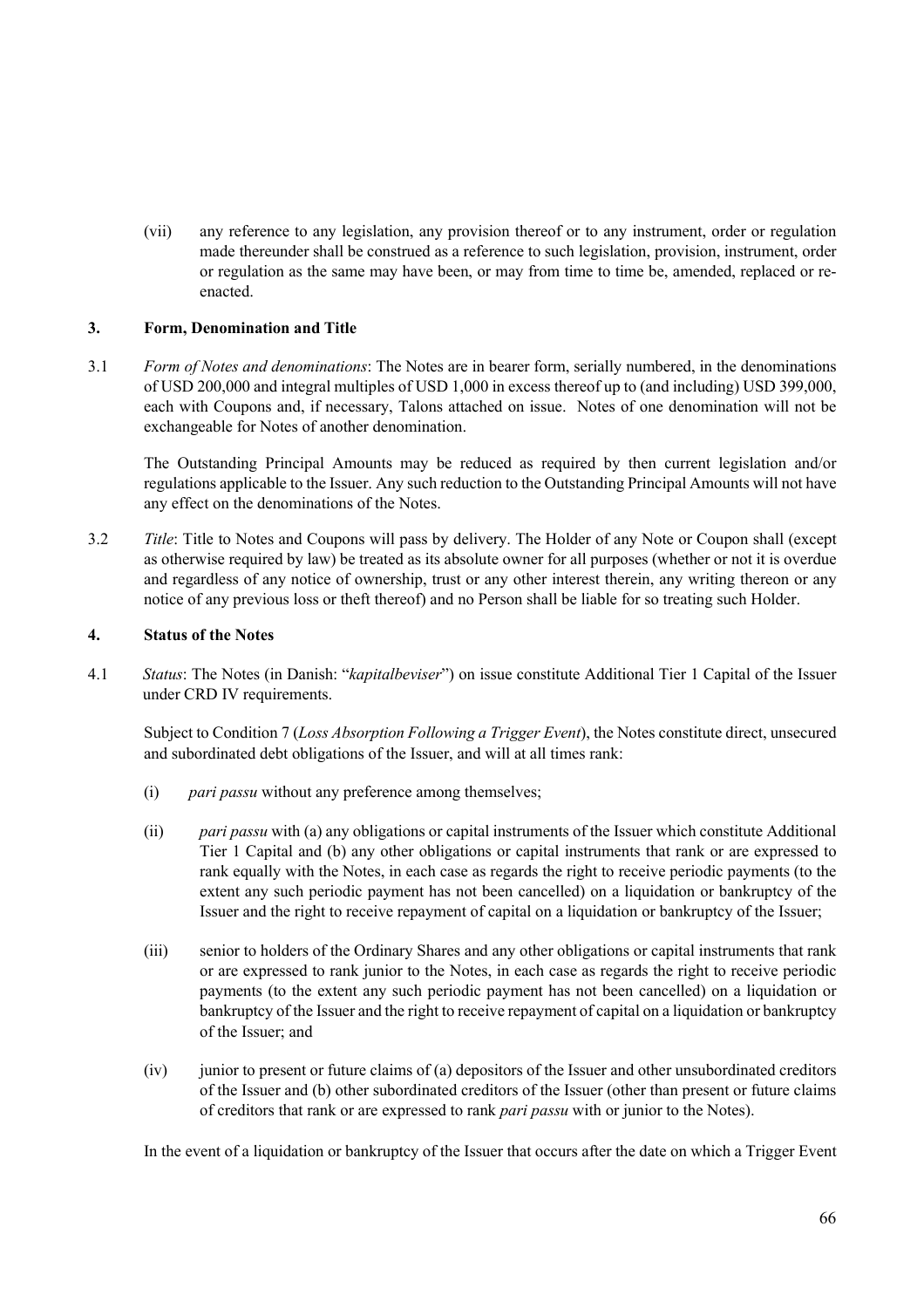(vii) any reference to any legislation, any provision thereof or to any instrument, order or regulation made thereunder shall be construed as a reference to such legislation, provision, instrument, order or regulation as the same may have been, or may from time to time be, amended, replaced or re-enacted.

## 3. Form, Denomination and Title

3.1 *Form of Notes and denominations*: The Notes are in bearer form, serially numbered, in the denominations of USD 200,000 and integral multiples of USD 1,000 in excess thereof up to (and including) USD 399,000, each with Coupons and, if necessary, Talons attached on issue. Notes of one denomination will not be exchangeable for Notes of another denomination.

The Outstanding Principal Amounts may be reduced as required by then current legislation and/or regulations applicable to the Issuer. Any such reduction to the Outstanding Principal Amounts will not have any effect on the denominations of the Notes.

3.2 *Title*: Title to Notes and Coupons will pass by delivery. The Holder of any Note or Coupon shall (except as otherwise required by law) be treated as its absolute owner for all purposes (whether or not it is overdue and regardless of any notice of ownership, trust or any other interest therein, any writing thereon or any notice of any previous loss or theft thereof) and no Person shall be liable for so treating such Holder.

## 4. Status of the Notes

4.1 *Status*: The Notes (in Danish: "*kapitalbeviser*") on issue constitute Additional Tier 1 Capital of the Issuer under CRD IV requirements.

Subject to Condition 7 (*Loss Absorption Following a Trigger Event*), the Notes constitute direct, unsecured and subordinated debt obligations of the Issuer, and will at all times rank:

(i) *pari passu* without any preference among themselves;

(ii) *pari passu* with (a) any obligations or capital instruments of the Issuer which constitute Additional Tier 1 Capital and (b) any other obligations or capital instruments that rank or are expressed to rank equally with the Notes, in each case as regards the right to receive periodic payments (to the extent any such periodic payment has not been cancelled) on a liquidation or bankruptcy of the Issuer and the right to receive repayment of capital on a liquidation or bankruptcy of the Issuer;

(iii) senior to holders of the Ordinary Shares and any other obligations or capital instruments that rank or are expressed to rank junior to the Notes, in each case as regards the right to receive periodic payments (to the extent any such periodic payment has not been cancelled) on a liquidation or bankruptcy of the Issuer and the right to receive repayment of capital on a liquidation or bankruptcy of the Issuer; and

(iv) junior to present or future claims of (a) depositors of the Issuer and other unsubordinated creditors of the Issuer and (b) other subordinated creditors of the Issuer (other than present or future claims of creditors that rank or are expressed to rank *pari passu* with or junior to the Notes).

In the event of a liquidation or bankruptcy of the Issuer that occurs after the date on which a Trigger Event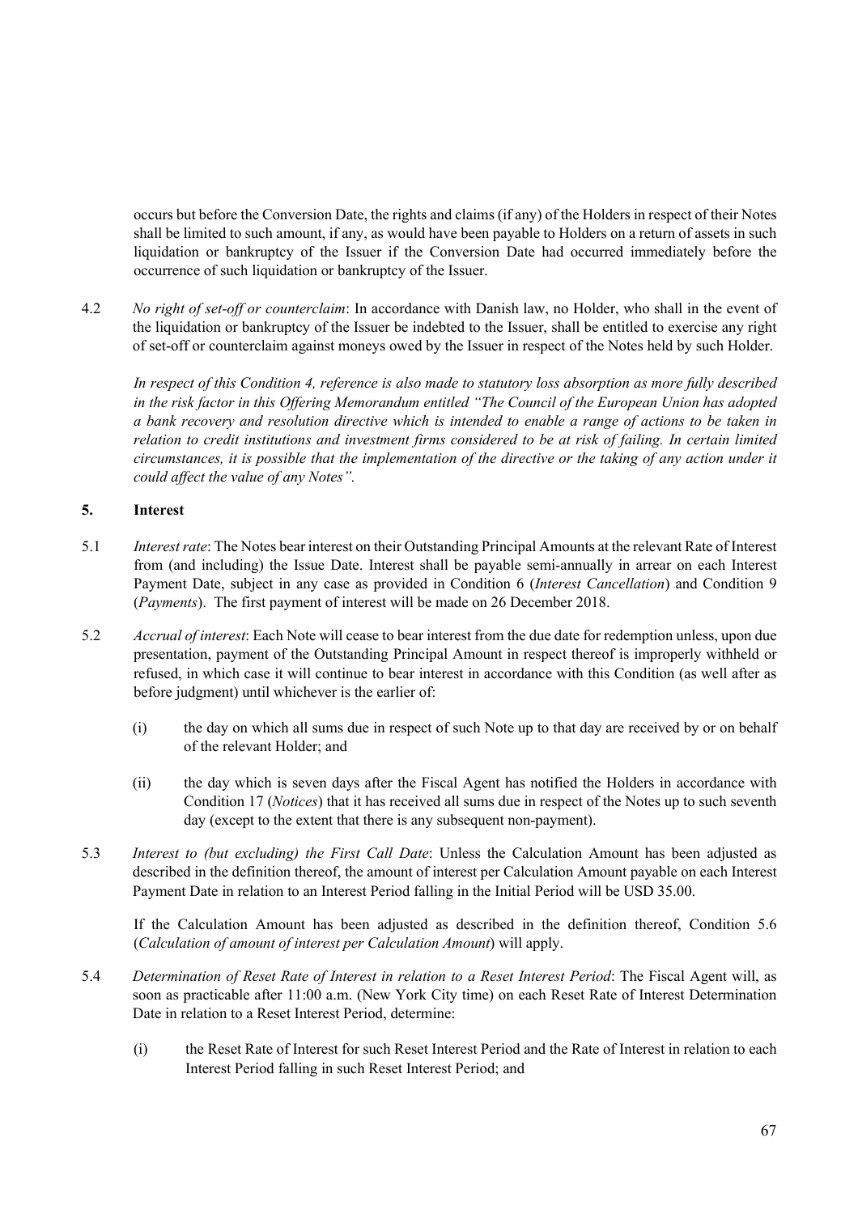occurs but before the Conversion Date, the rights and claims (if any) of the Holders in respect of their Notes shall be limited to such amount, if any, as would have been payable to Holders on a return of assets in such liquidation or bankruptcy of the Issuer if the Conversion Date had occurred immediately before the occurrence of such liquidation or bankruptcy of the Issuer.

4.2 *No right of set-off or counterclaim*: In accordance with Danish law, no Holder, who shall in the event of the liquidation or bankruptcy of the Issuer be indebted to the Issuer, shall be entitled to exercise any right of set-off or counterclaim against moneys owed by the Issuer in respect of the Notes held by such Holder.

*In respect of this Condition 4, reference is also made to statutory loss absorption as more fully described in the risk factor in this Offering Memorandum entitled "The Council of the European Union has adopted a bank recovery and resolution directive which is intended to enable a range of actions to be taken in relation to credit institutions and investment firms considered to be at risk of failing. In certain limited circumstances, it is possible that the implementation of the directive or the taking of any action under it could affect the value of any Notes".*

## 5. Interest

5.1 *Interest rate*: The Notes bear interest on their Outstanding Principal Amounts at the relevant Rate of Interest from (and including) the Issue Date. Interest shall be payable semi-annually in arrear on each Interest Payment Date, subject in any case as provided in Condition 6 (*Interest Cancellation*) and Condition 9 (*Payments*). The first payment of interest will be made on 26 December 2018.

5.2 *Accrual of interest*: Each Note will cease to bear interest from the due date for redemption unless, upon due presentation, payment of the Outstanding Principal Amount in respect thereof is improperly withheld or refused, in which case it will continue to bear interest in accordance with this Condition (as well after as before judgment) until whichever is the earlier of:

(i) the day on which all sums due in respect of such Note up to that day are received by or on behalf of the relevant Holder; and

(ii) the day which is seven days after the Fiscal Agent has notified the Holders in accordance with Condition 17 (*Notices*) that it has received all sums due in respect of the Notes up to such seventh day (except to the extent that there is any subsequent non-payment).

5.3 *Interest to (but excluding) the First Call Date*: Unless the Calculation Amount has been adjusted as described in the definition thereof, the amount of interest per Calculation Amount payable on each Interest Payment Date in relation to an Interest Period falling in the Initial Period will be USD 35.00.

If the Calculation Amount has been adjusted as described in the definition thereof, Condition 5.6 (*Calculation of amount of interest per Calculation Amount*) will apply.

5.4 *Determination of Reset Rate of Interest in relation to a Reset Interest Period*: The Fiscal Agent will, as soon as practicable after 11:00 a.m. (New York City time) on each Reset Rate of Interest Determination Date in relation to a Reset Interest Period, determine:

(i) the Reset Rate of Interest for such Reset Interest Period and the Rate of Interest in relation to each Interest Period falling in such Reset Interest Period; and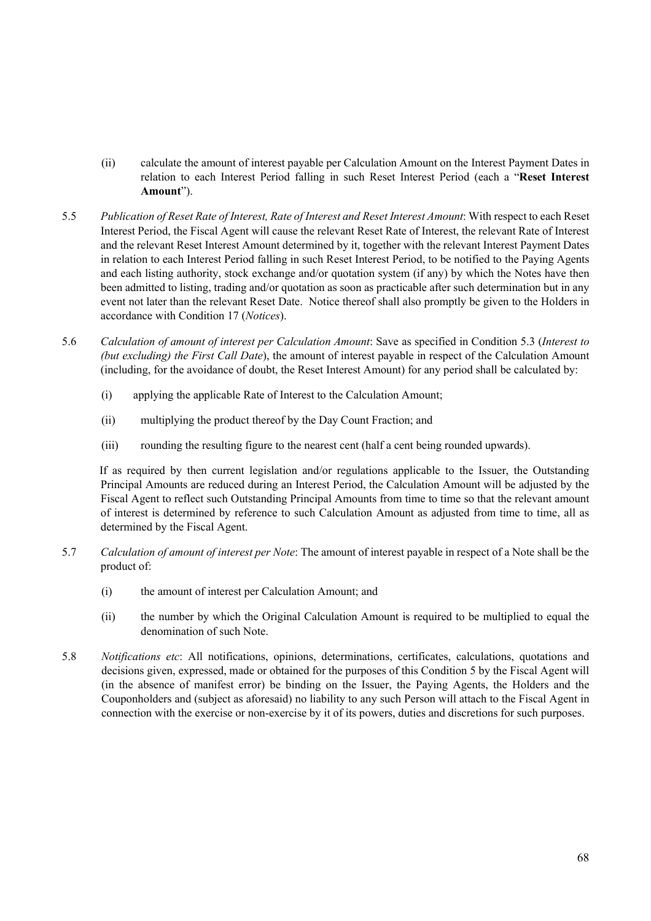(ii) calculate the amount of interest payable per Calculation Amount on the Interest Payment Dates in relation to each Interest Period falling in such Reset Interest Period (each a "**Reset Interest Amount**").

5.5 *Publication of Reset Rate of Interest, Rate of Interest and Reset Interest Amount*: With respect to each Reset Interest Period, the Fiscal Agent will cause the relevant Reset Rate of Interest, the relevant Rate of Interest and the relevant Reset Interest Amount determined by it, together with the relevant Interest Payment Dates in relation to each Interest Period falling in such Reset Interest Period, to be notified to the Paying Agents and each listing authority, stock exchange and/or quotation system (if any) by which the Notes have then been admitted to listing, trading and/or quotation as soon as practicable after such determination but in any event not later than the relevant Reset Date. Notice thereof shall also promptly be given to the Holders in accordance with Condition 17 (*Notices*).

5.6 *Calculation of amount of interest per Calculation Amount*: Save as specified in Condition 5.3 (*Interest to (but excluding) the First Call Date*), the amount of interest payable in respect of the Calculation Amount (including, for the avoidance of doubt, the Reset Interest Amount) for any period shall be calculated by:

(i) applying the applicable Rate of Interest to the Calculation Amount;

(ii) multiplying the product thereof by the Day Count Fraction; and

(iii) rounding the resulting figure to the nearest cent (half a cent being rounded upwards).

If as required by then current legislation and/or regulations applicable to the Issuer, the Outstanding Principal Amounts are reduced during an Interest Period, the Calculation Amount will be adjusted by the Fiscal Agent to reflect such Outstanding Principal Amounts from time to time so that the relevant amount of interest is determined by reference to such Calculation Amount as adjusted from time to time, all as determined by the Fiscal Agent.

5.7 *Calculation of amount of interest per Note*: The amount of interest payable in respect of a Note shall be the product of:

(i) the amount of interest per Calculation Amount; and

(ii) the number by which the Original Calculation Amount is required to be multiplied to equal the denomination of such Note.

5.8 *Notifications etc*: All notifications, opinions, determinations, certificates, calculations, quotations and decisions given, expressed, made or obtained for the purposes of this Condition 5 by the Fiscal Agent will (in the absence of manifest error) be binding on the Issuer, the Paying Agents, the Holders and the Couponholders and (subject as aforesaid) no liability to any such Person will attach to the Fiscal Agent in connection with the exercise or non-exercise by it of its powers, duties and discretions for such purposes.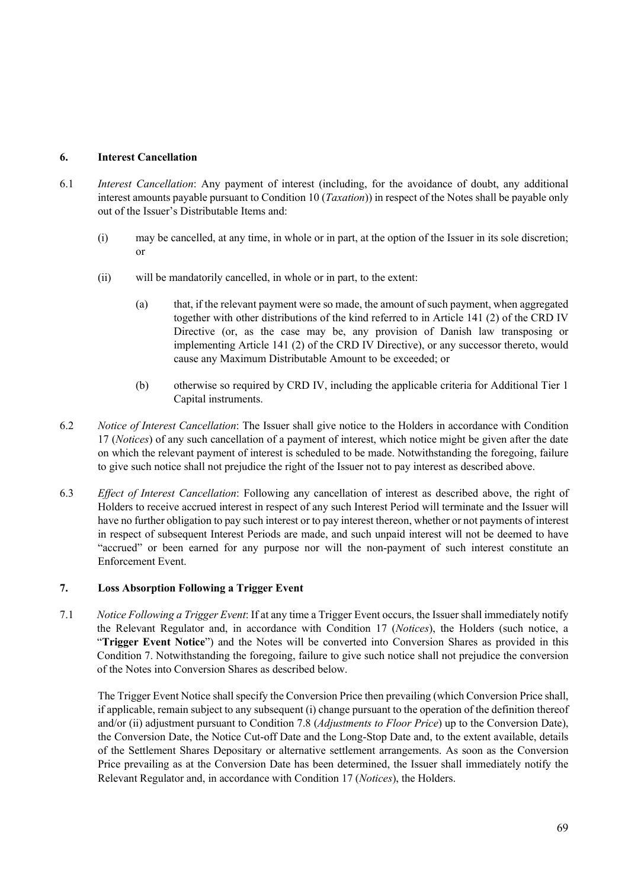## 6. Interest Cancellation

6.1 *Interest Cancellation*: Any payment of interest (including, for the avoidance of doubt, any additional interest amounts payable pursuant to Condition 10 (*Taxation*)) in respect of the Notes shall be payable only out of the Issuer's Distributable Items and:

(i) may be cancelled, at any time, in whole or in part, at the option of the Issuer in its sole discretion; or

(ii) will be mandatorily cancelled, in whole or in part, to the extent:

(a) that, if the relevant payment were so made, the amount of such payment, when aggregated together with other distributions of the kind referred to in Article 141 (2) of the CRD IV Directive (or, as the case may be, any provision of Danish law transposing or implementing Article 141 (2) of the CRD IV Directive), or any successor thereto, would cause any Maximum Distributable Amount to be exceeded; or

(b) otherwise so required by CRD IV, including the applicable criteria for Additional Tier 1 Capital instruments.

6.2 *Notice of Interest Cancellation*: The Issuer shall give notice to the Holders in accordance with Condition 17 (*Notices*) of any such cancellation of a payment of interest, which notice might be given after the date on which the relevant payment of interest is scheduled to be made. Notwithstanding the foregoing, failure to give such notice shall not prejudice the right of the Issuer not to pay interest as described above.

6.3 *Effect of Interest Cancellation*: Following any cancellation of interest as described above, the right of Holders to receive accrued interest in respect of any such Interest Period will terminate and the Issuer will have no further obligation to pay such interest or to pay interest thereon, whether or not payments of interest in respect of subsequent Interest Periods are made, and such unpaid interest will not be deemed to have "accrued" or been earned for any purpose nor will the non-payment of such interest constitute an Enforcement Event.

## 7. Loss Absorption Following a Trigger Event

7.1 *Notice Following a Trigger Event*: If at any time a Trigger Event occurs, the Issuer shall immediately notify the Relevant Regulator and, in accordance with Condition 17 (*Notices*), the Holders (such notice, a "**Trigger Event Notice**") and the Notes will be converted into Conversion Shares as provided in this Condition 7. Notwithstanding the foregoing, failure to give such notice shall not prejudice the conversion of the Notes into Conversion Shares as described below.

The Trigger Event Notice shall specify the Conversion Price then prevailing (which Conversion Price shall, if applicable, remain subject to any subsequent (i) change pursuant to the operation of the definition thereof and/or (ii) adjustment pursuant to Condition 7.8 (*Adjustments to Floor Price*) up to the Conversion Date), the Conversion Date, the Notice Cut-off Date and the Long-Stop Date and, to the extent available, details of the Settlement Shares Depositary or alternative settlement arrangements. As soon as the Conversion Price prevailing as at the Conversion Date has been determined, the Issuer shall immediately notify the Relevant Regulator and, in accordance with Condition 17 (*Notices*), the Holders.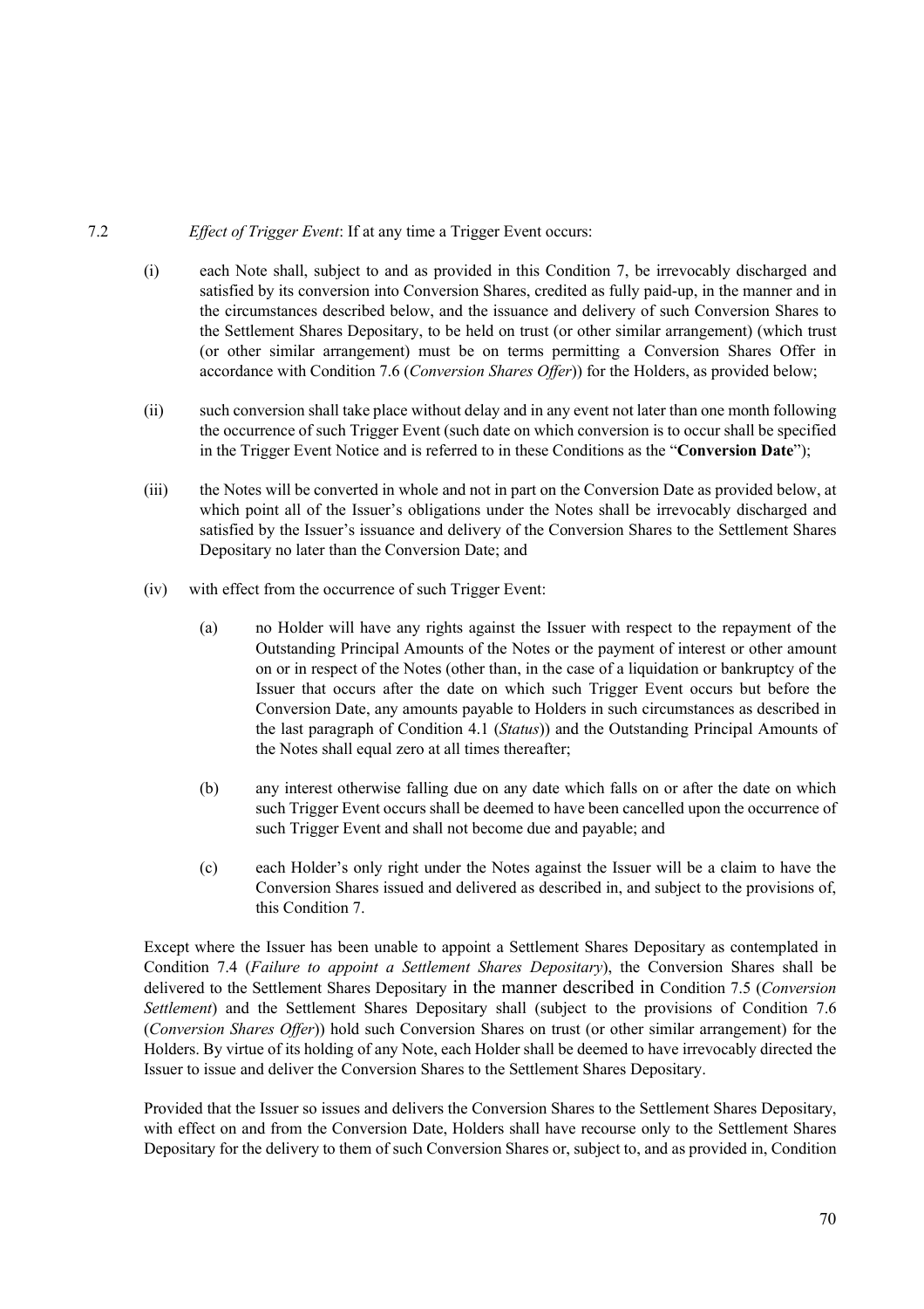7.2 *Effect of Trigger Event*: If at any time a Trigger Event occurs:

(i) each Note shall, subject to and as provided in this Condition 7, be irrevocably discharged and satisfied by its conversion into Conversion Shares, credited as fully paid-up, in the manner and in the circumstances described below, and the issuance and delivery of such Conversion Shares to the Settlement Shares Depositary, to be held on trust (or other similar arrangement) (which trust (or other similar arrangement) must be on terms permitting a Conversion Shares Offer in accordance with Condition 7.6 (*Conversion Shares Offer*)) for the Holders, as provided below;

(ii) such conversion shall take place without delay and in any event not later than one month following the occurrence of such Trigger Event (such date on which conversion is to occur shall be specified in the Trigger Event Notice and is referred to in these Conditions as the "**Conversion Date**");

(iii) the Notes will be converted in whole and not in part on the Conversion Date as provided below, at which point all of the Issuer's obligations under the Notes shall be irrevocably discharged and satisfied by the Issuer's issuance and delivery of the Conversion Shares to the Settlement Shares Depositary no later than the Conversion Date; and

(iv) with effect from the occurrence of such Trigger Event:

  (a) no Holder will have any rights against the Issuer with respect to the repayment of the Outstanding Principal Amounts of the Notes or the payment of interest or other amount on or in respect of the Notes (other than, in the case of a liquidation or bankruptcy of the Issuer that occurs after the date on which such Trigger Event occurs but before the Conversion Date, any amounts payable to Holders in such circumstances as described in the last paragraph of Condition 4.1 (*Status*)) and the Outstanding Principal Amounts of the Notes shall equal zero at all times thereafter;

  (b) any interest otherwise falling due on any date which falls on or after the date on which such Trigger Event occurs shall be deemed to have been cancelled upon the occurrence of such Trigger Event and shall not become due and payable; and

  (c) each Holder's only right under the Notes against the Issuer will be a claim to have the Conversion Shares issued and delivered as described in, and subject to the provisions of, this Condition 7.

Except where the Issuer has been unable to appoint a Settlement Shares Depositary as contemplated in Condition 7.4 (*Failure to appoint a Settlement Shares Depositary*), the Conversion Shares shall be delivered to the Settlement Shares Depositary in the manner described in Condition 7.5 (*Conversion Settlement*) and the Settlement Shares Depositary shall (subject to the provisions of Condition 7.6 (*Conversion Shares Offer*)) hold such Conversion Shares on trust (or other similar arrangement) for the Holders. By virtue of its holding of any Note, each Holder shall be deemed to have irrevocably directed the Issuer to issue and deliver the Conversion Shares to the Settlement Shares Depositary.

Provided that the Issuer so issues and delivers the Conversion Shares to the Settlement Shares Depositary, with effect on and from the Conversion Date, Holders shall have recourse only to the Settlement Shares Depositary for the delivery to them of such Conversion Shares or, subject to, and as provided in, Condition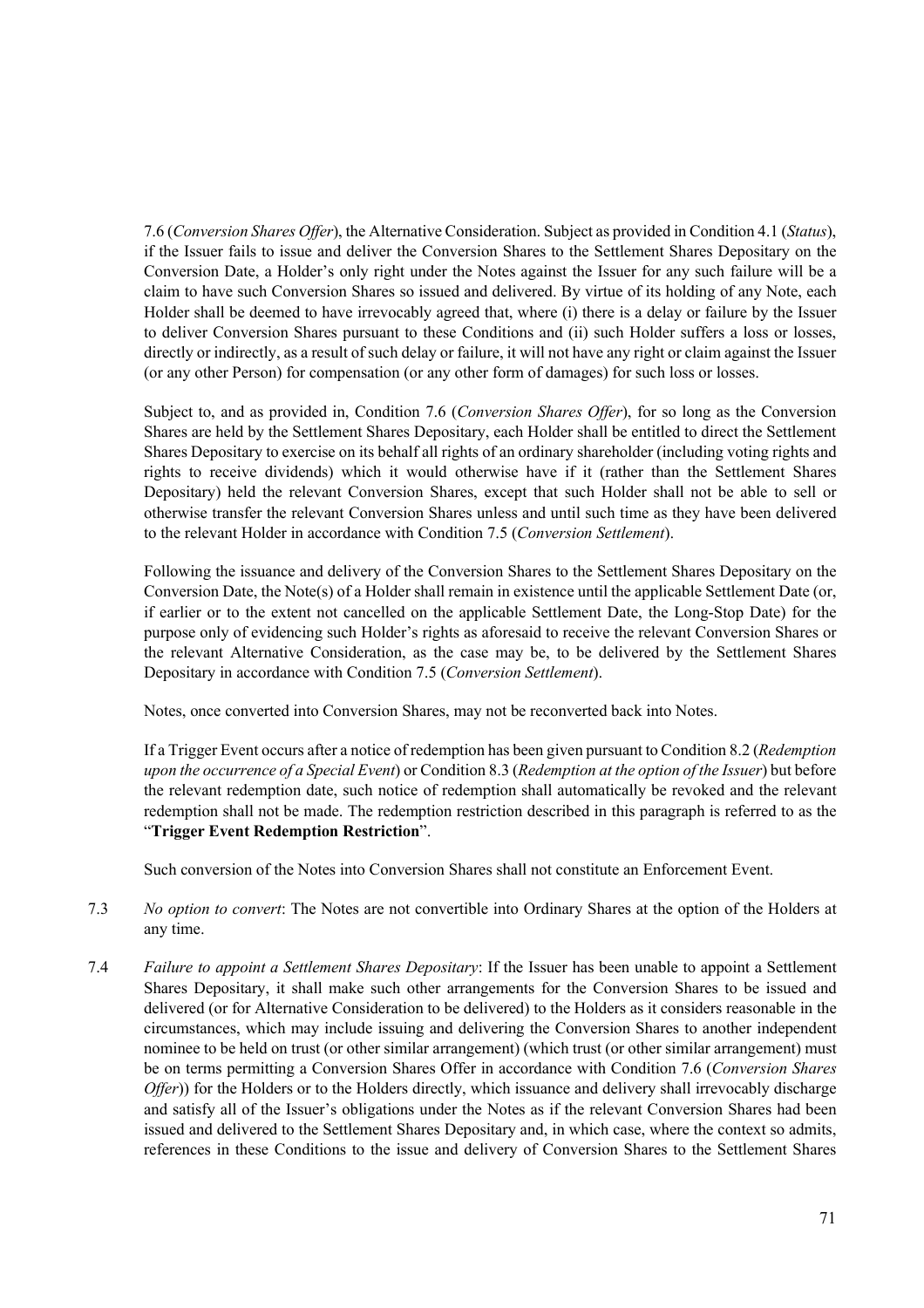7.6 (*Conversion Shares Offer*), the Alternative Consideration. Subject as provided in Condition 4.1 (*Status*), if the Issuer fails to issue and deliver the Conversion Shares to the Settlement Shares Depositary on the Conversion Date, a Holder's only right under the Notes against the Issuer for any such failure will be a claim to have such Conversion Shares so issued and delivered. By virtue of its holding of any Note, each Holder shall be deemed to have irrevocably agreed that, where (i) there is a delay or failure by the Issuer to deliver Conversion Shares pursuant to these Conditions and (ii) such Holder suffers a loss or losses, directly or indirectly, as a result of such delay or failure, it will not have any right or claim against the Issuer (or any other Person) for compensation (or any other form of damages) for such loss or losses.

Subject to, and as provided in, Condition 7.6 (*Conversion Shares Offer*), for so long as the Conversion Shares are held by the Settlement Shares Depositary, each Holder shall be entitled to direct the Settlement Shares Depositary to exercise on its behalf all rights of an ordinary shareholder (including voting rights and rights to receive dividends) which it would otherwise have if it (rather than the Settlement Shares Depositary) held the relevant Conversion Shares, except that such Holder shall not be able to sell or otherwise transfer the relevant Conversion Shares unless and until such time as they have been delivered to the relevant Holder in accordance with Condition 7.5 (*Conversion Settlement*).

Following the issuance and delivery of the Conversion Shares to the Settlement Shares Depositary on the Conversion Date, the Note(s) of a Holder shall remain in existence until the applicable Settlement Date (or, if earlier or to the extent not cancelled on the applicable Settlement Date, the Long-Stop Date) for the purpose only of evidencing such Holder's rights as aforesaid to receive the relevant Conversion Shares or the relevant Alternative Consideration, as the case may be, to be delivered by the Settlement Shares Depositary in accordance with Condition 7.5 (*Conversion Settlement*).

Notes, once converted into Conversion Shares, may not be reconverted back into Notes.

If a Trigger Event occurs after a notice of redemption has been given pursuant to Condition 8.2 (*Redemption upon the occurrence of a Special Event*) or Condition 8.3 (*Redemption at the option of the Issuer*) but before the relevant redemption date, such notice of redemption shall automatically be revoked and the relevant redemption shall not be made. The redemption restriction described in this paragraph is referred to as the "**Trigger Event Redemption Restriction**".

Such conversion of the Notes into Conversion Shares shall not constitute an Enforcement Event.

7.3 *No option to convert*: The Notes are not convertible into Ordinary Shares at the option of the Holders at any time.

7.4 *Failure to appoint a Settlement Shares Depositary*: If the Issuer has been unable to appoint a Settlement Shares Depositary, it shall make such other arrangements for the Conversion Shares to be issued and delivered (or for Alternative Consideration to be delivered) to the Holders as it considers reasonable in the circumstances, which may include issuing and delivering the Conversion Shares to another independent nominee to be held on trust (or other similar arrangement) (which trust (or other similar arrangement) must be on terms permitting a Conversion Shares Offer in accordance with Condition 7.6 (*Conversion Shares Offer*)) for the Holders or to the Holders directly, which issuance and delivery shall irrevocably discharge and satisfy all of the Issuer's obligations under the Notes as if the relevant Conversion Shares had been issued and delivered to the Settlement Shares Depositary and, in which case, where the context so admits, references in these Conditions to the issue and delivery of Conversion Shares to the Settlement Shares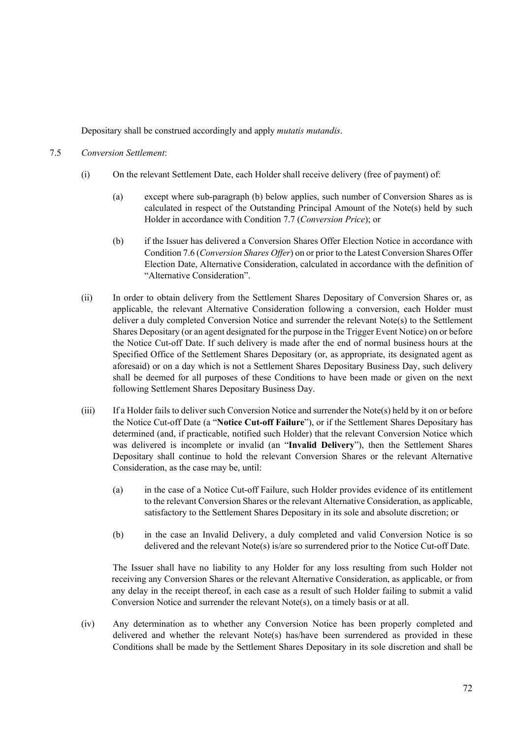Depositary shall be construed accordingly and apply *mutatis mutandis*.

7.5 *Conversion Settlement*:

(i) On the relevant Settlement Date, each Holder shall receive delivery (free of payment) of:

(a) except where sub-paragraph (b) below applies, such number of Conversion Shares as is calculated in respect of the Outstanding Principal Amount of the Note(s) held by such Holder in accordance with Condition 7.7 (*Conversion Price*); or

(b) if the Issuer has delivered a Conversion Shares Offer Election Notice in accordance with Condition 7.6 (*Conversion Shares Offer*) on or prior to the Latest Conversion Shares Offer Election Date, Alternative Consideration, calculated in accordance with the definition of "Alternative Consideration".

(ii) In order to obtain delivery from the Settlement Shares Depositary of Conversion Shares or, as applicable, the relevant Alternative Consideration following a conversion, each Holder must deliver a duly completed Conversion Notice and surrender the relevant Note(s) to the Settlement Shares Depositary (or an agent designated for the purpose in the Trigger Event Notice) on or before the Notice Cut-off Date. If such delivery is made after the end of normal business hours at the Specified Office of the Settlement Shares Depositary (or, as appropriate, its designated agent as aforesaid) or on a day which is not a Settlement Shares Depositary Business Day, such delivery shall be deemed for all purposes of these Conditions to have been made or given on the next following Settlement Shares Depositary Business Day.

(iii) If a Holder fails to deliver such Conversion Notice and surrender the Note(s) held by it on or before the Notice Cut-off Date (a "**Notice Cut-off Failure**"), or if the Settlement Shares Depositary has determined (and, if practicable, notified such Holder) that the relevant Conversion Notice which was delivered is incomplete or invalid (an "**Invalid Delivery**"), then the Settlement Shares Depositary shall continue to hold the relevant Conversion Shares or the relevant Alternative Consideration, as the case may be, until:

(a) in the case of a Notice Cut-off Failure, such Holder provides evidence of its entitlement to the relevant Conversion Shares or the relevant Alternative Consideration, as applicable, satisfactory to the Settlement Shares Depositary in its sole and absolute discretion; or

(b) in the case an Invalid Delivery, a duly completed and valid Conversion Notice is so delivered and the relevant Note(s) is/are so surrendered prior to the Notice Cut-off Date.

The Issuer shall have no liability to any Holder for any loss resulting from such Holder not receiving any Conversion Shares or the relevant Alternative Consideration, as applicable, or from any delay in the receipt thereof, in each case as a result of such Holder failing to submit a valid Conversion Notice and surrender the relevant Note(s), on a timely basis or at all.

(iv) Any determination as to whether any Conversion Notice has been properly completed and delivered and whether the relevant Note(s) has/have been surrendered as provided in these Conditions shall be made by the Settlement Shares Depositary in its sole discretion and shall be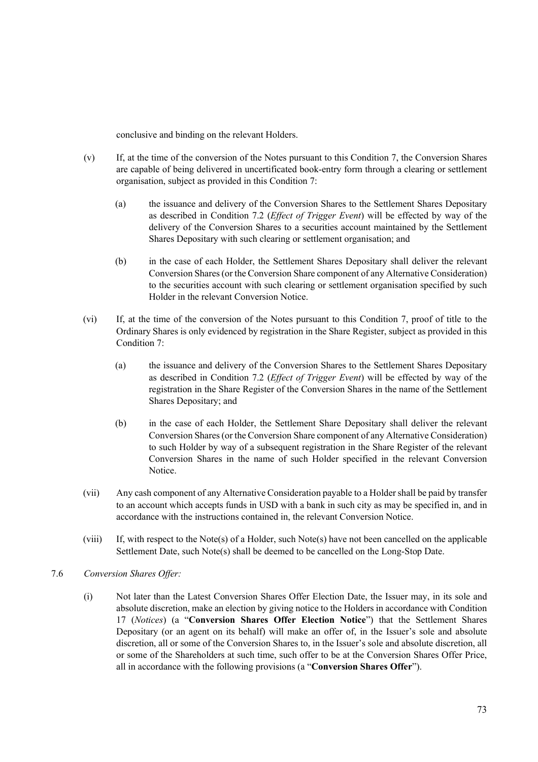conclusive and binding on the relevant Holders.

(v) If, at the time of the conversion of the Notes pursuant to this Condition 7, the Conversion Shares are capable of being delivered in uncertificated book-entry form through a clearing or settlement organisation, subject as provided in this Condition 7:

(a) the issuance and delivery of the Conversion Shares to the Settlement Shares Depositary as described in Condition 7.2 (*Effect of Trigger Event*) will be effected by way of the delivery of the Conversion Shares to a securities account maintained by the Settlement Shares Depositary with such clearing or settlement organisation; and

(b) in the case of each Holder, the Settlement Shares Depositary shall deliver the relevant Conversion Shares (or the Conversion Share component of any Alternative Consideration) to the securities account with such clearing or settlement organisation specified by such Holder in the relevant Conversion Notice.

(vi) If, at the time of the conversion of the Notes pursuant to this Condition 7, proof of title to the Ordinary Shares is only evidenced by registration in the Share Register, subject as provided in this Condition 7:

(a) the issuance and delivery of the Conversion Shares to the Settlement Shares Depositary as described in Condition 7.2 (*Effect of Trigger Event*) will be effected by way of the registration in the Share Register of the Conversion Shares in the name of the Settlement Shares Depositary; and

(b) in the case of each Holder, the Settlement Share Depositary shall deliver the relevant Conversion Shares (or the Conversion Share component of any Alternative Consideration) to such Holder by way of a subsequent registration in the Share Register of the relevant Conversion Shares in the name of such Holder specified in the relevant Conversion Notice.

(vii) Any cash component of any Alternative Consideration payable to a Holder shall be paid by transfer to an account which accepts funds in USD with a bank in such city as may be specified in, and in accordance with the instructions contained in, the relevant Conversion Notice.

(viii) If, with respect to the Note(s) of a Holder, such Note(s) have not been cancelled on the applicable Settlement Date, such Note(s) shall be deemed to be cancelled on the Long-Stop Date.

7.6 *Conversion Shares Offer:*

(i) Not later than the Latest Conversion Shares Offer Election Date, the Issuer may, in its sole and absolute discretion, make an election by giving notice to the Holders in accordance with Condition 17 (*Notices*) (a "**Conversion Shares Offer Election Notice**") that the Settlement Shares Depositary (or an agent on its behalf) will make an offer of, in the Issuer's sole and absolute discretion, all or some of the Conversion Shares to, in the Issuer's sole and absolute discretion, all or some of the Shareholders at such time, such offer to be at the Conversion Shares Offer Price, all in accordance with the following provisions (a "**Conversion Shares Offer**").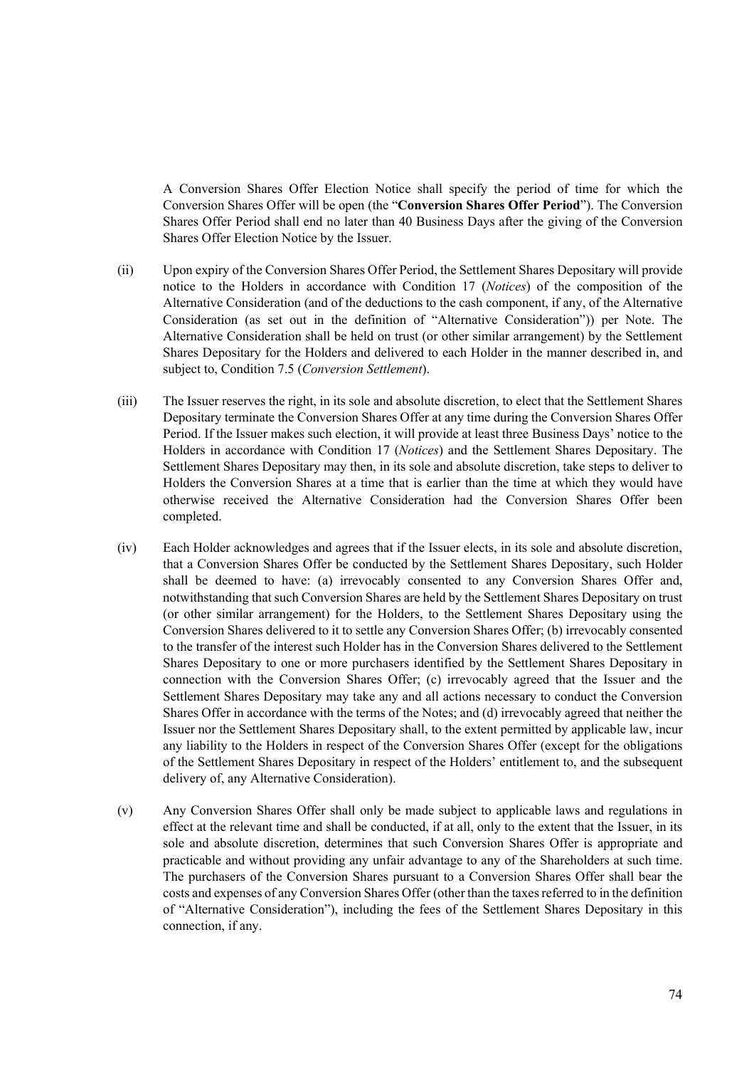A Conversion Shares Offer Election Notice shall specify the period of time for which the Conversion Shares Offer will be open (the "**Conversion Shares Offer Period**"). The Conversion Shares Offer Period shall end no later than 40 Business Days after the giving of the Conversion Shares Offer Election Notice by the Issuer.

(ii) Upon expiry of the Conversion Shares Offer Period, the Settlement Shares Depositary will provide notice to the Holders in accordance with Condition 17 (*Notices*) of the composition of the Alternative Consideration (and of the deductions to the cash component, if any, of the Alternative Consideration (as set out in the definition of "Alternative Consideration")) per Note. The Alternative Consideration shall be held on trust (or other similar arrangement) by the Settlement Shares Depositary for the Holders and delivered to each Holder in the manner described in, and subject to, Condition 7.5 (*Conversion Settlement*).

(iii) The Issuer reserves the right, in its sole and absolute discretion, to elect that the Settlement Shares Depositary terminate the Conversion Shares Offer at any time during the Conversion Shares Offer Period. If the Issuer makes such election, it will provide at least three Business Days' notice to the Holders in accordance with Condition 17 (*Notices*) and the Settlement Shares Depositary. The Settlement Shares Depositary may then, in its sole and absolute discretion, take steps to deliver to Holders the Conversion Shares at a time that is earlier than the time at which they would have otherwise received the Alternative Consideration had the Conversion Shares Offer been completed.

(iv) Each Holder acknowledges and agrees that if the Issuer elects, in its sole and absolute discretion, that a Conversion Shares Offer be conducted by the Settlement Shares Depositary, such Holder shall be deemed to have: (a) irrevocably consented to any Conversion Shares Offer and, notwithstanding that such Conversion Shares are held by the Settlement Shares Depositary on trust (or other similar arrangement) for the Holders, to the Settlement Shares Depositary using the Conversion Shares delivered to it to settle any Conversion Shares Offer; (b) irrevocably consented to the transfer of the interest such Holder has in the Conversion Shares delivered to the Settlement Shares Depositary to one or more purchasers identified by the Settlement Shares Depositary in connection with the Conversion Shares Offer; (c) irrevocably agreed that the Issuer and the Settlement Shares Depositary may take any and all actions necessary to conduct the Conversion Shares Offer in accordance with the terms of the Notes; and (d) irrevocably agreed that neither the Issuer nor the Settlement Shares Depositary shall, to the extent permitted by applicable law, incur any liability to the Holders in respect of the Conversion Shares Offer (except for the obligations of the Settlement Shares Depositary in respect of the Holders' entitlement to, and the subsequent delivery of, any Alternative Consideration).

(v) Any Conversion Shares Offer shall only be made subject to applicable laws and regulations in effect at the relevant time and shall be conducted, if at all, only to the extent that the Issuer, in its sole and absolute discretion, determines that such Conversion Shares Offer is appropriate and practicable and without providing any unfair advantage to any of the Shareholders at such time. The purchasers of the Conversion Shares pursuant to a Conversion Shares Offer shall bear the costs and expenses of any Conversion Shares Offer (other than the taxes referred to in the definition of "Alternative Consideration"), including the fees of the Settlement Shares Depositary in this connection, if any.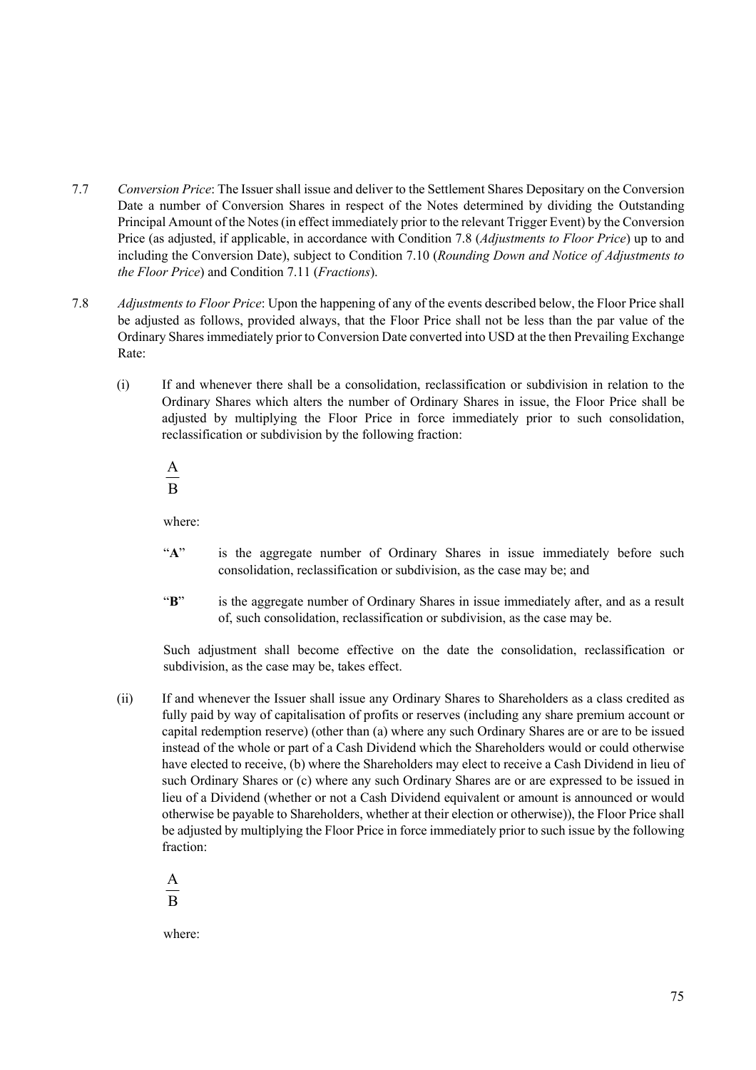7.7 *Conversion Price*: The Issuer shall issue and deliver to the Settlement Shares Depositary on the Conversion Date a number of Conversion Shares in respect of the Notes determined by dividing the Outstanding Principal Amount of the Notes (in effect immediately prior to the relevant Trigger Event) by the Conversion Price (as adjusted, if applicable, in accordance with Condition 7.8 (*Adjustments to Floor Price*) up to and including the Conversion Date), subject to Condition 7.10 (*Rounding Down and Notice of Adjustments to the Floor Price*) and Condition 7.11 (*Fractions*).

7.8 *Adjustments to Floor Price*: Upon the happening of any of the events described below, the Floor Price shall be adjusted as follows, provided always, that the Floor Price shall not be less than the par value of the Ordinary Shares immediately prior to Conversion Date converted into USD at the then Prevailing Exchange Rate:

(i) If and whenever there shall be a consolidation, reclassification or subdivision in relation to the Ordinary Shares which alters the number of Ordinary Shares in issue, the Floor Price shall be adjusted by multiplying the Floor Price in force immediately prior to such consolidation, reclassification or subdivision by the following fraction:

$$\frac{A}{B}$$

where:

"**A**" is the aggregate number of Ordinary Shares in issue immediately before such consolidation, reclassification or subdivision, as the case may be; and

"**B**" is the aggregate number of Ordinary Shares in issue immediately after, and as a result of, such consolidation, reclassification or subdivision, as the case may be.

Such adjustment shall become effective on the date the consolidation, reclassification or subdivision, as the case may be, takes effect.

(ii) If and whenever the Issuer shall issue any Ordinary Shares to Shareholders as a class credited as fully paid by way of capitalisation of profits or reserves (including any share premium account or capital redemption reserve) (other than (a) where any such Ordinary Shares are or are to be issued instead of the whole or part of a Cash Dividend which the Shareholders would or could otherwise have elected to receive, (b) where the Shareholders may elect to receive a Cash Dividend in lieu of such Ordinary Shares or (c) where any such Ordinary Shares are or are expressed to be issued in lieu of a Dividend (whether or not a Cash Dividend equivalent or amount is announced or would otherwise be payable to Shareholders, whether at their election or otherwise)), the Floor Price shall be adjusted by multiplying the Floor Price in force immediately prior to such issue by the following fraction:

$$\frac{A}{B}$$

where: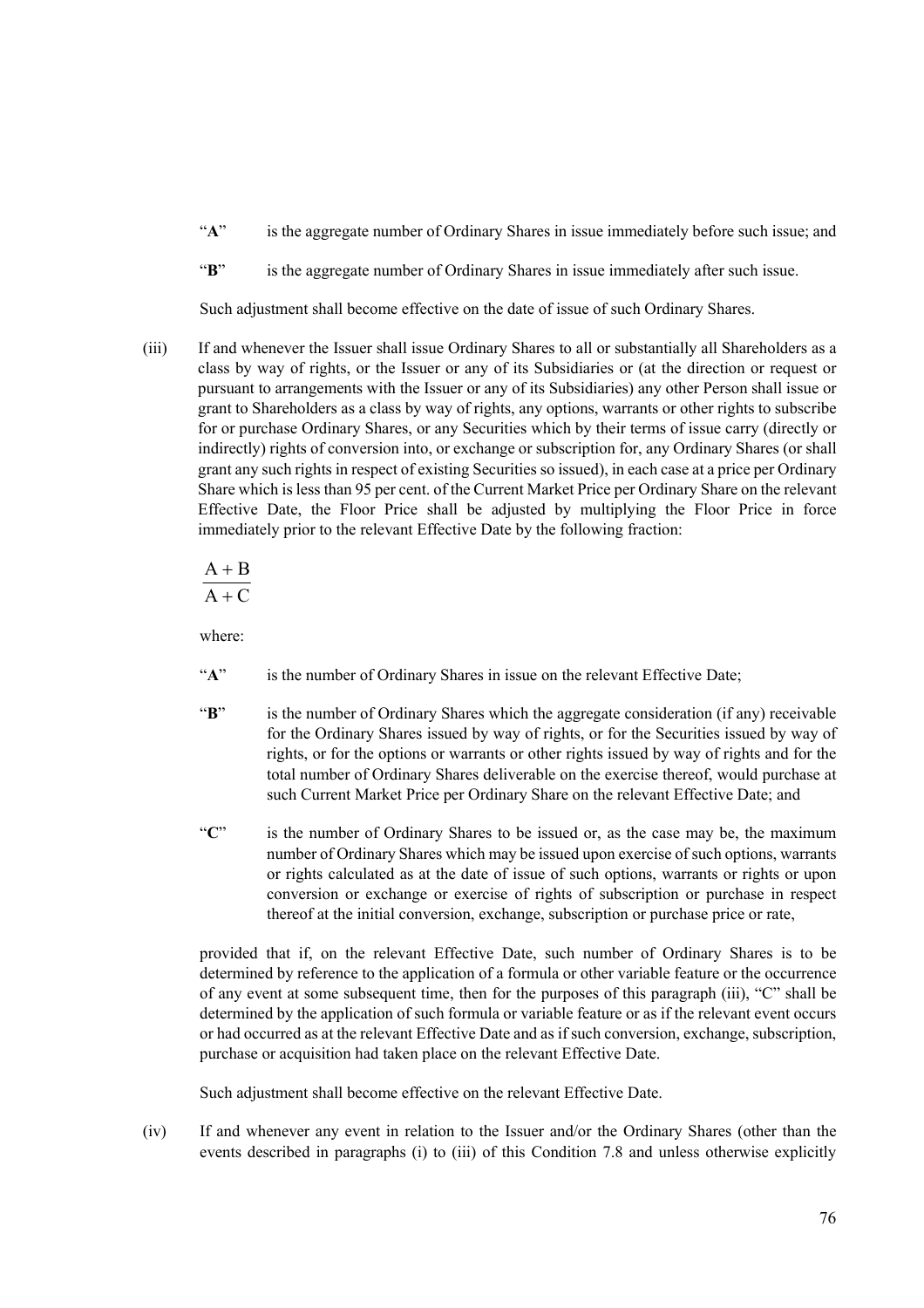"**A**" is the aggregate number of Ordinary Shares in issue immediately before such issue; and

"**B**" is the aggregate number of Ordinary Shares in issue immediately after such issue.

Such adjustment shall become effective on the date of issue of such Ordinary Shares.

(iii) If and whenever the Issuer shall issue Ordinary Shares to all or substantially all Shareholders as a class by way of rights, or the Issuer or any of its Subsidiaries or (at the direction or request or pursuant to arrangements with the Issuer or any of its Subsidiaries) any other Person shall issue or grant to Shareholders as a class by way of rights, any options, warrants or other rights to subscribe for or purchase Ordinary Shares, or any Securities which by their terms of issue carry (directly or indirectly) rights of conversion into, or exchange or subscription for, any Ordinary Shares (or shall grant any such rights in respect of existing Securities so issued), in each case at a price per Ordinary Share which is less than 95 per cent. of the Current Market Price per Ordinary Share on the relevant Effective Date, the Floor Price shall be adjusted by multiplying the Floor Price in force immediately prior to the relevant Effective Date by the following fraction:

$$\frac{A+B}{A+C}$$

where:

"**A**" is the number of Ordinary Shares in issue on the relevant Effective Date;

"**B**" is the number of Ordinary Shares which the aggregate consideration (if any) receivable for the Ordinary Shares issued by way of rights, or for the Securities issued by way of rights, or for the options or warrants or other rights issued by way of rights and for the total number of Ordinary Shares deliverable on the exercise thereof, would purchase at such Current Market Price per Ordinary Share on the relevant Effective Date; and

"**C**" is the number of Ordinary Shares to be issued or, as the case may be, the maximum number of Ordinary Shares which may be issued upon exercise of such options, warrants or rights calculated as at the date of issue of such options, warrants or rights or upon conversion or exchange or exercise of rights of subscription or purchase in respect thereof at the initial conversion, exchange, subscription or purchase price or rate,

provided that if, on the relevant Effective Date, such number of Ordinary Shares is to be determined by reference to the application of a formula or other variable feature or the occurrence of any event at some subsequent time, then for the purposes of this paragraph (iii), "C" shall be determined by the application of such formula or variable feature or as if the relevant event occurs or had occurred as at the relevant Effective Date and as if such conversion, exchange, subscription, purchase or acquisition had taken place on the relevant Effective Date.

Such adjustment shall become effective on the relevant Effective Date.

(iv) If and whenever any event in relation to the Issuer and/or the Ordinary Shares (other than the events described in paragraphs (i) to (iii) of this Condition 7.8 and unless otherwise explicitly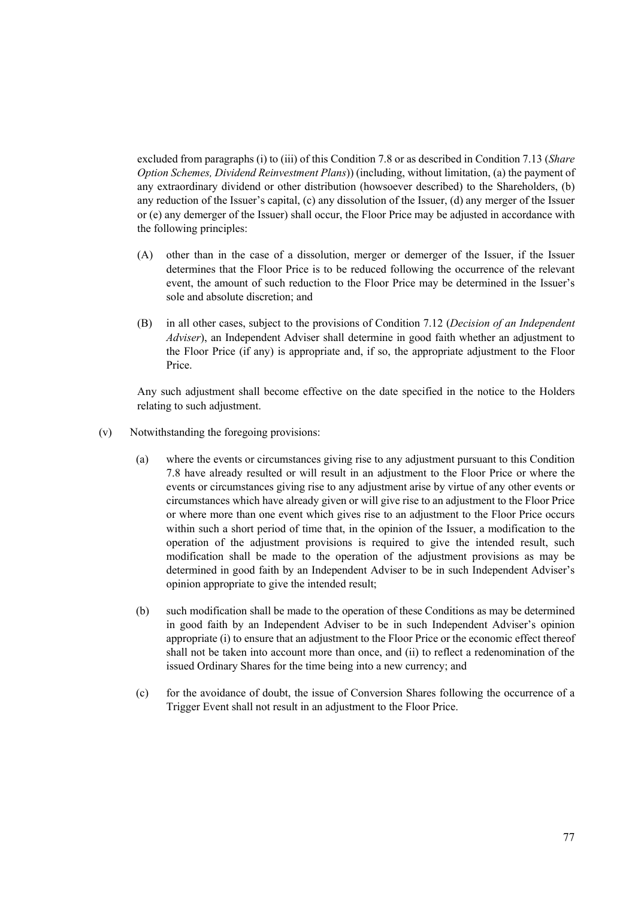excluded from paragraphs (i) to (iii) of this Condition 7.8 or as described in Condition 7.13 (*Share Option Schemes, Dividend Reinvestment Plans*)) (including, without limitation, (a) the payment of any extraordinary dividend or other distribution (howsoever described) to the Shareholders, (b) any reduction of the Issuer's capital, (c) any dissolution of the Issuer, (d) any merger of the Issuer or (e) any demerger of the Issuer) shall occur, the Floor Price may be adjusted in accordance with the following principles:

(A) other than in the case of a dissolution, merger or demerger of the Issuer, if the Issuer determines that the Floor Price is to be reduced following the occurrence of the relevant event, the amount of such reduction to the Floor Price may be determined in the Issuer's sole and absolute discretion; and

(B) in all other cases, subject to the provisions of Condition 7.12 (*Decision of an Independent Adviser*), an Independent Adviser shall determine in good faith whether an adjustment to the Floor Price (if any) is appropriate and, if so, the appropriate adjustment to the Floor Price.

Any such adjustment shall become effective on the date specified in the notice to the Holders relating to such adjustment.

(v) Notwithstanding the foregoing provisions:

(a) where the events or circumstances giving rise to any adjustment pursuant to this Condition 7.8 have already resulted or will result in an adjustment to the Floor Price or where the events or circumstances giving rise to any adjustment arise by virtue of any other events or circumstances which have already given or will give rise to an adjustment to the Floor Price or where more than one event which gives rise to an adjustment to the Floor Price occurs within such a short period of time that, in the opinion of the Issuer, a modification to the operation of the adjustment provisions is required to give the intended result, such modification shall be made to the operation of the adjustment provisions as may be determined in good faith by an Independent Adviser to be in such Independent Adviser's opinion appropriate to give the intended result;

(b) such modification shall be made to the operation of these Conditions as may be determined in good faith by an Independent Adviser to be in such Independent Adviser's opinion appropriate (i) to ensure that an adjustment to the Floor Price or the economic effect thereof shall not be taken into account more than once, and (ii) to reflect a redenomination of the issued Ordinary Shares for the time being into a new currency; and

(c) for the avoidance of doubt, the issue of Conversion Shares following the occurrence of a Trigger Event shall not result in an adjustment to the Floor Price.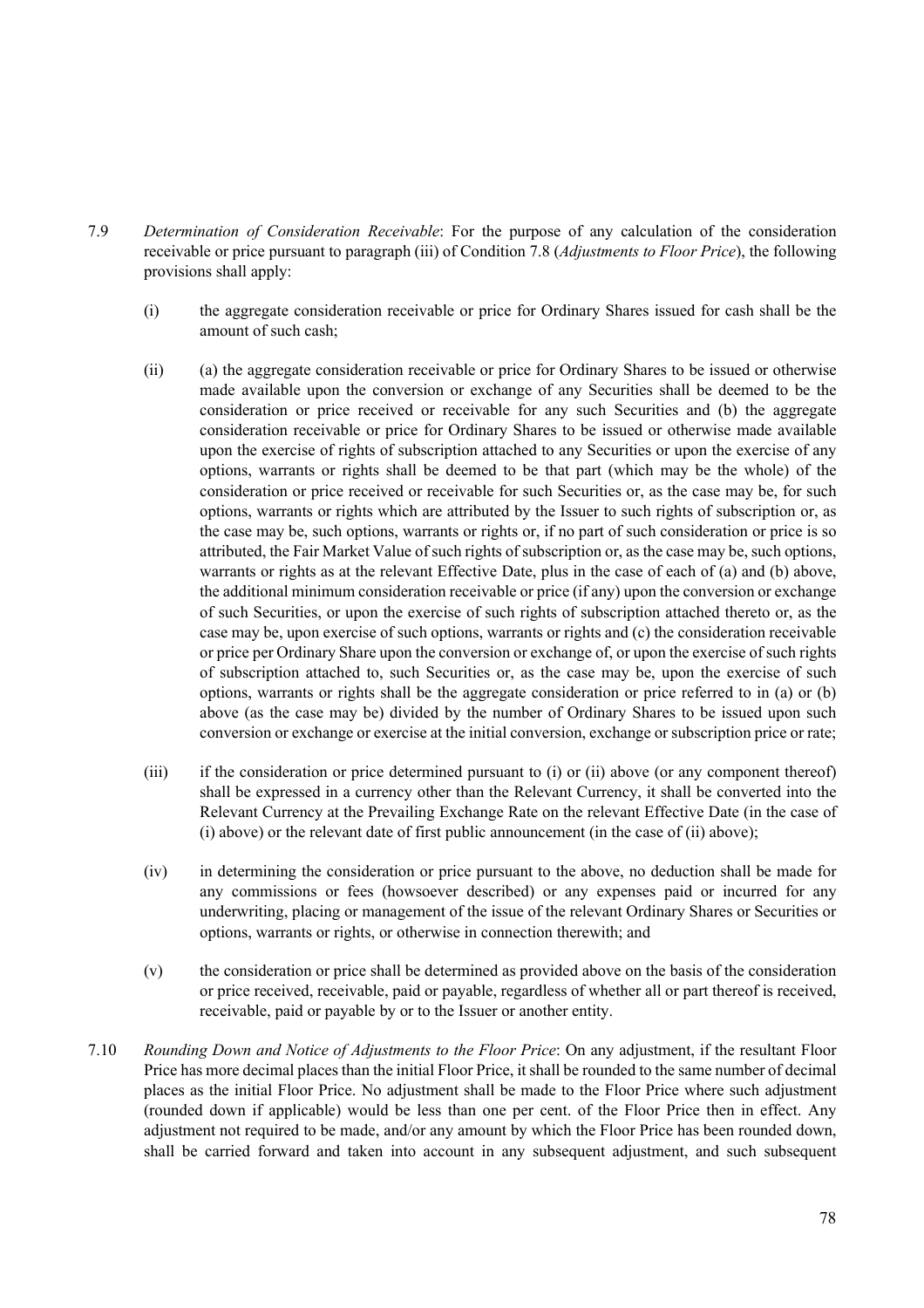7.9 *Determination of Consideration Receivable*: For the purpose of any calculation of the consideration receivable or price pursuant to paragraph (iii) of Condition 7.8 (*Adjustments to Floor Price*), the following provisions shall apply:

(i) the aggregate consideration receivable or price for Ordinary Shares issued for cash shall be the amount of such cash;

(ii) (a) the aggregate consideration receivable or price for Ordinary Shares to be issued or otherwise made available upon the conversion or exchange of any Securities shall be deemed to be the consideration or price received or receivable for any such Securities and (b) the aggregate consideration receivable or price for Ordinary Shares to be issued or otherwise made available upon the exercise of rights of subscription attached to any Securities or upon the exercise of any options, warrants or rights shall be deemed to be that part (which may be the whole) of the consideration or price received or receivable for such Securities or, as the case may be, for such options, warrants or rights which are attributed by the Issuer to such rights of subscription or, as the case may be, such options, warrants or rights or, if no part of such consideration or price is so attributed, the Fair Market Value of such rights of subscription or, as the case may be, such options, warrants or rights as at the relevant Effective Date, plus in the case of each of (a) and (b) above, the additional minimum consideration receivable or price (if any) upon the conversion or exchange of such Securities, or upon the exercise of such rights of subscription attached thereto or, as the case may be, upon exercise of such options, warrants or rights and (c) the consideration receivable or price per Ordinary Share upon the conversion or exchange of, or upon the exercise of such rights of subscription attached to, such Securities or, as the case may be, upon the exercise of such options, warrants or rights shall be the aggregate consideration or price referred to in (a) or (b) above (as the case may be) divided by the number of Ordinary Shares to be issued upon such conversion or exchange or exercise at the initial conversion, exchange or subscription price or rate;

(iii) if the consideration or price determined pursuant to (i) or (ii) above (or any component thereof) shall be expressed in a currency other than the Relevant Currency, it shall be converted into the Relevant Currency at the Prevailing Exchange Rate on the relevant Effective Date (in the case of (i) above) or the relevant date of first public announcement (in the case of (ii) above);

(iv) in determining the consideration or price pursuant to the above, no deduction shall be made for any commissions or fees (howsoever described) or any expenses paid or incurred for any underwriting, placing or management of the issue of the relevant Ordinary Shares or Securities or options, warrants or rights, or otherwise in connection therewith; and

(v) the consideration or price shall be determined as provided above on the basis of the consideration or price received, receivable, paid or payable, regardless of whether all or part thereof is received, receivable, paid or payable by or to the Issuer or another entity.

7.10 *Rounding Down and Notice of Adjustments to the Floor Price*: On any adjustment, if the resultant Floor Price has more decimal places than the initial Floor Price, it shall be rounded to the same number of decimal places as the initial Floor Price. No adjustment shall be made to the Floor Price where such adjustment (rounded down if applicable) would be less than one per cent. of the Floor Price then in effect. Any adjustment not required to be made, and/or any amount by which the Floor Price has been rounded down, shall be carried forward and taken into account in any subsequent adjustment, and such subsequent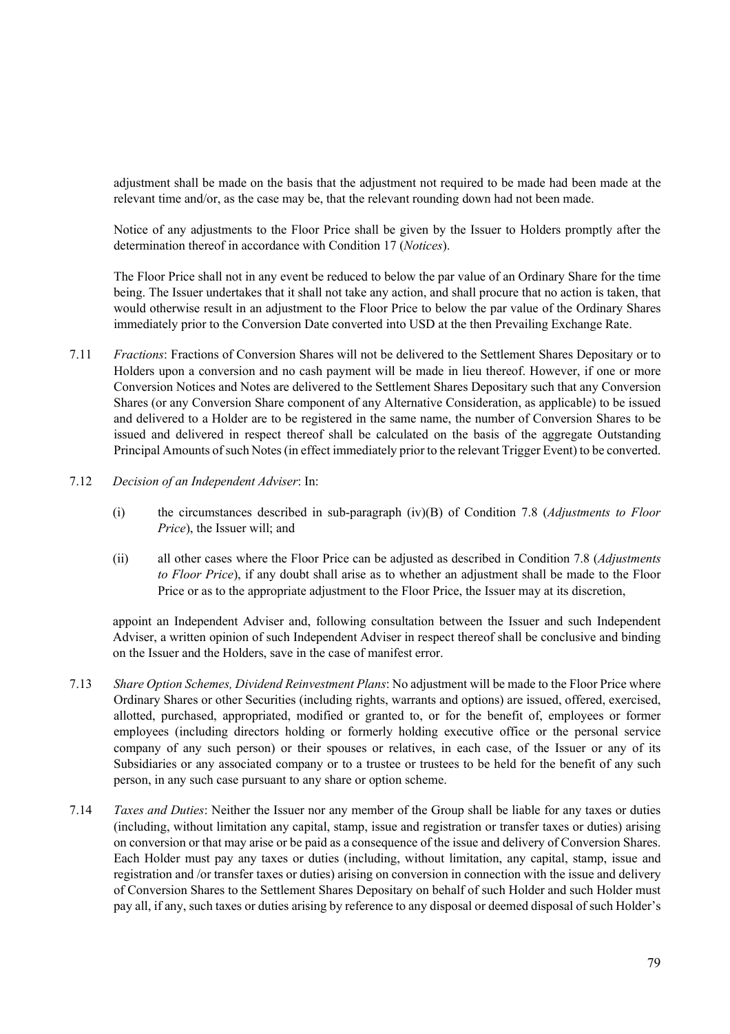adjustment shall be made on the basis that the adjustment not required to be made had been made at the relevant time and/or, as the case may be, that the relevant rounding down had not been made.

Notice of any adjustments to the Floor Price shall be given by the Issuer to Holders promptly after the determination thereof in accordance with Condition 17 (*Notices*).

The Floor Price shall not in any event be reduced to below the par value of an Ordinary Share for the time being. The Issuer undertakes that it shall not take any action, and shall procure that no action is taken, that would otherwise result in an adjustment to the Floor Price to below the par value of the Ordinary Shares immediately prior to the Conversion Date converted into USD at the then Prevailing Exchange Rate.

7.11 *Fractions*: Fractions of Conversion Shares will not be delivered to the Settlement Shares Depositary or to Holders upon a conversion and no cash payment will be made in lieu thereof. However, if one or more Conversion Notices and Notes are delivered to the Settlement Shares Depositary such that any Conversion Shares (or any Conversion Share component of any Alternative Consideration, as applicable) to be issued and delivered to a Holder are to be registered in the same name, the number of Conversion Shares to be issued and delivered in respect thereof shall be calculated on the basis of the aggregate Outstanding Principal Amounts of such Notes (in effect immediately prior to the relevant Trigger Event) to be converted.

7.12 *Decision of an Independent Adviser*: In:

(i) the circumstances described in sub-paragraph (iv)(B) of Condition 7.8 (*Adjustments to Floor Price*), the Issuer will; and

(ii) all other cases where the Floor Price can be adjusted as described in Condition 7.8 (*Adjustments to Floor Price*), if any doubt shall arise as to whether an adjustment shall be made to the Floor Price or as to the appropriate adjustment to the Floor Price, the Issuer may at its discretion,

appoint an Independent Adviser and, following consultation between the Issuer and such Independent Adviser, a written opinion of such Independent Adviser in respect thereof shall be conclusive and binding on the Issuer and the Holders, save in the case of manifest error.

7.13 *Share Option Schemes, Dividend Reinvestment Plans*: No adjustment will be made to the Floor Price where Ordinary Shares or other Securities (including rights, warrants and options) are issued, offered, exercised, allotted, purchased, appropriated, modified or granted to, or for the benefit of, employees or former employees (including directors holding or formerly holding executive office or the personal service company of any such person) or their spouses or relatives, in each case, of the Issuer or any of its Subsidiaries or any associated company or to a trustee or trustees to be held for the benefit of any such person, in any such case pursuant to any share or option scheme.

7.14 *Taxes and Duties*: Neither the Issuer nor any member of the Group shall be liable for any taxes or duties (including, without limitation any capital, stamp, issue and registration or transfer taxes or duties) arising on conversion or that may arise or be paid as a consequence of the issue and delivery of Conversion Shares. Each Holder must pay any taxes or duties (including, without limitation, any capital, stamp, issue and registration and /or transfer taxes or duties) arising on conversion in connection with the issue and delivery of Conversion Shares to the Settlement Shares Depositary on behalf of such Holder and such Holder must pay all, if any, such taxes or duties arising by reference to any disposal or deemed disposal of such Holder's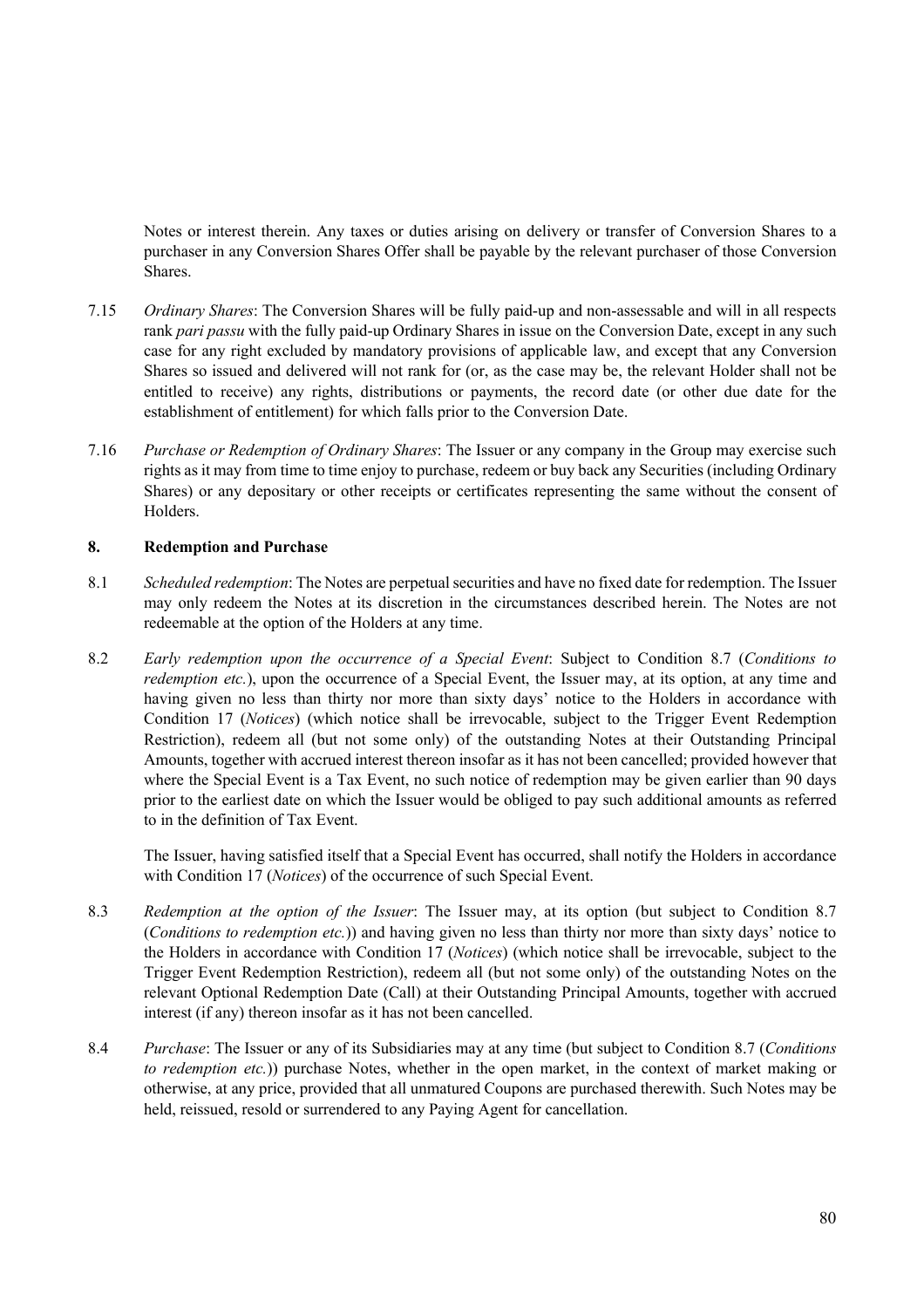Notes or interest therein. Any taxes or duties arising on delivery or transfer of Conversion Shares to a purchaser in any Conversion Shares Offer shall be payable by the relevant purchaser of those Conversion Shares.

7.15 *Ordinary Shares*: The Conversion Shares will be fully paid-up and non-assessable and will in all respects rank *pari passu* with the fully paid-up Ordinary Shares in issue on the Conversion Date, except in any such case for any right excluded by mandatory provisions of applicable law, and except that any Conversion Shares so issued and delivered will not rank for (or, as the case may be, the relevant Holder shall not be entitled to receive) any rights, distributions or payments, the record date (or other due date for the establishment of entitlement) for which falls prior to the Conversion Date.

7.16 *Purchase or Redemption of Ordinary Shares*: The Issuer or any company in the Group may exercise such rights as it may from time to time enjoy to purchase, redeem or buy back any Securities (including Ordinary Shares) or any depositary or other receipts or certificates representing the same without the consent of Holders.

## 8. Redemption and Purchase

8.1 *Scheduled redemption*: The Notes are perpetual securities and have no fixed date for redemption. The Issuer may only redeem the Notes at its discretion in the circumstances described herein. The Notes are not redeemable at the option of the Holders at any time.

8.2 *Early redemption upon the occurrence of a Special Event*: Subject to Condition 8.7 (*Conditions to redemption etc.*), upon the occurrence of a Special Event, the Issuer may, at its option, at any time and having given no less than thirty nor more than sixty days' notice to the Holders in accordance with Condition 17 (*Notices*) (which notice shall be irrevocable, subject to the Trigger Event Redemption Restriction), redeem all (but not some only) of the outstanding Notes at their Outstanding Principal Amounts, together with accrued interest thereon insofar as it has not been cancelled; provided however that where the Special Event is a Tax Event, no such notice of redemption may be given earlier than 90 days prior to the earliest date on which the Issuer would be obliged to pay such additional amounts as referred to in the definition of Tax Event.

The Issuer, having satisfied itself that a Special Event has occurred, shall notify the Holders in accordance with Condition 17 (*Notices*) of the occurrence of such Special Event.

8.3 *Redemption at the option of the Issuer*: The Issuer may, at its option (but subject to Condition 8.7 (*Conditions to redemption etc.*)) and having given no less than thirty nor more than sixty days' notice to the Holders in accordance with Condition 17 (*Notices*) (which notice shall be irrevocable, subject to the Trigger Event Redemption Restriction), redeem all (but not some only) of the outstanding Notes on the relevant Optional Redemption Date (Call) at their Outstanding Principal Amounts, together with accrued interest (if any) thereon insofar as it has not been cancelled.

8.4 *Purchase*: The Issuer or any of its Subsidiaries may at any time (but subject to Condition 8.7 (*Conditions to redemption etc.*)) purchase Notes, whether in the open market, in the context of market making or otherwise, at any price, provided that all unmatured Coupons are purchased therewith. Such Notes may be held, reissued, resold or surrendered to any Paying Agent for cancellation.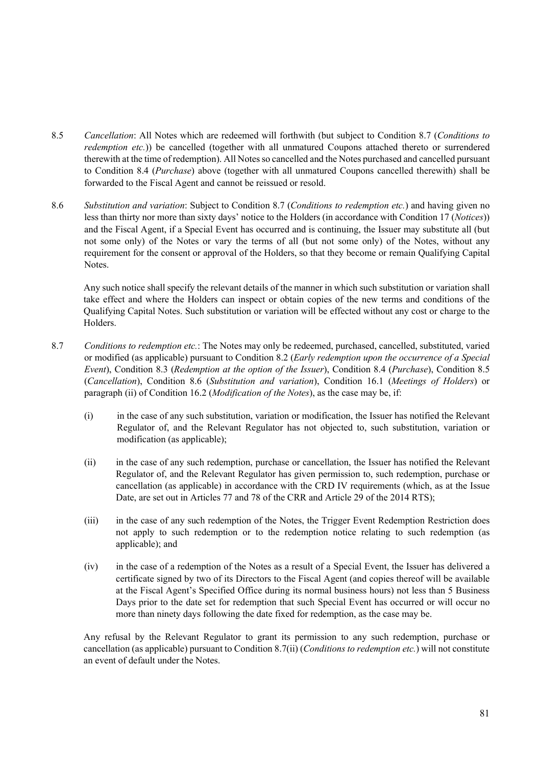8.5 *Cancellation*: All Notes which are redeemed will forthwith (but subject to Condition 8.7 (*Conditions to redemption etc.*)) be cancelled (together with all unmatured Coupons attached thereto or surrendered therewith at the time of redemption). All Notes so cancelled and the Notes purchased and cancelled pursuant to Condition 8.4 (*Purchase*) above (together with all unmatured Coupons cancelled therewith) shall be forwarded to the Fiscal Agent and cannot be reissued or resold.

8.6 *Substitution and variation*: Subject to Condition 8.7 (*Conditions to redemption etc.*) and having given no less than thirty nor more than sixty days' notice to the Holders (in accordance with Condition 17 (*Notices*)) and the Fiscal Agent, if a Special Event has occurred and is continuing, the Issuer may substitute all (but not some only) of the Notes or vary the terms of all (but not some only) of the Notes, without any requirement for the consent or approval of the Holders, so that they become or remain Qualifying Capital Notes.

Any such notice shall specify the relevant details of the manner in which such substitution or variation shall take effect and where the Holders can inspect or obtain copies of the new terms and conditions of the Qualifying Capital Notes. Such substitution or variation will be effected without any cost or charge to the Holders.

8.7 *Conditions to redemption etc.*: The Notes may only be redeemed, purchased, cancelled, substituted, varied or modified (as applicable) pursuant to Condition 8.2 (*Early redemption upon the occurrence of a Special Event*), Condition 8.3 (*Redemption at the option of the Issuer*), Condition 8.4 (*Purchase*), Condition 8.5 (*Cancellation*), Condition 8.6 (*Substitution and variation*), Condition 16.1 (*Meetings of Holders*) or paragraph (ii) of Condition 16.2 (*Modification of the Notes*), as the case may be, if:

(i) in the case of any such substitution, variation or modification, the Issuer has notified the Relevant Regulator of, and the Relevant Regulator has not objected to, such substitution, variation or modification (as applicable);

(ii) in the case of any such redemption, purchase or cancellation, the Issuer has notified the Relevant Regulator of, and the Relevant Regulator has given permission to, such redemption, purchase or cancellation (as applicable) in accordance with the CRD IV requirements (which, as at the Issue Date, are set out in Articles 77 and 78 of the CRR and Article 29 of the 2014 RTS);

(iii) in the case of any such redemption of the Notes, the Trigger Event Redemption Restriction does not apply to such redemption or to the redemption notice relating to such redemption (as applicable); and

(iv) in the case of a redemption of the Notes as a result of a Special Event, the Issuer has delivered a certificate signed by two of its Directors to the Fiscal Agent (and copies thereof will be available at the Fiscal Agent's Specified Office during its normal business hours) not less than 5 Business Days prior to the date set for redemption that such Special Event has occurred or will occur no more than ninety days following the date fixed for redemption, as the case may be.

Any refusal by the Relevant Regulator to grant its permission to any such redemption, purchase or cancellation (as applicable) pursuant to Condition 8.7(ii) (*Conditions to redemption etc.*) will not constitute an event of default under the Notes.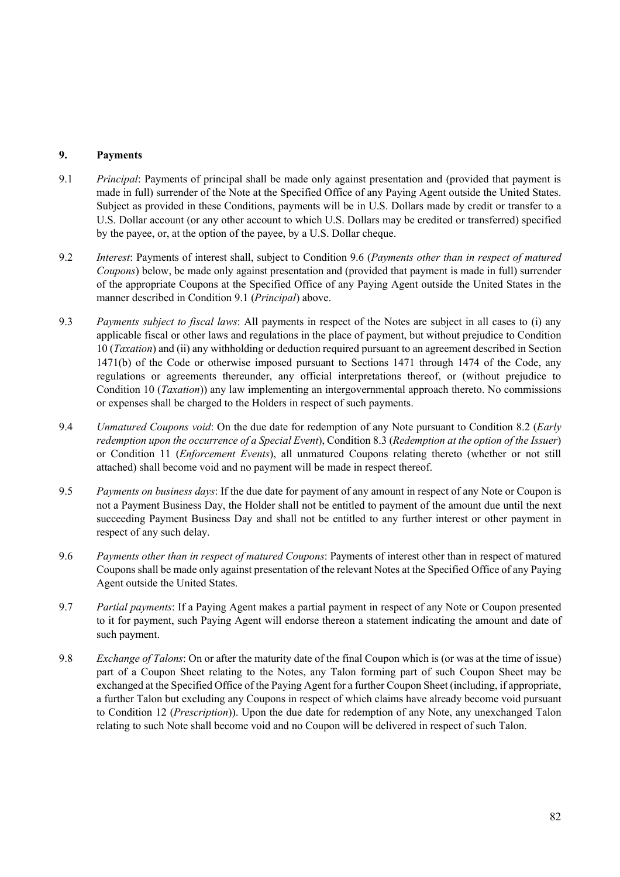## 9. Payments

9.1 *Principal*: Payments of principal shall be made only against presentation and (provided that payment is made in full) surrender of the Note at the Specified Office of any Paying Agent outside the United States. Subject as provided in these Conditions, payments will be in U.S. Dollars made by credit or transfer to a U.S. Dollar account (or any other account to which U.S. Dollars may be credited or transferred) specified by the payee, or, at the option of the payee, by a U.S. Dollar cheque.

9.2 *Interest*: Payments of interest shall, subject to Condition 9.6 (*Payments other than in respect of matured Coupons*) below, be made only against presentation and (provided that payment is made in full) surrender of the appropriate Coupons at the Specified Office of any Paying Agent outside the United States in the manner described in Condition 9.1 (*Principal*) above.

9.3 *Payments subject to fiscal laws*: All payments in respect of the Notes are subject in all cases to (i) any applicable fiscal or other laws and regulations in the place of payment, but without prejudice to Condition 10 (*Taxation*) and (ii) any withholding or deduction required pursuant to an agreement described in Section 1471(b) of the Code or otherwise imposed pursuant to Sections 1471 through 1474 of the Code, any regulations or agreements thereunder, any official interpretations thereof, or (without prejudice to Condition 10 (*Taxation*)) any law implementing an intergovernmental approach thereto. No commissions or expenses shall be charged to the Holders in respect of such payments.

9.4 *Unmatured Coupons void*: On the due date for redemption of any Note pursuant to Condition 8.2 (*Early redemption upon the occurrence of a Special Event*), Condition 8.3 (*Redemption at the option of the Issuer*) or Condition 11 (*Enforcement Events*), all unmatured Coupons relating thereto (whether or not still attached) shall become void and no payment will be made in respect thereof.

9.5 *Payments on business days*: If the due date for payment of any amount in respect of any Note or Coupon is not a Payment Business Day, the Holder shall not be entitled to payment of the amount due until the next succeeding Payment Business Day and shall not be entitled to any further interest or other payment in respect of any such delay.

9.6 *Payments other than in respect of matured Coupons*: Payments of interest other than in respect of matured Coupons shall be made only against presentation of the relevant Notes at the Specified Office of any Paying Agent outside the United States.

9.7 *Partial payments*: If a Paying Agent makes a partial payment in respect of any Note or Coupon presented to it for payment, such Paying Agent will endorse thereon a statement indicating the amount and date of such payment.

9.8 *Exchange of Talons*: On or after the maturity date of the final Coupon which is (or was at the time of issue) part of a Coupon Sheet relating to the Notes, any Talon forming part of such Coupon Sheet may be exchanged at the Specified Office of the Paying Agent for a further Coupon Sheet (including, if appropriate, a further Talon but excluding any Coupons in respect of which claims have already become void pursuant to Condition 12 (*Prescription*)). Upon the due date for redemption of any Note, any unexchanged Talon relating to such Note shall become void and no Coupon will be delivered in respect of such Talon.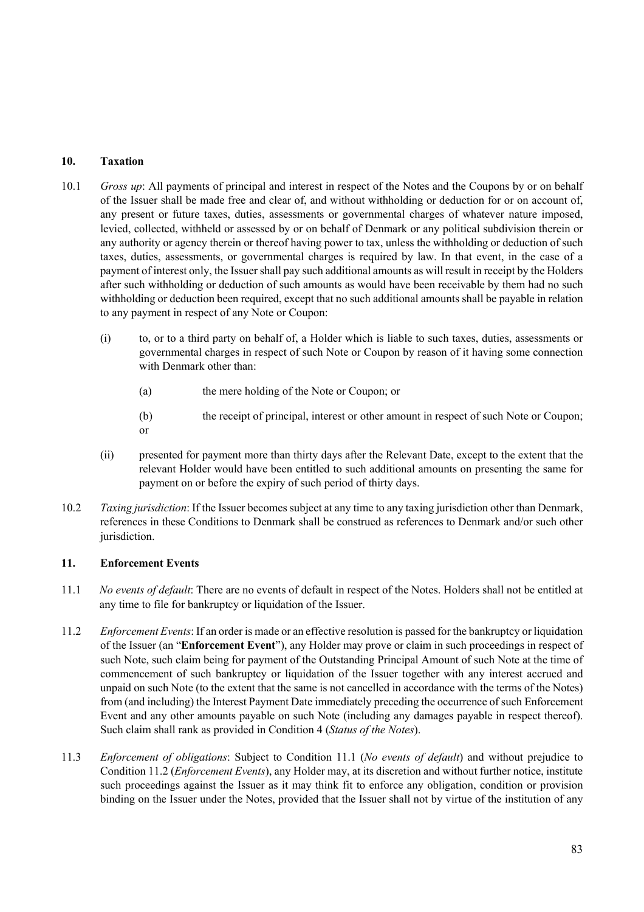## 10. Taxation

10.1 *Gross up*: All payments of principal and interest in respect of the Notes and the Coupons by or on behalf of the Issuer shall be made free and clear of, and without withholding or deduction for or on account of, any present or future taxes, duties, assessments or governmental charges of whatever nature imposed, levied, collected, withheld or assessed by or on behalf of Denmark or any political subdivision therein or any authority or agency therein or thereof having power to tax, unless the withholding or deduction of such taxes, duties, assessments, or governmental charges is required by law. In that event, in the case of a payment of interest only, the Issuer shall pay such additional amounts as will result in receipt by the Holders after such withholding or deduction of such amounts as would have been receivable by them had no such withholding or deduction been required, except that no such additional amounts shall be payable in relation to any payment in respect of any Note or Coupon:

(i) to, or to a third party on behalf of, a Holder which is liable to such taxes, duties, assessments or governmental charges in respect of such Note or Coupon by reason of it having some connection with Denmark other than:

(a) the mere holding of the Note or Coupon; or

(b) the receipt of principal, interest or other amount in respect of such Note or Coupon; or

(ii) presented for payment more than thirty days after the Relevant Date, except to the extent that the relevant Holder would have been entitled to such additional amounts on presenting the same for payment on or before the expiry of such period of thirty days.

10.2 *Taxing jurisdiction*: If the Issuer becomes subject at any time to any taxing jurisdiction other than Denmark, references in these Conditions to Denmark shall be construed as references to Denmark and/or such other jurisdiction.

## 11. Enforcement Events

11.1 *No events of default*: There are no events of default in respect of the Notes. Holders shall not be entitled at any time to file for bankruptcy or liquidation of the Issuer.

11.2 *Enforcement Events*: If an order is made or an effective resolution is passed for the bankruptcy or liquidation of the Issuer (an "**Enforcement Event**"), any Holder may prove or claim in such proceedings in respect of such Note, such claim being for payment of the Outstanding Principal Amount of such Note at the time of commencement of such bankruptcy or liquidation of the Issuer together with any interest accrued and unpaid on such Note (to the extent that the same is not cancelled in accordance with the terms of the Notes) from (and including) the Interest Payment Date immediately preceding the occurrence of such Enforcement Event and any other amounts payable on such Note (including any damages payable in respect thereof). Such claim shall rank as provided in Condition 4 (*Status of the Notes*).

11.3 *Enforcement of obligations*: Subject to Condition 11.1 (*No events of default*) and without prejudice to Condition 11.2 (*Enforcement Events*), any Holder may, at its discretion and without further notice, institute such proceedings against the Issuer as it may think fit to enforce any obligation, condition or provision binding on the Issuer under the Notes, provided that the Issuer shall not by virtue of the institution of any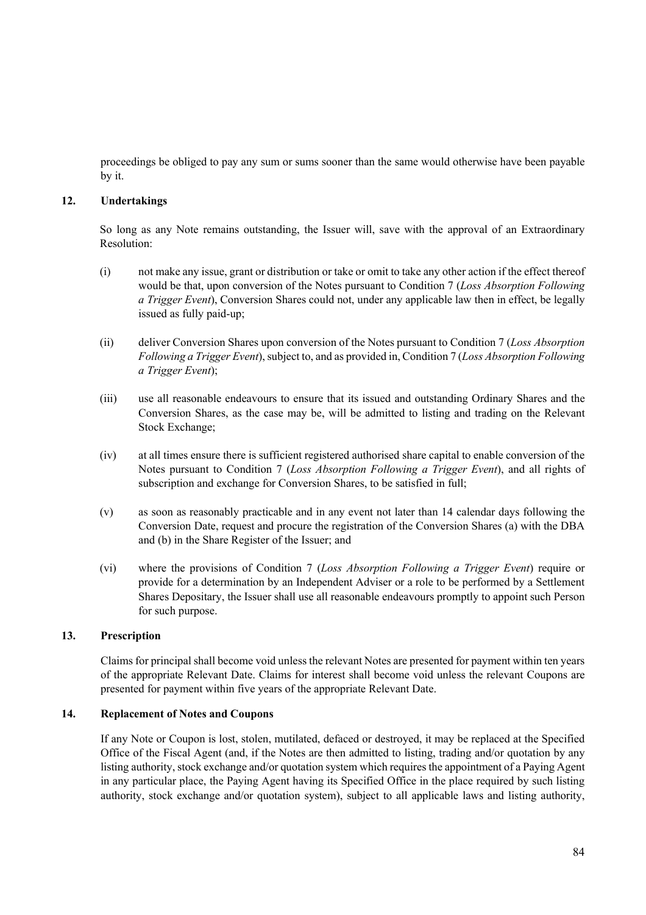proceedings be obliged to pay any sum or sums sooner than the same would otherwise have been payable by it.

## 12. Undertakings

So long as any Note remains outstanding, the Issuer will, save with the approval of an Extraordinary Resolution:

(i) not make any issue, grant or distribution or take or omit to take any other action if the effect thereof would be that, upon conversion of the Notes pursuant to Condition 7 (*Loss Absorption Following a Trigger Event*), Conversion Shares could not, under any applicable law then in effect, be legally issued as fully paid-up;

(ii) deliver Conversion Shares upon conversion of the Notes pursuant to Condition 7 (*Loss Absorption Following a Trigger Event*), subject to, and as provided in, Condition 7 (*Loss Absorption Following a Trigger Event*);

(iii) use all reasonable endeavours to ensure that its issued and outstanding Ordinary Shares and the Conversion Shares, as the case may be, will be admitted to listing and trading on the Relevant Stock Exchange;

(iv) at all times ensure there is sufficient registered authorised share capital to enable conversion of the Notes pursuant to Condition 7 (*Loss Absorption Following a Trigger Event*), and all rights of subscription and exchange for Conversion Shares, to be satisfied in full;

(v) as soon as reasonably practicable and in any event not later than 14 calendar days following the Conversion Date, request and procure the registration of the Conversion Shares (a) with the DBA and (b) in the Share Register of the Issuer; and

(vi) where the provisions of Condition 7 (*Loss Absorption Following a Trigger Event*) require or provide for a determination by an Independent Adviser or a role to be performed by a Settlement Shares Depositary, the Issuer shall use all reasonable endeavours promptly to appoint such Person for such purpose.

## 13. Prescription

Claims for principal shall become void unless the relevant Notes are presented for payment within ten years of the appropriate Relevant Date. Claims for interest shall become void unless the relevant Coupons are presented for payment within five years of the appropriate Relevant Date.

## 14. Replacement of Notes and Coupons

If any Note or Coupon is lost, stolen, mutilated, defaced or destroyed, it may be replaced at the Specified Office of the Fiscal Agent (and, if the Notes are then admitted to listing, trading and/or quotation by any listing authority, stock exchange and/or quotation system which requires the appointment of a Paying Agent in any particular place, the Paying Agent having its Specified Office in the place required by such listing authority, stock exchange and/or quotation system), subject to all applicable laws and listing authority,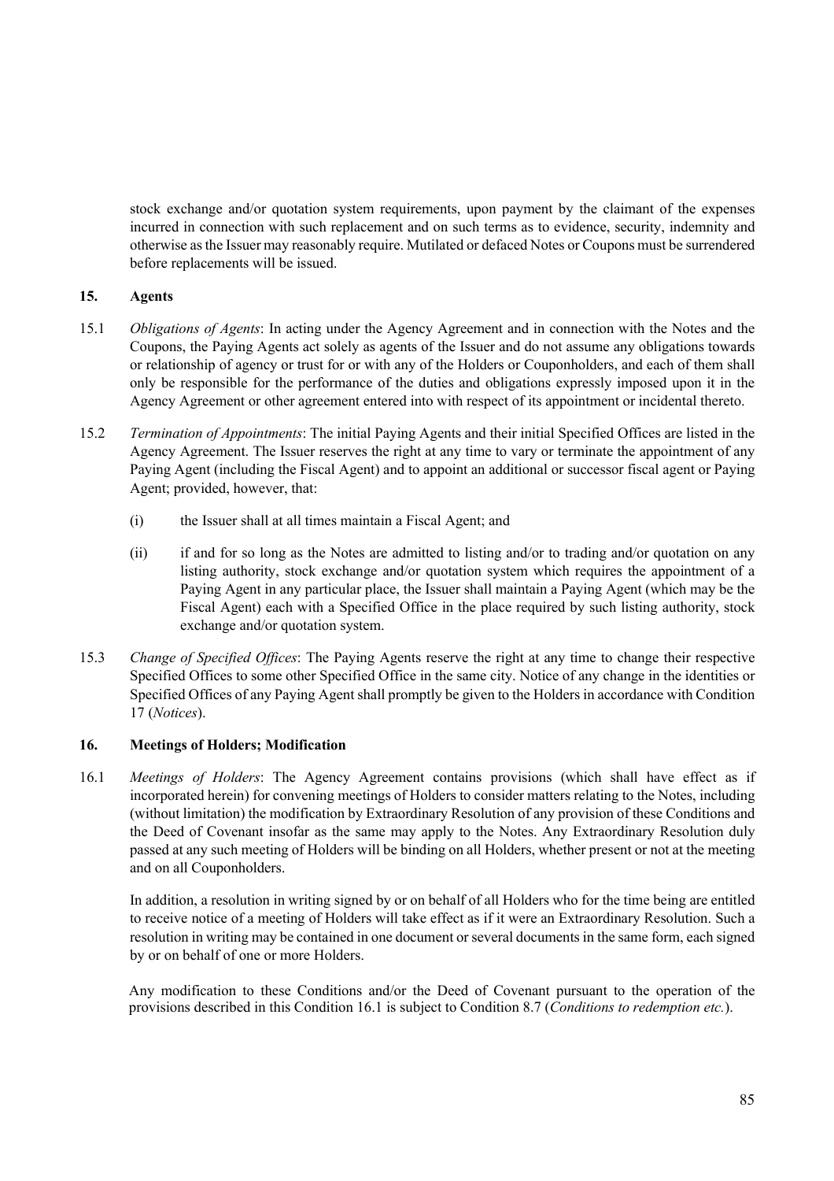stock exchange and/or quotation system requirements, upon payment by the claimant of the expenses incurred in connection with such replacement and on such terms as to evidence, security, indemnity and otherwise as the Issuer may reasonably require. Mutilated or defaced Notes or Coupons must be surrendered before replacements will be issued.

## 15. Agents

15.1 *Obligations of Agents*: In acting under the Agency Agreement and in connection with the Notes and the Coupons, the Paying Agents act solely as agents of the Issuer and do not assume any obligations towards or relationship of agency or trust for or with any of the Holders or Couponholders, and each of them shall only be responsible for the performance of the duties and obligations expressly imposed upon it in the Agency Agreement or other agreement entered into with respect of its appointment or incidental thereto.

15.2 *Termination of Appointments*: The initial Paying Agents and their initial Specified Offices are listed in the Agency Agreement. The Issuer reserves the right at any time to vary or terminate the appointment of any Paying Agent (including the Fiscal Agent) and to appoint an additional or successor fiscal agent or Paying Agent; provided, however, that:

(i) the Issuer shall at all times maintain a Fiscal Agent; and

(ii) if and for so long as the Notes are admitted to listing and/or to trading and/or quotation on any listing authority, stock exchange and/or quotation system which requires the appointment of a Paying Agent in any particular place, the Issuer shall maintain a Paying Agent (which may be the Fiscal Agent) each with a Specified Office in the place required by such listing authority, stock exchange and/or quotation system.

15.3 *Change of Specified Offices*: The Paying Agents reserve the right at any time to change their respective Specified Offices to some other Specified Office in the same city. Notice of any change in the identities or Specified Offices of any Paying Agent shall promptly be given to the Holders in accordance with Condition 17 (*Notices*).

## 16. Meetings of Holders; Modification

16.1 *Meetings of Holders*: The Agency Agreement contains provisions (which shall have effect as if incorporated herein) for convening meetings of Holders to consider matters relating to the Notes, including (without limitation) the modification by Extraordinary Resolution of any provision of these Conditions and the Deed of Covenant insofar as the same may apply to the Notes. Any Extraordinary Resolution duly passed at any such meeting of Holders will be binding on all Holders, whether present or not at the meeting and on all Couponholders.

In addition, a resolution in writing signed by or on behalf of all Holders who for the time being are entitled to receive notice of a meeting of Holders will take effect as if it were an Extraordinary Resolution. Such a resolution in writing may be contained in one document or several documents in the same form, each signed by or on behalf of one or more Holders.

Any modification to these Conditions and/or the Deed of Covenant pursuant to the operation of the provisions described in this Condition 16.1 is subject to Condition 8.7 (*Conditions to redemption etc.*).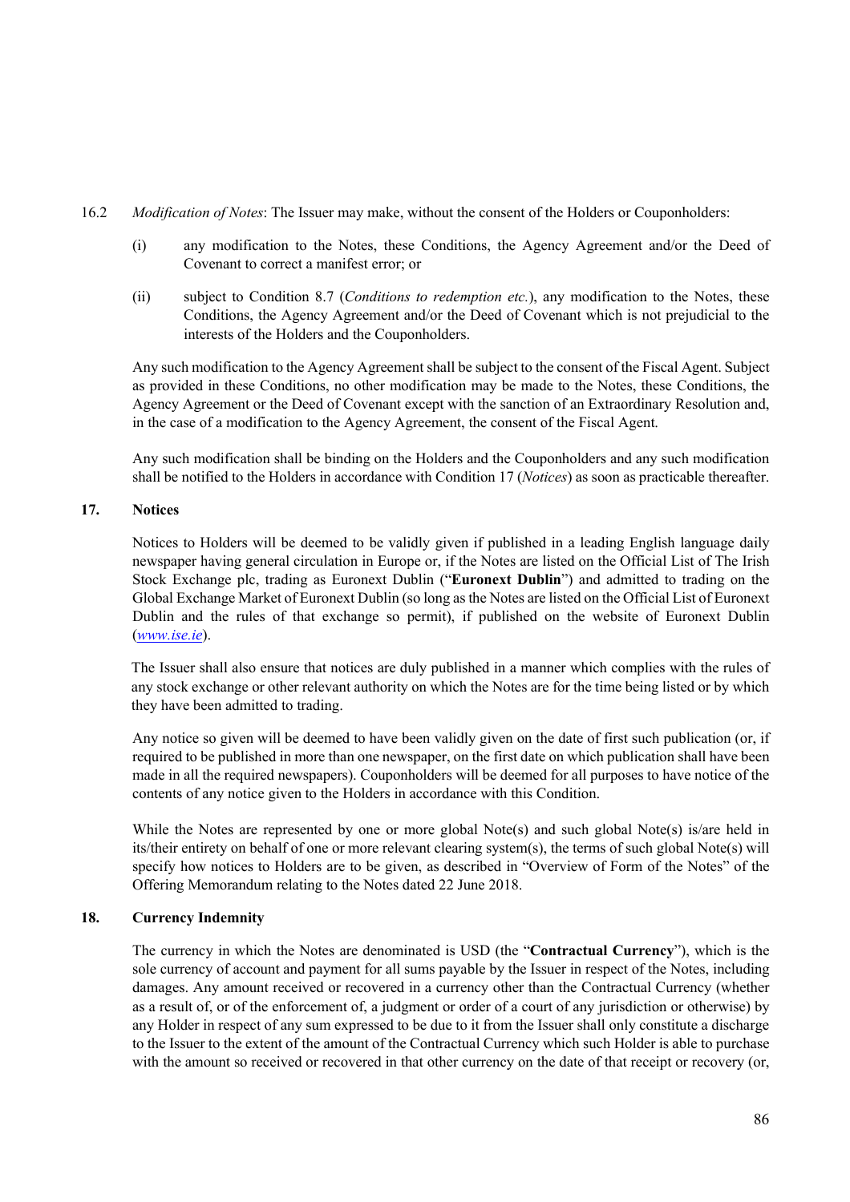16.2 *Modification of Notes*: The Issuer may make, without the consent of the Holders or Couponholders:

(i) any modification to the Notes, these Conditions, the Agency Agreement and/or the Deed of Covenant to correct a manifest error; or

(ii) subject to Condition 8.7 (*Conditions to redemption etc.*), any modification to the Notes, these Conditions, the Agency Agreement and/or the Deed of Covenant which is not prejudicial to the interests of the Holders and the Couponholders.

Any such modification to the Agency Agreement shall be subject to the consent of the Fiscal Agent. Subject as provided in these Conditions, no other modification may be made to the Notes, these Conditions, the Agency Agreement or the Deed of Covenant except with the sanction of an Extraordinary Resolution and, in the case of a modification to the Agency Agreement, the consent of the Fiscal Agent.

Any such modification shall be binding on the Holders and the Couponholders and any such modification shall be notified to the Holders in accordance with Condition 17 (*Notices*) as soon as practicable thereafter.

## 17. Notices

Notices to Holders will be deemed to be validly given if published in a leading English language daily newspaper having general circulation in Europe or, if the Notes are listed on the Official List of The Irish Stock Exchange plc, trading as Euronext Dublin ("**Euronext Dublin**") and admitted to trading on the Global Exchange Market of Euronext Dublin (so long as the Notes are listed on the Official List of Euronext Dublin and the rules of that exchange so permit), if published on the website of Euronext Dublin (*www.ise.ie*).

The Issuer shall also ensure that notices are duly published in a manner which complies with the rules of any stock exchange or other relevant authority on which the Notes are for the time being listed or by which they have been admitted to trading.

Any notice so given will be deemed to have been validly given on the date of first such publication (or, if required to be published in more than one newspaper, on the first date on which publication shall have been made in all the required newspapers). Couponholders will be deemed for all purposes to have notice of the contents of any notice given to the Holders in accordance with this Condition.

While the Notes are represented by one or more global Note(s) and such global Note(s) is/are held in its/their entirety on behalf of one or more relevant clearing system(s), the terms of such global Note(s) will specify how notices to Holders are to be given, as described in "Overview of Form of the Notes" of the Offering Memorandum relating to the Notes dated 22 June 2018.

## 18. Currency Indemnity

The currency in which the Notes are denominated is USD (the "**Contractual Currency**"), which is the sole currency of account and payment for all sums payable by the Issuer in respect of the Notes, including damages. Any amount received or recovered in a currency other than the Contractual Currency (whether as a result of, or of the enforcement of, a judgment or order of a court of any jurisdiction or otherwise) by any Holder in respect of any sum expressed to be due to it from the Issuer shall only constitute a discharge to the Issuer to the extent of the amount of the Contractual Currency which such Holder is able to purchase with the amount so received or recovered in that other currency on the date of that receipt or recovery (or,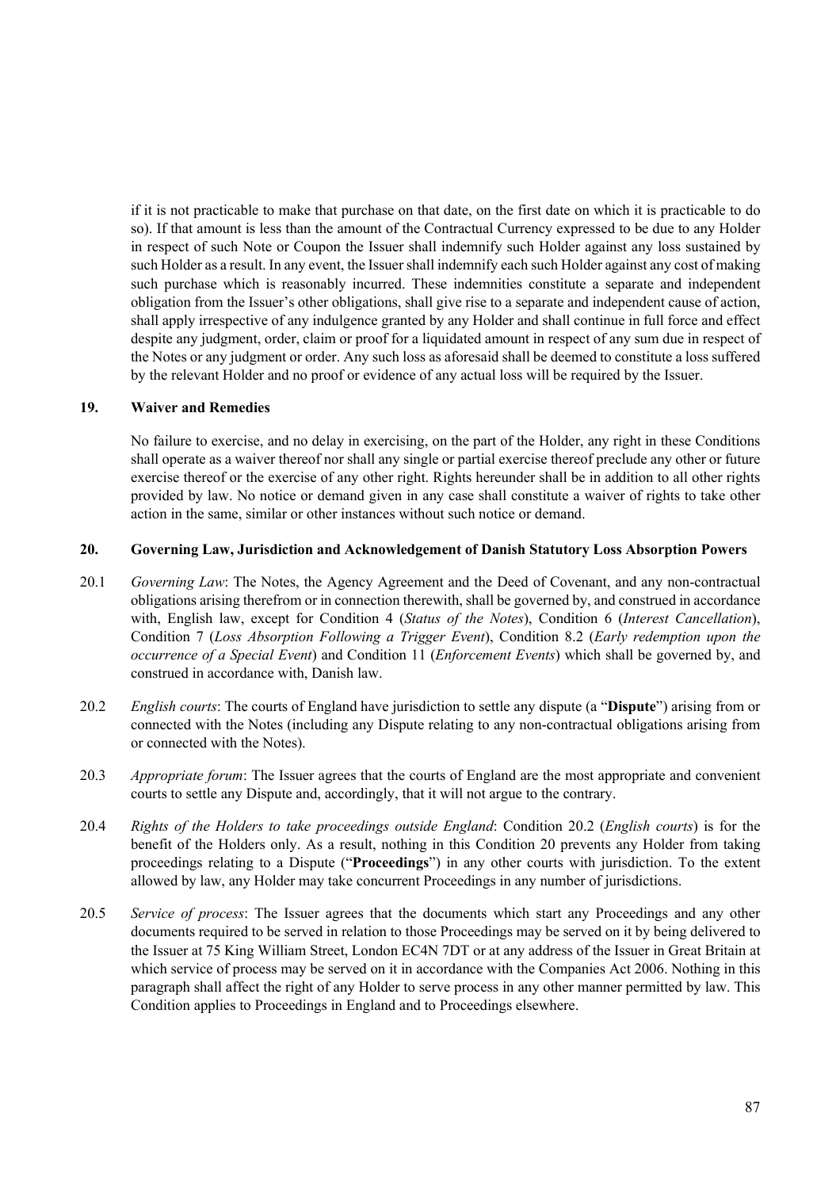if it is not practicable to make that purchase on that date, on the first date on which it is practicable to do so). If that amount is less than the amount of the Contractual Currency expressed to be due to any Holder in respect of such Note or Coupon the Issuer shall indemnify such Holder against any loss sustained by such Holder as a result. In any event, the Issuer shall indemnify each such Holder against any cost of making such purchase which is reasonably incurred. These indemnities constitute a separate and independent obligation from the Issuer's other obligations, shall give rise to a separate and independent cause of action, shall apply irrespective of any indulgence granted by any Holder and shall continue in full force and effect despite any judgment, order, claim or proof for a liquidated amount in respect of any sum due in respect of the Notes or any judgment or order. Any such loss as aforesaid shall be deemed to constitute a loss suffered by the relevant Holder and no proof or evidence of any actual loss will be required by the Issuer.

## 19. Waiver and Remedies

No failure to exercise, and no delay in exercising, on the part of the Holder, any right in these Conditions shall operate as a waiver thereof nor shall any single or partial exercise thereof preclude any other or future exercise thereof or the exercise of any other right. Rights hereunder shall be in addition to all other rights provided by law. No notice or demand given in any case shall constitute a waiver of rights to take other action in the same, similar or other instances without such notice or demand.

## 20. Governing Law, Jurisdiction and Acknowledgement of Danish Statutory Loss Absorption Powers

20.1 *Governing Law*: The Notes, the Agency Agreement and the Deed of Covenant, and any non-contractual obligations arising therefrom or in connection therewith, shall be governed by, and construed in accordance with, English law, except for Condition 4 (*Status of the Notes*), Condition 6 (*Interest Cancellation*), Condition 7 (*Loss Absorption Following a Trigger Event*), Condition 8.2 (*Early redemption upon the occurrence of a Special Event*) and Condition 11 (*Enforcement Events*) which shall be governed by, and construed in accordance with, Danish law.

20.2 *English courts*: The courts of England have jurisdiction to settle any dispute (a "**Dispute**") arising from or connected with the Notes (including any Dispute relating to any non-contractual obligations arising from or connected with the Notes).

20.3 *Appropriate forum*: The Issuer agrees that the courts of England are the most appropriate and convenient courts to settle any Dispute and, accordingly, that it will not argue to the contrary.

20.4 *Rights of the Holders to take proceedings outside England*: Condition 20.2 (*English courts*) is for the benefit of the Holders only. As a result, nothing in this Condition 20 prevents any Holder from taking proceedings relating to a Dispute ("**Proceedings**") in any other courts with jurisdiction. To the extent allowed by law, any Holder may take concurrent Proceedings in any number of jurisdictions.

20.5 *Service of process*: The Issuer agrees that the documents which start any Proceedings and any other documents required to be served in relation to those Proceedings may be served on it by being delivered to the Issuer at 75 King William Street, London EC4N 7DT or at any address of the Issuer in Great Britain at which service of process may be served on it in accordance with the Companies Act 2006. Nothing in this paragraph shall affect the right of any Holder to serve process in any other manner permitted by law. This Condition applies to Proceedings in England and to Proceedings elsewhere.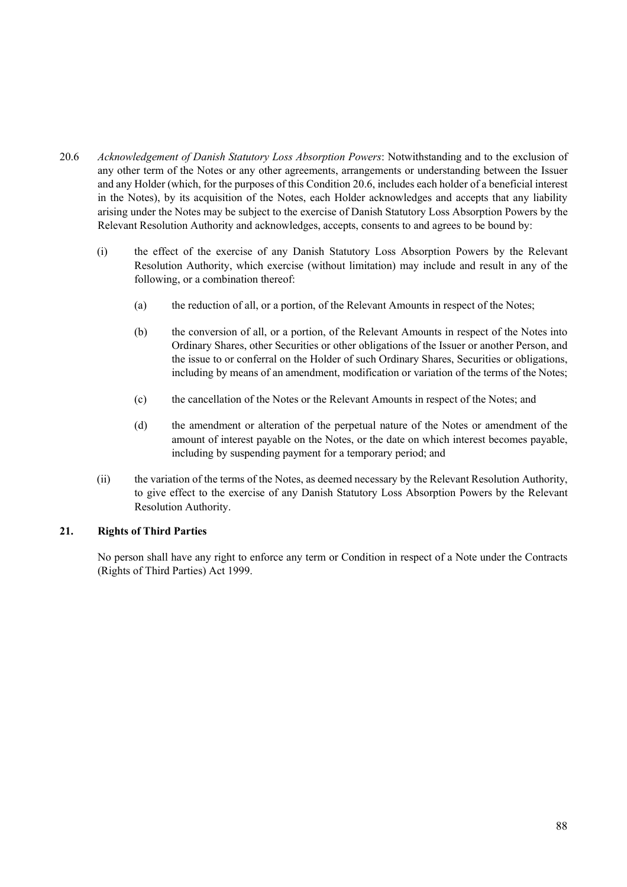20.6 *Acknowledgement of Danish Statutory Loss Absorption Powers*: Notwithstanding and to the exclusion of any other term of the Notes or any other agreements, arrangements or understanding between the Issuer and any Holder (which, for the purposes of this Condition 20.6, includes each holder of a beneficial interest in the Notes), by its acquisition of the Notes, each Holder acknowledges and accepts that any liability arising under the Notes may be subject to the exercise of Danish Statutory Loss Absorption Powers by the Relevant Resolution Authority and acknowledges, accepts, consents to and agrees to be bound by:

(i) the effect of the exercise of any Danish Statutory Loss Absorption Powers by the Relevant Resolution Authority, which exercise (without limitation) may include and result in any of the following, or a combination thereof:

(a) the reduction of all, or a portion, of the Relevant Amounts in respect of the Notes;

(b) the conversion of all, or a portion, of the Relevant Amounts in respect of the Notes into Ordinary Shares, other Securities or other obligations of the Issuer or another Person, and the issue to or conferral on the Holder of such Ordinary Shares, Securities or obligations, including by means of an amendment, modification or variation of the terms of the Notes;

(c) the cancellation of the Notes or the Relevant Amounts in respect of the Notes; and

(d) the amendment or alteration of the perpetual nature of the Notes or amendment of the amount of interest payable on the Notes, or the date on which interest becomes payable, including by suspending payment for a temporary period; and

(ii) the variation of the terms of the Notes, as deemed necessary by the Relevant Resolution Authority, to give effect to the exercise of any Danish Statutory Loss Absorption Powers by the Relevant Resolution Authority.

## 21. Rights of Third Parties

No person shall have any right to enforce any term or Condition in respect of a Note under the Contracts (Rights of Third Parties) Act 1999.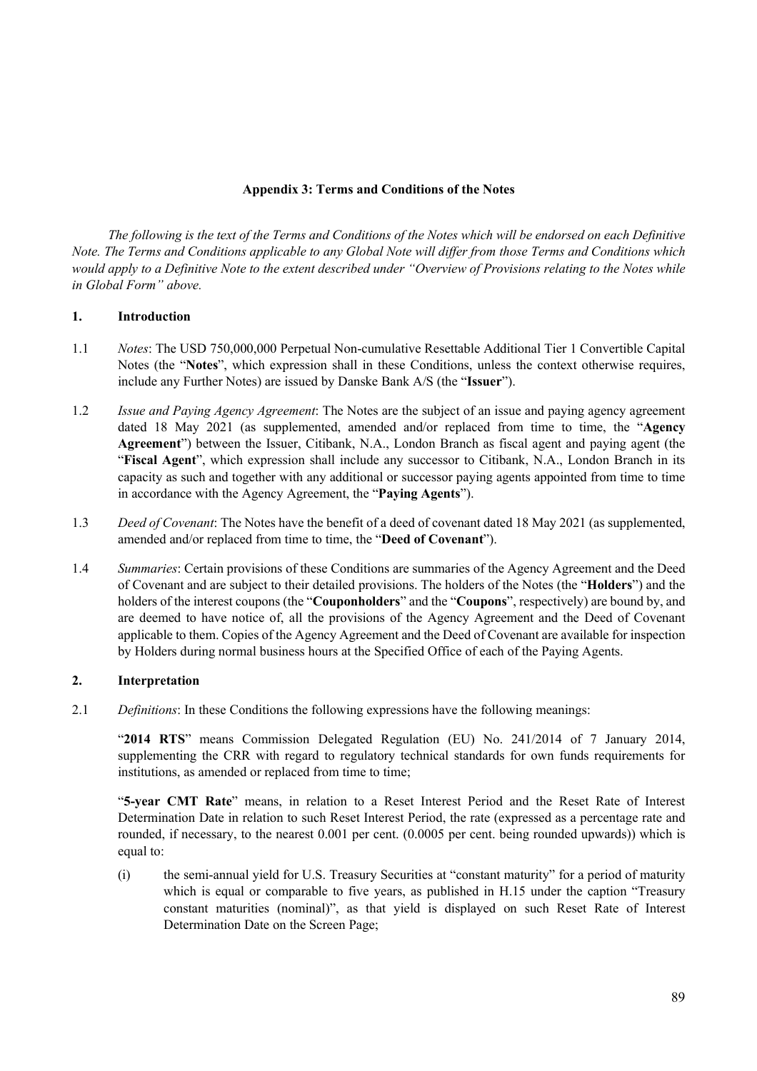## Appendix 3: Terms and Conditions of the Notes

*The following is the text of the Terms and Conditions of the Notes which will be endorsed on each Definitive Note. The Terms and Conditions applicable to any Global Note will differ from those Terms and Conditions which would apply to a Definitive Note to the extent described under "Overview of Provisions relating to the Notes while in Global Form" above.*

### 1. Introduction

1.1 *Notes*: The USD 750,000,000 Perpetual Non-cumulative Resettable Additional Tier 1 Convertible Capital Notes (the "**Notes**", which expression shall in these Conditions, unless the context otherwise requires, include any Further Notes) are issued by Danske Bank A/S (the "**Issuer**").

1.2 *Issue and Paying Agency Agreement*: The Notes are the subject of an issue and paying agency agreement dated 18 May 2021 (as supplemented, amended and/or replaced from time to time, the "**Agency Agreement**") between the Issuer, Citibank, N.A., London Branch as fiscal agent and paying agent (the "**Fiscal Agent**", which expression shall include any successor to Citibank, N.A., London Branch in its capacity as such and together with any additional or successor paying agents appointed from time to time in accordance with the Agency Agreement, the "**Paying Agents**").

1.3 *Deed of Covenant*: The Notes have the benefit of a deed of covenant dated 18 May 2021 (as supplemented, amended and/or replaced from time to time, the "**Deed of Covenant**").

1.4 *Summaries*: Certain provisions of these Conditions are summaries of the Agency Agreement and the Deed of Covenant and are subject to their detailed provisions. The holders of the Notes (the "**Holders**") and the holders of the interest coupons (the "**Couponholders**" and the "**Coupons**", respectively) are bound by, and are deemed to have notice of, all the provisions of the Agency Agreement and the Deed of Covenant applicable to them. Copies of the Agency Agreement and the Deed of Covenant are available for inspection by Holders during normal business hours at the Specified Office of each of the Paying Agents.

### 2. Interpretation

2.1 *Definitions*: In these Conditions the following expressions have the following meanings:

"**2014 RTS**" means Commission Delegated Regulation (EU) No. 241/2014 of 7 January 2014, supplementing the CRR with regard to regulatory technical standards for own funds requirements for institutions, as amended or replaced from time to time;

"**5-year CMT Rate**" means, in relation to a Reset Interest Period and the Reset Rate of Interest Determination Date in relation to such Reset Interest Period, the rate (expressed as a percentage rate and rounded, if necessary, to the nearest 0.001 per cent. (0.0005 per cent. being rounded upwards)) which is equal to:

(i) the semi-annual yield for U.S. Treasury Securities at "constant maturity" for a period of maturity which is equal or comparable to five years, as published in H.15 under the caption "Treasury constant maturities (nominal)", as that yield is displayed on such Reset Rate of Interest Determination Date on the Screen Page;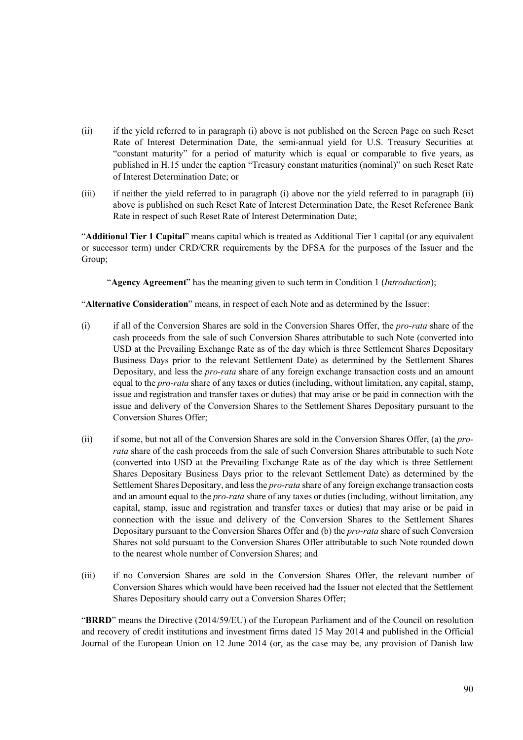(ii) if the yield referred to in paragraph (i) above is not published on the Screen Page on such Reset Rate of Interest Determination Date, the semi-annual yield for U.S. Treasury Securities at "constant maturity" for a period of maturity which is equal or comparable to five years, as published in H.15 under the caption "Treasury constant maturities (nominal)" on such Reset Rate of Interest Determination Date; or

(iii) if neither the yield referred to in paragraph (i) above nor the yield referred to in paragraph (ii) above is published on such Reset Rate of Interest Determination Date, the Reset Reference Bank Rate in respect of such Reset Rate of Interest Determination Date;

"**Additional Tier 1 Capital**" means capital which is treated as Additional Tier 1 capital (or any equivalent or successor term) under CRD/CRR requirements by the DFSA for the purposes of the Issuer and the Group;

"**Agency Agreement**" has the meaning given to such term in Condition 1 (*Introduction*);

"**Alternative Consideration**" means, in respect of each Note and as determined by the Issuer:

(i) if all of the Conversion Shares are sold in the Conversion Shares Offer, the *pro-rata* share of the cash proceeds from the sale of such Conversion Shares attributable to such Note (converted into USD at the Prevailing Exchange Rate as of the day which is three Settlement Shares Depositary Business Days prior to the relevant Settlement Date) as determined by the Settlement Shares Depositary, and less the *pro-rata* share of any foreign exchange transaction costs and an amount equal to the *pro-rata* share of any taxes or duties (including, without limitation, any capital, stamp, issue and registration and transfer taxes or duties) that may arise or be paid in connection with the issue and delivery of the Conversion Shares to the Settlement Shares Depositary pursuant to the Conversion Shares Offer;

(ii) if some, but not all of the Conversion Shares are sold in the Conversion Shares Offer, (a) the *pro-rata* share of the cash proceeds from the sale of such Conversion Shares attributable to such Note (converted into USD at the Prevailing Exchange Rate as of the day which is three Settlement Shares Depositary Business Days prior to the relevant Settlement Date) as determined by the Settlement Shares Depositary, and less the *pro-rata* share of any foreign exchange transaction costs and an amount equal to the *pro-rata* share of any taxes or duties (including, without limitation, any capital, stamp, issue and registration and transfer taxes or duties) that may arise or be paid in connection with the issue and delivery of the Conversion Shares to the Settlement Shares Depositary pursuant to the Conversion Shares Offer and (b) the *pro-rata* share of such Conversion Shares not sold pursuant to the Conversion Shares Offer attributable to such Note rounded down to the nearest whole number of Conversion Shares; and

(iii) if no Conversion Shares are sold in the Conversion Shares Offer, the relevant number of Conversion Shares which would have been received had the Issuer not elected that the Settlement Shares Depositary should carry out a Conversion Shares Offer;

"**BRRD**" means the Directive (2014/59/EU) of the European Parliament and of the Council on resolution and recovery of credit institutions and investment firms dated 15 May 2014 and published in the Official Journal of the European Union on 12 June 2014 (or, as the case may be, any provision of Danish law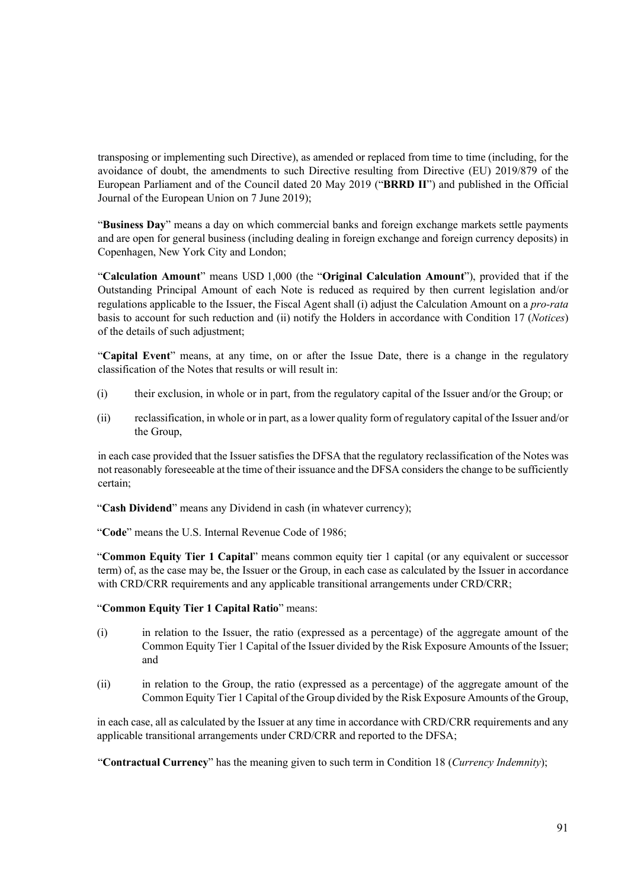transposing or implementing such Directive), as amended or replaced from time to time (including, for the avoidance of doubt, the amendments to such Directive resulting from Directive (EU) 2019/879 of the European Parliament and of the Council dated 20 May 2019 ("**BRRD II**") and published in the Official Journal of the European Union on 7 June 2019);

"**Business Day**" means a day on which commercial banks and foreign exchange markets settle payments and are open for general business (including dealing in foreign exchange and foreign currency deposits) in Copenhagen, New York City and London;

"**Calculation Amount**" means USD 1,000 (the "**Original Calculation Amount**"), provided that if the Outstanding Principal Amount of each Note is reduced as required by then current legislation and/or regulations applicable to the Issuer, the Fiscal Agent shall (i) adjust the Calculation Amount on a *pro-rata* basis to account for such reduction and (ii) notify the Holders in accordance with Condition 17 (*Notices*) of the details of such adjustment;

"**Capital Event**" means, at any time, on or after the Issue Date, there is a change in the regulatory classification of the Notes that results or will result in:

(i) their exclusion, in whole or in part, from the regulatory capital of the Issuer and/or the Group; or

(ii) reclassification, in whole or in part, as a lower quality form of regulatory capital of the Issuer and/or the Group,

in each case provided that the Issuer satisfies the DFSA that the regulatory reclassification of the Notes was not reasonably foreseeable at the time of their issuance and the DFSA considers the change to be sufficiently certain;

"**Cash Dividend**" means any Dividend in cash (in whatever currency);

"**Code**" means the U.S. Internal Revenue Code of 1986;

"**Common Equity Tier 1 Capital**" means common equity tier 1 capital (or any equivalent or successor term) of, as the case may be, the Issuer or the Group, in each case as calculated by the Issuer in accordance with CRD/CRR requirements and any applicable transitional arrangements under CRD/CRR;

"**Common Equity Tier 1 Capital Ratio**" means:

(i) in relation to the Issuer, the ratio (expressed as a percentage) of the aggregate amount of the Common Equity Tier 1 Capital of the Issuer divided by the Risk Exposure Amounts of the Issuer; and

(ii) in relation to the Group, the ratio (expressed as a percentage) of the aggregate amount of the Common Equity Tier 1 Capital of the Group divided by the Risk Exposure Amounts of the Group,

in each case, all as calculated by the Issuer at any time in accordance with CRD/CRR requirements and any applicable transitional arrangements under CRD/CRR and reported to the DFSA;

"**Contractual Currency**" has the meaning given to such term in Condition 18 (*Currency Indemnity*);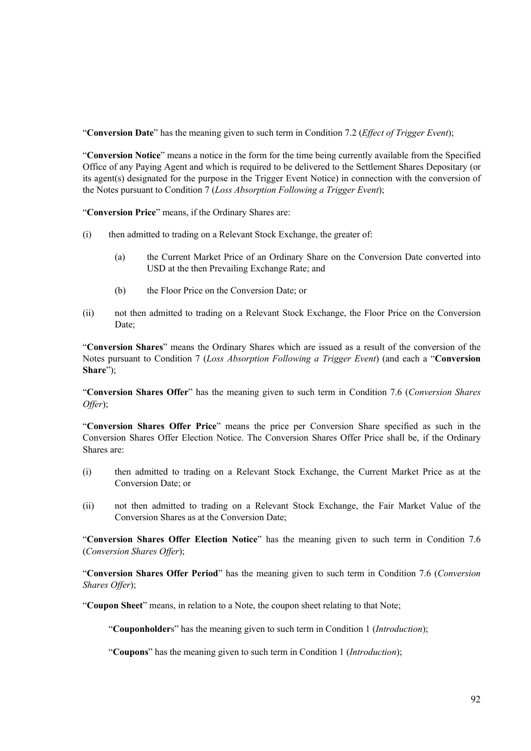"**Conversion Date**" has the meaning given to such term in Condition 7.2 (*Effect of Trigger Event*);

"**Conversion Notice**" means a notice in the form for the time being currently available from the Specified Office of any Paying Agent and which is required to be delivered to the Settlement Shares Depositary (or its agent(s) designated for the purpose in the Trigger Event Notice) in connection with the conversion of the Notes pursuant to Condition 7 (*Loss Absorption Following a Trigger Event*);

"**Conversion Price**" means, if the Ordinary Shares are:

(i) then admitted to trading on a Relevant Stock Exchange, the greater of:

  (a) the Current Market Price of an Ordinary Share on the Conversion Date converted into USD at the then Prevailing Exchange Rate; and

  (b) the Floor Price on the Conversion Date; or

(ii) not then admitted to trading on a Relevant Stock Exchange, the Floor Price on the Conversion Date;

"**Conversion Shares**" means the Ordinary Shares which are issued as a result of the conversion of the Notes pursuant to Condition 7 (*Loss Absorption Following a Trigger Event*) (and each a "**Conversion Share**");

"**Conversion Shares Offer**" has the meaning given to such term in Condition 7.6 (*Conversion Shares Offer*);

"**Conversion Shares Offer Price**" means the price per Conversion Share specified as such in the Conversion Shares Offer Election Notice. The Conversion Shares Offer Price shall be, if the Ordinary Shares are:

(i) then admitted to trading on a Relevant Stock Exchange, the Current Market Price as at the Conversion Date; or

(ii) not then admitted to trading on a Relevant Stock Exchange, the Fair Market Value of the Conversion Shares as at the Conversion Date;

"**Conversion Shares Offer Election Notice**" has the meaning given to such term in Condition 7.6 (*Conversion Shares Offer*);

"**Conversion Shares Offer Period**" has the meaning given to such term in Condition 7.6 (*Conversion Shares Offer*);

"**Coupon Sheet**" means, in relation to a Note, the coupon sheet relating to that Note;

"**Couponholders**" has the meaning given to such term in Condition 1 (*Introduction*);

"**Coupons**" has the meaning given to such term in Condition 1 (*Introduction*);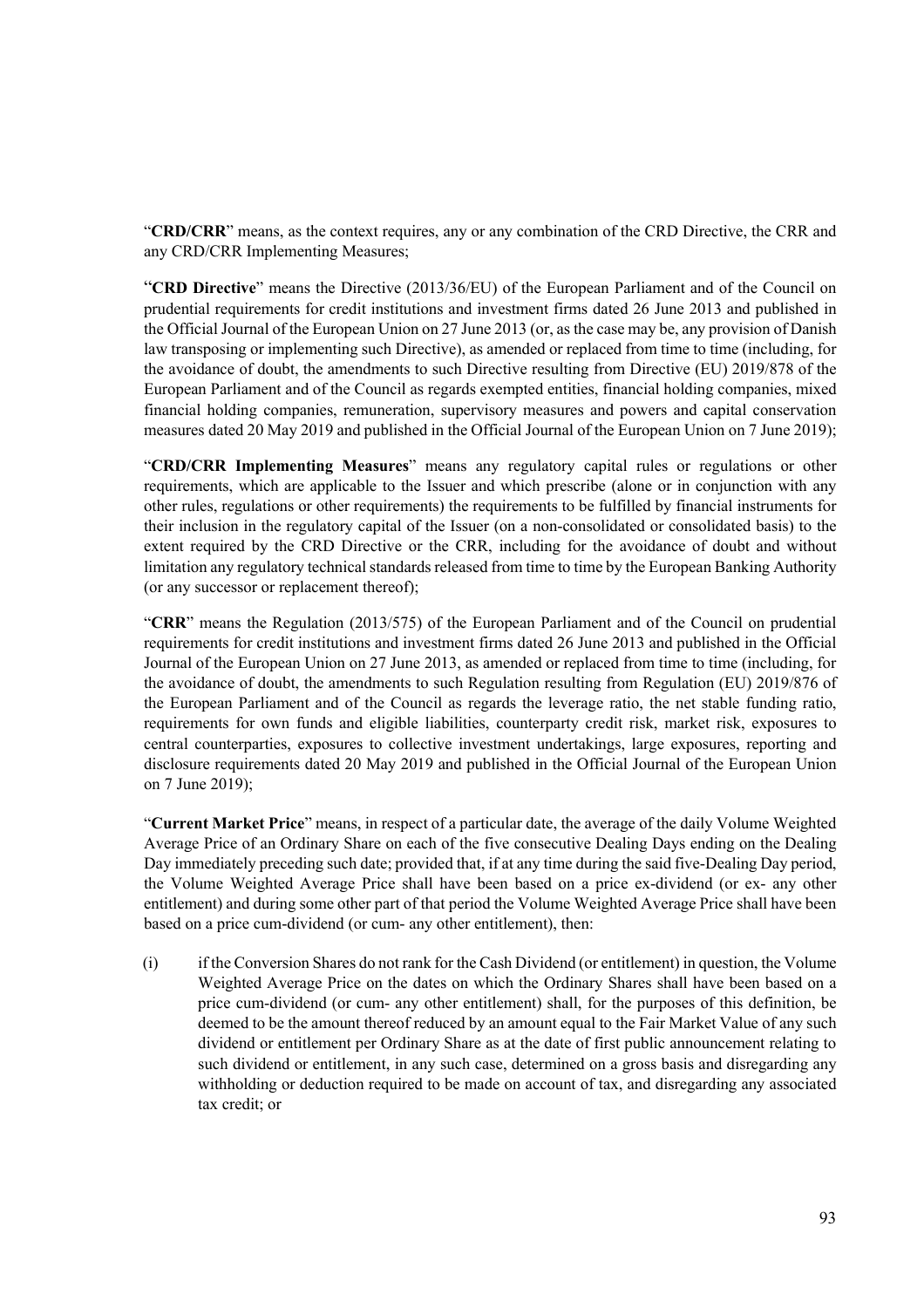"**CRD/CRR**" means, as the context requires, any or any combination of the CRD Directive, the CRR and any CRD/CRR Implementing Measures;

"**CRD Directive**" means the Directive (2013/36/EU) of the European Parliament and of the Council on prudential requirements for credit institutions and investment firms dated 26 June 2013 and published in the Official Journal of the European Union on 27 June 2013 (or, as the case may be, any provision of Danish law transposing or implementing such Directive), as amended or replaced from time to time (including, for the avoidance of doubt, the amendments to such Directive resulting from Directive (EU) 2019/878 of the European Parliament and of the Council as regards exempted entities, financial holding companies, mixed financial holding companies, remuneration, supervisory measures and powers and capital conservation measures dated 20 May 2019 and published in the Official Journal of the European Union on 7 June 2019);

"**CRD/CRR Implementing Measures**" means any regulatory capital rules or regulations or other requirements, which are applicable to the Issuer and which prescribe (alone or in conjunction with any other rules, regulations or other requirements) the requirements to be fulfilled by financial instruments for their inclusion in the regulatory capital of the Issuer (on a non-consolidated or consolidated basis) to the extent required by the CRD Directive or the CRR, including for the avoidance of doubt and without limitation any regulatory technical standards released from time to time by the European Banking Authority (or any successor or replacement thereof);

"**CRR**" means the Regulation (2013/575) of the European Parliament and of the Council on prudential requirements for credit institutions and investment firms dated 26 June 2013 and published in the Official Journal of the European Union on 27 June 2013, as amended or replaced from time to time (including, for the avoidance of doubt, the amendments to such Regulation resulting from Regulation (EU) 2019/876 of the European Parliament and of the Council as regards the leverage ratio, the net stable funding ratio, requirements for own funds and eligible liabilities, counterparty credit risk, market risk, exposures to central counterparties, exposures to collective investment undertakings, large exposures, reporting and disclosure requirements dated 20 May 2019 and published in the Official Journal of the European Union on 7 June 2019);

"**Current Market Price**" means, in respect of a particular date, the average of the daily Volume Weighted Average Price of an Ordinary Share on each of the five consecutive Dealing Days ending on the Dealing Day immediately preceding such date; provided that, if at any time during the said five-Dealing Day period, the Volume Weighted Average Price shall have been based on a price ex-dividend (or ex- any other entitlement) and during some other part of that period the Volume Weighted Average Price shall have been based on a price cum-dividend (or cum- any other entitlement), then:

(i) if the Conversion Shares do not rank for the Cash Dividend (or entitlement) in question, the Volume Weighted Average Price on the dates on which the Ordinary Shares shall have been based on a price cum-dividend (or cum- any other entitlement) shall, for the purposes of this definition, be deemed to be the amount thereof reduced by an amount equal to the Fair Market Value of any such dividend or entitlement per Ordinary Share as at the date of first public announcement relating to such dividend or entitlement, in any such case, determined on a gross basis and disregarding any withholding or deduction required to be made on account of tax, and disregarding any associated tax credit; or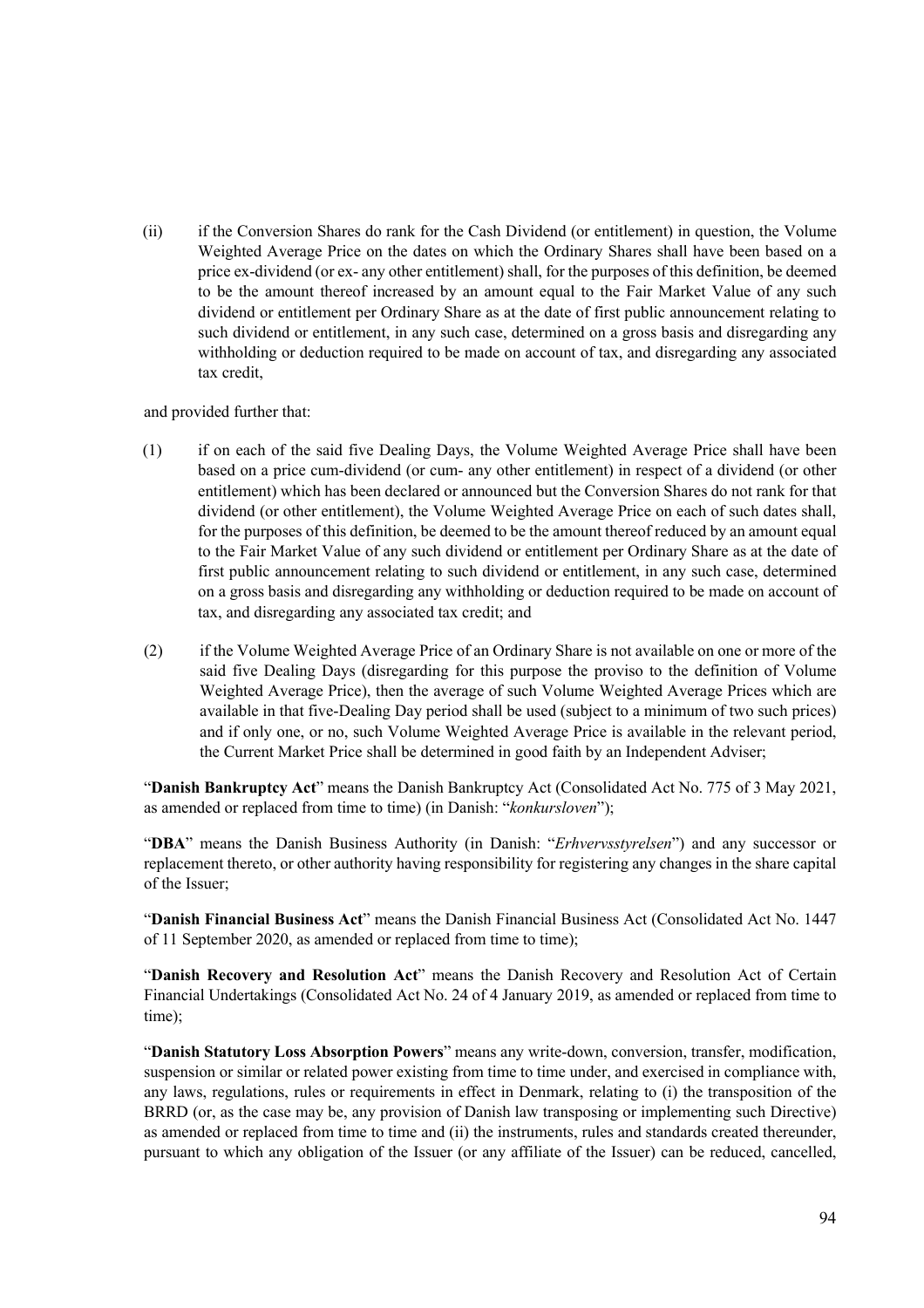(ii) if the Conversion Shares do rank for the Cash Dividend (or entitlement) in question, the Volume Weighted Average Price on the dates on which the Ordinary Shares shall have been based on a price ex-dividend (or ex- any other entitlement) shall, for the purposes of this definition, be deemed to be the amount thereof increased by an amount equal to the Fair Market Value of any such dividend or entitlement per Ordinary Share as at the date of first public announcement relating to such dividend or entitlement, in any such case, determined on a gross basis and disregarding any withholding or deduction required to be made on account of tax, and disregarding any associated tax credit,

and provided further that:

(1) if on each of the said five Dealing Days, the Volume Weighted Average Price shall have been based on a price cum-dividend (or cum- any other entitlement) in respect of a dividend (or other entitlement) which has been declared or announced but the Conversion Shares do not rank for that dividend (or other entitlement), the Volume Weighted Average Price on each of such dates shall, for the purposes of this definition, be deemed to be the amount thereof reduced by an amount equal to the Fair Market Value of any such dividend or entitlement per Ordinary Share as at the date of first public announcement relating to such dividend or entitlement, in any such case, determined on a gross basis and disregarding any withholding or deduction required to be made on account of tax, and disregarding any associated tax credit; and

(2) if the Volume Weighted Average Price of an Ordinary Share is not available on one or more of the said five Dealing Days (disregarding for this purpose the proviso to the definition of Volume Weighted Average Price), then the average of such Volume Weighted Average Prices which are available in that five-Dealing Day period shall be used (subject to a minimum of two such prices) and if only one, or no, such Volume Weighted Average Price is available in the relevant period, the Current Market Price shall be determined in good faith by an Independent Adviser;

"**Danish Bankruptcy Act**" means the Danish Bankruptcy Act (Consolidated Act No. 775 of 3 May 2021, as amended or replaced from time to time) (in Danish: "*konkursloven*");

"**DBA**" means the Danish Business Authority (in Danish: "*Erhvervsstyrelsen*") and any successor or replacement thereto, or other authority having responsibility for registering any changes in the share capital of the Issuer;

"**Danish Financial Business Act**" means the Danish Financial Business Act (Consolidated Act No. 1447 of 11 September 2020, as amended or replaced from time to time);

"**Danish Recovery and Resolution Act**" means the Danish Recovery and Resolution Act of Certain Financial Undertakings (Consolidated Act No. 24 of 4 January 2019, as amended or replaced from time to time);

"**Danish Statutory Loss Absorption Powers**" means any write-down, conversion, transfer, modification, suspension or similar or related power existing from time to time under, and exercised in compliance with, any laws, regulations, rules or requirements in effect in Denmark, relating to (i) the transposition of the BRRD (or, as the case may be, any provision of Danish law transposing or implementing such Directive) as amended or replaced from time to time and (ii) the instruments, rules and standards created thereunder, pursuant to which any obligation of the Issuer (or any affiliate of the Issuer) can be reduced, cancelled,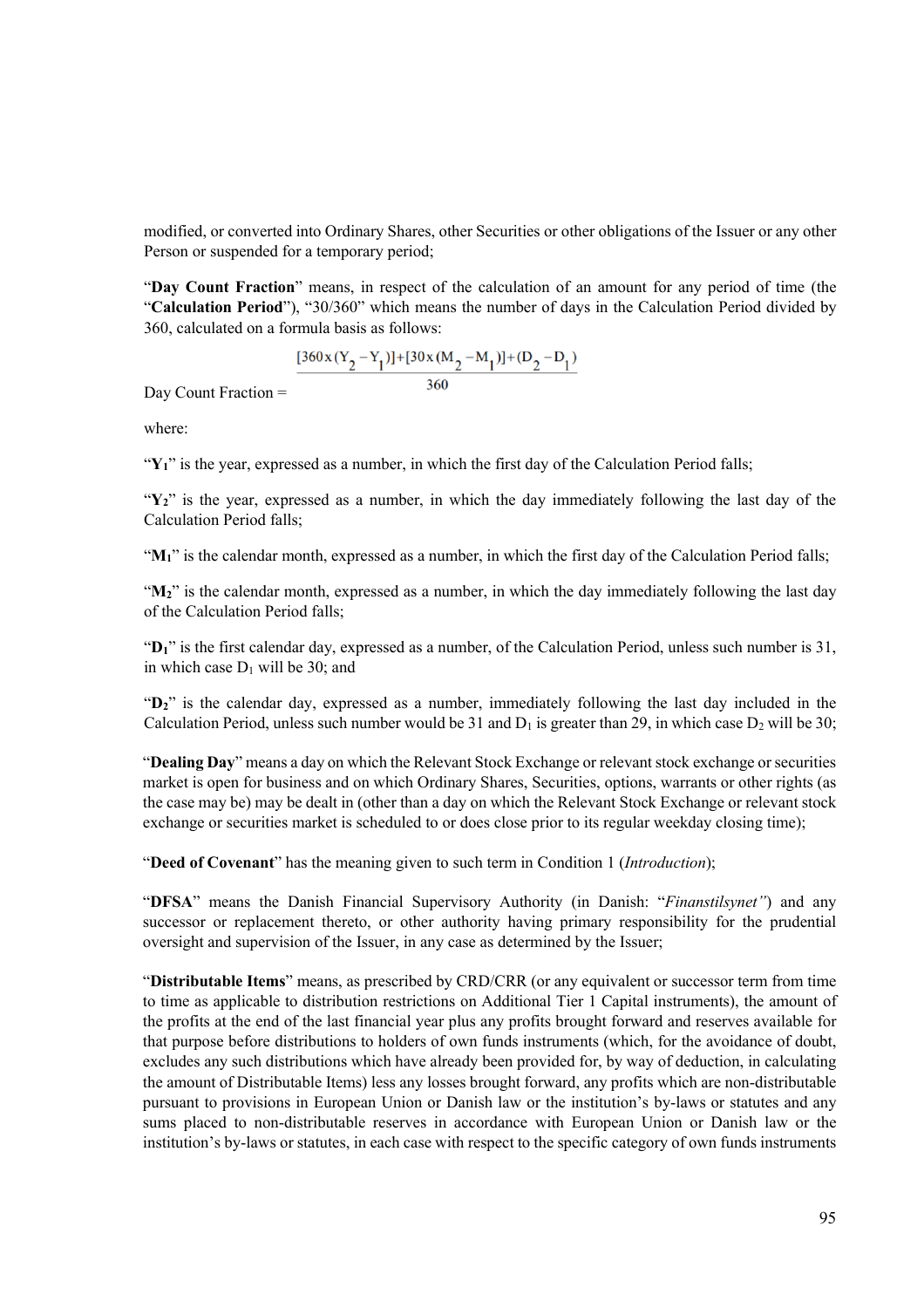modified, or converted into Ordinary Shares, other Securities or other obligations of the Issuer or any other Person or suspended for a temporary period;

"**Day Count Fraction**" means, in respect of the calculation of an amount for any period of time (the "**Calculation Period**"), "30/360" which means the number of days in the Calculation Period divided by 360, calculated on a formula basis as follows:

$$\text{Day Count Fraction} = \frac{[360 \times (Y_2 - Y_1)] + [30 \times (M_2 - M_1)] + (D_2 - D_1)}{360}$$

where:

"$\mathbf{Y_1}$" is the year, expressed as a number, in which the first day of the Calculation Period falls;

"$\mathbf{Y_2}$" is the year, expressed as a number, in which the day immediately following the last day of the Calculation Period falls;

"$\mathbf{M_1}$" is the calendar month, expressed as a number, in which the first day of the Calculation Period falls;

"$\mathbf{M_2}$" is the calendar month, expressed as a number, in which the day immediately following the last day of the Calculation Period falls;

"$\mathbf{D_1}$" is the first calendar day, expressed as a number, of the Calculation Period, unless such number is 31, in which case $D_1$ will be 30; and

"$\mathbf{D_2}$" is the calendar day, expressed as a number, immediately following the last day included in the Calculation Period, unless such number would be 31 and $D_1$ is greater than 29, in which case $D_2$ will be 30;

"**Dealing Day**" means a day on which the Relevant Stock Exchange or relevant stock exchange or securities market is open for business and on which Ordinary Shares, Securities, options, warrants or other rights (as the case may be) may be dealt in (other than a day on which the Relevant Stock Exchange or relevant stock exchange or securities market is scheduled to or does close prior to its regular weekday closing time);

"**Deed of Covenant**" has the meaning given to such term in Condition 1 (*Introduction*);

"**DFSA**" means the Danish Financial Supervisory Authority (in Danish: "*Finanstilsynet"*) and any successor or replacement thereto, or other authority having primary responsibility for the prudential oversight and supervision of the Issuer, in any case as determined by the Issuer;

"**Distributable Items**" means, as prescribed by CRD/CRR (or any equivalent or successor term from time to time as applicable to distribution restrictions on Additional Tier 1 Capital instruments), the amount of the profits at the end of the last financial year plus any profits brought forward and reserves available for that purpose before distributions to holders of own funds instruments (which, for the avoidance of doubt, excludes any such distributions which have already been provided for, by way of deduction, in calculating the amount of Distributable Items) less any losses brought forward, any profits which are non-distributable pursuant to provisions in European Union or Danish law or the institution's by-laws or statutes and any sums placed to non-distributable reserves in accordance with European Union or Danish law or the institution's by-laws or statutes, in each case with respect to the specific category of own funds instruments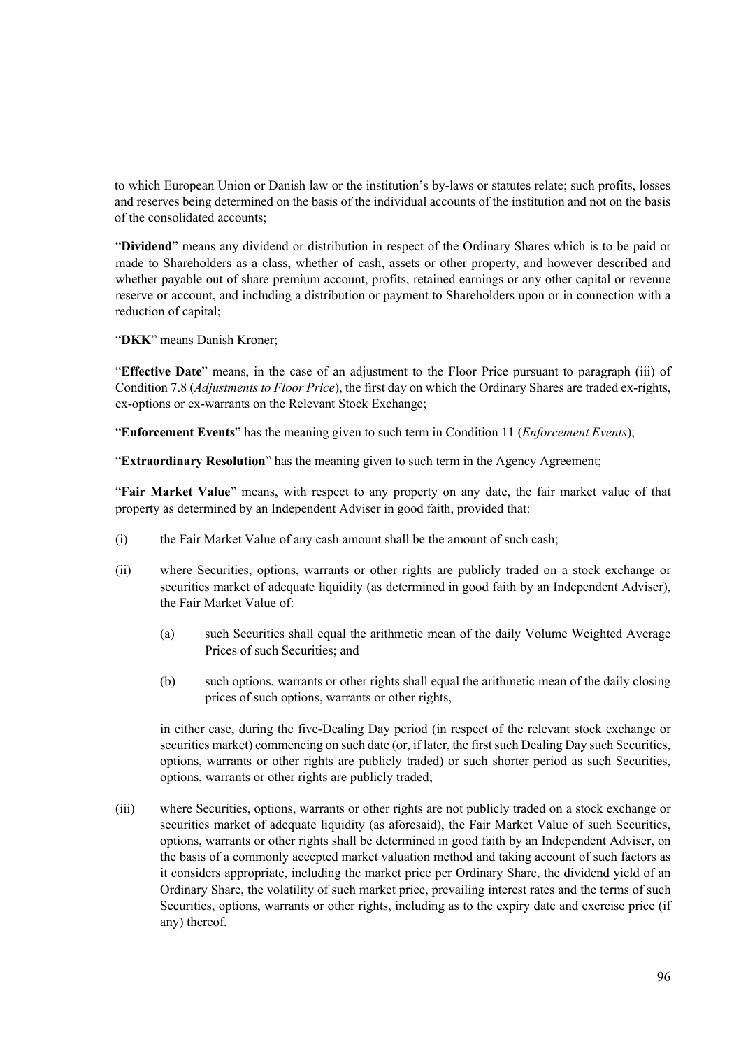to which European Union or Danish law or the institution's by-laws or statutes relate; such profits, losses and reserves being determined on the basis of the individual accounts of the institution and not on the basis of the consolidated accounts;

"**Dividend**" means any dividend or distribution in respect of the Ordinary Shares which is to be paid or made to Shareholders as a class, whether of cash, assets or other property, and however described and whether payable out of share premium account, profits, retained earnings or any other capital or revenue reserve or account, and including a distribution or payment to Shareholders upon or in connection with a reduction of capital;

"**DKK**" means Danish Kroner;

"**Effective Date**" means, in the case of an adjustment to the Floor Price pursuant to paragraph (iii) of Condition 7.8 (*Adjustments to Floor Price*), the first day on which the Ordinary Shares are traded ex-rights, ex-options or ex-warrants on the Relevant Stock Exchange;

"**Enforcement Events**" has the meaning given to such term in Condition 11 (*Enforcement Events*);

"**Extraordinary Resolution**" has the meaning given to such term in the Agency Agreement;

"**Fair Market Value**" means, with respect to any property on any date, the fair market value of that property as determined by an Independent Adviser in good faith, provided that:

(i) the Fair Market Value of any cash amount shall be the amount of such cash;

(ii) where Securities, options, warrants or other rights are publicly traded on a stock exchange or securities market of adequate liquidity (as determined in good faith by an Independent Adviser), the Fair Market Value of:

 (a) such Securities shall equal the arithmetic mean of the daily Volume Weighted Average Prices of such Securities; and

 (b) such options, warrants or other rights shall equal the arithmetic mean of the daily closing prices of such options, warrants or other rights,

 in either case, during the five-Dealing Day period (in respect of the relevant stock exchange or securities market) commencing on such date (or, if later, the first such Dealing Day such Securities, options, warrants or other rights are publicly traded) or such shorter period as such Securities, options, warrants or other rights are publicly traded;

(iii) where Securities, options, warrants or other rights are not publicly traded on a stock exchange or securities market of adequate liquidity (as aforesaid), the Fair Market Value of such Securities, options, warrants or other rights shall be determined in good faith by an Independent Adviser, on the basis of a commonly accepted market valuation method and taking account of such factors as it considers appropriate, including the market price per Ordinary Share, the dividend yield of an Ordinary Share, the volatility of such market price, prevailing interest rates and the terms of such Securities, options, warrants or other rights, including as to the expiry date and exercise price (if any) thereof.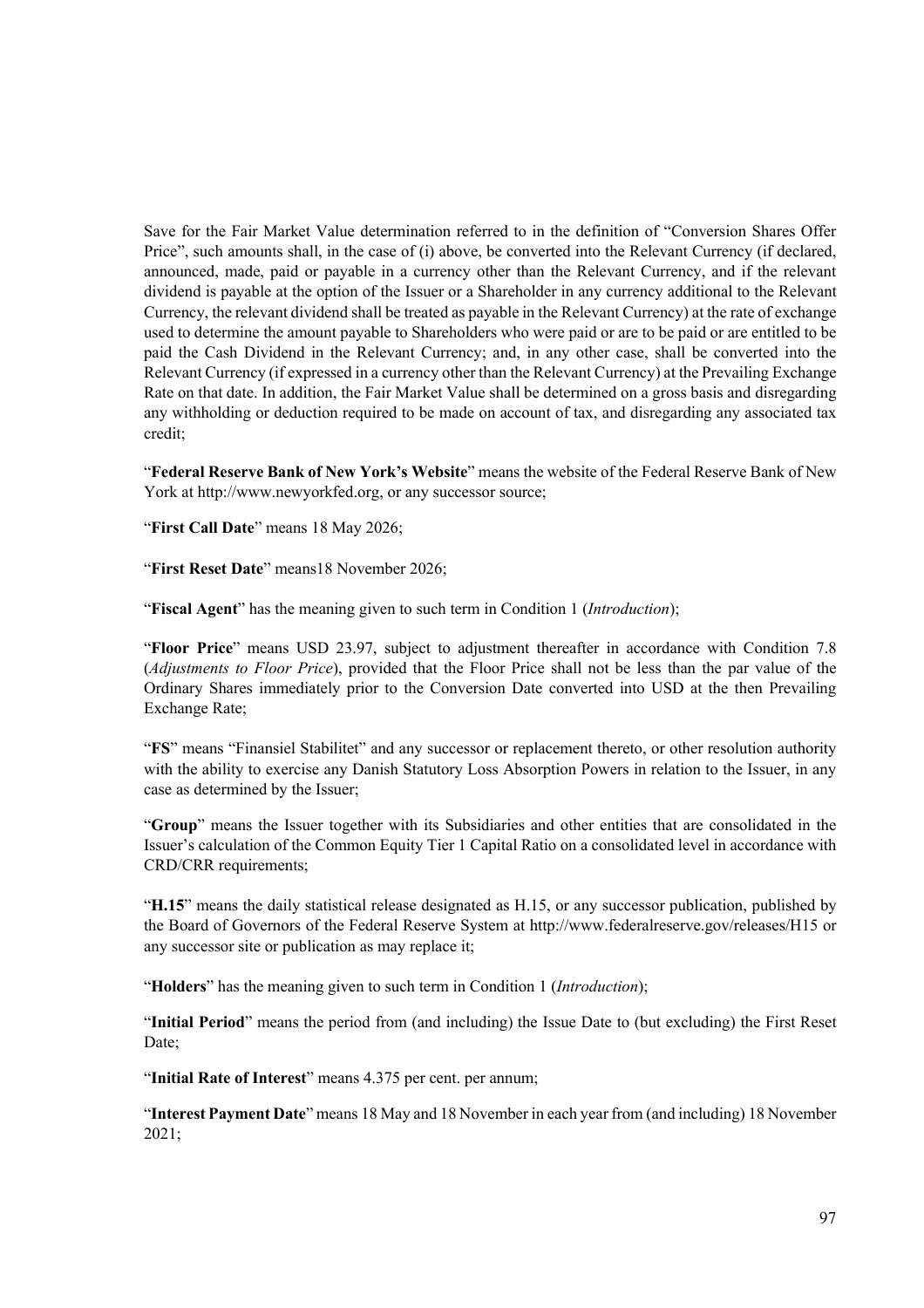Save for the Fair Market Value determination referred to in the definition of "Conversion Shares Offer Price", such amounts shall, in the case of (i) above, be converted into the Relevant Currency (if declared, announced, made, paid or payable in a currency other than the Relevant Currency, and if the relevant dividend is payable at the option of the Issuer or a Shareholder in any currency additional to the Relevant Currency, the relevant dividend shall be treated as payable in the Relevant Currency) at the rate of exchange used to determine the amount payable to Shareholders who were paid or are to be paid or are entitled to be paid the Cash Dividend in the Relevant Currency; and, in any other case, shall be converted into the Relevant Currency (if expressed in a currency other than the Relevant Currency) at the Prevailing Exchange Rate on that date. In addition, the Fair Market Value shall be determined on a gross basis and disregarding any withholding or deduction required to be made on account of tax, and disregarding any associated tax credit;

"**Federal Reserve Bank of New York's Website**" means the website of the Federal Reserve Bank of New York at http://www.newyorkfed.org, or any successor source;

"**First Call Date**" means 18 May 2026;

"**First Reset Date**" means18 November 2026;

"**Fiscal Agent**" has the meaning given to such term in Condition 1 (*Introduction*);

"**Floor Price**" means USD 23.97, subject to adjustment thereafter in accordance with Condition 7.8 (*Adjustments to Floor Price*), provided that the Floor Price shall not be less than the par value of the Ordinary Shares immediately prior to the Conversion Date converted into USD at the then Prevailing Exchange Rate;

"**FS**" means "Finansiel Stabilitet" and any successor or replacement thereto, or other resolution authority with the ability to exercise any Danish Statutory Loss Absorption Powers in relation to the Issuer, in any case as determined by the Issuer;

"**Group**" means the Issuer together with its Subsidiaries and other entities that are consolidated in the Issuer's calculation of the Common Equity Tier 1 Capital Ratio on a consolidated level in accordance with CRD/CRR requirements;

"**H.15**" means the daily statistical release designated as H.15, or any successor publication, published by the Board of Governors of the Federal Reserve System at http://www.federalreserve.gov/releases/H15 or any successor site or publication as may replace it;

"**Holders**" has the meaning given to such term in Condition 1 (*Introduction*);

"**Initial Period**" means the period from (and including) the Issue Date to (but excluding) the First Reset Date;

"**Initial Rate of Interest**" means 4.375 per cent. per annum;

"**Interest Payment Date**" means 18 May and 18 November in each year from (and including) 18 November 2021;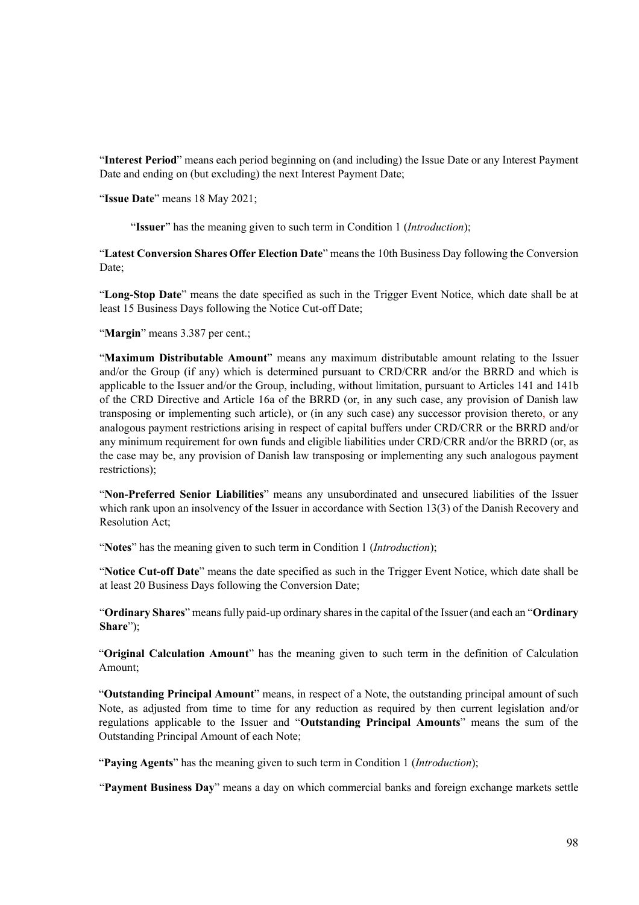"**Interest Period**" means each period beginning on (and including) the Issue Date or any Interest Payment Date and ending on (but excluding) the next Interest Payment Date;

"**Issue Date**" means 18 May 2021;

"**Issuer**" has the meaning given to such term in Condition 1 (*Introduction*);

"**Latest Conversion Shares Offer Election Date**" means the 10th Business Day following the Conversion Date;

"**Long-Stop Date**" means the date specified as such in the Trigger Event Notice, which date shall be at least 15 Business Days following the Notice Cut-off Date;

"**Margin**" means 3.387 per cent.;

"**Maximum Distributable Amount**" means any maximum distributable amount relating to the Issuer and/or the Group (if any) which is determined pursuant to CRD/CRR and/or the BRRD and which is applicable to the Issuer and/or the Group, including, without limitation, pursuant to Articles 141 and 141b of the CRD Directive and Article 16a of the BRRD (or, in any such case, any provision of Danish law transposing or implementing such article), or (in any such case) any successor provision thereto, or any analogous payment restrictions arising in respect of capital buffers under CRD/CRR or the BRRD and/or any minimum requirement for own funds and eligible liabilities under CRD/CRR and/or the BRRD (or, as the case may be, any provision of Danish law transposing or implementing any such analogous payment restrictions);

"**Non-Preferred Senior Liabilities**" means any unsubordinated and unsecured liabilities of the Issuer which rank upon an insolvency of the Issuer in accordance with Section 13(3) of the Danish Recovery and Resolution Act;

"**Notes**" has the meaning given to such term in Condition 1 (*Introduction*);

"**Notice Cut-off Date**" means the date specified as such in the Trigger Event Notice, which date shall be at least 20 Business Days following the Conversion Date;

"**Ordinary Shares**" means fully paid-up ordinary shares in the capital of the Issuer (and each an "**Ordinary Share**");

"**Original Calculation Amount**" has the meaning given to such term in the definition of Calculation Amount;

"**Outstanding Principal Amount**" means, in respect of a Note, the outstanding principal amount of such Note, as adjusted from time to time for any reduction as required by then current legislation and/or regulations applicable to the Issuer and "**Outstanding Principal Amounts**" means the sum of the Outstanding Principal Amount of each Note;

"**Paying Agents**" has the meaning given to such term in Condition 1 (*Introduction*);

"**Payment Business Day**" means a day on which commercial banks and foreign exchange markets settle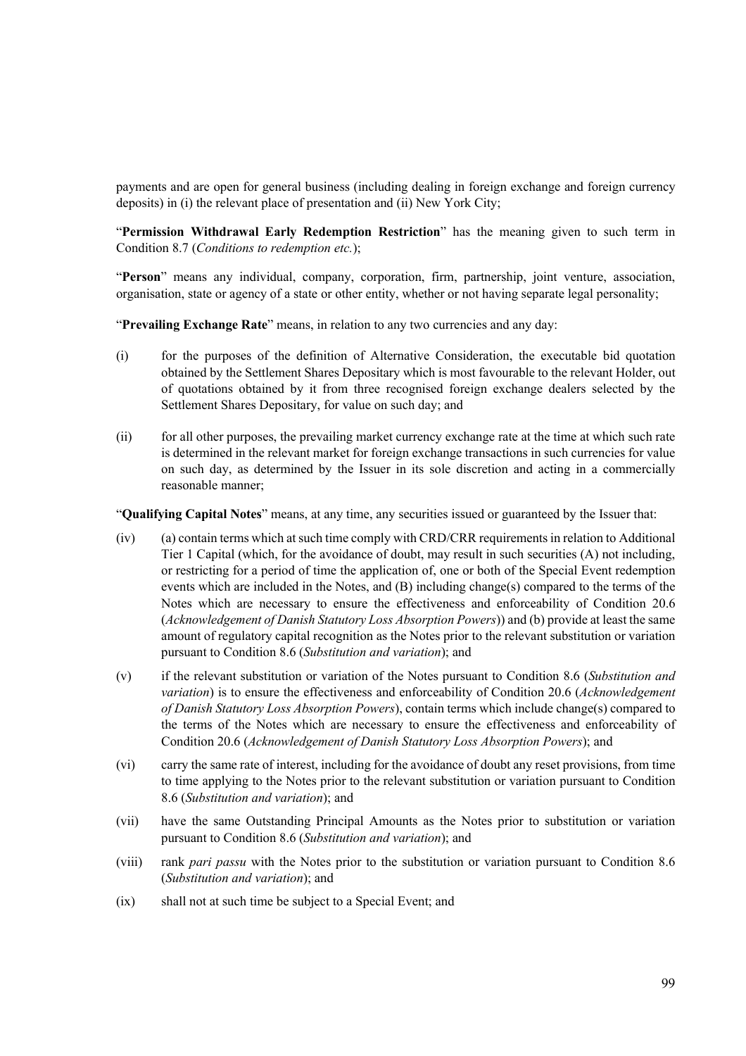payments and are open for general business (including dealing in foreign exchange and foreign currency deposits) in (i) the relevant place of presentation and (ii) New York City;

"**Permission Withdrawal Early Redemption Restriction**" has the meaning given to such term in Condition 8.7 (*Conditions to redemption etc.*);

"**Person**" means any individual, company, corporation, firm, partnership, joint venture, association, organisation, state or agency of a state or other entity, whether or not having separate legal personality;

"**Prevailing Exchange Rate**" means, in relation to any two currencies and any day:

(i) for the purposes of the definition of Alternative Consideration, the executable bid quotation obtained by the Settlement Shares Depositary which is most favourable to the relevant Holder, out of quotations obtained by it from three recognised foreign exchange dealers selected by the Settlement Shares Depositary, for value on such day; and

(ii) for all other purposes, the prevailing market currency exchange rate at the time at which such rate is determined in the relevant market for foreign exchange transactions in such currencies for value on such day, as determined by the Issuer in its sole discretion and acting in a commercially reasonable manner;

"**Qualifying Capital Notes**" means, at any time, any securities issued or guaranteed by the Issuer that:

(iv) (a) contain terms which at such time comply with CRD/CRR requirements in relation to Additional Tier 1 Capital (which, for the avoidance of doubt, may result in such securities (A) not including, or restricting for a period of time the application of, one or both of the Special Event redemption events which are included in the Notes, and (B) including change(s) compared to the terms of the Notes which are necessary to ensure the effectiveness and enforceability of Condition 20.6 (*Acknowledgement of Danish Statutory Loss Absorption Powers*)) and (b) provide at least the same amount of regulatory capital recognition as the Notes prior to the relevant substitution or variation pursuant to Condition 8.6 (*Substitution and variation*); and

(v) if the relevant substitution or variation of the Notes pursuant to Condition 8.6 (*Substitution and variation*) is to ensure the effectiveness and enforceability of Condition 20.6 (*Acknowledgement of Danish Statutory Loss Absorption Powers*), contain terms which include change(s) compared to the terms of the Notes which are necessary to ensure the effectiveness and enforceability of Condition 20.6 (*Acknowledgement of Danish Statutory Loss Absorption Powers*); and

(vi) carry the same rate of interest, including for the avoidance of doubt any reset provisions, from time to time applying to the Notes prior to the relevant substitution or variation pursuant to Condition 8.6 (*Substitution and variation*); and

(vii) have the same Outstanding Principal Amounts as the Notes prior to substitution or variation pursuant to Condition 8.6 (*Substitution and variation*); and

(viii) rank *pari passu* with the Notes prior to the substitution or variation pursuant to Condition 8.6 (*Substitution and variation*); and

(ix) shall not at such time be subject to a Special Event; and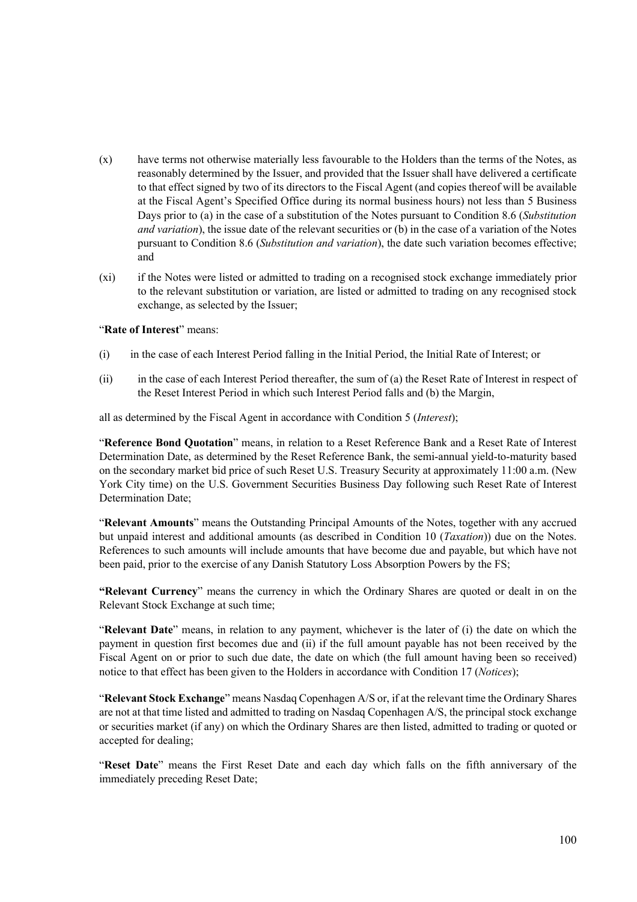(x) have terms not otherwise materially less favourable to the Holders than the terms of the Notes, as reasonably determined by the Issuer, and provided that the Issuer shall have delivered a certificate to that effect signed by two of its directors to the Fiscal Agent (and copies thereof will be available at the Fiscal Agent's Specified Office during its normal business hours) not less than 5 Business Days prior to (a) in the case of a substitution of the Notes pursuant to Condition 8.6 (*Substitution and variation*), the issue date of the relevant securities or (b) in the case of a variation of the Notes pursuant to Condition 8.6 (*Substitution and variation*), the date such variation becomes effective; and

(xi) if the Notes were listed or admitted to trading on a recognised stock exchange immediately prior to the relevant substitution or variation, are listed or admitted to trading on any recognised stock exchange, as selected by the Issuer;

"**Rate of Interest**" means:

(i) in the case of each Interest Period falling in the Initial Period, the Initial Rate of Interest; or

(ii) in the case of each Interest Period thereafter, the sum of (a) the Reset Rate of Interest in respect of the Reset Interest Period in which such Interest Period falls and (b) the Margin,

all as determined by the Fiscal Agent in accordance with Condition 5 (*Interest*);

"**Reference Bond Quotation**" means, in relation to a Reset Reference Bank and a Reset Rate of Interest Determination Date, as determined by the Reset Reference Bank, the semi-annual yield-to-maturity based on the secondary market bid price of such Reset U.S. Treasury Security at approximately 11:00 a.m. (New York City time) on the U.S. Government Securities Business Day following such Reset Rate of Interest Determination Date;

"**Relevant Amounts**" means the Outstanding Principal Amounts of the Notes, together with any accrued but unpaid interest and additional amounts (as described in Condition 10 (*Taxation*)) due on the Notes. References to such amounts will include amounts that have become due and payable, but which have not been paid, prior to the exercise of any Danish Statutory Loss Absorption Powers by the FS;

"**Relevant Currency**" means the currency in which the Ordinary Shares are quoted or dealt in on the Relevant Stock Exchange at such time;

"**Relevant Date**" means, in relation to any payment, whichever is the later of (i) the date on which the payment in question first becomes due and (ii) if the full amount payable has not been received by the Fiscal Agent on or prior to such due date, the date on which (the full amount having been so received) notice to that effect has been given to the Holders in accordance with Condition 17 (*Notices*);

"**Relevant Stock Exchange**" means Nasdaq Copenhagen A/S or, if at the relevant time the Ordinary Shares are not at that time listed and admitted to trading on Nasdaq Copenhagen A/S, the principal stock exchange or securities market (if any) on which the Ordinary Shares are then listed, admitted to trading or quoted or accepted for dealing;

"**Reset Date**" means the First Reset Date and each day which falls on the fifth anniversary of the immediately preceding Reset Date;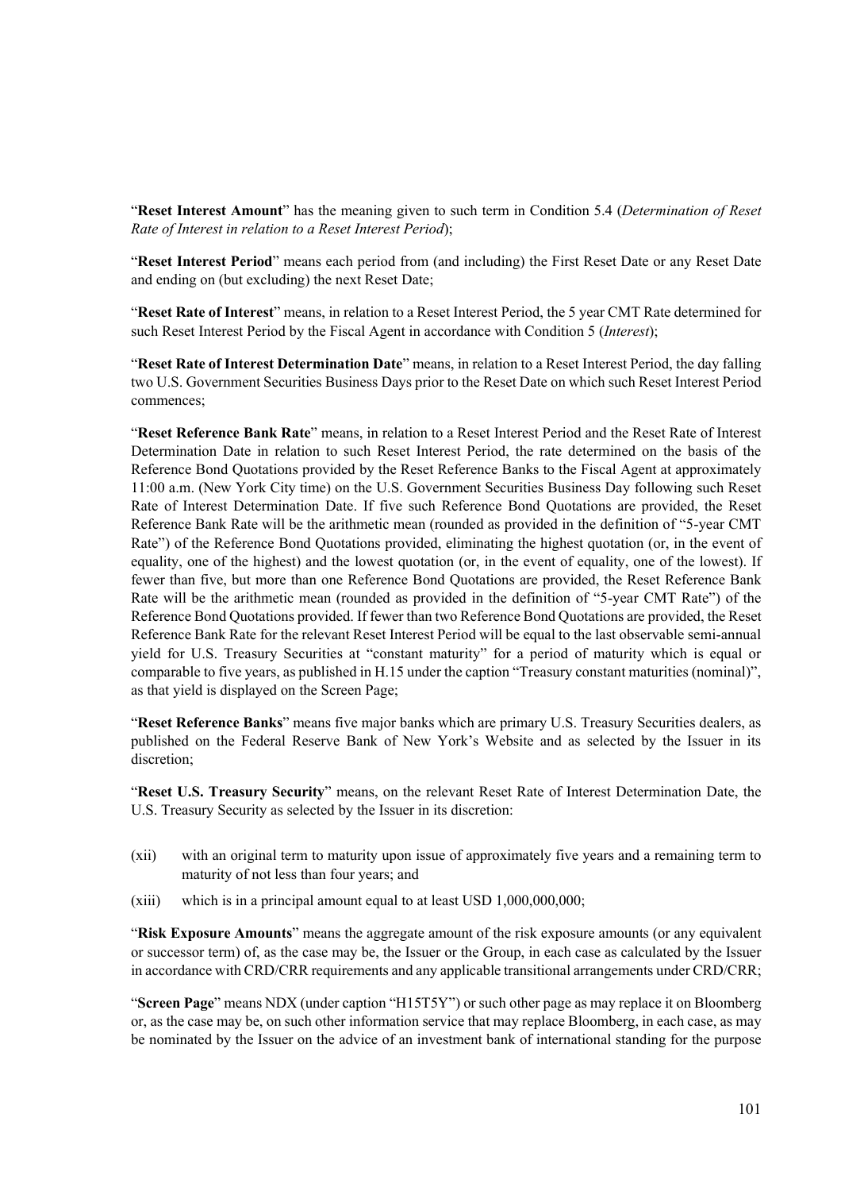"**Reset Interest Amount**" has the meaning given to such term in Condition 5.4 (*Determination of Reset Rate of Interest in relation to a Reset Interest Period*);

"**Reset Interest Period**" means each period from (and including) the First Reset Date or any Reset Date and ending on (but excluding) the next Reset Date;

"**Reset Rate of Interest**" means, in relation to a Reset Interest Period, the 5 year CMT Rate determined for such Reset Interest Period by the Fiscal Agent in accordance with Condition 5 (*Interest*);

"**Reset Rate of Interest Determination Date**" means, in relation to a Reset Interest Period, the day falling two U.S. Government Securities Business Days prior to the Reset Date on which such Reset Interest Period commences;

"**Reset Reference Bank Rate**" means, in relation to a Reset Interest Period and the Reset Rate of Interest Determination Date in relation to such Reset Interest Period, the rate determined on the basis of the Reference Bond Quotations provided by the Reset Reference Banks to the Fiscal Agent at approximately 11:00 a.m. (New York City time) on the U.S. Government Securities Business Day following such Reset Rate of Interest Determination Date. If five such Reference Bond Quotations are provided, the Reset Reference Bank Rate will be the arithmetic mean (rounded as provided in the definition of "5-year CMT Rate") of the Reference Bond Quotations provided, eliminating the highest quotation (or, in the event of equality, one of the highest) and the lowest quotation (or, in the event of equality, one of the lowest). If fewer than five, but more than one Reference Bond Quotations are provided, the Reset Reference Bank Rate will be the arithmetic mean (rounded as provided in the definition of "5-year CMT Rate") of the Reference Bond Quotations provided. If fewer than two Reference Bond Quotations are provided, the Reset Reference Bank Rate for the relevant Reset Interest Period will be equal to the last observable semi-annual yield for U.S. Treasury Securities at "constant maturity" for a period of maturity which is equal or comparable to five years, as published in H.15 under the caption "Treasury constant maturities (nominal)", as that yield is displayed on the Screen Page;

"**Reset Reference Banks**" means five major banks which are primary U.S. Treasury Securities dealers, as published on the Federal Reserve Bank of New York's Website and as selected by the Issuer in its discretion;

"**Reset U.S. Treasury Security**" means, on the relevant Reset Rate of Interest Determination Date, the U.S. Treasury Security as selected by the Issuer in its discretion:

(xii) with an original term to maturity upon issue of approximately five years and a remaining term to maturity of not less than four years; and

(xiii) which is in a principal amount equal to at least USD 1,000,000,000;

"**Risk Exposure Amounts**" means the aggregate amount of the risk exposure amounts (or any equivalent or successor term) of, as the case may be, the Issuer or the Group, in each case as calculated by the Issuer in accordance with CRD/CRR requirements and any applicable transitional arrangements under CRD/CRR;

"**Screen Page**" means NDX (under caption "H15T5Y") or such other page as may replace it on Bloomberg or, as the case may be, on such other information service that may replace Bloomberg, in each case, as may be nominated by the Issuer on the advice of an investment bank of international standing for the purpose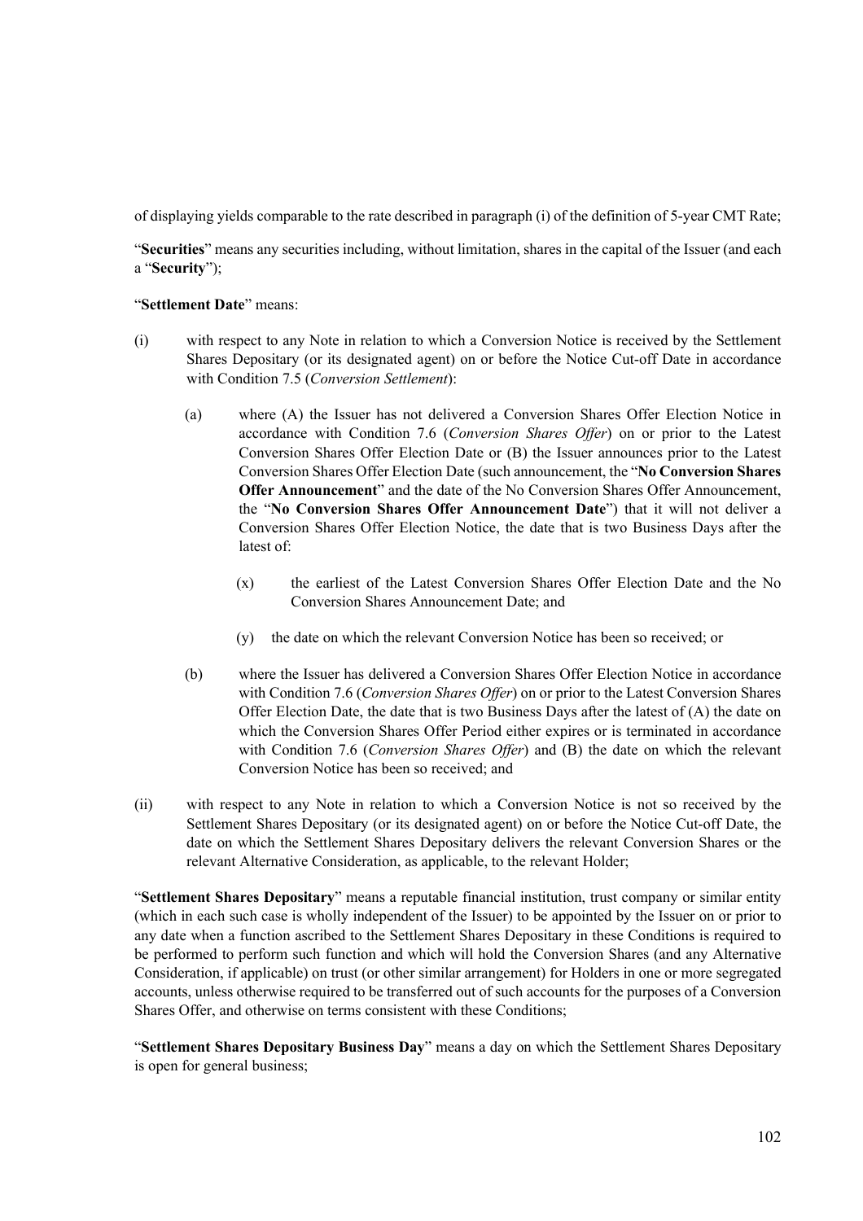of displaying yields comparable to the rate described in paragraph (i) of the definition of 5-year CMT Rate;

"**Securities**" means any securities including, without limitation, shares in the capital of the Issuer (and each a "**Security**");

"**Settlement Date**" means:

(i) with respect to any Note in relation to which a Conversion Notice is received by the Settlement Shares Depositary (or its designated agent) on or before the Notice Cut-off Date in accordance with Condition 7.5 (*Conversion Settlement*):

   (a) where (A) the Issuer has not delivered a Conversion Shares Offer Election Notice in accordance with Condition 7.6 (*Conversion Shares Offer*) on or prior to the Latest Conversion Shares Offer Election Date or (B) the Issuer announces prior to the Latest Conversion Shares Offer Election Date (such announcement, the "**No Conversion Shares Offer Announcement**" and the date of the No Conversion Shares Offer Announcement, the "**No Conversion Shares Offer Announcement Date**") that it will not deliver a Conversion Shares Offer Election Notice, the date that is two Business Days after the latest of:

      (x) the earliest of the Latest Conversion Shares Offer Election Date and the No Conversion Shares Announcement Date; and

      (y) the date on which the relevant Conversion Notice has been so received; or

   (b) where the Issuer has delivered a Conversion Shares Offer Election Notice in accordance with Condition 7.6 (*Conversion Shares Offer*) on or prior to the Latest Conversion Shares Offer Election Date, the date that is two Business Days after the latest of (A) the date on which the Conversion Shares Offer Period either expires or is terminated in accordance with Condition 7.6 (*Conversion Shares Offer*) and (B) the date on which the relevant Conversion Notice has been so received; and

(ii) with respect to any Note in relation to which a Conversion Notice is not so received by the Settlement Shares Depositary (or its designated agent) on or before the Notice Cut-off Date, the date on which the Settlement Shares Depositary delivers the relevant Conversion Shares or the relevant Alternative Consideration, as applicable, to the relevant Holder;

"**Settlement Shares Depositary**" means a reputable financial institution, trust company or similar entity (which in each such case is wholly independent of the Issuer) to be appointed by the Issuer on or prior to any date when a function ascribed to the Settlement Shares Depositary in these Conditions is required to be performed to perform such function and which will hold the Conversion Shares (and any Alternative Consideration, if applicable) on trust (or other similar arrangement) for Holders in one or more segregated accounts, unless otherwise required to be transferred out of such accounts for the purposes of a Conversion Shares Offer, and otherwise on terms consistent with these Conditions;

"**Settlement Shares Depositary Business Day**" means a day on which the Settlement Shares Depositary is open for general business;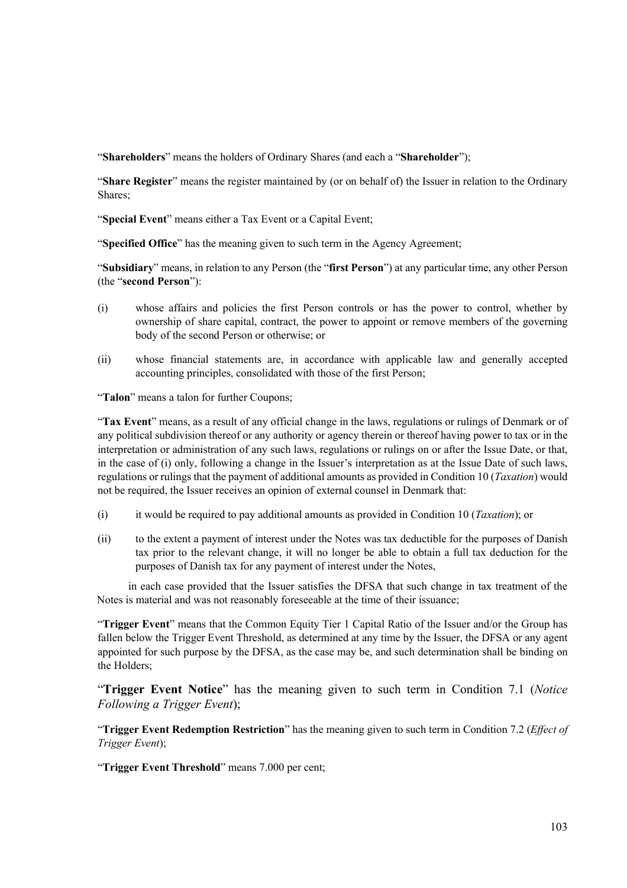"**Shareholders**" means the holders of Ordinary Shares (and each a "**Shareholder**");

"**Share Register**" means the register maintained by (or on behalf of) the Issuer in relation to the Ordinary Shares;

"**Special Event**" means either a Tax Event or a Capital Event;

"**Specified Office**" has the meaning given to such term in the Agency Agreement;

"**Subsidiary**" means, in relation to any Person (the "**first Person**") at any particular time, any other Person (the "**second Person**"):

(i) whose affairs and policies the first Person controls or has the power to control, whether by ownership of share capital, contract, the power to appoint or remove members of the governing body of the second Person or otherwise; or

(ii) whose financial statements are, in accordance with applicable law and generally accepted accounting principles, consolidated with those of the first Person;

"**Talon**" means a talon for further Coupons;

"**Tax Event**" means, as a result of any official change in the laws, regulations or rulings of Denmark or of any political subdivision thereof or any authority or agency therein or thereof having power to tax or in the interpretation or administration of any such laws, regulations or rulings on or after the Issue Date, or that, in the case of (i) only, following a change in the Issuer's interpretation as at the Issue Date of such laws, regulations or rulings that the payment of additional amounts as provided in Condition 10 (*Taxation*) would not be required, the Issuer receives an opinion of external counsel in Denmark that:

(i) it would be required to pay additional amounts as provided in Condition 10 (*Taxation*); or

(ii) to the extent a payment of interest under the Notes was tax deductible for the purposes of Danish tax prior to the relevant change, it will no longer be able to obtain a full tax deduction for the purposes of Danish tax for any payment of interest under the Notes,

in each case provided that the Issuer satisfies the DFSA that such change in tax treatment of the Notes is material and was not reasonably foreseeable at the time of their issuance;

"**Trigger Event**" means that the Common Equity Tier 1 Capital Ratio of the Issuer and/or the Group has fallen below the Trigger Event Threshold, as determined at any time by the Issuer, the DFSA or any agent appointed for such purpose by the DFSA, as the case may be, and such determination shall be binding on the Holders;

"**Trigger Event Notice**" has the meaning given to such term in Condition 7.1 (*Notice Following a Trigger Event*);

"**Trigger Event Redemption Restriction**" has the meaning given to such term in Condition 7.2 (*Effect of Trigger Event*);

"**Trigger Event Threshold**" means 7.000 per cent;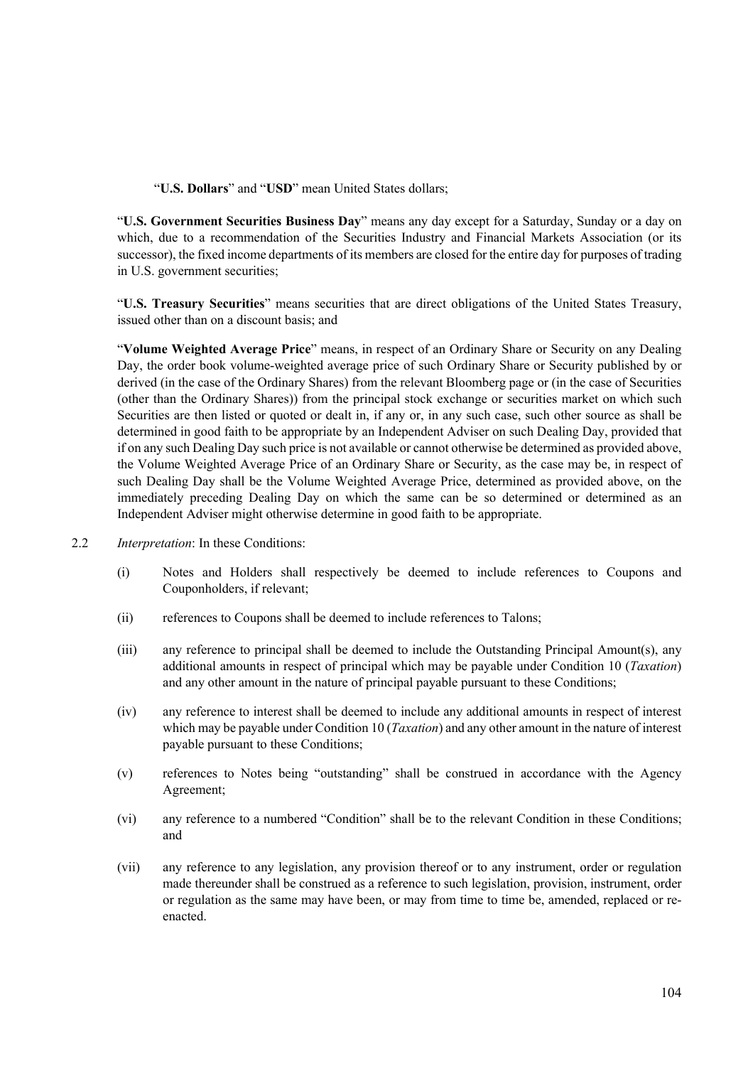"**U.S. Dollars**" and "**USD**" mean United States dollars;

"**U.S. Government Securities Business Day**" means any day except for a Saturday, Sunday or a day on which, due to a recommendation of the Securities Industry and Financial Markets Association (or its successor), the fixed income departments of its members are closed for the entire day for purposes of trading in U.S. government securities;

"**U.S. Treasury Securities**" means securities that are direct obligations of the United States Treasury, issued other than on a discount basis; and

"**Volume Weighted Average Price**" means, in respect of an Ordinary Share or Security on any Dealing Day, the order book volume-weighted average price of such Ordinary Share or Security published by or derived (in the case of the Ordinary Shares) from the relevant Bloomberg page or (in the case of Securities (other than the Ordinary Shares)) from the principal stock exchange or securities market on which such Securities are then listed or quoted or dealt in, if any or, in any such case, such other source as shall be determined in good faith to be appropriate by an Independent Adviser on such Dealing Day, provided that if on any such Dealing Day such price is not available or cannot otherwise be determined as provided above, the Volume Weighted Average Price of an Ordinary Share or Security, as the case may be, in respect of such Dealing Day shall be the Volume Weighted Average Price, determined as provided above, on the immediately preceding Dealing Day on which the same can be so determined or determined as an Independent Adviser might otherwise determine in good faith to be appropriate.

2.2 *Interpretation*: In these Conditions:

(i) Notes and Holders shall respectively be deemed to include references to Coupons and Couponholders, if relevant;

(ii) references to Coupons shall be deemed to include references to Talons;

(iii) any reference to principal shall be deemed to include the Outstanding Principal Amount(s), any additional amounts in respect of principal which may be payable under Condition 10 (*Taxation*) and any other amount in the nature of principal payable pursuant to these Conditions;

(iv) any reference to interest shall be deemed to include any additional amounts in respect of interest which may be payable under Condition 10 (*Taxation*) and any other amount in the nature of interest payable pursuant to these Conditions;

(v) references to Notes being "outstanding" shall be construed in accordance with the Agency Agreement;

(vi) any reference to a numbered "Condition" shall be to the relevant Condition in these Conditions; and

(vii) any reference to any legislation, any provision thereof or to any instrument, order or regulation made thereunder shall be construed as a reference to such legislation, provision, instrument, order or regulation as the same may have been, or may from time to time be, amended, replaced or re-enacted.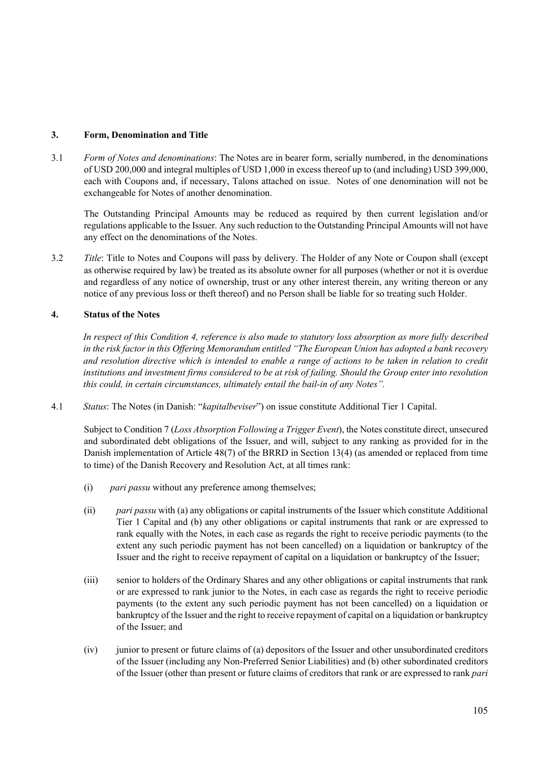## 3. Form, Denomination and Title

3.1 *Form of Notes and denominations*: The Notes are in bearer form, serially numbered, in the denominations of USD 200,000 and integral multiples of USD 1,000 in excess thereof up to (and including) USD 399,000, each with Coupons and, if necessary, Talons attached on issue. Notes of one denomination will not be exchangeable for Notes of another denomination.

The Outstanding Principal Amounts may be reduced as required by then current legislation and/or regulations applicable to the Issuer. Any such reduction to the Outstanding Principal Amounts will not have any effect on the denominations of the Notes.

3.2 *Title*: Title to Notes and Coupons will pass by delivery. The Holder of any Note or Coupon shall (except as otherwise required by law) be treated as its absolute owner for all purposes (whether or not it is overdue and regardless of any notice of ownership, trust or any other interest therein, any writing thereon or any notice of any previous loss or theft thereof) and no Person shall be liable for so treating such Holder.

## 4. Status of the Notes

*In respect of this Condition 4, reference is also made to statutory loss absorption as more fully described in the risk factor in this Offering Memorandum entitled "The European Union has adopted a bank recovery and resolution directive which is intended to enable a range of actions to be taken in relation to credit institutions and investment firms considered to be at risk of failing. Should the Group enter into resolution this could, in certain circumstances, ultimately entail the bail-in of any Notes".*

4.1 *Status*: The Notes (in Danish: "*kapitalbeviser*") on issue constitute Additional Tier 1 Capital.

Subject to Condition 7 (*Loss Absorption Following a Trigger Event*), the Notes constitute direct, unsecured and subordinated debt obligations of the Issuer, and will, subject to any ranking as provided for in the Danish implementation of Article 48(7) of the BRRD in Section 13(4) (as amended or replaced from time to time) of the Danish Recovery and Resolution Act, at all times rank:

(i) *pari passu* without any preference among themselves;

(ii) *pari passu* with (a) any obligations or capital instruments of the Issuer which constitute Additional Tier 1 Capital and (b) any other obligations or capital instruments that rank or are expressed to rank equally with the Notes, in each case as regards the right to receive periodic payments (to the extent any such periodic payment has not been cancelled) on a liquidation or bankruptcy of the Issuer and the right to receive repayment of capital on a liquidation or bankruptcy of the Issuer;

(iii) senior to holders of the Ordinary Shares and any other obligations or capital instruments that rank or are expressed to rank junior to the Notes, in each case as regards the right to receive periodic payments (to the extent any such periodic payment has not been cancelled) on a liquidation or bankruptcy of the Issuer and the right to receive repayment of capital on a liquidation or bankruptcy of the Issuer; and

(iv) junior to present or future claims of (a) depositors of the Issuer and other unsubordinated creditors of the Issuer (including any Non-Preferred Senior Liabilities) and (b) other subordinated creditors of the Issuer (other than present or future claims of creditors that rank or are expressed to rank *pari*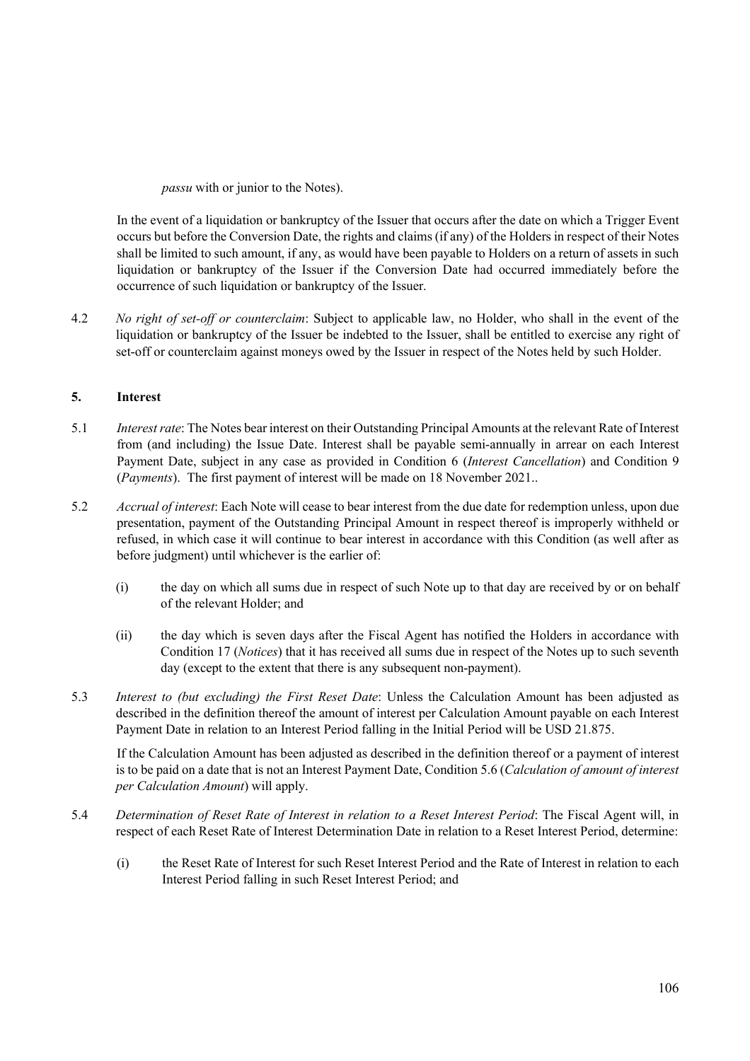*passu* with or junior to the Notes).

In the event of a liquidation or bankruptcy of the Issuer that occurs after the date on which a Trigger Event occurs but before the Conversion Date, the rights and claims (if any) of the Holders in respect of their Notes shall be limited to such amount, if any, as would have been payable to Holders on a return of assets in such liquidation or bankruptcy of the Issuer if the Conversion Date had occurred immediately before the occurrence of such liquidation or bankruptcy of the Issuer.

4.2 *No right of set-off or counterclaim*: Subject to applicable law, no Holder, who shall in the event of the liquidation or bankruptcy of the Issuer be indebted to the Issuer, shall be entitled to exercise any right of set-off or counterclaim against moneys owed by the Issuer in respect of the Notes held by such Holder.

## 5. Interest

5.1 *Interest rate*: The Notes bear interest on their Outstanding Principal Amounts at the relevant Rate of Interest from (and including) the Issue Date. Interest shall be payable semi-annually in arrear on each Interest Payment Date, subject in any case as provided in Condition 6 (*Interest Cancellation*) and Condition 9 (*Payments*). The first payment of interest will be made on 18 November 2021..

5.2 *Accrual of interest*: Each Note will cease to bear interest from the due date for redemption unless, upon due presentation, payment of the Outstanding Principal Amount in respect thereof is improperly withheld or refused, in which case it will continue to bear interest in accordance with this Condition (as well after as before judgment) until whichever is the earlier of:

(i) the day on which all sums due in respect of such Note up to that day are received by or on behalf of the relevant Holder; and

(ii) the day which is seven days after the Fiscal Agent has notified the Holders in accordance with Condition 17 (*Notices*) that it has received all sums due in respect of the Notes up to such seventh day (except to the extent that there is any subsequent non-payment).

5.3 *Interest to (but excluding) the First Reset Date*: Unless the Calculation Amount has been adjusted as described in the definition thereof the amount of interest per Calculation Amount payable on each Interest Payment Date in relation to an Interest Period falling in the Initial Period will be USD 21.875.

If the Calculation Amount has been adjusted as described in the definition thereof or a payment of interest is to be paid on a date that is not an Interest Payment Date, Condition 5.6 (*Calculation of amount of interest per Calculation Amount*) will apply.

5.4 *Determination of Reset Rate of Interest in relation to a Reset Interest Period*: The Fiscal Agent will, in respect of each Reset Rate of Interest Determination Date in relation to a Reset Interest Period, determine:

(i) the Reset Rate of Interest for such Reset Interest Period and the Rate of Interest in relation to each Interest Period falling in such Reset Interest Period; and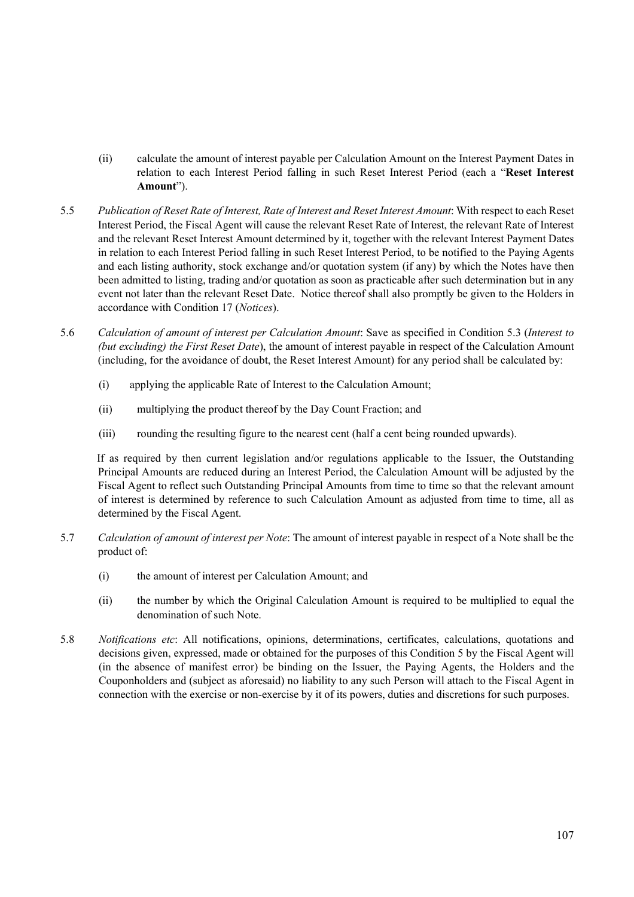(ii) calculate the amount of interest payable per Calculation Amount on the Interest Payment Dates in relation to each Interest Period falling in such Reset Interest Period (each a "**Reset Interest Amount**").

5.5 *Publication of Reset Rate of Interest, Rate of Interest and Reset Interest Amount*: With respect to each Reset Interest Period, the Fiscal Agent will cause the relevant Reset Rate of Interest, the relevant Rate of Interest and the relevant Reset Interest Amount determined by it, together with the relevant Interest Payment Dates in relation to each Interest Period falling in such Reset Interest Period, to be notified to the Paying Agents and each listing authority, stock exchange and/or quotation system (if any) by which the Notes have then been admitted to listing, trading and/or quotation as soon as practicable after such determination but in any event not later than the relevant Reset Date. Notice thereof shall also promptly be given to the Holders in accordance with Condition 17 (*Notices*).

5.6 *Calculation of amount of interest per Calculation Amount*: Save as specified in Condition 5.3 (*Interest to (but excluding) the First Reset Date*), the amount of interest payable in respect of the Calculation Amount (including, for the avoidance of doubt, the Reset Interest Amount) for any period shall be calculated by:

(i) applying the applicable Rate of Interest to the Calculation Amount;

(ii) multiplying the product thereof by the Day Count Fraction; and

(iii) rounding the resulting figure to the nearest cent (half a cent being rounded upwards).

If as required by then current legislation and/or regulations applicable to the Issuer, the Outstanding Principal Amounts are reduced during an Interest Period, the Calculation Amount will be adjusted by the Fiscal Agent to reflect such Outstanding Principal Amounts from time to time so that the relevant amount of interest is determined by reference to such Calculation Amount as adjusted from time to time, all as determined by the Fiscal Agent.

5.7 *Calculation of amount of interest per Note*: The amount of interest payable in respect of a Note shall be the product of:

(i) the amount of interest per Calculation Amount; and

(ii) the number by which the Original Calculation Amount is required to be multiplied to equal the denomination of such Note.

5.8 *Notifications etc*: All notifications, opinions, determinations, certificates, calculations, quotations and decisions given, expressed, made or obtained for the purposes of this Condition 5 by the Fiscal Agent will (in the absence of manifest error) be binding on the Issuer, the Paying Agents, the Holders and the Couponholders and (subject as aforesaid) no liability to any such Person will attach to the Fiscal Agent in connection with the exercise or non-exercise by it of its powers, duties and discretions for such purposes.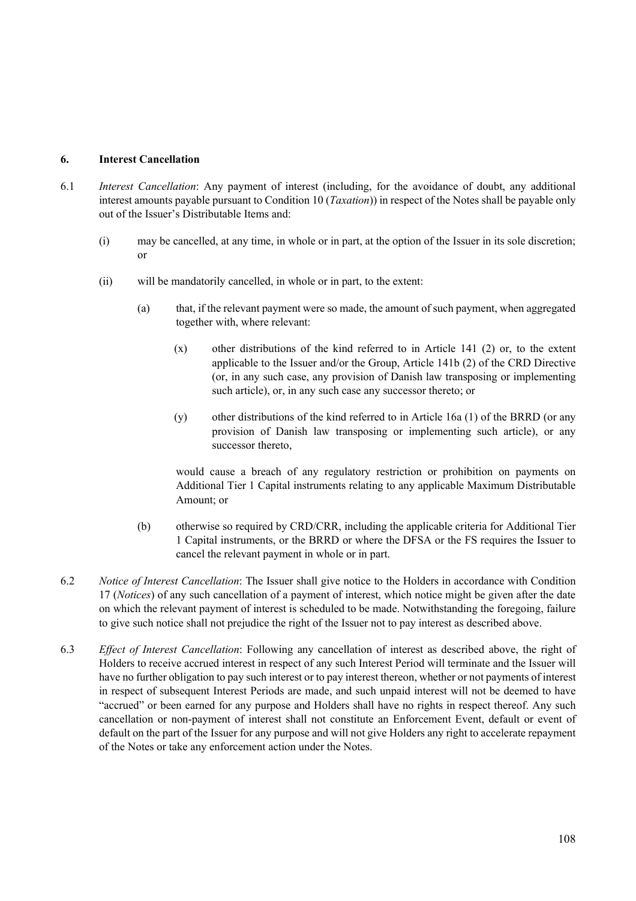## 6. Interest Cancellation

6.1 *Interest Cancellation*: Any payment of interest (including, for the avoidance of doubt, any additional interest amounts payable pursuant to Condition 10 (*Taxation*)) in respect of the Notes shall be payable only out of the Issuer's Distributable Items and:

(i) may be cancelled, at any time, in whole or in part, at the option of the Issuer in its sole discretion; or

(ii) will be mandatorily cancelled, in whole or in part, to the extent:

(a) that, if the relevant payment were so made, the amount of such payment, when aggregated together with, where relevant:

(x) other distributions of the kind referred to in Article 141 (2) or, to the extent applicable to the Issuer and/or the Group, Article 141b (2) of the CRD Directive (or, in any such case, any provision of Danish law transposing or implementing such article), or, in any such case any successor thereto; or

(y) other distributions of the kind referred to in Article 16a (1) of the BRRD (or any provision of Danish law transposing or implementing such article), or any successor thereto,

would cause a breach of any regulatory restriction or prohibition on payments on Additional Tier 1 Capital instruments relating to any applicable Maximum Distributable Amount; or

(b) otherwise so required by CRD/CRR, including the applicable criteria for Additional Tier 1 Capital instruments, or the BRRD or where the DFSA or the FS requires the Issuer to cancel the relevant payment in whole or in part.

6.2 *Notice of Interest Cancellation*: The Issuer shall give notice to the Holders in accordance with Condition 17 (*Notices*) of any such cancellation of a payment of interest, which notice might be given after the date on which the relevant payment of interest is scheduled to be made. Notwithstanding the foregoing, failure to give such notice shall not prejudice the right of the Issuer not to pay interest as described above.

6.3 *Effect of Interest Cancellation*: Following any cancellation of interest as described above, the right of Holders to receive accrued interest in respect of any such Interest Period will terminate and the Issuer will have no further obligation to pay such interest or to pay interest thereon, whether or not payments of interest in respect of subsequent Interest Periods are made, and such unpaid interest will not be deemed to have "accrued" or been earned for any purpose and Holders shall have no rights in respect thereof. Any such cancellation or non-payment of interest shall not constitute an Enforcement Event, default or event of default on the part of the Issuer for any purpose and will not give Holders any right to accelerate repayment of the Notes or take any enforcement action under the Notes.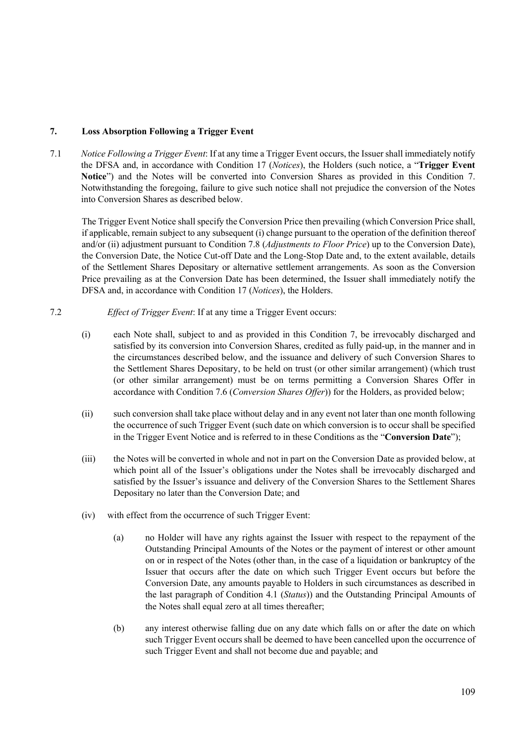## 7. Loss Absorption Following a Trigger Event

7.1 *Notice Following a Trigger Event*: If at any time a Trigger Event occurs, the Issuer shall immediately notify the DFSA and, in accordance with Condition 17 (*Notices*), the Holders (such notice, a "**Trigger Event Notice**") and the Notes will be converted into Conversion Shares as provided in this Condition 7. Notwithstanding the foregoing, failure to give such notice shall not prejudice the conversion of the Notes into Conversion Shares as described below.

The Trigger Event Notice shall specify the Conversion Price then prevailing (which Conversion Price shall, if applicable, remain subject to any subsequent (i) change pursuant to the operation of the definition thereof and/or (ii) adjustment pursuant to Condition 7.8 (*Adjustments to Floor Price*) up to the Conversion Date), the Conversion Date, the Notice Cut-off Date and the Long-Stop Date and, to the extent available, details of the Settlement Shares Depositary or alternative settlement arrangements. As soon as the Conversion Price prevailing as at the Conversion Date has been determined, the Issuer shall immediately notify the DFSA and, in accordance with Condition 17 (*Notices*), the Holders.

7.2 *Effect of Trigger Event*: If at any time a Trigger Event occurs:

(i) each Note shall, subject to and as provided in this Condition 7, be irrevocably discharged and satisfied by its conversion into Conversion Shares, credited as fully paid-up, in the manner and in the circumstances described below, and the issuance and delivery of such Conversion Shares to the Settlement Shares Depositary, to be held on trust (or other similar arrangement) (which trust (or other similar arrangement) must be on terms permitting a Conversion Shares Offer in accordance with Condition 7.6 (*Conversion Shares Offer*)) for the Holders, as provided below;

(ii) such conversion shall take place without delay and in any event not later than one month following the occurrence of such Trigger Event (such date on which conversion is to occur shall be specified in the Trigger Event Notice and is referred to in these Conditions as the "**Conversion Date**");

(iii) the Notes will be converted in whole and not in part on the Conversion Date as provided below, at which point all of the Issuer's obligations under the Notes shall be irrevocably discharged and satisfied by the Issuer's issuance and delivery of the Conversion Shares to the Settlement Shares Depositary no later than the Conversion Date; and

(iv) with effect from the occurrence of such Trigger Event:

(a) no Holder will have any rights against the Issuer with respect to the repayment of the Outstanding Principal Amounts of the Notes or the payment of interest or other amount on or in respect of the Notes (other than, in the case of a liquidation or bankruptcy of the Issuer that occurs after the date on which such Trigger Event occurs but before the Conversion Date, any amounts payable to Holders in such circumstances as described in the last paragraph of Condition 4.1 (*Status*)) and the Outstanding Principal Amounts of the Notes shall equal zero at all times thereafter;

(b) any interest otherwise falling due on any date which falls on or after the date on which such Trigger Event occurs shall be deemed to have been cancelled upon the occurrence of such Trigger Event and shall not become due and payable; and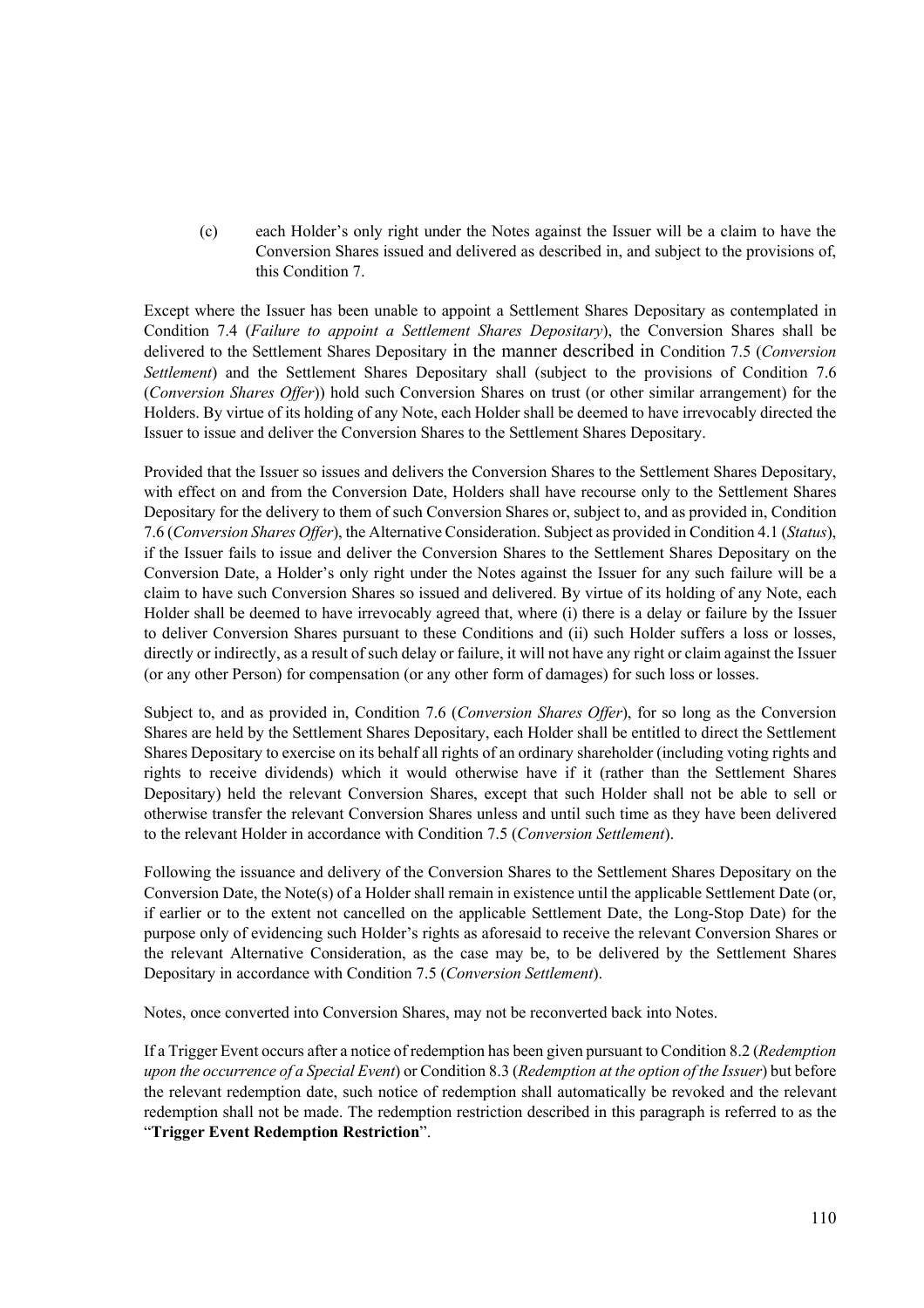(c) each Holder's only right under the Notes against the Issuer will be a claim to have the Conversion Shares issued and delivered as described in, and subject to the provisions of, this Condition 7.

Except where the Issuer has been unable to appoint a Settlement Shares Depositary as contemplated in Condition 7.4 (*Failure to appoint a Settlement Shares Depositary*), the Conversion Shares shall be delivered to the Settlement Shares Depositary in the manner described in Condition 7.5 (*Conversion Settlement*) and the Settlement Shares Depositary shall (subject to the provisions of Condition 7.6 (*Conversion Shares Offer*)) hold such Conversion Shares on trust (or other similar arrangement) for the Holders. By virtue of its holding of any Note, each Holder shall be deemed to have irrevocably directed the Issuer to issue and deliver the Conversion Shares to the Settlement Shares Depositary.

Provided that the Issuer so issues and delivers the Conversion Shares to the Settlement Shares Depositary, with effect on and from the Conversion Date, Holders shall have recourse only to the Settlement Shares Depositary for the delivery to them of such Conversion Shares or, subject to, and as provided in, Condition 7.6 (*Conversion Shares Offer*), the Alternative Consideration. Subject as provided in Condition 4.1 (*Status*), if the Issuer fails to issue and deliver the Conversion Shares to the Settlement Shares Depositary on the Conversion Date, a Holder's only right under the Notes against the Issuer for any such failure will be a claim to have such Conversion Shares so issued and delivered. By virtue of its holding of any Note, each Holder shall be deemed to have irrevocably agreed that, where (i) there is a delay or failure by the Issuer to deliver Conversion Shares pursuant to these Conditions and (ii) such Holder suffers a loss or losses, directly or indirectly, as a result of such delay or failure, it will not have any right or claim against the Issuer (or any other Person) for compensation (or any other form of damages) for such loss or losses.

Subject to, and as provided in, Condition 7.6 (*Conversion Shares Offer*), for so long as the Conversion Shares are held by the Settlement Shares Depositary, each Holder shall be entitled to direct the Settlement Shares Depositary to exercise on its behalf all rights of an ordinary shareholder (including voting rights and rights to receive dividends) which it would otherwise have if it (rather than the Settlement Shares Depositary) held the relevant Conversion Shares, except that such Holder shall not be able to sell or otherwise transfer the relevant Conversion Shares unless and until such time as they have been delivered to the relevant Holder in accordance with Condition 7.5 (*Conversion Settlement*).

Following the issuance and delivery of the Conversion Shares to the Settlement Shares Depositary on the Conversion Date, the Note(s) of a Holder shall remain in existence until the applicable Settlement Date (or, if earlier or to the extent not cancelled on the applicable Settlement Date, the Long-Stop Date) for the purpose only of evidencing such Holder's rights as aforesaid to receive the relevant Conversion Shares or the relevant Alternative Consideration, as the case may be, to be delivered by the Settlement Shares Depositary in accordance with Condition 7.5 (*Conversion Settlement*).

Notes, once converted into Conversion Shares, may not be reconverted back into Notes.

If a Trigger Event occurs after a notice of redemption has been given pursuant to Condition 8.2 (*Redemption upon the occurrence of a Special Event*) or Condition 8.3 (*Redemption at the option of the Issuer*) but before the relevant redemption date, such notice of redemption shall automatically be revoked and the relevant redemption shall not be made. The redemption restriction described in this paragraph is referred to as the "**Trigger Event Redemption Restriction**".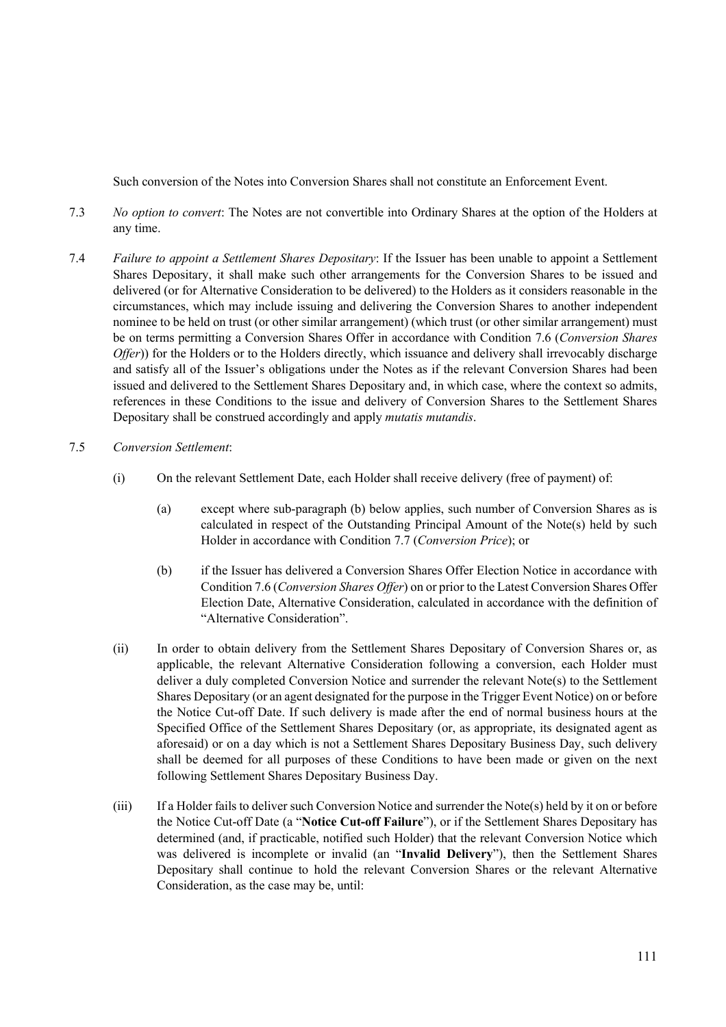Such conversion of the Notes into Conversion Shares shall not constitute an Enforcement Event.

7.3 *No option to convert*: The Notes are not convertible into Ordinary Shares at the option of the Holders at any time.

7.4 *Failure to appoint a Settlement Shares Depositary*: If the Issuer has been unable to appoint a Settlement Shares Depositary, it shall make such other arrangements for the Conversion Shares to be issued and delivered (or for Alternative Consideration to be delivered) to the Holders as it considers reasonable in the circumstances, which may include issuing and delivering the Conversion Shares to another independent nominee to be held on trust (or other similar arrangement) (which trust (or other similar arrangement) must be on terms permitting a Conversion Shares Offer in accordance with Condition 7.6 (*Conversion Shares Offer*)) for the Holders or to the Holders directly, which issuance and delivery shall irrevocably discharge and satisfy all of the Issuer's obligations under the Notes as if the relevant Conversion Shares had been issued and delivered to the Settlement Shares Depositary and, in which case, where the context so admits, references in these Conditions to the issue and delivery of Conversion Shares to the Settlement Shares Depositary shall be construed accordingly and apply *mutatis mutandis*.

7.5 *Conversion Settlement*:

(i) On the relevant Settlement Date, each Holder shall receive delivery (free of payment) of:

(a) except where sub-paragraph (b) below applies, such number of Conversion Shares as is calculated in respect of the Outstanding Principal Amount of the Note(s) held by such Holder in accordance with Condition 7.7 (*Conversion Price*); or

(b) if the Issuer has delivered a Conversion Shares Offer Election Notice in accordance with Condition 7.6 (*Conversion Shares Offer*) on or prior to the Latest Conversion Shares Offer Election Date, Alternative Consideration, calculated in accordance with the definition of "Alternative Consideration".

(ii) In order to obtain delivery from the Settlement Shares Depositary of Conversion Shares or, as applicable, the relevant Alternative Consideration following a conversion, each Holder must deliver a duly completed Conversion Notice and surrender the relevant Note(s) to the Settlement Shares Depositary (or an agent designated for the purpose in the Trigger Event Notice) on or before the Notice Cut-off Date. If such delivery is made after the end of normal business hours at the Specified Office of the Settlement Shares Depositary (or, as appropriate, its designated agent as aforesaid) or on a day which is not a Settlement Shares Depositary Business Day, such delivery shall be deemed for all purposes of these Conditions to have been made or given on the next following Settlement Shares Depositary Business Day.

(iii) If a Holder fails to deliver such Conversion Notice and surrender the Note(s) held by it on or before the Notice Cut-off Date (a "**Notice Cut-off Failure**"), or if the Settlement Shares Depositary has determined (and, if practicable, notified such Holder) that the relevant Conversion Notice which was delivered is incomplete or invalid (an "**Invalid Delivery**"), then the Settlement Shares Depositary shall continue to hold the relevant Conversion Shares or the relevant Alternative Consideration, as the case may be, until: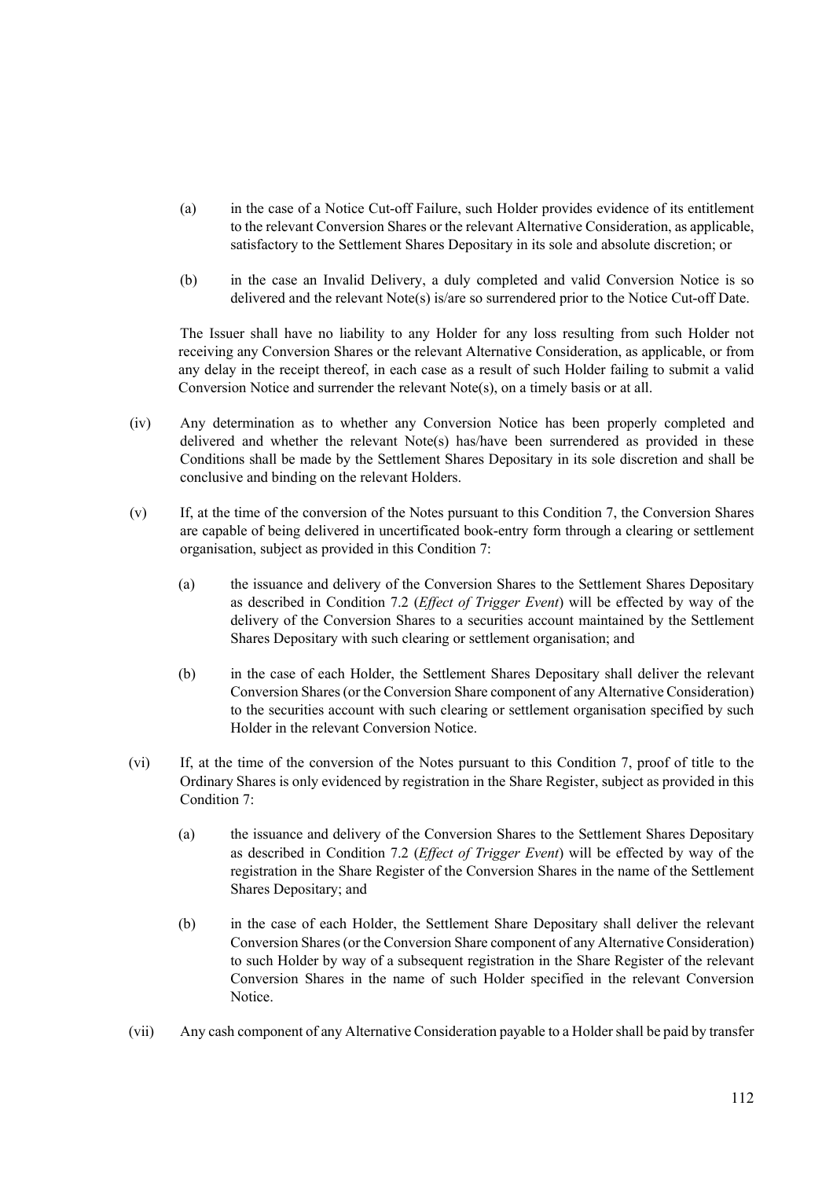(a) in the case of a Notice Cut-off Failure, such Holder provides evidence of its entitlement to the relevant Conversion Shares or the relevant Alternative Consideration, as applicable, satisfactory to the Settlement Shares Depositary in its sole and absolute discretion; or

(b) in the case an Invalid Delivery, a duly completed and valid Conversion Notice is so delivered and the relevant Note(s) is/are so surrendered prior to the Notice Cut-off Date.

The Issuer shall have no liability to any Holder for any loss resulting from such Holder not receiving any Conversion Shares or the relevant Alternative Consideration, as applicable, or from any delay in the receipt thereof, in each case as a result of such Holder failing to submit a valid Conversion Notice and surrender the relevant Note(s), on a timely basis or at all.

(iv) Any determination as to whether any Conversion Notice has been properly completed and delivered and whether the relevant Note(s) has/have been surrendered as provided in these Conditions shall be made by the Settlement Shares Depositary in its sole discretion and shall be conclusive and binding on the relevant Holders.

(v) If, at the time of the conversion of the Notes pursuant to this Condition 7, the Conversion Shares are capable of being delivered in uncertificated book-entry form through a clearing or settlement organisation, subject as provided in this Condition 7:

(a) the issuance and delivery of the Conversion Shares to the Settlement Shares Depositary as described in Condition 7.2 (*Effect of Trigger Event*) will be effected by way of the delivery of the Conversion Shares to a securities account maintained by the Settlement Shares Depositary with such clearing or settlement organisation; and

(b) in the case of each Holder, the Settlement Shares Depositary shall deliver the relevant Conversion Shares (or the Conversion Share component of any Alternative Consideration) to the securities account with such clearing or settlement organisation specified by such Holder in the relevant Conversion Notice.

(vi) If, at the time of the conversion of the Notes pursuant to this Condition 7, proof of title to the Ordinary Shares is only evidenced by registration in the Share Register, subject as provided in this Condition 7:

(a) the issuance and delivery of the Conversion Shares to the Settlement Shares Depositary as described in Condition 7.2 (*Effect of Trigger Event*) will be effected by way of the registration in the Share Register of the Conversion Shares in the name of the Settlement Shares Depositary; and

(b) in the case of each Holder, the Settlement Share Depositary shall deliver the relevant Conversion Shares (or the Conversion Share component of any Alternative Consideration) to such Holder by way of a subsequent registration in the Share Register of the relevant Conversion Shares in the name of such Holder specified in the relevant Conversion Notice.

(vii) Any cash component of any Alternative Consideration payable to a Holder shall be paid by transfer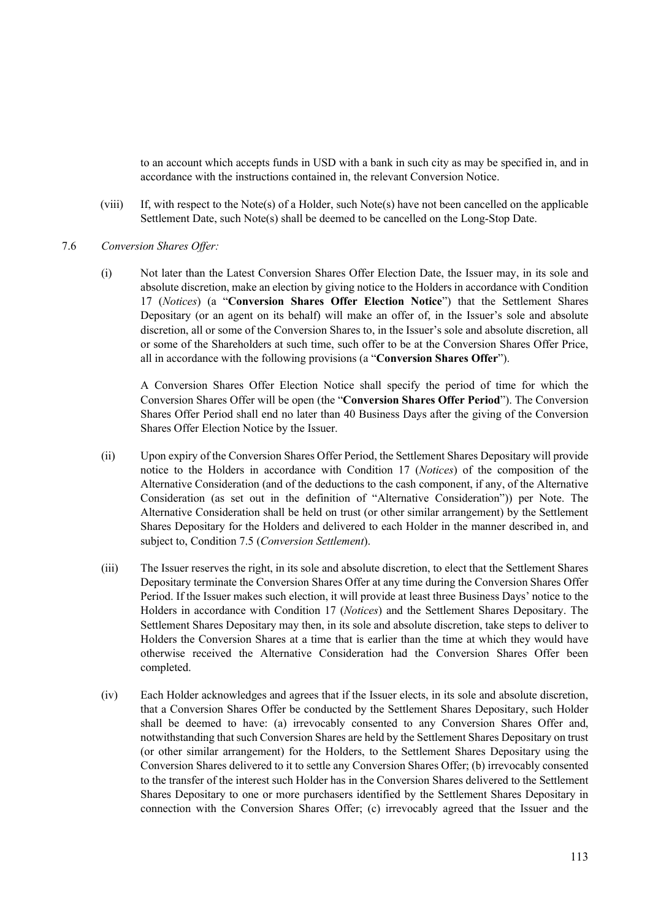to an account which accepts funds in USD with a bank in such city as may be specified in, and in accordance with the instructions contained in, the relevant Conversion Notice.

(viii) If, with respect to the Note(s) of a Holder, such Note(s) have not been cancelled on the applicable Settlement Date, such Note(s) shall be deemed to be cancelled on the Long-Stop Date.

7.6 *Conversion Shares Offer:*

(i) Not later than the Latest Conversion Shares Offer Election Date, the Issuer may, in its sole and absolute discretion, make an election by giving notice to the Holders in accordance with Condition 17 (*Notices*) (a "**Conversion Shares Offer Election Notice**") that the Settlement Shares Depositary (or an agent on its behalf) will make an offer of, in the Issuer's sole and absolute discretion, all or some of the Conversion Shares to, in the Issuer's sole and absolute discretion, all or some of the Shareholders at such time, such offer to be at the Conversion Shares Offer Price, all in accordance with the following provisions (a "**Conversion Shares Offer**").

A Conversion Shares Offer Election Notice shall specify the period of time for which the Conversion Shares Offer will be open (the "**Conversion Shares Offer Period**"). The Conversion Shares Offer Period shall end no later than 40 Business Days after the giving of the Conversion Shares Offer Election Notice by the Issuer.

(ii) Upon expiry of the Conversion Shares Offer Period, the Settlement Shares Depositary will provide notice to the Holders in accordance with Condition 17 (*Notices*) of the composition of the Alternative Consideration (and of the deductions to the cash component, if any, of the Alternative Consideration (as set out in the definition of "Alternative Consideration")) per Note. The Alternative Consideration shall be held on trust (or other similar arrangement) by the Settlement Shares Depositary for the Holders and delivered to each Holder in the manner described in, and subject to, Condition 7.5 (*Conversion Settlement*).

(iii) The Issuer reserves the right, in its sole and absolute discretion, to elect that the Settlement Shares Depositary terminate the Conversion Shares Offer at any time during the Conversion Shares Offer Period. If the Issuer makes such election, it will provide at least three Business Days' notice to the Holders in accordance with Condition 17 (*Notices*) and the Settlement Shares Depositary. The Settlement Shares Depositary may then, in its sole and absolute discretion, take steps to deliver to Holders the Conversion Shares at a time that is earlier than the time at which they would have otherwise received the Alternative Consideration had the Conversion Shares Offer been completed.

(iv) Each Holder acknowledges and agrees that if the Issuer elects, in its sole and absolute discretion, that a Conversion Shares Offer be conducted by the Settlement Shares Depositary, such Holder shall be deemed to have: (a) irrevocably consented to any Conversion Shares Offer and, notwithstanding that such Conversion Shares are held by the Settlement Shares Depositary on trust (or other similar arrangement) for the Holders, to the Settlement Shares Depositary using the Conversion Shares delivered to it to settle any Conversion Shares Offer; (b) irrevocably consented to the transfer of the interest such Holder has in the Conversion Shares delivered to the Settlement Shares Depositary to one or more purchasers identified by the Settlement Shares Depositary in connection with the Conversion Shares Offer; (c) irrevocably agreed that the Issuer and the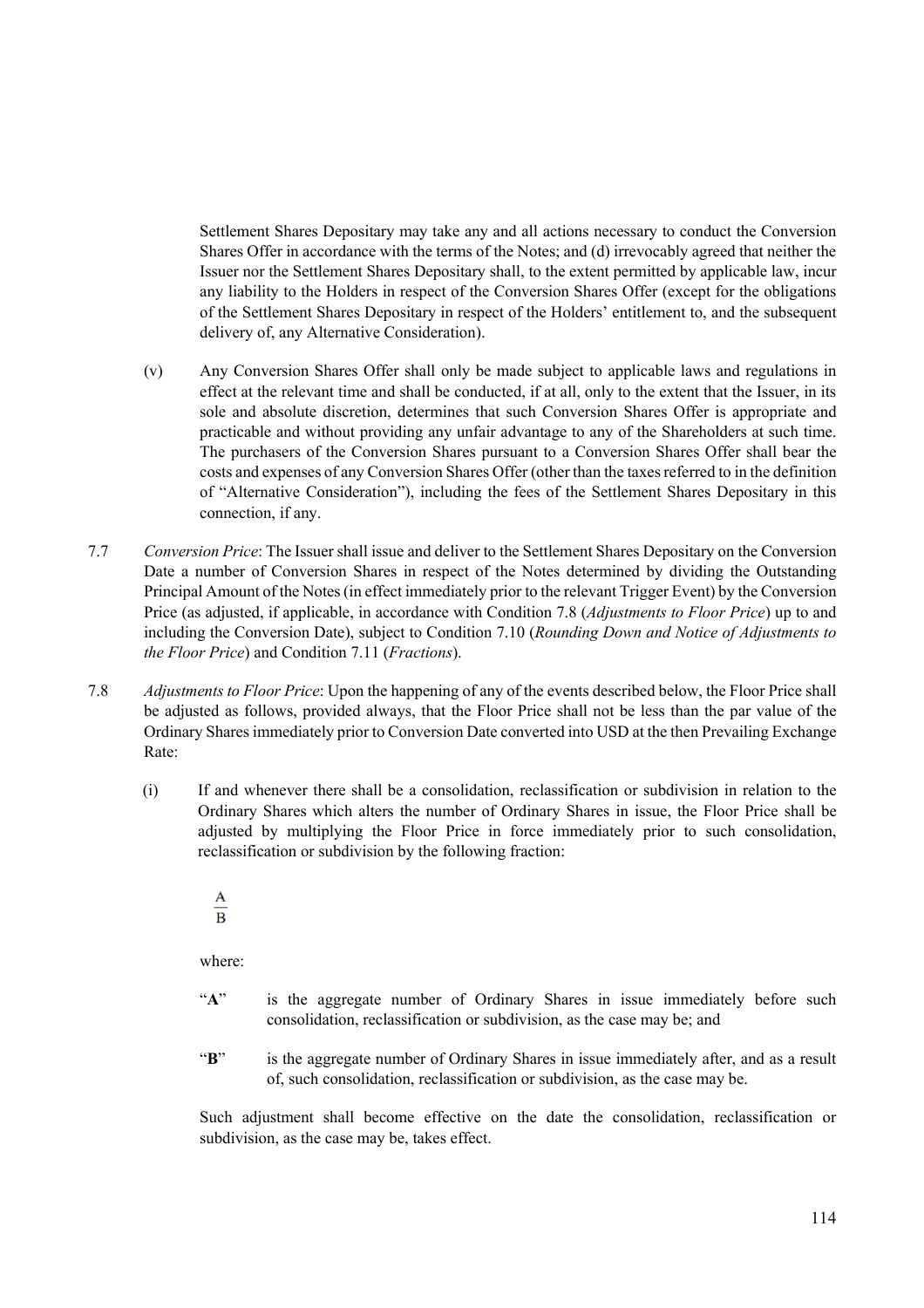Settlement Shares Depositary may take any and all actions necessary to conduct the Conversion Shares Offer in accordance with the terms of the Notes; and (d) irrevocably agreed that neither the Issuer nor the Settlement Shares Depositary shall, to the extent permitted by applicable law, incur any liability to the Holders in respect of the Conversion Shares Offer (except for the obligations of the Settlement Shares Depositary in respect of the Holders' entitlement to, and the subsequent delivery of, any Alternative Consideration).

(v) Any Conversion Shares Offer shall only be made subject to applicable laws and regulations in effect at the relevant time and shall be conducted, if at all, only to the extent that the Issuer, in its sole and absolute discretion, determines that such Conversion Shares Offer is appropriate and practicable and without providing any unfair advantage to any of the Shareholders at such time. The purchasers of the Conversion Shares pursuant to a Conversion Shares Offer shall bear the costs and expenses of any Conversion Shares Offer (other than the taxes referred to in the definition of "Alternative Consideration"), including the fees of the Settlement Shares Depositary in this connection, if any.

7.7 *Conversion Price*: The Issuer shall issue and deliver to the Settlement Shares Depositary on the Conversion Date a number of Conversion Shares in respect of the Notes determined by dividing the Outstanding Principal Amount of the Notes (in effect immediately prior to the relevant Trigger Event) by the Conversion Price (as adjusted, if applicable, in accordance with Condition 7.8 (*Adjustments to Floor Price*) up to and including the Conversion Date), subject to Condition 7.10 (*Rounding Down and Notice of Adjustments to the Floor Price*) and Condition 7.11 (*Fractions*).

7.8 *Adjustments to Floor Price*: Upon the happening of any of the events described below, the Floor Price shall be adjusted as follows, provided always, that the Floor Price shall not be less than the par value of the Ordinary Shares immediately prior to Conversion Date converted into USD at the then Prevailing Exchange Rate:

(i) If and whenever there shall be a consolidation, reclassification or subdivision in relation to the Ordinary Shares which alters the number of Ordinary Shares in issue, the Floor Price shall be adjusted by multiplying the Floor Price in force immediately prior to such consolidation, reclassification or subdivision by the following fraction:

$$\frac{A}{B}$$

where:

"**A**" is the aggregate number of Ordinary Shares in issue immediately before such consolidation, reclassification or subdivision, as the case may be; and

"**B**" is the aggregate number of Ordinary Shares in issue immediately after, and as a result of, such consolidation, reclassification or subdivision, as the case may be.

Such adjustment shall become effective on the date the consolidation, reclassification or subdivision, as the case may be, takes effect.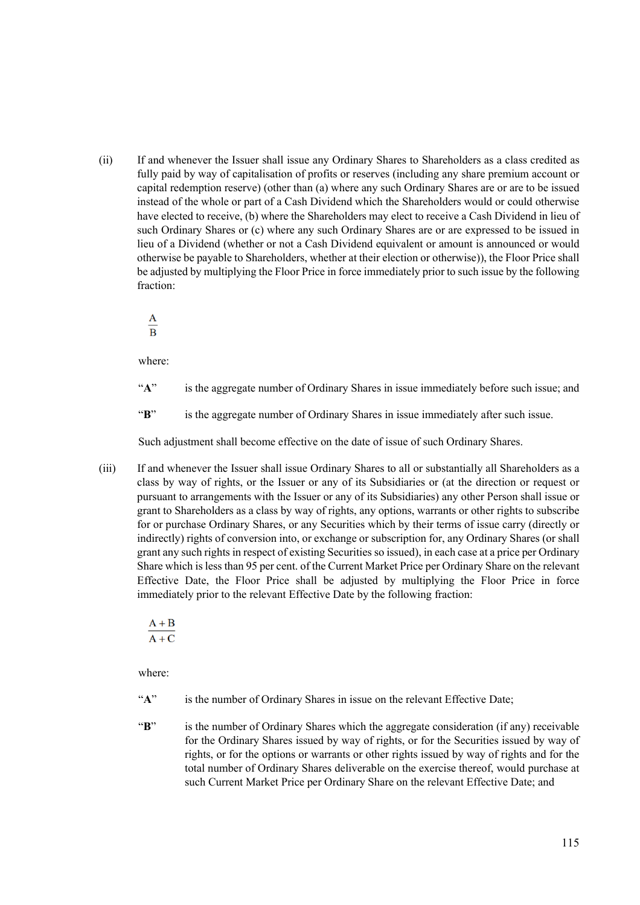(ii) If and whenever the Issuer shall issue any Ordinary Shares to Shareholders as a class credited as fully paid by way of capitalisation of profits or reserves (including any share premium account or capital redemption reserve) (other than (a) where any such Ordinary Shares are or are to be issued instead of the whole or part of a Cash Dividend which the Shareholders would or could otherwise have elected to receive, (b) where the Shareholders may elect to receive a Cash Dividend in lieu of such Ordinary Shares or (c) where any such Ordinary Shares are or are expressed to be issued in lieu of a Dividend (whether or not a Cash Dividend equivalent or amount is announced or would otherwise be payable to Shareholders, whether at their election or otherwise)), the Floor Price shall be adjusted by multiplying the Floor Price in force immediately prior to such issue by the following fraction:

$$\frac{A}{B}$$

where:

"**A**" is the aggregate number of Ordinary Shares in issue immediately before such issue; and

"**B**" is the aggregate number of Ordinary Shares in issue immediately after such issue.

Such adjustment shall become effective on the date of issue of such Ordinary Shares.

(iii) If and whenever the Issuer shall issue Ordinary Shares to all or substantially all Shareholders as a class by way of rights, or the Issuer or any of its Subsidiaries or (at the direction or request or pursuant to arrangements with the Issuer or any of its Subsidiaries) any other Person shall issue or grant to Shareholders as a class by way of rights, any options, warrants or other rights to subscribe for or purchase Ordinary Shares, or any Securities which by their terms of issue carry (directly or indirectly) rights of conversion into, or exchange or subscription for, any Ordinary Shares (or shall grant any such rights in respect of existing Securities so issued), in each case at a price per Ordinary Share which is less than 95 per cent. of the Current Market Price per Ordinary Share on the relevant Effective Date, the Floor Price shall be adjusted by multiplying the Floor Price in force immediately prior to the relevant Effective Date by the following fraction:

$$\frac{A + B}{A + C}$$

where:

"**A**" is the number of Ordinary Shares in issue on the relevant Effective Date;

"**B**" is the number of Ordinary Shares which the aggregate consideration (if any) receivable for the Ordinary Shares issued by way of rights, or for the Securities issued by way of rights, or for the options or warrants or other rights issued by way of rights and for the total number of Ordinary Shares deliverable on the exercise thereof, would purchase at such Current Market Price per Ordinary Share on the relevant Effective Date; and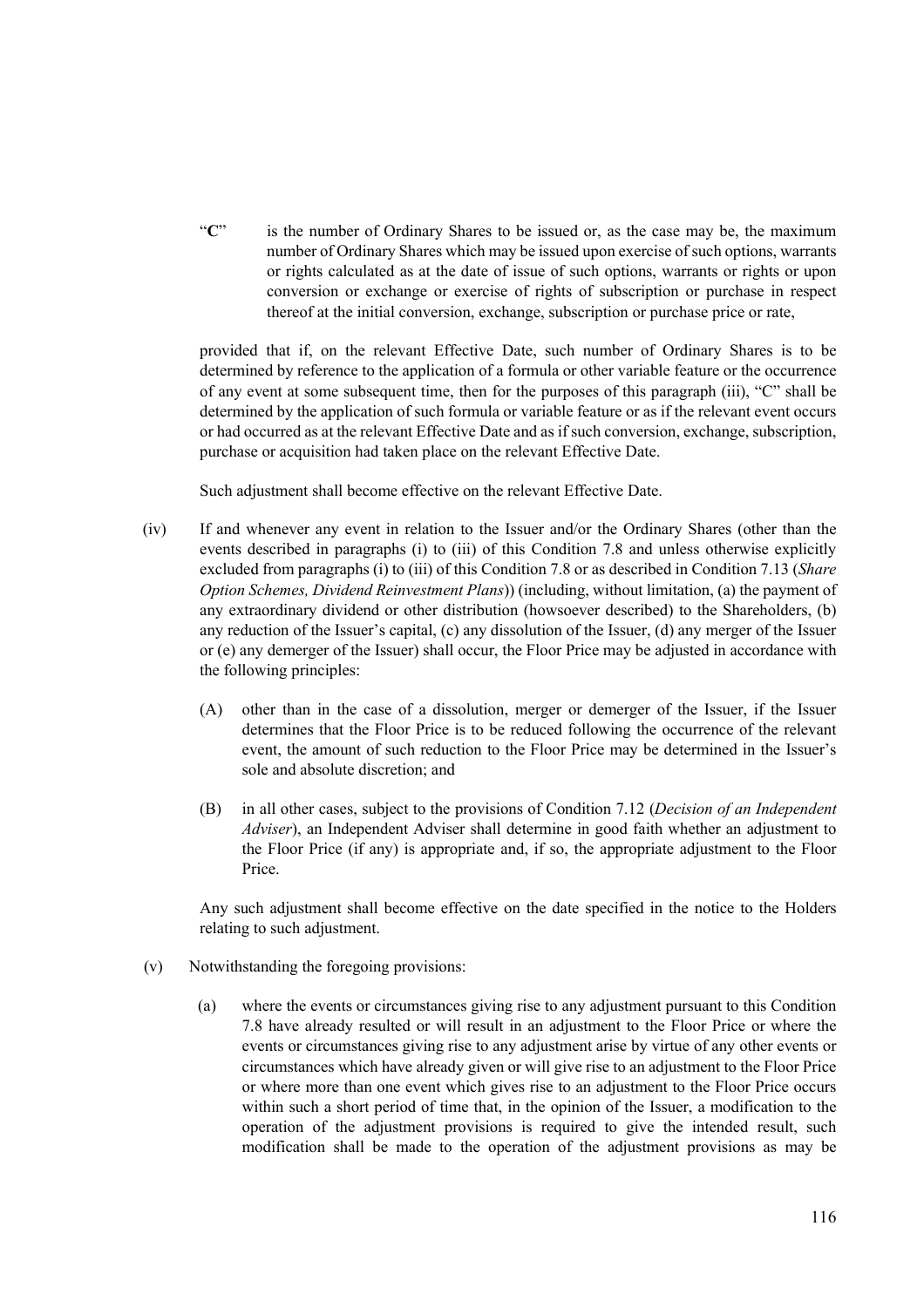"**C**" is the number of Ordinary Shares to be issued or, as the case may be, the maximum number of Ordinary Shares which may be issued upon exercise of such options, warrants or rights calculated as at the date of issue of such options, warrants or rights or upon conversion or exchange or exercise of rights of subscription or purchase in respect thereof at the initial conversion, exchange, subscription or purchase price or rate,

provided that if, on the relevant Effective Date, such number of Ordinary Shares is to be determined by reference to the application of a formula or other variable feature or the occurrence of any event at some subsequent time, then for the purposes of this paragraph (iii), "C" shall be determined by the application of such formula or variable feature or as if the relevant event occurs or had occurred as at the relevant Effective Date and as if such conversion, exchange, subscription, purchase or acquisition had taken place on the relevant Effective Date.

Such adjustment shall become effective on the relevant Effective Date.

(iv) If and whenever any event in relation to the Issuer and/or the Ordinary Shares (other than the events described in paragraphs (i) to (iii) of this Condition 7.8 and unless otherwise explicitly excluded from paragraphs (i) to (iii) of this Condition 7.8 or as described in Condition 7.13 (*Share Option Schemes, Dividend Reinvestment Plans*)) (including, without limitation, (a) the payment of any extraordinary dividend or other distribution (howsoever described) to the Shareholders, (b) any reduction of the Issuer's capital, (c) any dissolution of the Issuer, (d) any merger of the Issuer or (e) any demerger of the Issuer) shall occur, the Floor Price may be adjusted in accordance with the following principles:

(A) other than in the case of a dissolution, merger or demerger of the Issuer, if the Issuer determines that the Floor Price is to be reduced following the occurrence of the relevant event, the amount of such reduction to the Floor Price may be determined in the Issuer's sole and absolute discretion; and

(B) in all other cases, subject to the provisions of Condition 7.12 (*Decision of an Independent Adviser*), an Independent Adviser shall determine in good faith whether an adjustment to the Floor Price (if any) is appropriate and, if so, the appropriate adjustment to the Floor Price.

Any such adjustment shall become effective on the date specified in the notice to the Holders relating to such adjustment.

(v) Notwithstanding the foregoing provisions:

(a) where the events or circumstances giving rise to any adjustment pursuant to this Condition 7.8 have already resulted or will result in an adjustment to the Floor Price or where the events or circumstances giving rise to any adjustment arise by virtue of any other events or circumstances which have already given or will give rise to an adjustment to the Floor Price or where more than one event which gives rise to an adjustment to the Floor Price occurs within such a short period of time that, in the opinion of the Issuer, a modification to the operation of the adjustment provisions is required to give the intended result, such modification shall be made to the operation of the adjustment provisions as may be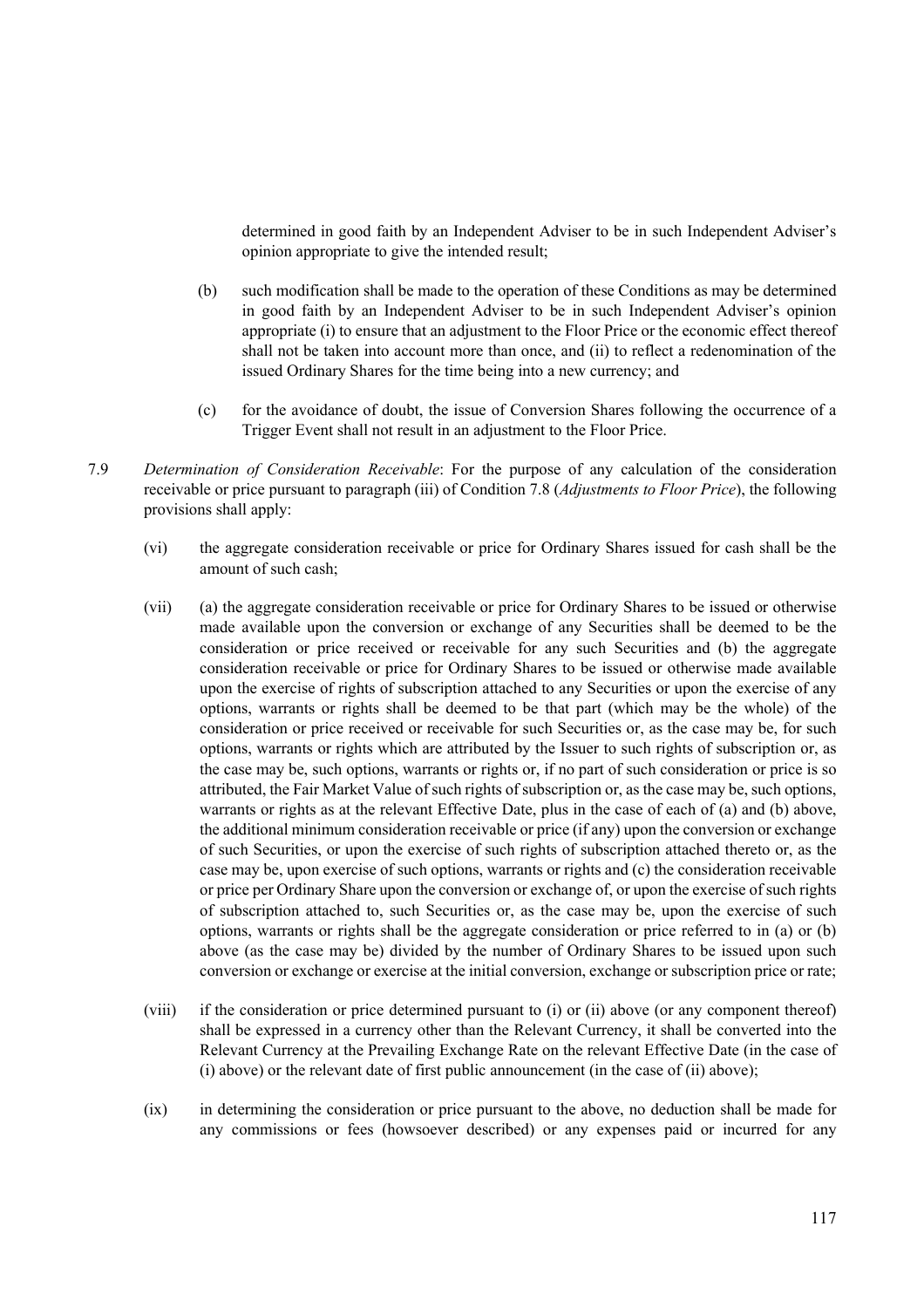determined in good faith by an Independent Adviser to be in such Independent Adviser's opinion appropriate to give the intended result;

(b) such modification shall be made to the operation of these Conditions as may be determined in good faith by an Independent Adviser to be in such Independent Adviser's opinion appropriate (i) to ensure that an adjustment to the Floor Price or the economic effect thereof shall not be taken into account more than once, and (ii) to reflect a redenomination of the issued Ordinary Shares for the time being into a new currency; and

(c) for the avoidance of doubt, the issue of Conversion Shares following the occurrence of a Trigger Event shall not result in an adjustment to the Floor Price.

7.9 *Determination of Consideration Receivable*: For the purpose of any calculation of the consideration receivable or price pursuant to paragraph (iii) of Condition 7.8 (*Adjustments to Floor Price*), the following provisions shall apply:

(vi) the aggregate consideration receivable or price for Ordinary Shares issued for cash shall be the amount of such cash;

(vii) (a) the aggregate consideration receivable or price for Ordinary Shares to be issued or otherwise made available upon the conversion or exchange of any Securities shall be deemed to be the consideration or price received or receivable for any such Securities and (b) the aggregate consideration receivable or price for Ordinary Shares to be issued or otherwise made available upon the exercise of rights of subscription attached to any Securities or upon the exercise of any options, warrants or rights shall be deemed to be that part (which may be the whole) of the consideration or price received or receivable for such Securities or, as the case may be, for such options, warrants or rights which are attributed by the Issuer to such rights of subscription or, as the case may be, such options, warrants or rights or, if no part of such consideration or price is so attributed, the Fair Market Value of such rights of subscription or, as the case may be, such options, warrants or rights as at the relevant Effective Date, plus in the case of each of (a) and (b) above, the additional minimum consideration receivable or price (if any) upon the conversion or exchange of such Securities, or upon the exercise of such rights of subscription attached thereto or, as the case may be, upon exercise of such options, warrants or rights and (c) the consideration receivable or price per Ordinary Share upon the conversion or exchange of, or upon the exercise of such rights of subscription attached to, such Securities or, as the case may be, upon the exercise of such options, warrants or rights shall be the aggregate consideration or price referred to in (a) or (b) above (as the case may be) divided by the number of Ordinary Shares to be issued upon such conversion or exchange or exercise at the initial conversion, exchange or subscription price or rate;

(viii) if the consideration or price determined pursuant to (i) or (ii) above (or any component thereof) shall be expressed in a currency other than the Relevant Currency, it shall be converted into the Relevant Currency at the Prevailing Exchange Rate on the relevant Effective Date (in the case of (i) above) or the relevant date of first public announcement (in the case of (ii) above);

(ix) in determining the consideration or price pursuant to the above, no deduction shall be made for any commissions or fees (howsoever described) or any expenses paid or incurred for any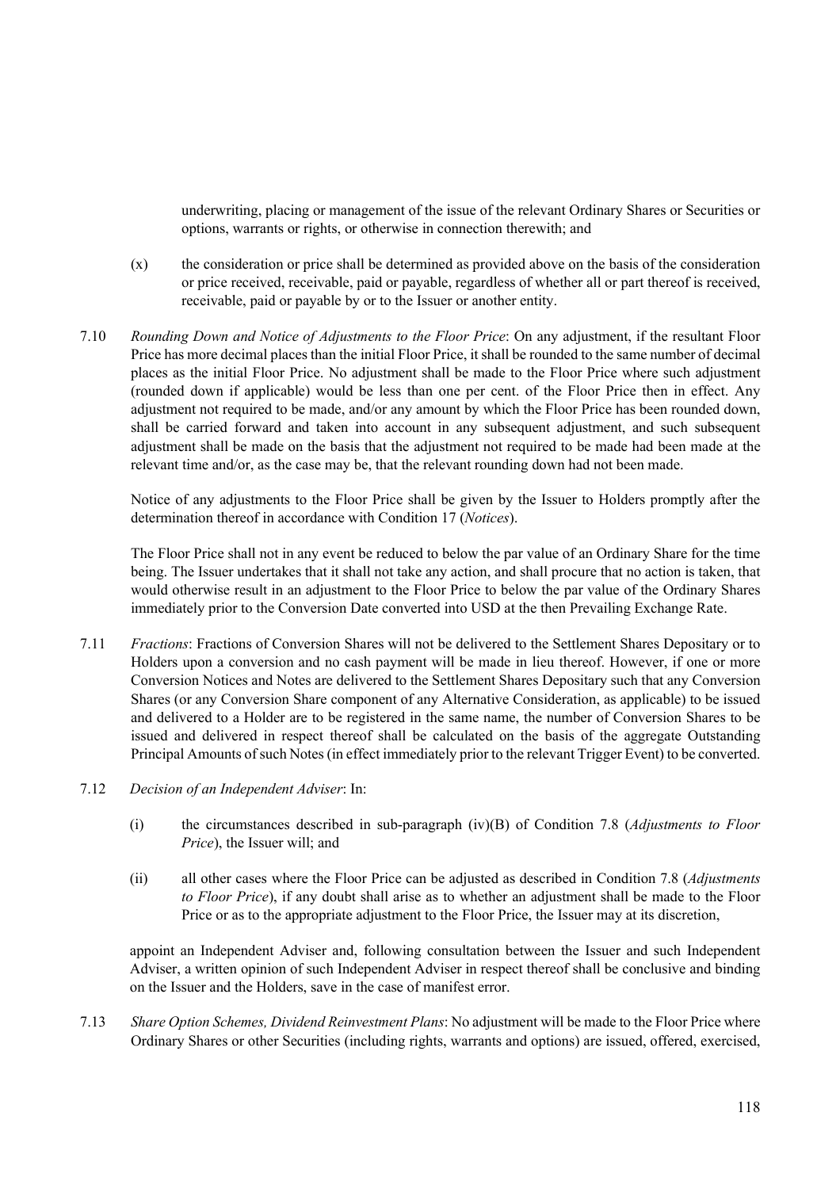underwriting, placing or management of the issue of the relevant Ordinary Shares or Securities or options, warrants or rights, or otherwise in connection therewith; and

(x) the consideration or price shall be determined as provided above on the basis of the consideration or price received, receivable, paid or payable, regardless of whether all or part thereof is received, receivable, paid or payable by or to the Issuer or another entity.

7.10 *Rounding Down and Notice of Adjustments to the Floor Price*: On any adjustment, if the resultant Floor Price has more decimal places than the initial Floor Price, it shall be rounded to the same number of decimal places as the initial Floor Price. No adjustment shall be made to the Floor Price where such adjustment (rounded down if applicable) would be less than one per cent. of the Floor Price then in effect. Any adjustment not required to be made, and/or any amount by which the Floor Price has been rounded down, shall be carried forward and taken into account in any subsequent adjustment, and such subsequent adjustment shall be made on the basis that the adjustment not required to be made had been made at the relevant time and/or, as the case may be, that the relevant rounding down had not been made.

Notice of any adjustments to the Floor Price shall be given by the Issuer to Holders promptly after the determination thereof in accordance with Condition 17 (*Notices*).

The Floor Price shall not in any event be reduced to below the par value of an Ordinary Share for the time being. The Issuer undertakes that it shall not take any action, and shall procure that no action is taken, that would otherwise result in an adjustment to the Floor Price to below the par value of the Ordinary Shares immediately prior to the Conversion Date converted into USD at the then Prevailing Exchange Rate.

7.11 *Fractions*: Fractions of Conversion Shares will not be delivered to the Settlement Shares Depositary or to Holders upon a conversion and no cash payment will be made in lieu thereof. However, if one or more Conversion Notices and Notes are delivered to the Settlement Shares Depositary such that any Conversion Shares (or any Conversion Share component of any Alternative Consideration, as applicable) to be issued and delivered to a Holder are to be registered in the same name, the number of Conversion Shares to be issued and delivered in respect thereof shall be calculated on the basis of the aggregate Outstanding Principal Amounts of such Notes (in effect immediately prior to the relevant Trigger Event) to be converted.

7.12 *Decision of an Independent Adviser*: In:

(i) the circumstances described in sub-paragraph (iv)(B) of Condition 7.8 (*Adjustments to Floor Price*), the Issuer will; and

(ii) all other cases where the Floor Price can be adjusted as described in Condition 7.8 (*Adjustments to Floor Price*), if any doubt shall arise as to whether an adjustment shall be made to the Floor Price or as to the appropriate adjustment to the Floor Price, the Issuer may at its discretion,

appoint an Independent Adviser and, following consultation between the Issuer and such Independent Adviser, a written opinion of such Independent Adviser in respect thereof shall be conclusive and binding on the Issuer and the Holders, save in the case of manifest error.

7.13 *Share Option Schemes, Dividend Reinvestment Plans*: No adjustment will be made to the Floor Price where Ordinary Shares or other Securities (including rights, warrants and options) are issued, offered, exercised,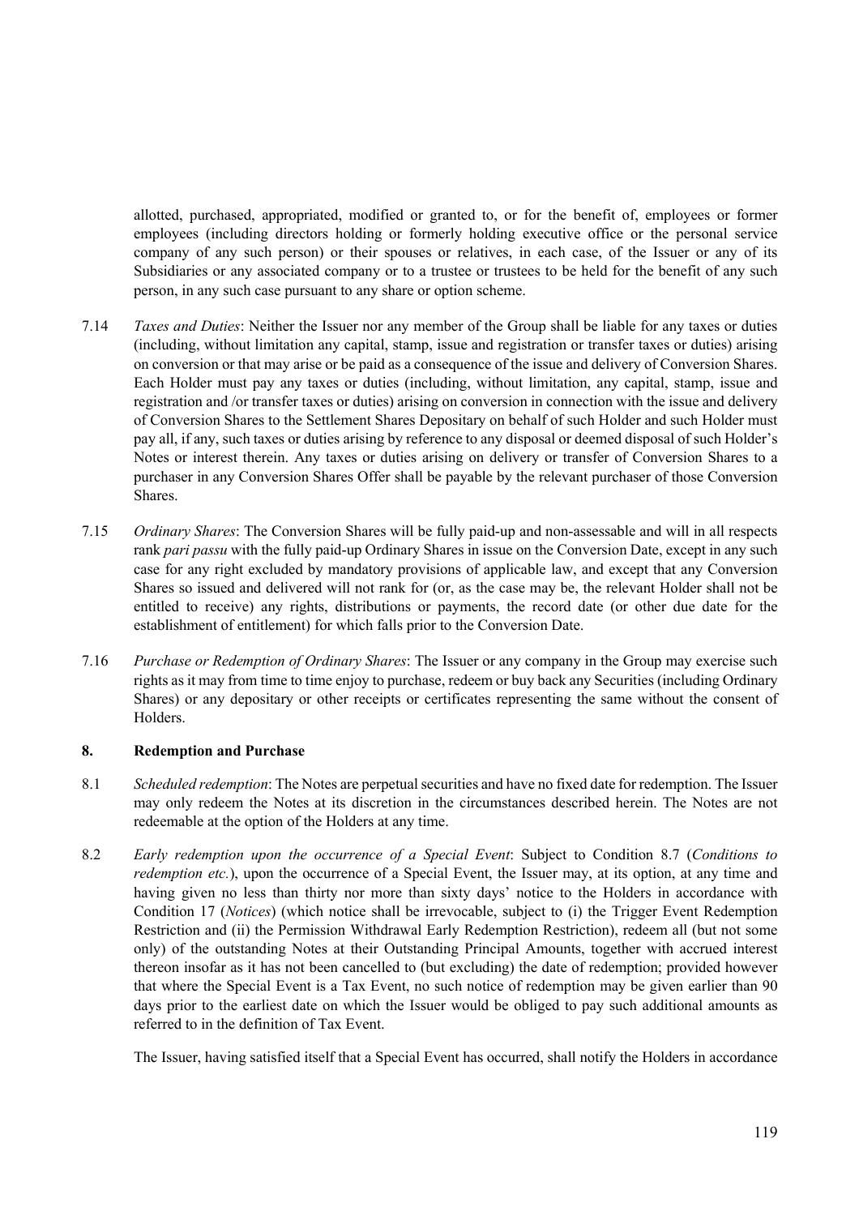allotted, purchased, appropriated, modified or granted to, or for the benefit of, employees or former employees (including directors holding or formerly holding executive office or the personal service company of any such person) or their spouses or relatives, in each case, of the Issuer or any of its Subsidiaries or any associated company or to a trustee or trustees to be held for the benefit of any such person, in any such case pursuant to any share or option scheme.

7.14 *Taxes and Duties*: Neither the Issuer nor any member of the Group shall be liable for any taxes or duties (including, without limitation any capital, stamp, issue and registration or transfer taxes or duties) arising on conversion or that may arise or be paid as a consequence of the issue and delivery of Conversion Shares. Each Holder must pay any taxes or duties (including, without limitation, any capital, stamp, issue and registration and /or transfer taxes or duties) arising on conversion in connection with the issue and delivery of Conversion Shares to the Settlement Shares Depositary on behalf of such Holder and such Holder must pay all, if any, such taxes or duties arising by reference to any disposal or deemed disposal of such Holder's Notes or interest therein. Any taxes or duties arising on delivery or transfer of Conversion Shares to a purchaser in any Conversion Shares Offer shall be payable by the relevant purchaser of those Conversion Shares.

7.15 *Ordinary Shares*: The Conversion Shares will be fully paid-up and non-assessable and will in all respects rank *pari passu* with the fully paid-up Ordinary Shares in issue on the Conversion Date, except in any such case for any right excluded by mandatory provisions of applicable law, and except that any Conversion Shares so issued and delivered will not rank for (or, as the case may be, the relevant Holder shall not be entitled to receive) any rights, distributions or payments, the record date (or other due date for the establishment of entitlement) for which falls prior to the Conversion Date.

7.16 *Purchase or Redemption of Ordinary Shares*: The Issuer or any company in the Group may exercise such rights as it may from time to time enjoy to purchase, redeem or buy back any Securities (including Ordinary Shares) or any depositary or other receipts or certificates representing the same without the consent of Holders.

## 8. Redemption and Purchase

8.1 *Scheduled redemption*: The Notes are perpetual securities and have no fixed date for redemption. The Issuer may only redeem the Notes at its discretion in the circumstances described herein. The Notes are not redeemable at the option of the Holders at any time.

8.2 *Early redemption upon the occurrence of a Special Event*: Subject to Condition 8.7 (*Conditions to redemption etc.*), upon the occurrence of a Special Event, the Issuer may, at its option, at any time and having given no less than thirty nor more than sixty days' notice to the Holders in accordance with Condition 17 (*Notices*) (which notice shall be irrevocable, subject to (i) the Trigger Event Redemption Restriction and (ii) the Permission Withdrawal Early Redemption Restriction), redeem all (but not some only) of the outstanding Notes at their Outstanding Principal Amounts, together with accrued interest thereon insofar as it has not been cancelled to (but excluding) the date of redemption; provided however that where the Special Event is a Tax Event, no such notice of redemption may be given earlier than 90 days prior to the earliest date on which the Issuer would be obliged to pay such additional amounts as referred to in the definition of Tax Event.

The Issuer, having satisfied itself that a Special Event has occurred, shall notify the Holders in accordance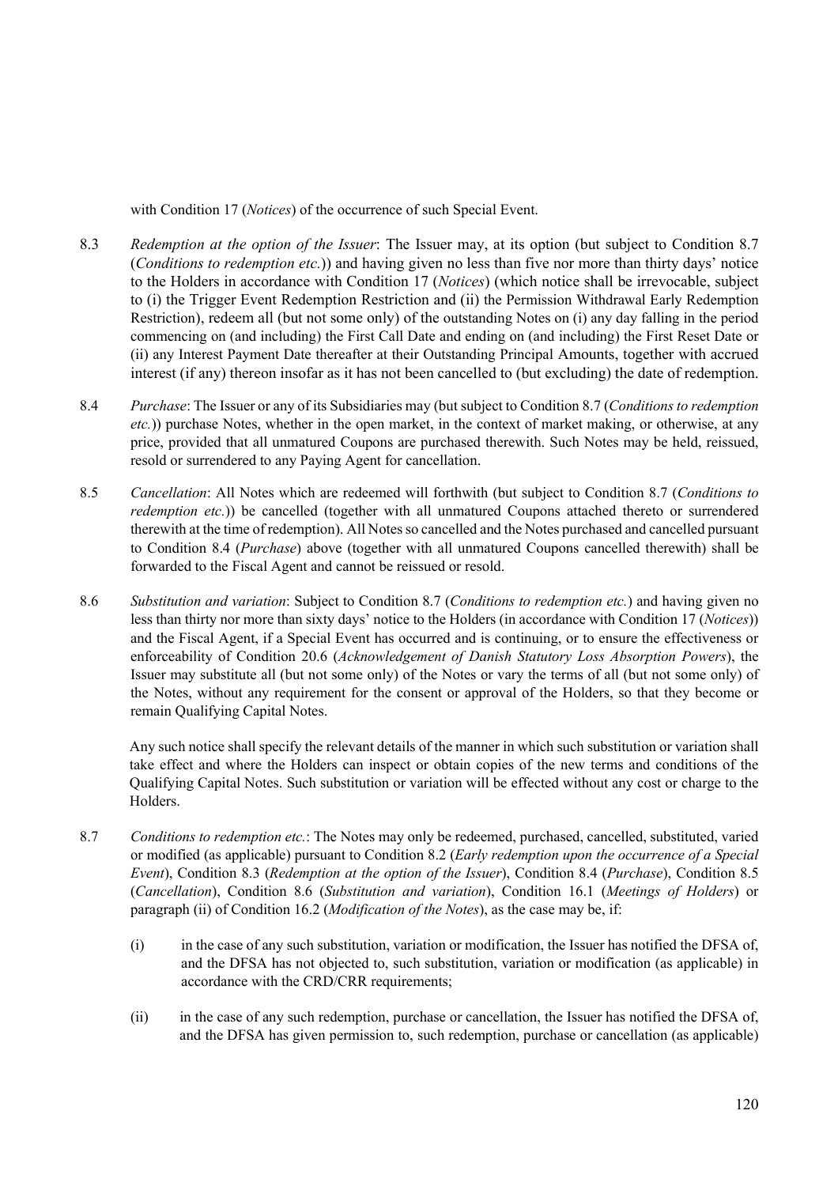with Condition 17 (*Notices*) of the occurrence of such Special Event.

8.3 *Redemption at the option of the Issuer*: The Issuer may, at its option (but subject to Condition 8.7 (*Conditions to redemption etc.*)) and having given no less than five nor more than thirty days' notice to the Holders in accordance with Condition 17 (*Notices*) (which notice shall be irrevocable, subject to (i) the Trigger Event Redemption Restriction and (ii) the Permission Withdrawal Early Redemption Restriction), redeem all (but not some only) of the outstanding Notes on (i) any day falling in the period commencing on (and including) the First Call Date and ending on (and including) the First Reset Date or (ii) any Interest Payment Date thereafter at their Outstanding Principal Amounts, together with accrued interest (if any) thereon insofar as it has not been cancelled to (but excluding) the date of redemption.

8.4 *Purchase*: The Issuer or any of its Subsidiaries may (but subject to Condition 8.7 (*Conditions to redemption etc.*)) purchase Notes, whether in the open market, in the context of market making, or otherwise, at any price, provided that all unmatured Coupons are purchased therewith. Such Notes may be held, reissued, resold or surrendered to any Paying Agent for cancellation.

8.5 *Cancellation*: All Notes which are redeemed will forthwith (but subject to Condition 8.7 (*Conditions to redemption etc.*)) be cancelled (together with all unmatured Coupons attached thereto or surrendered therewith at the time of redemption). All Notes so cancelled and the Notes purchased and cancelled pursuant to Condition 8.4 (*Purchase*) above (together with all unmatured Coupons cancelled therewith) shall be forwarded to the Fiscal Agent and cannot be reissued or resold.

8.6 *Substitution and variation*: Subject to Condition 8.7 (*Conditions to redemption etc.*) and having given no less than thirty nor more than sixty days' notice to the Holders (in accordance with Condition 17 (*Notices*)) and the Fiscal Agent, if a Special Event has occurred and is continuing, or to ensure the effectiveness or enforceability of Condition 20.6 (*Acknowledgement of Danish Statutory Loss Absorption Powers*), the Issuer may substitute all (but not some only) of the Notes or vary the terms of all (but not some only) of the Notes, without any requirement for the consent or approval of the Holders, so that they become or remain Qualifying Capital Notes.

Any such notice shall specify the relevant details of the manner in which such substitution or variation shall take effect and where the Holders can inspect or obtain copies of the new terms and conditions of the Qualifying Capital Notes. Such substitution or variation will be effected without any cost or charge to the Holders.

8.7 *Conditions to redemption etc.*: The Notes may only be redeemed, purchased, cancelled, substituted, varied or modified (as applicable) pursuant to Condition 8.2 (*Early redemption upon the occurrence of a Special Event*), Condition 8.3 (*Redemption at the option of the Issuer*), Condition 8.4 (*Purchase*), Condition 8.5 (*Cancellation*), Condition 8.6 (*Substitution and variation*), Condition 16.1 (*Meetings of Holders*) or paragraph (ii) of Condition 16.2 (*Modification of the Notes*), as the case may be, if:

(i) in the case of any such substitution, variation or modification, the Issuer has notified the DFSA of, and the DFSA has not objected to, such substitution, variation or modification (as applicable) in accordance with the CRD/CRR requirements;

(ii) in the case of any such redemption, purchase or cancellation, the Issuer has notified the DFSA of, and the DFSA has given permission to, such redemption, purchase or cancellation (as applicable)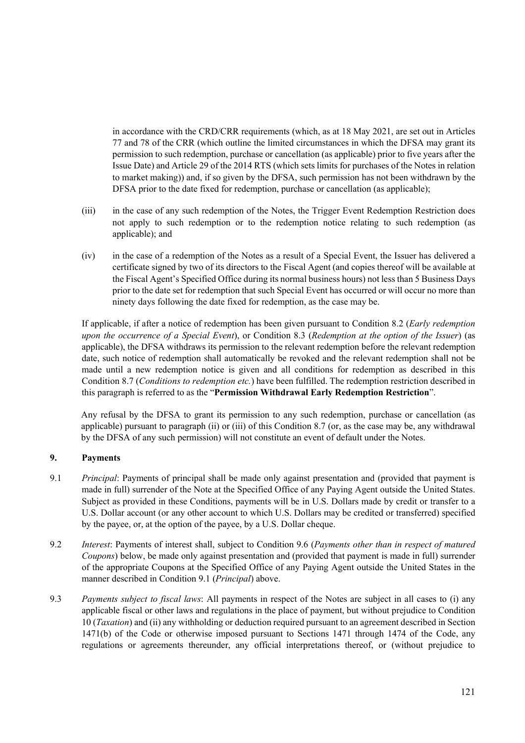in accordance with the CRD/CRR requirements (which, as at 18 May 2021, are set out in Articles 77 and 78 of the CRR (which outline the limited circumstances in which the DFSA may grant its permission to such redemption, purchase or cancellation (as applicable) prior to five years after the Issue Date) and Article 29 of the 2014 RTS (which sets limits for purchases of the Notes in relation to market making)) and, if so given by the DFSA, such permission has not been withdrawn by the DFSA prior to the date fixed for redemption, purchase or cancellation (as applicable);

(iii) in the case of any such redemption of the Notes, the Trigger Event Redemption Restriction does not apply to such redemption or to the redemption notice relating to such redemption (as applicable); and

(iv) in the case of a redemption of the Notes as a result of a Special Event, the Issuer has delivered a certificate signed by two of its directors to the Fiscal Agent (and copies thereof will be available at the Fiscal Agent's Specified Office during its normal business hours) not less than 5 Business Days prior to the date set for redemption that such Special Event has occurred or will occur no more than ninety days following the date fixed for redemption, as the case may be.

If applicable, if after a notice of redemption has been given pursuant to Condition 8.2 (*Early redemption upon the occurrence of a Special Event*), or Condition 8.3 (*Redemption at the option of the Issuer*) (as applicable), the DFSA withdraws its permission to the relevant redemption before the relevant redemption date, such notice of redemption shall automatically be revoked and the relevant redemption shall not be made until a new redemption notice is given and all conditions for redemption as described in this Condition 8.7 (*Conditions to redemption etc.*) have been fulfilled. The redemption restriction described in this paragraph is referred to as the "**Permission Withdrawal Early Redemption Restriction**".

Any refusal by the DFSA to grant its permission to any such redemption, purchase or cancellation (as applicable) pursuant to paragraph (ii) or (iii) of this Condition 8.7 (or, as the case may be, any withdrawal by the DFSA of any such permission) will not constitute an event of default under the Notes.

## 9. Payments

9.1 *Principal*: Payments of principal shall be made only against presentation and (provided that payment is made in full) surrender of the Note at the Specified Office of any Paying Agent outside the United States. Subject as provided in these Conditions, payments will be in U.S. Dollars made by credit or transfer to a U.S. Dollar account (or any other account to which U.S. Dollars may be credited or transferred) specified by the payee, or, at the option of the payee, by a U.S. Dollar cheque.

9.2 *Interest*: Payments of interest shall, subject to Condition 9.6 (*Payments other than in respect of matured Coupons*) below, be made only against presentation and (provided that payment is made in full) surrender of the appropriate Coupons at the Specified Office of any Paying Agent outside the United States in the manner described in Condition 9.1 (*Principal*) above.

9.3 *Payments subject to fiscal laws*: All payments in respect of the Notes are subject in all cases to (i) any applicable fiscal or other laws and regulations in the place of payment, but without prejudice to Condition 10 (*Taxation*) and (ii) any withholding or deduction required pursuant to an agreement described in Section 1471(b) of the Code or otherwise imposed pursuant to Sections 1471 through 1474 of the Code, any regulations or agreements thereunder, any official interpretations thereof, or (without prejudice to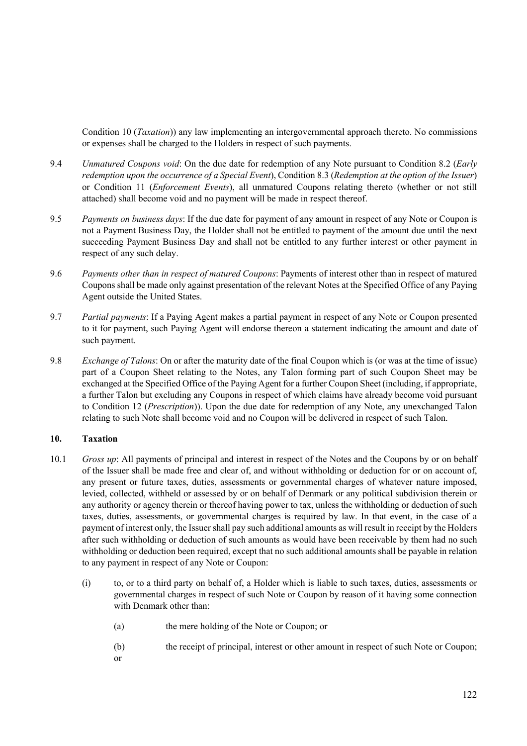Condition 10 (*Taxation*)) any law implementing an intergovernmental approach thereto. No commissions or expenses shall be charged to the Holders in respect of such payments.

9.4 *Unmatured Coupons void*: On the due date for redemption of any Note pursuant to Condition 8.2 (*Early redemption upon the occurrence of a Special Event*), Condition 8.3 (*Redemption at the option of the Issuer*) or Condition 11 (*Enforcement Events*), all unmatured Coupons relating thereto (whether or not still attached) shall become void and no payment will be made in respect thereof.

9.5 *Payments on business days*: If the due date for payment of any amount in respect of any Note or Coupon is not a Payment Business Day, the Holder shall not be entitled to payment of the amount due until the next succeeding Payment Business Day and shall not be entitled to any further interest or other payment in respect of any such delay.

9.6 *Payments other than in respect of matured Coupons*: Payments of interest other than in respect of matured Coupons shall be made only against presentation of the relevant Notes at the Specified Office of any Paying Agent outside the United States.

9.7 *Partial payments*: If a Paying Agent makes a partial payment in respect of any Note or Coupon presented to it for payment, such Paying Agent will endorse thereon a statement indicating the amount and date of such payment.

9.8 *Exchange of Talons*: On or after the maturity date of the final Coupon which is (or was at the time of issue) part of a Coupon Sheet relating to the Notes, any Talon forming part of such Coupon Sheet may be exchanged at the Specified Office of the Paying Agent for a further Coupon Sheet (including, if appropriate, a further Talon but excluding any Coupons in respect of which claims have already become void pursuant to Condition 12 (*Prescription*)). Upon the due date for redemption of any Note, any unexchanged Talon relating to such Note shall become void and no Coupon will be delivered in respect of such Talon.

## 10. Taxation

10.1 *Gross up*: All payments of principal and interest in respect of the Notes and the Coupons by or on behalf of the Issuer shall be made free and clear of, and without withholding or deduction for or on account of, any present or future taxes, duties, assessments or governmental charges of whatever nature imposed, levied, collected, withheld or assessed by or on behalf of Denmark or any political subdivision therein or any authority or agency therein or thereof having power to tax, unless the withholding or deduction of such taxes, duties, assessments, or governmental charges is required by law. In that event, in the case of a payment of interest only, the Issuer shall pay such additional amounts as will result in receipt by the Holders after such withholding or deduction of such amounts as would have been receivable by them had no such withholding or deduction been required, except that no such additional amounts shall be payable in relation to any payment in respect of any Note or Coupon:

(i) to, or to a third party on behalf of, a Holder which is liable to such taxes, duties, assessments or governmental charges in respect of such Note or Coupon by reason of it having some connection with Denmark other than:

(a) the mere holding of the Note or Coupon; or

(b) the receipt of principal, interest or other amount in respect of such Note or Coupon; or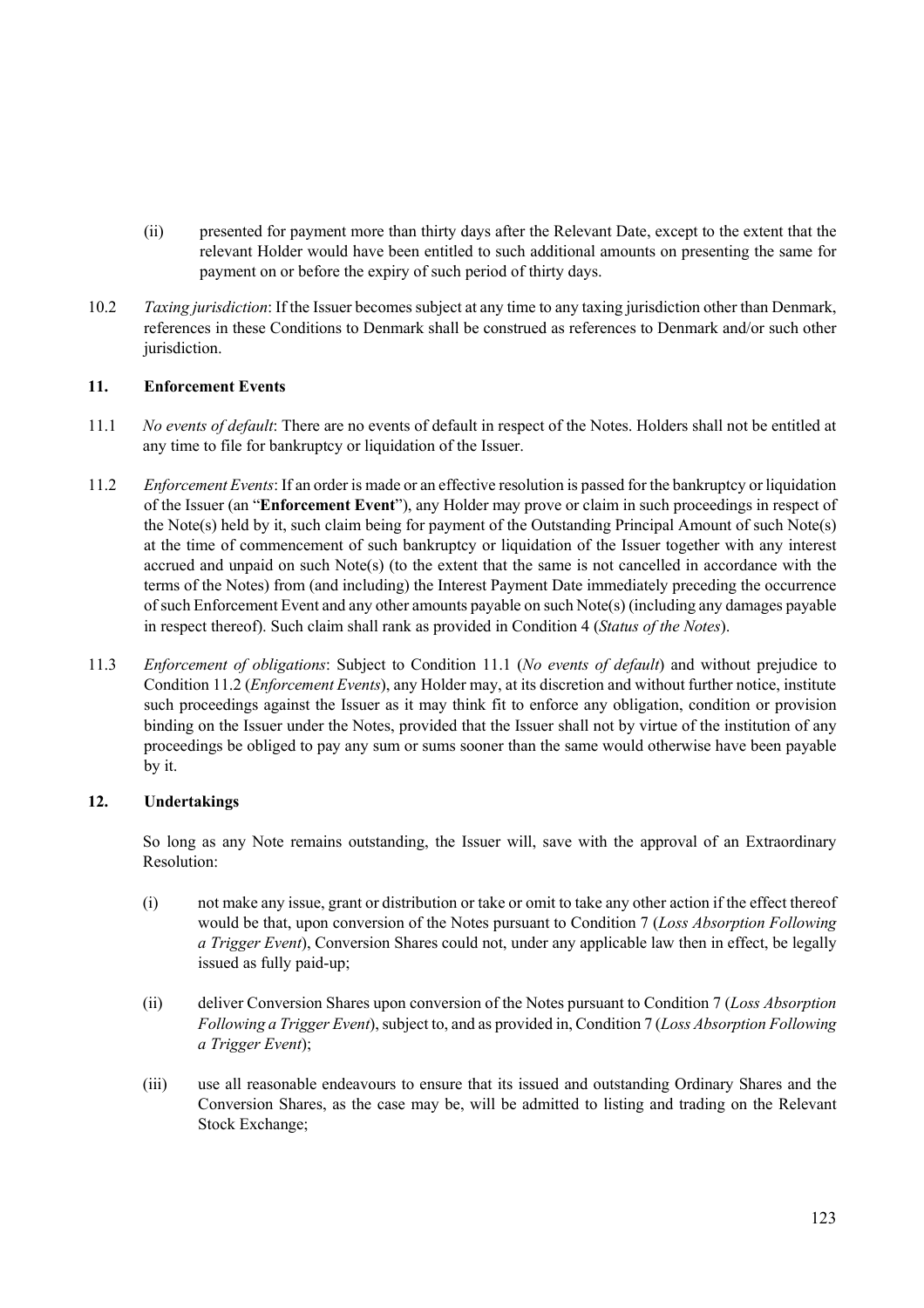(ii) presented for payment more than thirty days after the Relevant Date, except to the extent that the relevant Holder would have been entitled to such additional amounts on presenting the same for payment on or before the expiry of such period of thirty days.

10.2 *Taxing jurisdiction*: If the Issuer becomes subject at any time to any taxing jurisdiction other than Denmark, references in these Conditions to Denmark shall be construed as references to Denmark and/or such other jurisdiction.

### 11. Enforcement Events

11.1 *No events of default*: There are no events of default in respect of the Notes. Holders shall not be entitled at any time to file for bankruptcy or liquidation of the Issuer.

11.2 *Enforcement Events*: If an order is made or an effective resolution is passed for the bankruptcy or liquidation of the Issuer (an "**Enforcement Event**"), any Holder may prove or claim in such proceedings in respect of the Note(s) held by it, such claim being for payment of the Outstanding Principal Amount of such Note(s) at the time of commencement of such bankruptcy or liquidation of the Issuer together with any interest accrued and unpaid on such Note(s) (to the extent that the same is not cancelled in accordance with the terms of the Notes) from (and including) the Interest Payment Date immediately preceding the occurrence of such Enforcement Event and any other amounts payable on such Note(s) (including any damages payable in respect thereof). Such claim shall rank as provided in Condition 4 (*Status of the Notes*).

11.3 *Enforcement of obligations*: Subject to Condition 11.1 (*No events of default*) and without prejudice to Condition 11.2 (*Enforcement Events*), any Holder may, at its discretion and without further notice, institute such proceedings against the Issuer as it may think fit to enforce any obligation, condition or provision binding on the Issuer under the Notes, provided that the Issuer shall not by virtue of the institution of any proceedings be obliged to pay any sum or sums sooner than the same would otherwise have been payable by it.

### 12. Undertakings

So long as any Note remains outstanding, the Issuer will, save with the approval of an Extraordinary Resolution:

(i) not make any issue, grant or distribution or take or omit to take any other action if the effect thereof would be that, upon conversion of the Notes pursuant to Condition 7 (*Loss Absorption Following a Trigger Event*), Conversion Shares could not, under any applicable law then in effect, be legally issued as fully paid-up;

(ii) deliver Conversion Shares upon conversion of the Notes pursuant to Condition 7 (*Loss Absorption Following a Trigger Event*), subject to, and as provided in, Condition 7 (*Loss Absorption Following a Trigger Event*);

(iii) use all reasonable endeavours to ensure that its issued and outstanding Ordinary Shares and the Conversion Shares, as the case may be, will be admitted to listing and trading on the Relevant Stock Exchange;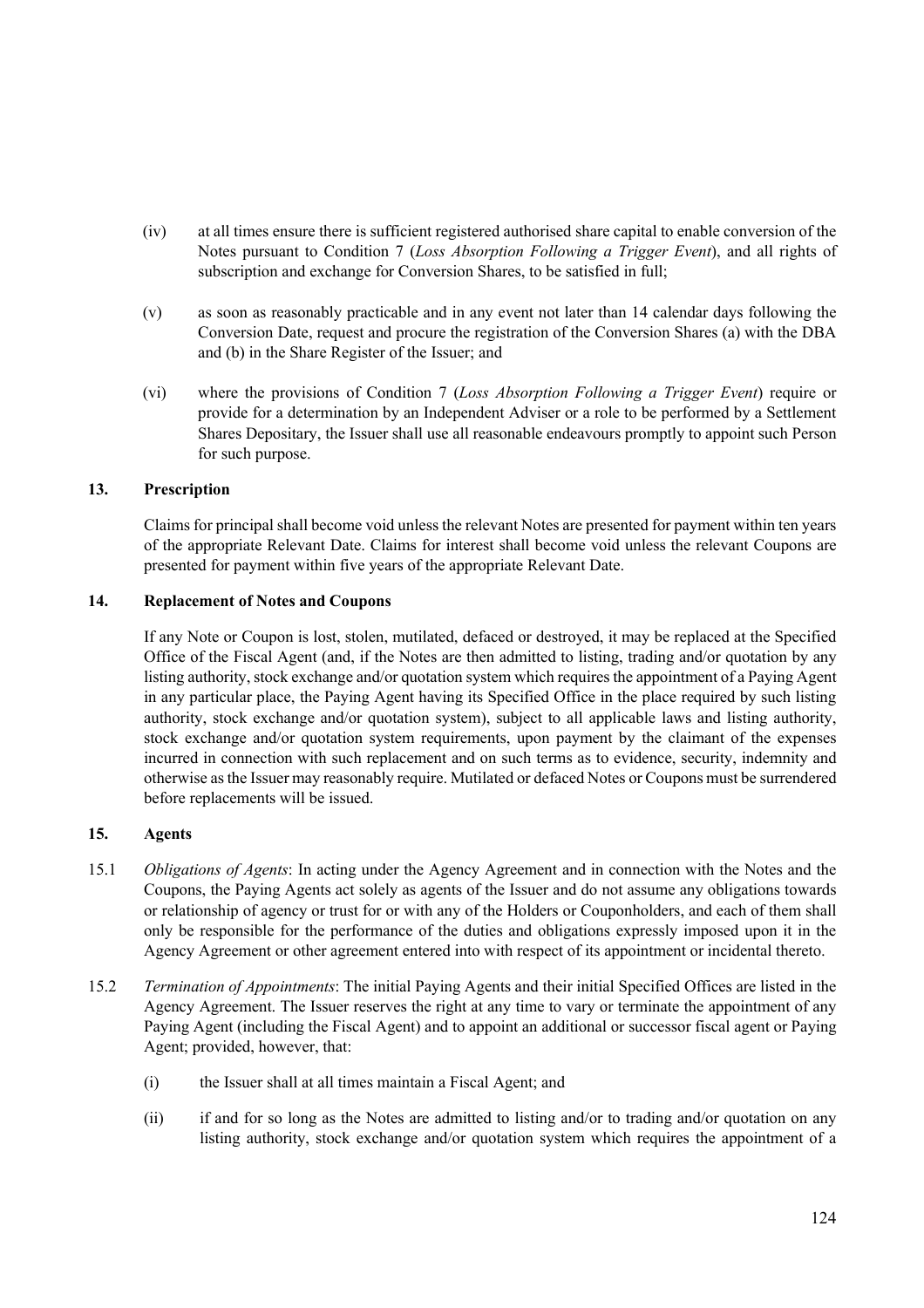(iv) at all times ensure there is sufficient registered authorised share capital to enable conversion of the Notes pursuant to Condition 7 (*Loss Absorption Following a Trigger Event*), and all rights of subscription and exchange for Conversion Shares, to be satisfied in full;

(v) as soon as reasonably practicable and in any event not later than 14 calendar days following the Conversion Date, request and procure the registration of the Conversion Shares (a) with the DBA and (b) in the Share Register of the Issuer; and

(vi) where the provisions of Condition 7 (*Loss Absorption Following a Trigger Event*) require or provide for a determination by an Independent Adviser or a role to be performed by a Settlement Shares Depositary, the Issuer shall use all reasonable endeavours promptly to appoint such Person for such purpose.

## 13. Prescription

Claims for principal shall become void unless the relevant Notes are presented for payment within ten years of the appropriate Relevant Date. Claims for interest shall become void unless the relevant Coupons are presented for payment within five years of the appropriate Relevant Date.

## 14. Replacement of Notes and Coupons

If any Note or Coupon is lost, stolen, mutilated, defaced or destroyed, it may be replaced at the Specified Office of the Fiscal Agent (and, if the Notes are then admitted to listing, trading and/or quotation by any listing authority, stock exchange and/or quotation system which requires the appointment of a Paying Agent in any particular place, the Paying Agent having its Specified Office in the place required by such listing authority, stock exchange and/or quotation system), subject to all applicable laws and listing authority, stock exchange and/or quotation system requirements, upon payment by the claimant of the expenses incurred in connection with such replacement and on such terms as to evidence, security, indemnity and otherwise as the Issuer may reasonably require. Mutilated or defaced Notes or Coupons must be surrendered before replacements will be issued.

## 15. Agents

15.1 *Obligations of Agents*: In acting under the Agency Agreement and in connection with the Notes and the Coupons, the Paying Agents act solely as agents of the Issuer and do not assume any obligations towards or relationship of agency or trust for or with any of the Holders or Couponholders, and each of them shall only be responsible for the performance of the duties and obligations expressly imposed upon it in the Agency Agreement or other agreement entered into with respect of its appointment or incidental thereto.

15.2 *Termination of Appointments*: The initial Paying Agents and their initial Specified Offices are listed in the Agency Agreement. The Issuer reserves the right at any time to vary or terminate the appointment of any Paying Agent (including the Fiscal Agent) and to appoint an additional or successor fiscal agent or Paying Agent; provided, however, that:

(i) the Issuer shall at all times maintain a Fiscal Agent; and

(ii) if and for so long as the Notes are admitted to listing and/or to trading and/or quotation on any listing authority, stock exchange and/or quotation system which requires the appointment of a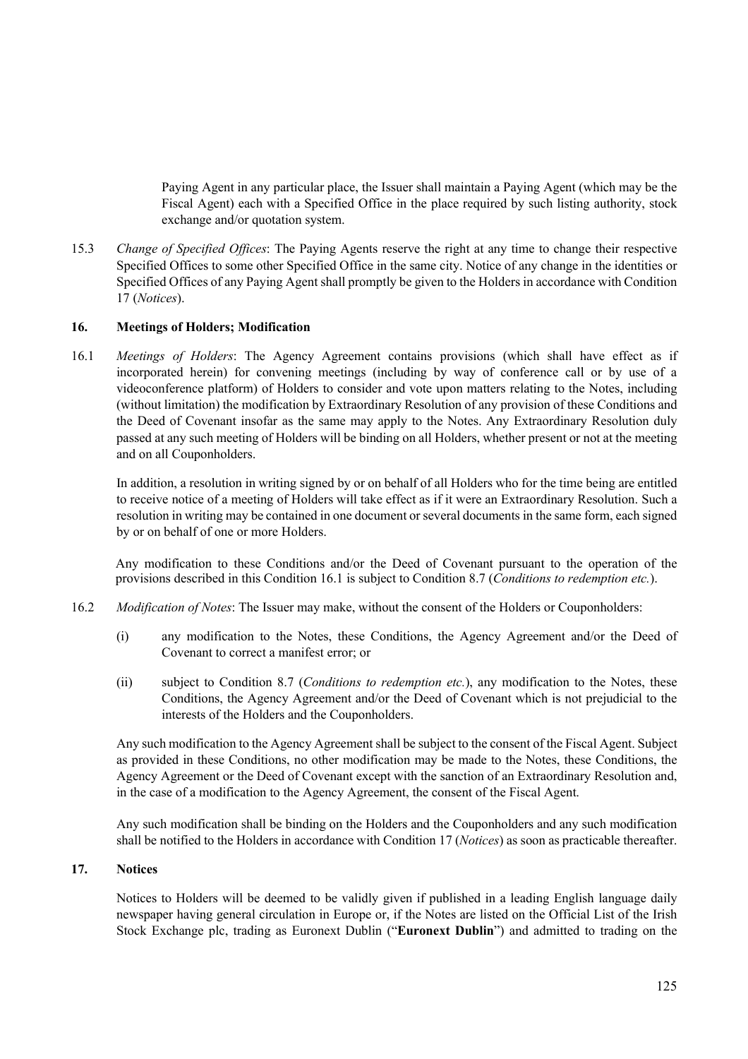Paying Agent in any particular place, the Issuer shall maintain a Paying Agent (which may be the Fiscal Agent) each with a Specified Office in the place required by such listing authority, stock exchange and/or quotation system.

15.3 *Change of Specified Offices*: The Paying Agents reserve the right at any time to change their respective Specified Offices to some other Specified Office in the same city. Notice of any change in the identities or Specified Offices of any Paying Agent shall promptly be given to the Holders in accordance with Condition 17 (*Notices*).

## 16. Meetings of Holders; Modification

16.1 *Meetings of Holders*: The Agency Agreement contains provisions (which shall have effect as if incorporated herein) for convening meetings (including by way of conference call or by use of a videoconference platform) of Holders to consider and vote upon matters relating to the Notes, including (without limitation) the modification by Extraordinary Resolution of any provision of these Conditions and the Deed of Covenant insofar as the same may apply to the Notes. Any Extraordinary Resolution duly passed at any such meeting of Holders will be binding on all Holders, whether present or not at the meeting and on all Couponholders.

In addition, a resolution in writing signed by or on behalf of all Holders who for the time being are entitled to receive notice of a meeting of Holders will take effect as if it were an Extraordinary Resolution. Such a resolution in writing may be contained in one document or several documents in the same form, each signed by or on behalf of one or more Holders.

Any modification to these Conditions and/or the Deed of Covenant pursuant to the operation of the provisions described in this Condition 16.1 is subject to Condition 8.7 (*Conditions to redemption etc.*).

16.2 *Modification of Notes*: The Issuer may make, without the consent of the Holders or Couponholders:

(i) any modification to the Notes, these Conditions, the Agency Agreement and/or the Deed of Covenant to correct a manifest error; or

(ii) subject to Condition 8.7 (*Conditions to redemption etc.*), any modification to the Notes, these Conditions, the Agency Agreement and/or the Deed of Covenant which is not prejudicial to the interests of the Holders and the Couponholders.

Any such modification to the Agency Agreement shall be subject to the consent of the Fiscal Agent. Subject as provided in these Conditions, no other modification may be made to the Notes, these Conditions, the Agency Agreement or the Deed of Covenant except with the sanction of an Extraordinary Resolution and, in the case of a modification to the Agency Agreement, the consent of the Fiscal Agent.

Any such modification shall be binding on the Holders and the Couponholders and any such modification shall be notified to the Holders in accordance with Condition 17 (*Notices*) as soon as practicable thereafter.

## 17. Notices

Notices to Holders will be deemed to be validly given if published in a leading English language daily newspaper having general circulation in Europe or, if the Notes are listed on the Official List of the Irish Stock Exchange plc, trading as Euronext Dublin ("**Euronext Dublin**") and admitted to trading on the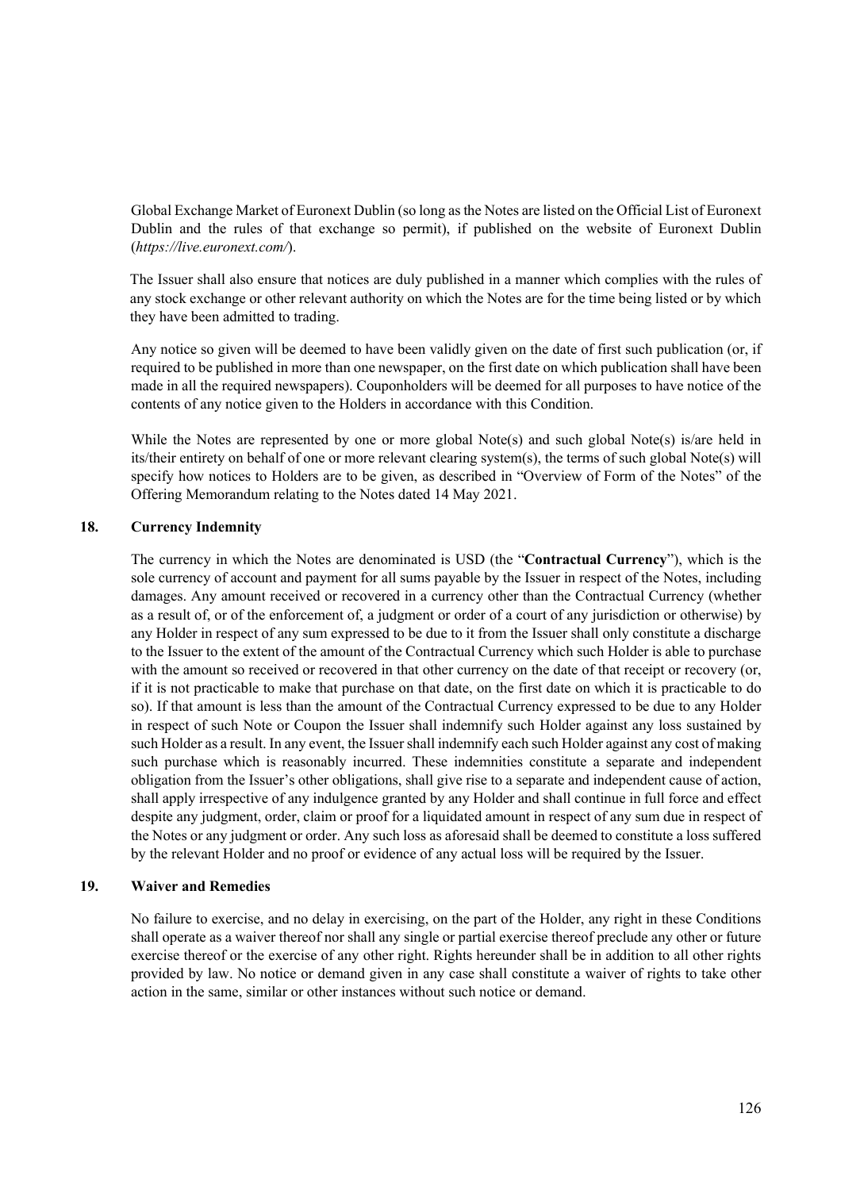Global Exchange Market of Euronext Dublin (so long as the Notes are listed on the Official List of Euronext Dublin and the rules of that exchange so permit), if published on the website of Euronext Dublin (*https://live.euronext.com/*).

The Issuer shall also ensure that notices are duly published in a manner which complies with the rules of any stock exchange or other relevant authority on which the Notes are for the time being listed or by which they have been admitted to trading.

Any notice so given will be deemed to have been validly given on the date of first such publication (or, if required to be published in more than one newspaper, on the first date on which publication shall have been made in all the required newspapers). Couponholders will be deemed for all purposes to have notice of the contents of any notice given to the Holders in accordance with this Condition.

While the Notes are represented by one or more global Note(s) and such global Note(s) is/are held in its/their entirety on behalf of one or more relevant clearing system(s), the terms of such global Note(s) will specify how notices to Holders are to be given, as described in "Overview of Form of the Notes" of the Offering Memorandum relating to the Notes dated 14 May 2021.

## 18. Currency Indemnity

The currency in which the Notes are denominated is USD (the "**Contractual Currency**"), which is the sole currency of account and payment for all sums payable by the Issuer in respect of the Notes, including damages. Any amount received or recovered in a currency other than the Contractual Currency (whether as a result of, or of the enforcement of, a judgment or order of a court of any jurisdiction or otherwise) by any Holder in respect of any sum expressed to be due to it from the Issuer shall only constitute a discharge to the Issuer to the extent of the amount of the Contractual Currency which such Holder is able to purchase with the amount so received or recovered in that other currency on the date of that receipt or recovery (or, if it is not practicable to make that purchase on that date, on the first date on which it is practicable to do so). If that amount is less than the amount of the Contractual Currency expressed to be due to any Holder in respect of such Note or Coupon the Issuer shall indemnify such Holder against any loss sustained by such Holder as a result. In any event, the Issuer shall indemnify each such Holder against any cost of making such purchase which is reasonably incurred. These indemnities constitute a separate and independent obligation from the Issuer's other obligations, shall give rise to a separate and independent cause of action, shall apply irrespective of any indulgence granted by any Holder and shall continue in full force and effect despite any judgment, order, claim or proof for a liquidated amount in respect of any sum due in respect of the Notes or any judgment or order. Any such loss as aforesaid shall be deemed to constitute a loss suffered by the relevant Holder and no proof or evidence of any actual loss will be required by the Issuer.

## 19. Waiver and Remedies

No failure to exercise, and no delay in exercising, on the part of the Holder, any right in these Conditions shall operate as a waiver thereof nor shall any single or partial exercise thereof preclude any other or future exercise thereof or the exercise of any other right. Rights hereunder shall be in addition to all other rights provided by law. No notice or demand given in any case shall constitute a waiver of rights to take other action in the same, similar or other instances without such notice or demand.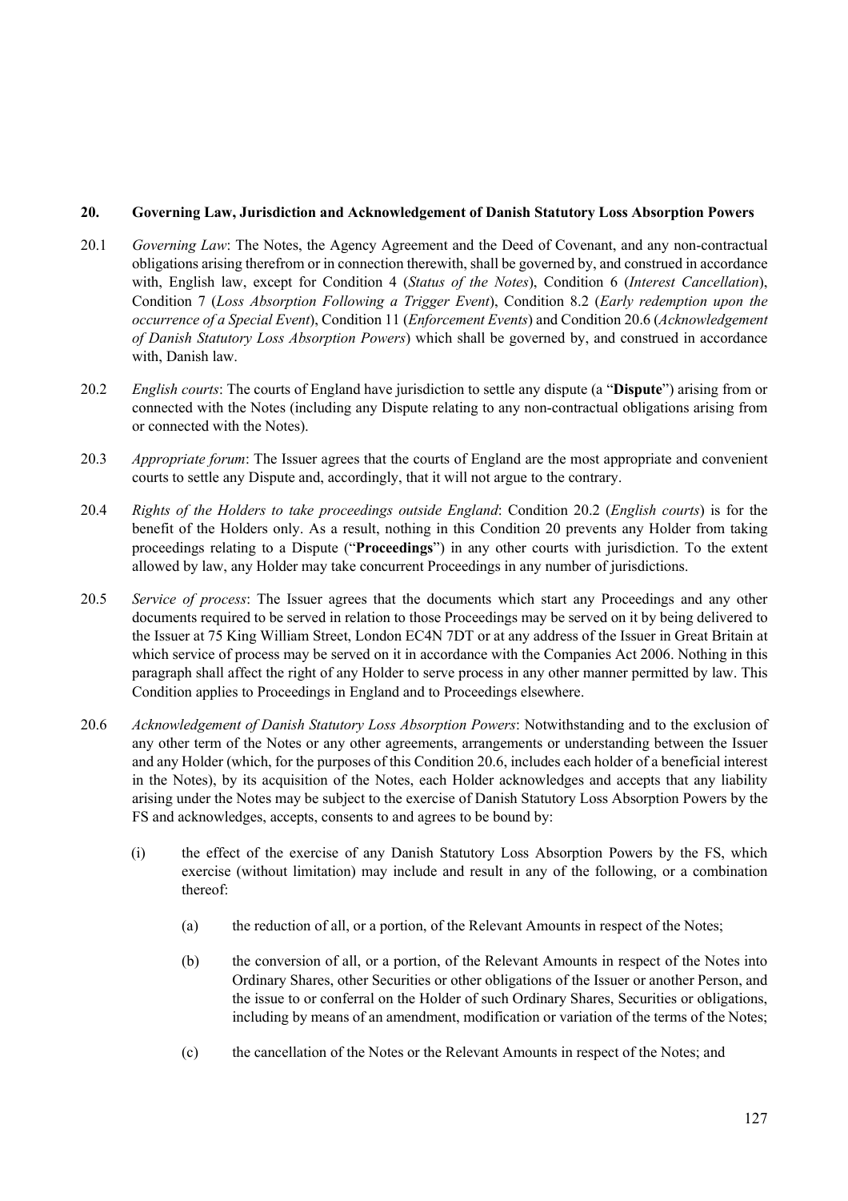## 20. Governing Law, Jurisdiction and Acknowledgement of Danish Statutory Loss Absorption Powers

20.1 *Governing Law*: The Notes, the Agency Agreement and the Deed of Covenant, and any non-contractual obligations arising therefrom or in connection therewith, shall be governed by, and construed in accordance with, English law, except for Condition 4 (*Status of the Notes*), Condition 6 (*Interest Cancellation*), Condition 7 (*Loss Absorption Following a Trigger Event*), Condition 8.2 (*Early redemption upon the occurrence of a Special Event*), Condition 11 (*Enforcement Events*) and Condition 20.6 (*Acknowledgement of Danish Statutory Loss Absorption Powers*) which shall be governed by, and construed in accordance with, Danish law.

20.2 *English courts*: The courts of England have jurisdiction to settle any dispute (a "**Dispute**") arising from or connected with the Notes (including any Dispute relating to any non-contractual obligations arising from or connected with the Notes).

20.3 *Appropriate forum*: The Issuer agrees that the courts of England are the most appropriate and convenient courts to settle any Dispute and, accordingly, that it will not argue to the contrary.

20.4 *Rights of the Holders to take proceedings outside England*: Condition 20.2 (*English courts*) is for the benefit of the Holders only. As a result, nothing in this Condition 20 prevents any Holder from taking proceedings relating to a Dispute ("**Proceedings**") in any other courts with jurisdiction. To the extent allowed by law, any Holder may take concurrent Proceedings in any number of jurisdictions.

20.5 *Service of process*: The Issuer agrees that the documents which start any Proceedings and any other documents required to be served in relation to those Proceedings may be served on it by being delivered to the Issuer at 75 King William Street, London EC4N 7DT or at any address of the Issuer in Great Britain at which service of process may be served on it in accordance with the Companies Act 2006. Nothing in this paragraph shall affect the right of any Holder to serve process in any other manner permitted by law. This Condition applies to Proceedings in England and to Proceedings elsewhere.

20.6 *Acknowledgement of Danish Statutory Loss Absorption Powers*: Notwithstanding and to the exclusion of any other term of the Notes or any other agreements, arrangements or understanding between the Issuer and any Holder (which, for the purposes of this Condition 20.6, includes each holder of a beneficial interest in the Notes), by its acquisition of the Notes, each Holder acknowledges and accepts that any liability arising under the Notes may be subject to the exercise of Danish Statutory Loss Absorption Powers by the FS and acknowledges, accepts, consents to and agrees to be bound by:

(i) the effect of the exercise of any Danish Statutory Loss Absorption Powers by the FS, which exercise (without limitation) may include and result in any of the following, or a combination thereof:

(a) the reduction of all, or a portion, of the Relevant Amounts in respect of the Notes;

(b) the conversion of all, or a portion, of the Relevant Amounts in respect of the Notes into Ordinary Shares, other Securities or other obligations of the Issuer or another Person, and the issue to or conferral on the Holder of such Ordinary Shares, Securities or obligations, including by means of an amendment, modification or variation of the terms of the Notes;

(c) the cancellation of the Notes or the Relevant Amounts in respect of the Notes; and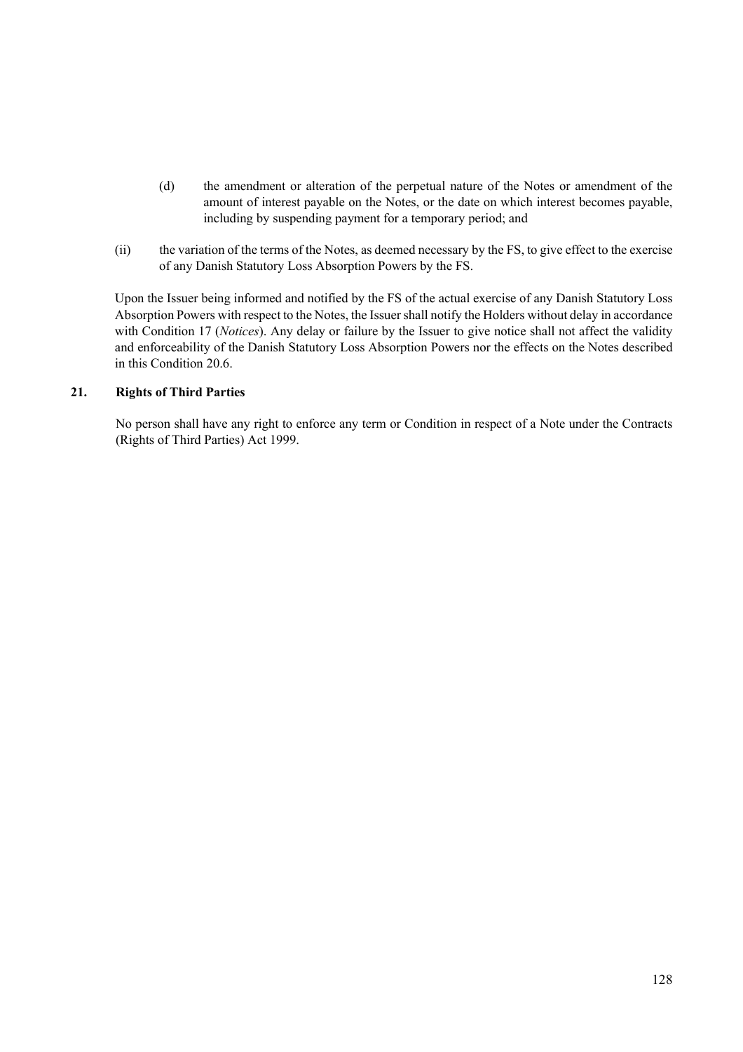(d) the amendment or alteration of the perpetual nature of the Notes or amendment of the amount of interest payable on the Notes, or the date on which interest becomes payable, including by suspending payment for a temporary period; and

(ii) the variation of the terms of the Notes, as deemed necessary by the FS, to give effect to the exercise of any Danish Statutory Loss Absorption Powers by the FS.

Upon the Issuer being informed and notified by the FS of the actual exercise of any Danish Statutory Loss Absorption Powers with respect to the Notes, the Issuer shall notify the Holders without delay in accordance with Condition 17 (*Notices*). Any delay or failure by the Issuer to give notice shall not affect the validity and enforceability of the Danish Statutory Loss Absorption Powers nor the effects on the Notes described in this Condition 20.6.

## 21. Rights of Third Parties

No person shall have any right to enforce any term or Condition in respect of a Note under the Contracts (Rights of Third Parties) Act 1999.